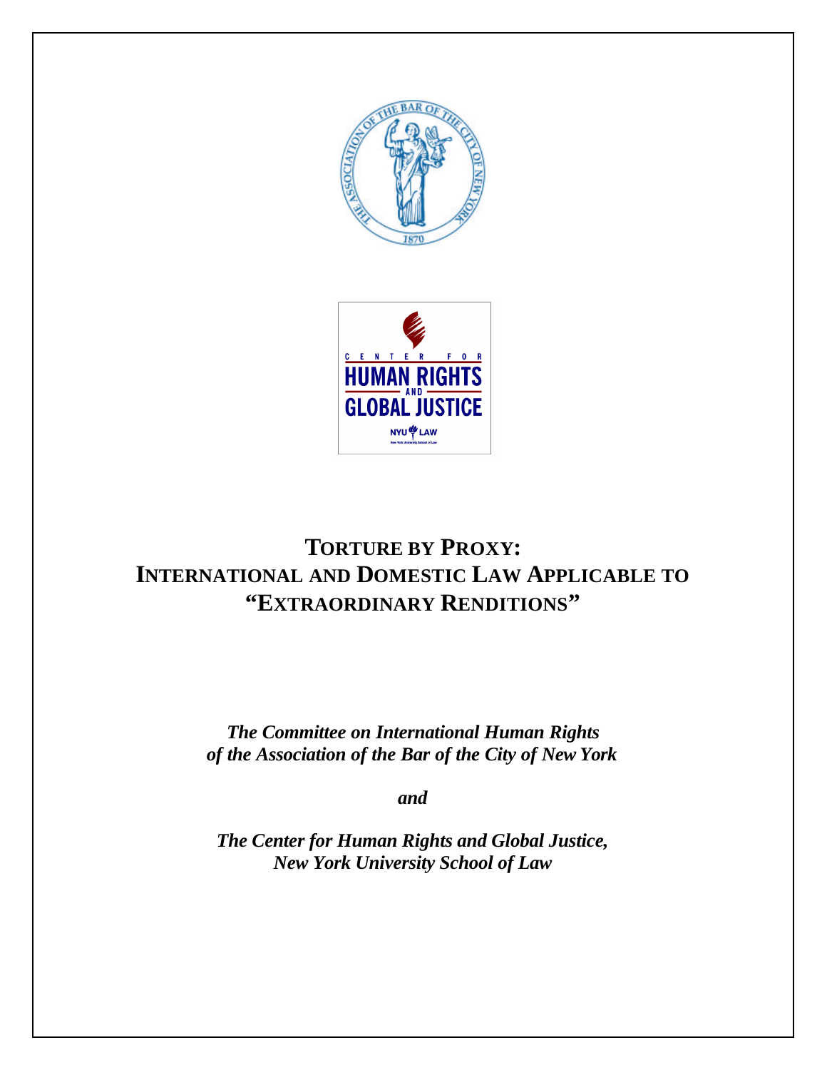# TORTURE BY PROXY: INTERNATIONAL AND DOMESTIC LAW APPLICABLE TO "EXTRAORDINARY RENDITIONS"

*The Committee on International Human Rights of the Association of the Bar of the City of New York*

*and*

*The Center for Human Rights and Global Justice, New York University School of Law*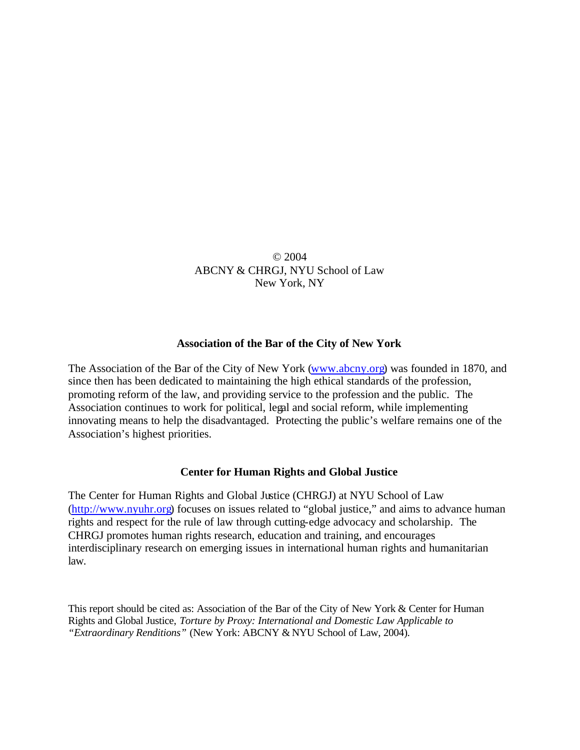© 2004
ABCNY & CHRGJ, NYU School of Law
New York, NY

**Association of the Bar of the City of New York**

The Association of the Bar of the City of New York (www.abcny.org) was founded in 1870, and since then has been dedicated to maintaining the high ethical standards of the profession, promoting reform of the law, and providing service to the profession and the public. The Association continues to work for political, legal and social reform, while implementing innovating means to help the disadvantaged. Protecting the public's welfare remains one of the Association's highest priorities.

**Center for Human Rights and Global Justice**

The Center for Human Rights and Global Justice (CHRGJ) at NYU School of Law (http://www.nyuhr.org) focuses on issues related to "global justice," and aims to advance human rights and respect for the rule of law through cutting-edge advocacy and scholarship. The CHRGJ promotes human rights research, education and training, and encourages interdisciplinary research on emerging issues in international human rights and humanitarian law.

This report should be cited as: Association of the Bar of the City of New York & Center for Human Rights and Global Justice, *Torture by Proxy: International and Domestic Law Applicable to "Extraordinary Renditions"* (New York: ABCNY & NYU School of Law, 2004).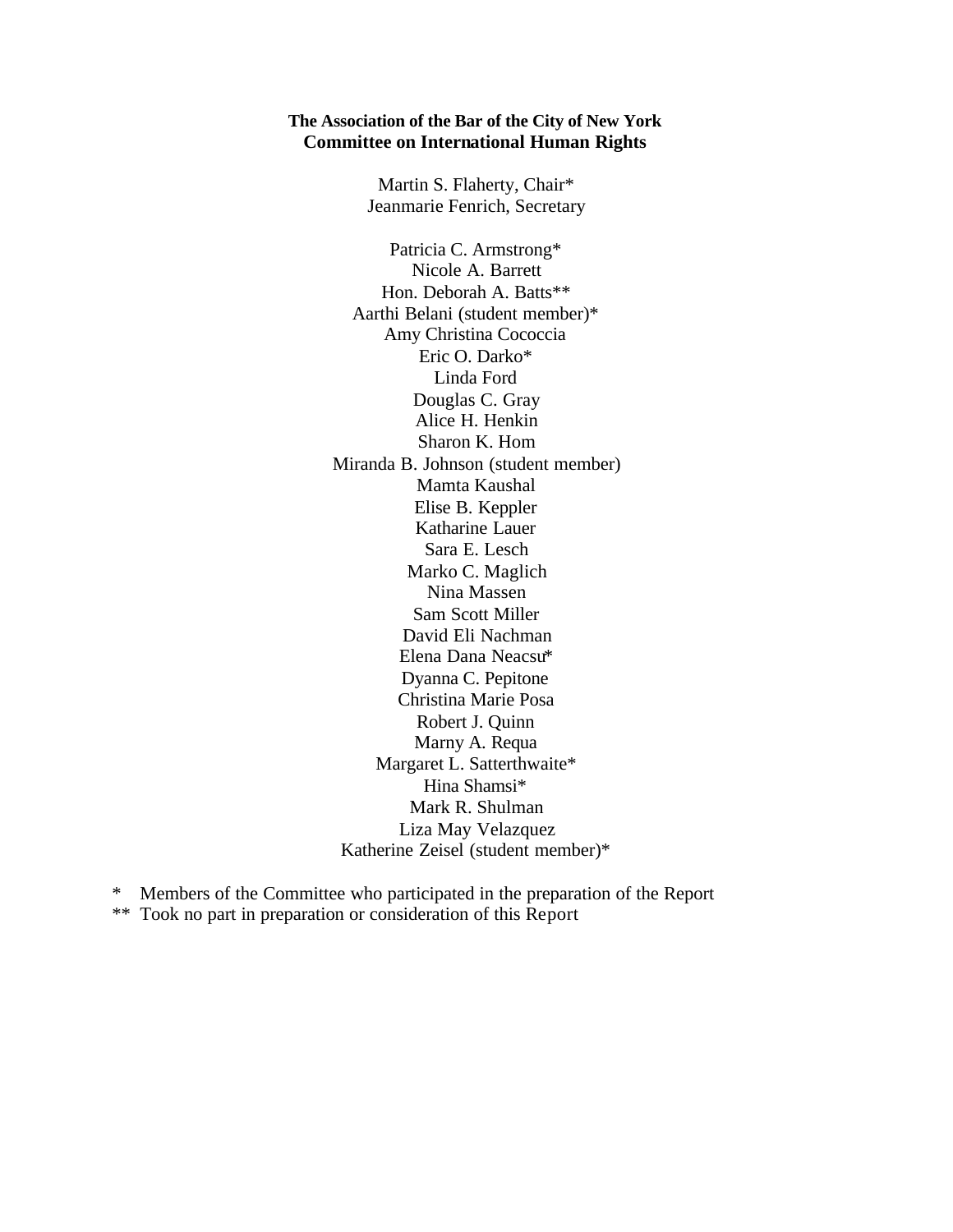**The Association of the Bar of the City of New York**
**Committee on International Human Rights**

Martin S. Flaherty, Chair*
Jeanmarie Fenrich, Secretary

Patricia C. Armstrong*
Nicole A. Barrett
Hon. Deborah A. Batts**
Aarthi Belani (student member)*
Amy Christina Cococcia
Eric O. Darko*
Linda Ford
Douglas C. Gray
Alice H. Henkin
Sharon K. Hom
Miranda B. Johnson (student member)
Mamta Kaushal
Elise B. Keppler
Katharine Lauer
Sara E. Lesch
Marko C. Maglich
Nina Massen
Sam Scott Miller
David Eli Nachman
Elena Dana Neacsu*
Dyanna C. Pepitone
Christina Marie Posa
Robert J. Quinn
Marny A. Requa
Margaret L. Satterthwaite*
Hina Shamsi*
Mark R. Shulman
Liza May Velazquez
Katherine Zeisel (student member)*

\* Members of the Committee who participated in the preparation of the Report
\*\* Took no part in preparation or consideration of this Report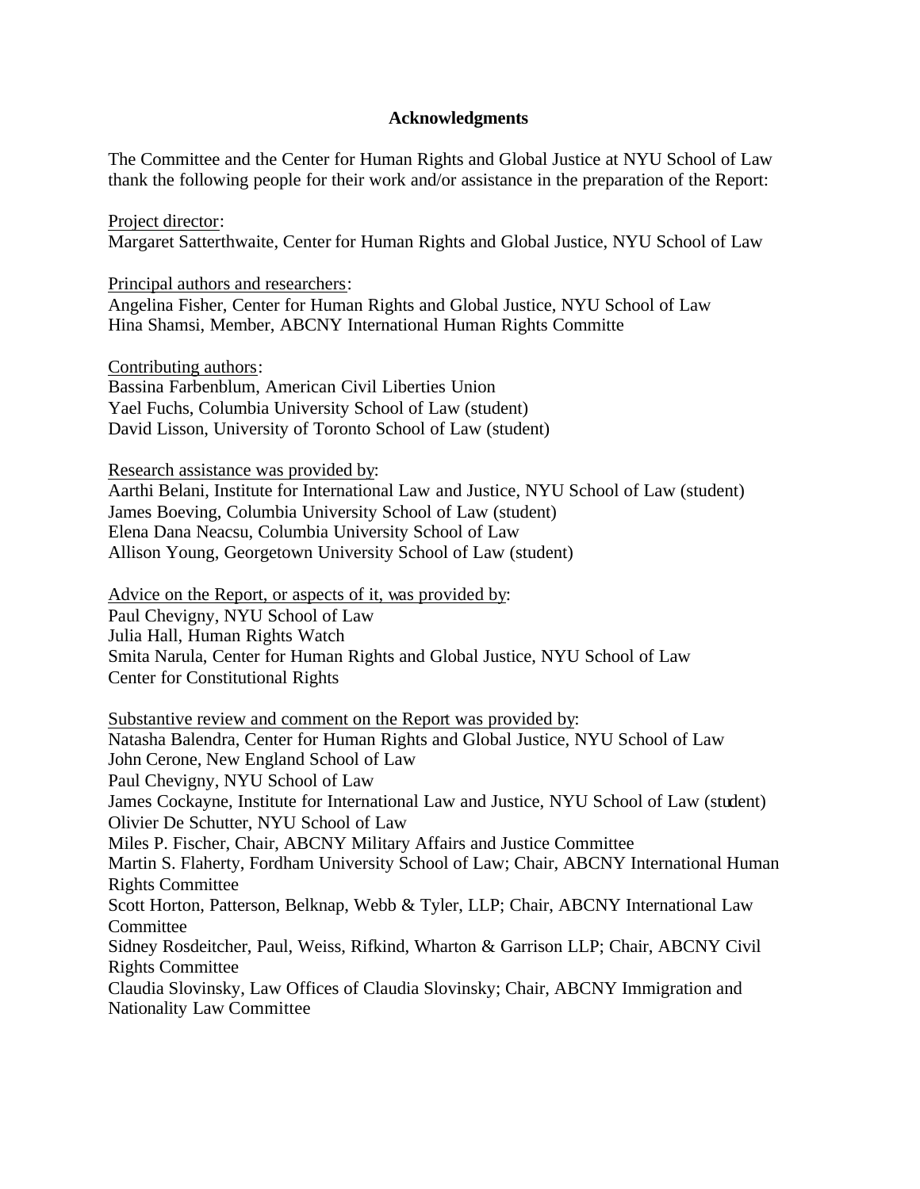**Acknowledgments**

The Committee and the Center for Human Rights and Global Justice at NYU School of Law thank the following people for their work and/or assistance in the preparation of the Report:

Project director:
Margaret Satterthwaite, Center for Human Rights and Global Justice, NYU School of Law

Principal authors and researchers:
Angelina Fisher, Center for Human Rights and Global Justice, NYU School of Law
Hina Shamsi, Member, ABCNY International Human Rights Committe

Contributing authors:
Bassina Farbenblum, American Civil Liberties Union
Yael Fuchs, Columbia University School of Law (student)
David Lisson, University of Toronto School of Law (student)

Research assistance was provided by:
Aarthi Belani, Institute for International Law and Justice, NYU School of Law (student)
James Boeving, Columbia University School of Law (student)
Elena Dana Neacsu, Columbia University School of Law
Allison Young, Georgetown University School of Law (student)

Advice on the Report, or aspects of it, was provided by:
Paul Chevigny, NYU School of Law
Julia Hall, Human Rights Watch
Smita Narula, Center for Human Rights and Global Justice, NYU School of Law
Center for Constitutional Rights

Substantive review and comment on the Report was provided by:
Natasha Balendra, Center for Human Rights and Global Justice, NYU School of Law
John Cerone, New England School of Law
Paul Chevigny, NYU School of Law
James Cockayne, Institute for International Law and Justice, NYU School of Law (student)
Olivier De Schutter, NYU School of Law
Miles P. Fischer, Chair, ABCNY Military Affairs and Justice Committee
Martin S. Flaherty, Fordham University School of Law; Chair, ABCNY International Human Rights Committee
Scott Horton, Patterson, Belknap, Webb & Tyler, LLP; Chair, ABCNY International Law Committee
Sidney Rosdeitcher, Paul, Weiss, Rifkind, Wharton & Garrison LLP; Chair, ABCNY Civil Rights Committee
Claudia Slovinsky, Law Offices of Claudia Slovinsky; Chair, ABCNY Immigration and Nationality Law Committee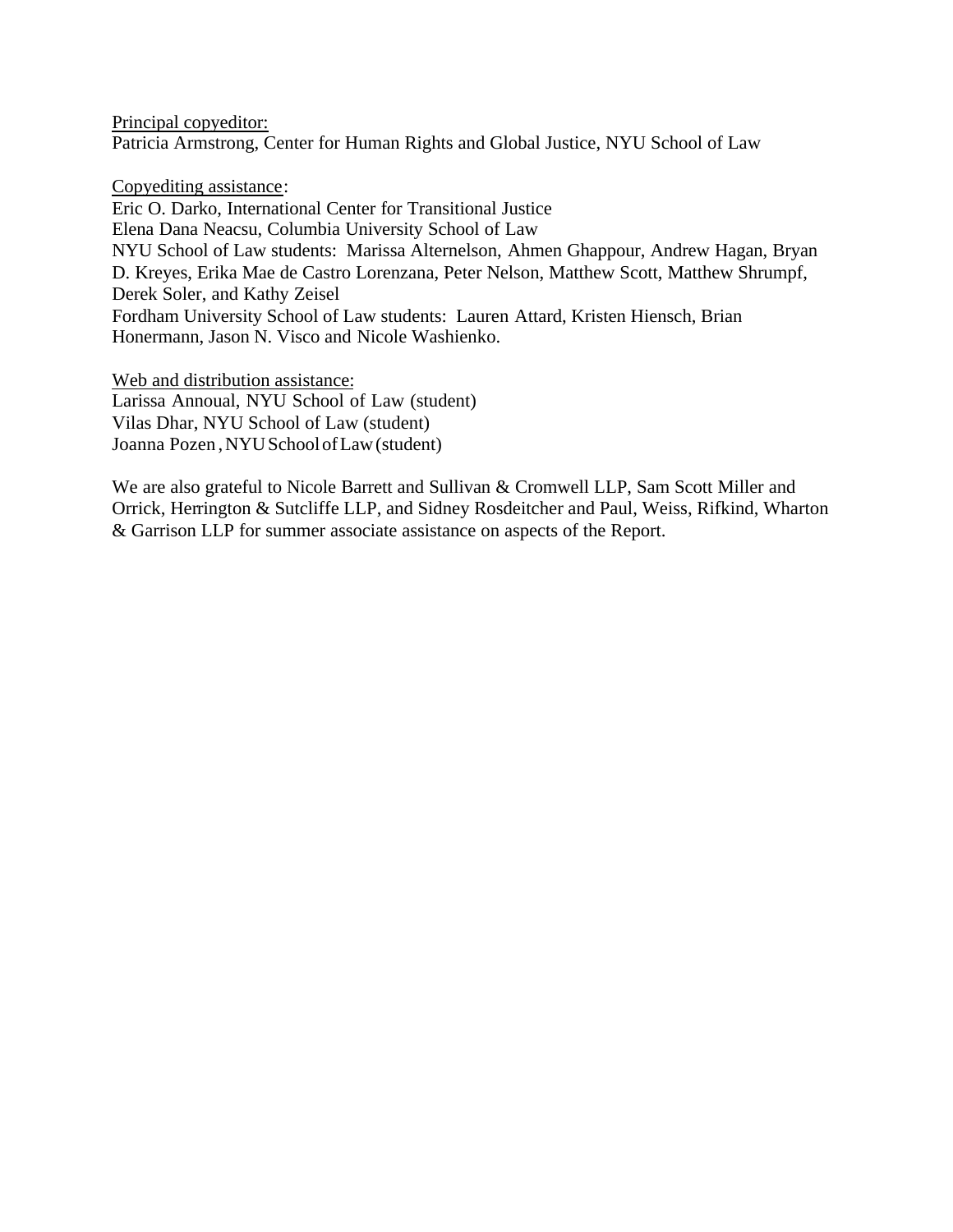<u>Principal copyeditor:</u>
Patricia Armstrong, Center for Human Rights and Global Justice, NYU School of Law

<u>Copyediting assistance</u>:
Eric O. Darko, International Center for Transitional Justice
Elena Dana Neacsu, Columbia University School of Law
NYU School of Law students: Marissa Alternelson, Ahmen Ghappour, Andrew Hagan, Bryan D. Kreyes, Erika Mae de Castro Lorenzana, Peter Nelson, Matthew Scott, Matthew Shrumpf, Derek Soler, and Kathy Zeisel
Fordham University School of Law students: Lauren Attard, Kristen Hiensch, Brian Honermann, Jason N. Visco and Nicole Washienko.

<u>Web and distribution assistance:</u>
Larissa Annoual, NYU School of Law (student)
Vilas Dhar, NYU School of Law (student)
Joanna Pozen, NYU School of Law (student)

We are also grateful to Nicole Barrett and Sullivan & Cromwell LLP, Sam Scott Miller and Orrick, Herrington & Sutcliffe LLP, and Sidney Rosdeitcher and Paul, Weiss, Rifkind, Wharton & Garrison LLP for summer associate assistance on aspects of the Report.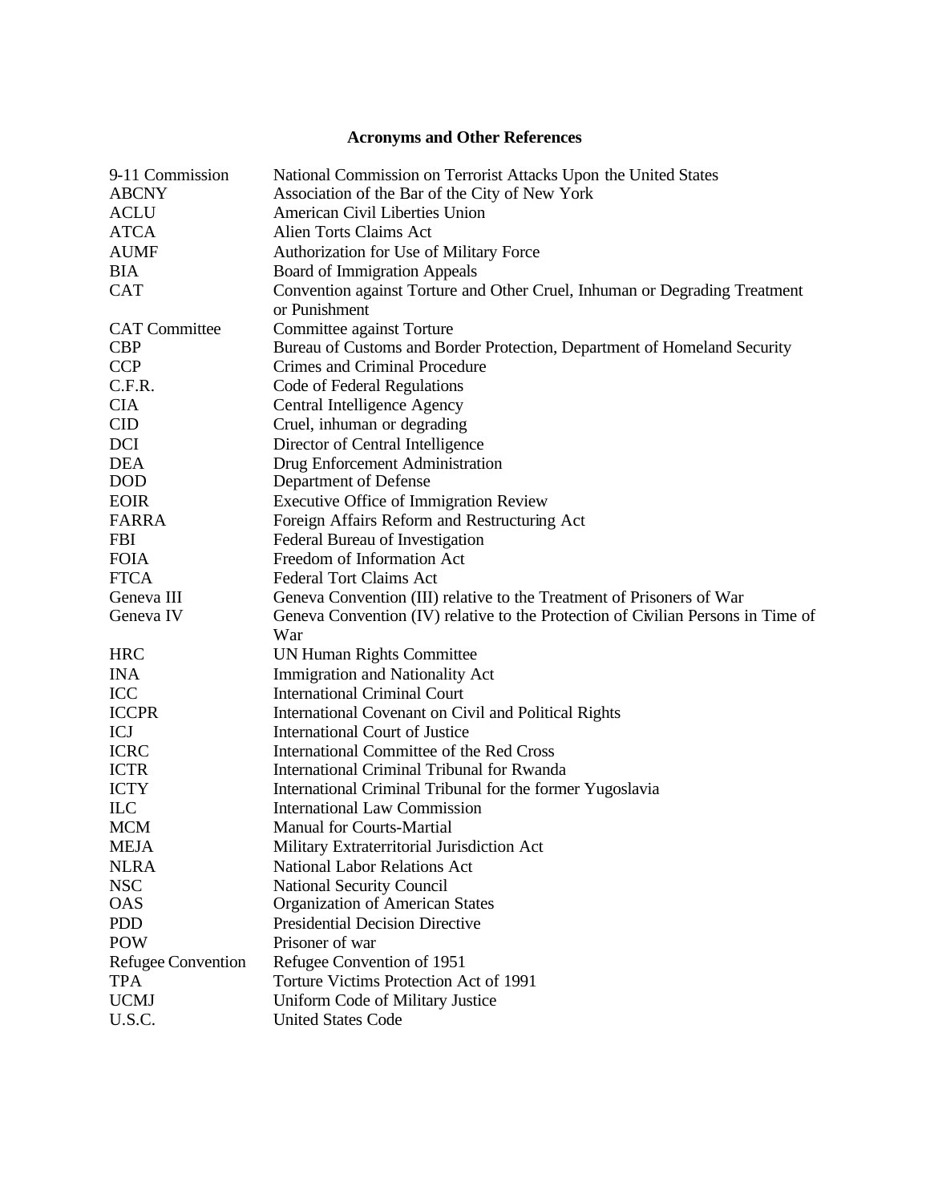# Acronyms and Other References

| | |
|---|---|
| 9-11 Commission | National Commission on Terrorist Attacks Upon the United States |
| ABCNY | Association of the Bar of the City of New York |
| ACLU | American Civil Liberties Union |
| ATCA | Alien Torts Claims Act |
| AUMF | Authorization for Use of Military Force |
| BIA | Board of Immigration Appeals |
| CAT | Convention against Torture and Other Cruel, Inhuman or Degrading Treatment or Punishment |
| CAT Committee | Committee against Torture |
| CBP | Bureau of Customs and Border Protection, Department of Homeland Security |
| CCP | Crimes and Criminal Procedure |
| C.F.R. | Code of Federal Regulations |
| CIA | Central Intelligence Agency |
| CID | Cruel, inhuman or degrading |
| DCI | Director of Central Intelligence |
| DEA | Drug Enforcement Administration |
| DOD | Department of Defense |
| EOIR | Executive Office of Immigration Review |
| FARRA | Foreign Affairs Reform and Restructuring Act |
| FBI | Federal Bureau of Investigation |
| FOIA | Freedom of Information Act |
| FTCA | Federal Tort Claims Act |
| Geneva III | Geneva Convention (III) relative to the Treatment of Prisoners of War |
| Geneva IV | Geneva Convention (IV) relative to the Protection of Civilian Persons in Time of War |
| HRC | UN Human Rights Committee |
| INA | Immigration and Nationality Act |
| ICC | International Criminal Court |
| ICCPR | International Covenant on Civil and Political Rights |
| ICJ | International Court of Justice |
| ICRC | International Committee of the Red Cross |
| ICTR | International Criminal Tribunal for Rwanda |
| ICTY | International Criminal Tribunal for the former Yugoslavia |
| ILC | International Law Commission |
| MCM | Manual for Courts-Martial |
| MEJA | Military Extraterritorial Jurisdiction Act |
| NLRA | National Labor Relations Act |
| NSC | National Security Council |
| OAS | Organization of American States |
| PDD | Presidential Decision Directive |
| POW | Prisoner of war |
| Refugee Convention | Refugee Convention of 1951 |
| TPA | Torture Victims Protection Act of 1991 |
| UCMJ | Uniform Code of Military Justice |
| U.S.C. | United States Code |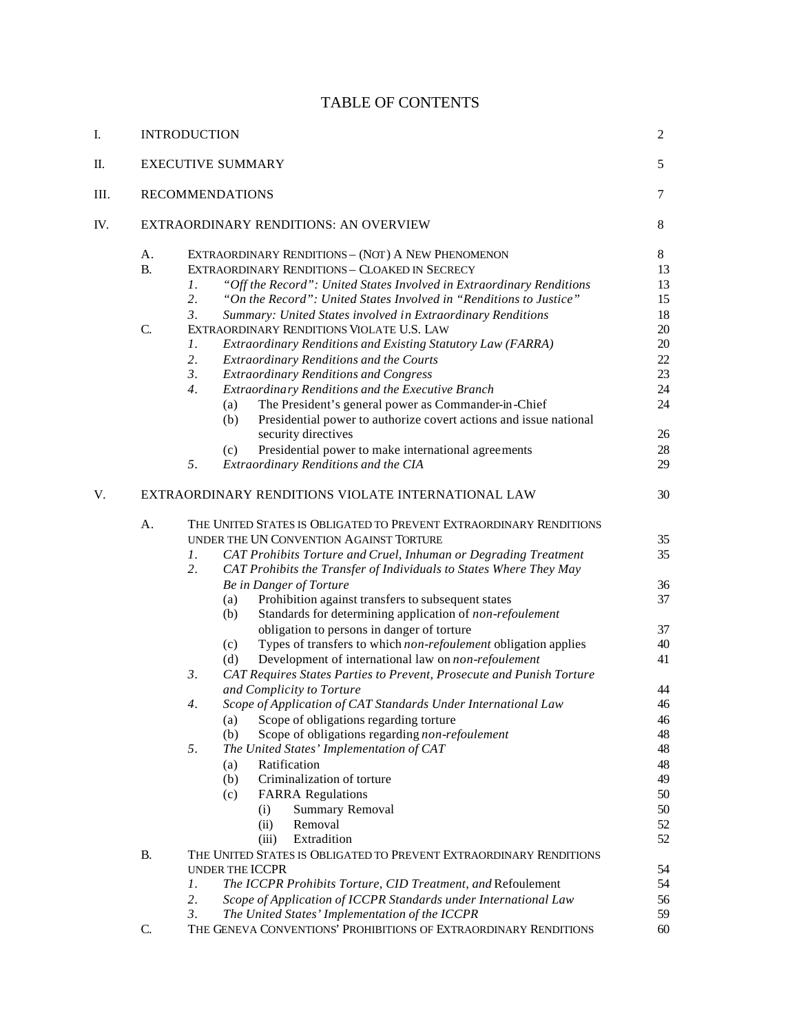# TABLE OF CONTENTS

| | | | |
|---|---|---|---|
| I. | INTRODUCTION | | 2 |
| II. | EXECUTIVE SUMMARY | | 5 |
| III. | RECOMMENDATIONS | | 7 |
| IV. | EXTRAORDINARY RENDITIONS: AN OVERVIEW | | 8 |
| | A. | EXTRAORDINARY RENDITIONS – (NOT) A NEW PHENOMENON | 8 |
| | B. | EXTRAORDINARY RENDITIONS – CLOAKED IN SECRECY | 13 |
| | | 1. *"Off the Record": United States Involved in Extraordinary Renditions* | 13 |
| | | 2. *"On the Record": United States Involved in "Renditions to Justice"* | 15 |
| | | 3. *Summary: United States involved in Extraordinary Renditions* | 18 |
| | C. | EXTRAORDINARY RENDITIONS VIOLATE U.S. LAW | 20 |
| | | 1. *Extraordinary Renditions and Existing Statutory Law (FARRA)* | 20 |
| | | 2. *Extraordinary Renditions and the Courts* | 22 |
| | | 3. *Extraordinary Renditions and Congress* | 23 |
| | | 4. *Extraordinary Renditions and the Executive Branch* | 24 |
| | | (a) The President's general power as Commander-in-Chief | 24 |
| | | (b) Presidential power to authorize covert actions and issue national security directives | 26 |
| | | (c) Presidential power to make international agreements | 28 |
| | | 5. *Extraordinary Renditions and the CIA* | 29 |
| V. | EXTRAORDINARY RENDITIONS VIOLATE INTERNATIONAL LAW | | 30 |
| | A. | THE UNITED STATES IS OBLIGATED TO PREVENT EXTRAORDINARY RENDITIONS UNDER THE UN CONVENTION AGAINST TORTURE | 35 |
| | | 1. *CAT Prohibits Torture and Cruel, Inhuman or Degrading Treatment* | 35 |
| | | 2. *CAT Prohibits the Transfer of Individuals to States Where They May Be in Danger of Torture* | 36 |
| | | (a) Prohibition against transfers to subsequent states | 37 |
| | | (b) Standards for determining application of *non-refoulement* obligation to persons in danger of torture | 37 |
| | | (c) Types of transfers to which *non-refoulement* obligation applies | 40 |
| | | (d) Development of international law on *non-refoulement* | 41 |
| | | 3. *CAT Requires States Parties to Prevent, Prosecute and Punish Torture and Complicity to Torture* | 44 |
| | | 4. *Scope of Application of CAT Standards Under International Law* | 46 |
| | | (a) Scope of obligations regarding torture | 46 |
| | | (b) Scope of obligations regarding *non-refoulement* | 48 |
| | | 5. *The United States' Implementation of CAT* | 48 |
| | | (a) Ratification | 48 |
| | | (b) Criminalization of torture | 49 |
| | | (c) FARRA Regulations | 50 |
| | | (i) Summary Removal | 50 |
| | | (ii) Removal | 52 |
| | | (iii) Extradition | 52 |
| | B. | THE UNITED STATES IS OBLIGATED TO PREVENT EXTRAORDINARY RENDITIONS UNDER THE ICCPR | 54 |
| | | 1. *The ICCPR Prohibits Torture, CID Treatment, and* Refoulement | 54 |
| | | 2. *Scope of Application of ICCPR Standards under International Law* | 56 |
| | | 3. *The United States' Implementation of the ICCPR* | 59 |
| | C. | THE GENEVA CONVENTIONS' PROHIBITIONS OF EXTRAORDINARY RENDITIONS | 60 |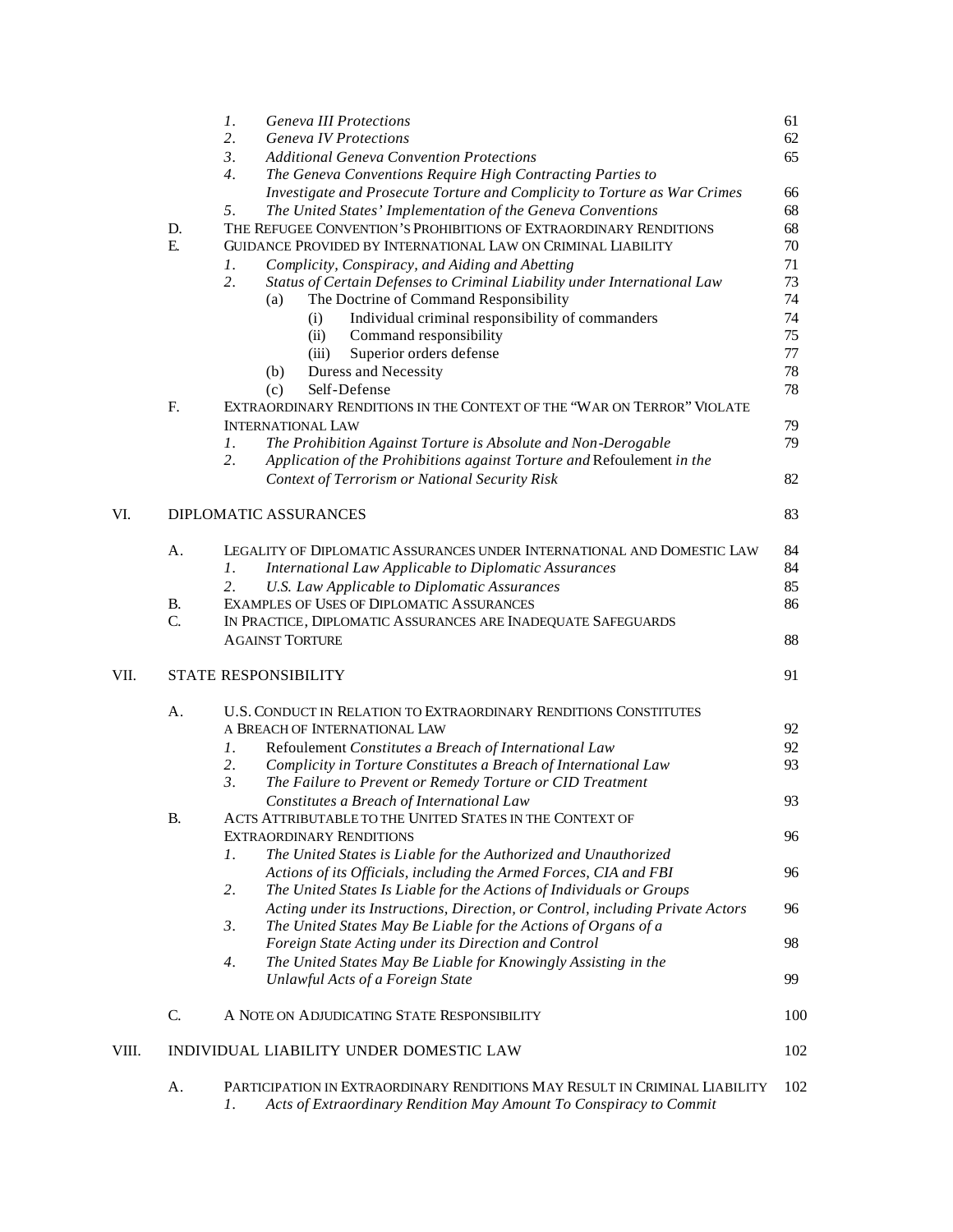1. *Geneva III Protections* 61
2. *Geneva IV Protections* 62
3. *Additional Geneva Convention Protections* 65
4. *The Geneva Conventions Require High Contracting Parties to Investigate and Prosecute Torture and Complicity to Torture as War Crimes* 66
5. *The United States' Implementation of the Geneva Conventions* 68

D. THE REFUGEE CONVENTION'S PROHIBITIONS OF EXTRAORDINARY RENDITIONS 68

E. GUIDANCE PROVIDED BY INTERNATIONAL LAW ON CRIMINAL LIABILITY 70

1. *Complicity, Conspiracy, and Aiding and Abetting* 71
2. *Status of Certain Defenses to Criminal Liability under International Law* 73
   - (a) The Doctrine of Command Responsibility 74
     - (i) Individual criminal responsibility of commanders 74
     - (ii) Command responsibility 75
     - (iii) Superior orders defense 77
   - (b) Duress and Necessity 78
   - (c) Self-Defense 78

F. EXTRAORDINARY RENDITIONS IN THE CONTEXT OF THE "WAR ON TERROR" VIOLATE INTERNATIONAL LAW 79

1. *The Prohibition Against Torture is Absolute and Non-Derogable* 79
2. *Application of the Prohibitions against Torture and* Refoulement *in the Context of Terrorism or National Security Risk* 82

VI. DIPLOMATIC ASSURANCES 83

A. LEGALITY OF DIPLOMATIC ASSURANCES UNDER INTERNATIONAL AND DOMESTIC LAW 84

1. *International Law Applicable to Diplomatic Assurances* 84
2. *U.S. Law Applicable to Diplomatic Assurances* 85

B. EXAMPLES OF USES OF DIPLOMATIC ASSURANCES 86

C. IN PRACTICE, DIPLOMATIC ASSURANCES ARE INADEQUATE SAFEGUARDS AGAINST TORTURE 88

VII. STATE RESPONSIBILITY 91

A. U.S. CONDUCT IN RELATION TO EXTRAORDINARY RENDITIONS CONSTITUTES A BREACH OF INTERNATIONAL LAW 92

1. Refoulement *Constitutes a Breach of International Law* 92
2. *Complicity in Torture Constitutes a Breach of International Law* 93
3. *The Failure to Prevent or Remedy Torture or CID Treatment Constitutes a Breach of International Law* 93

B. ACTS ATTRIBUTABLE TO THE UNITED STATES IN THE CONTEXT OF EXTRAORDINARY RENDITIONS 96

1. *The United States is Liable for the Authorized and Unauthorized Actions of its Officials, including the Armed Forces, CIA and FBI* 96
2. *The United States Is Liable for the Actions of Individuals or Groups Acting under its Instructions, Direction, or Control, including Private Actors* 96
3. *The United States May Be Liable for the Actions of Organs of a Foreign State Acting under its Direction and Control* 98
4. *The United States May Be Liable for Knowingly Assisting in the Unlawful Acts of a Foreign State* 99

C. A NOTE ON ADJUDICATING STATE RESPONSIBILITY 100

VIII. INDIVIDUAL LIABILITY UNDER DOMESTIC LAW 102

A. PARTICIPATION IN EXTRAORDINARY RENDITIONS MAY RESULT IN CRIMINAL LIABILITY 102

1. *Acts of Extraordinary Rendition May Amount To Conspiracy to Commit*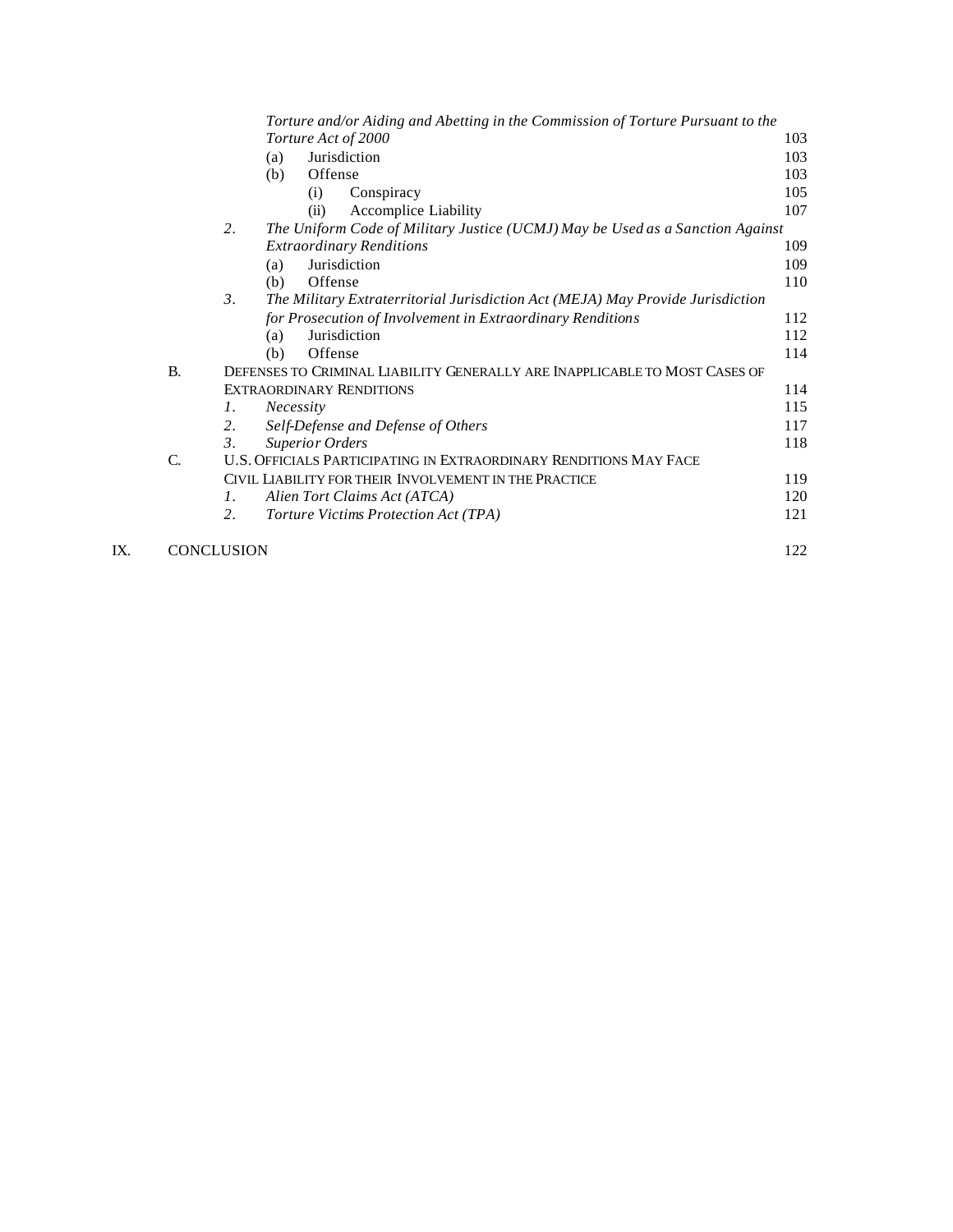*Torture and/or Aiding and Abetting in the Commission of Torture Pursuant to the Torture Act of 2000* 103

(a) Jurisdiction 103

(b) Offense 103

(i) Conspiracy 105

(ii) Accomplice Liability 107

2. *The Uniform Code of Military Justice (UCMJ) May be Used as a Sanction Against Extraordinary Renditions* 109

(a) Jurisdiction 109

(b) Offense 110

3. *The Military Extraterritorial Jurisdiction Act (MEJA) May Provide Jurisdiction for Prosecution of Involvement in Extraordinary Renditions* 112

(a) Jurisdiction 112

(b) Offense 114

B. DEFENSES TO CRIMINAL LIABILITY GENERALLY ARE INAPPLICABLE TO MOST CASES OF EXTRAORDINARY RENDITIONS 114

1. *Necessity* 115

2. *Self-Defense and Defense of Others* 117

3. *Superior Orders* 118

C. U.S. OFFICIALS PARTICIPATING IN EXTRAORDINARY RENDITIONS MAY FACE CIVIL LIABILITY FOR THEIR INVOLVEMENT IN THE PRACTICE 119

1. *Alien Tort Claims Act (ATCA)* 120

2. *Torture Victims Protection Act (TPA)* 121

IX. CONCLUSION 122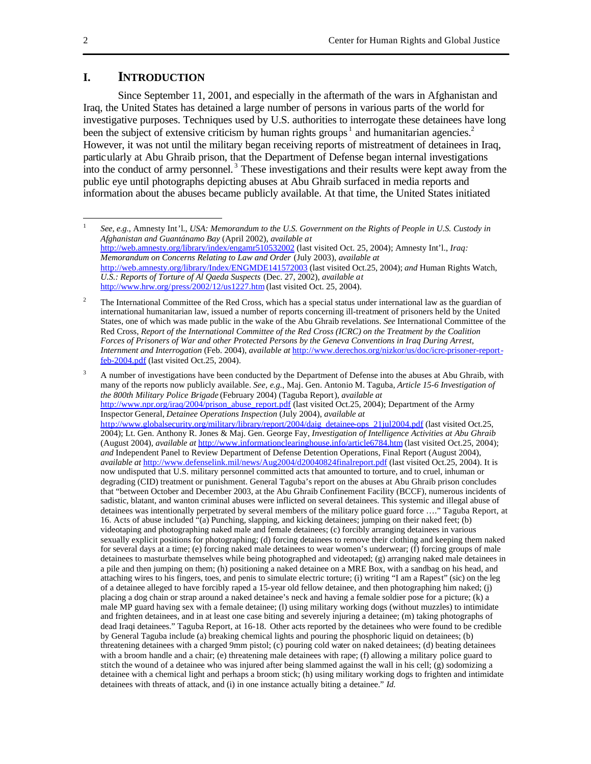## I. INTRODUCTION

Since September 11, 2001, and especially in the aftermath of the wars in Afghanistan and Iraq, the United States has detained a large number of persons in various parts of the world for investigative purposes. Techniques used by U.S. authorities to interrogate these detainees have long been the subject of extensive criticism by human rights groups[1] and humanitarian agencies.[2] However, it was not until the military began receiving reports of mistreatment of detainees in Iraq, particularly at Abu Ghraib prison, that the Department of Defense began internal investigations into the conduct of army personnel.[3] These investigations and their results were kept away from the public eye until photographs depicting abuses at Abu Ghraib surfaced in media reports and information about the abuses became publicly available. At that time, the United States initiated

---

[1] *See, e.g.*, Amnesty Int'l., *USA: Memorandum to the U.S. Government on the Rights of People in U.S. Custody in Afghanistan and Guantánamo Bay* (April 2002), *available at* http://web.amnesty.org/library/index/engamr510532002 (last visited Oct. 25, 2004); Amnesty Int'l., *Iraq: Memorandum on Concerns Relating to Law and Order* (July 2003), *available at* http://web.amnesty.org/library/Index/ENGMDE141572003 (last visited Oct.25, 2004); *and* Human Rights Watch, *U.S.: Reports of Torture of Al Qaeda Suspects* (Dec. 27, 2002), *available at* http://www.hrw.org/press/2002/12/us1227.htm (last visited Oct. 25, 2004).

[2] The International Committee of the Red Cross, which has a special status under international law as the guardian of international humanitarian law, issued a number of reports concerning ill-treatment of prisoners held by the United States, one of which was made public in the wake of the Abu Ghraib revelations. *See* International Committee of the Red Cross, *Report of the International Committee of the Red Cross (ICRC) on the Treatment by the Coalition Forces of Prisoners of War and other Protected Persons by the Geneva Conventions in Iraq During Arrest, Internment and Interrogation* (Feb. 2004), *available at* http://www.derechos.org/nizkor/us/doc/icrc-prisoner-report-feb-2004.pdf (last visited Oct.25, 2004).

[3] A number of investigations have been conducted by the Department of Defense into the abuses at Abu Ghraib, with many of the reports now publicly available. *See, e.g.*, Maj. Gen. Antonio M. Taguba, *Article 15-6 Investigation of the 800th Military Police Brigade* (February 2004) (Taguba Report), *available at* http://www.npr.org/iraq/2004/prison_abuse_report.pdf (last visited Oct.25, 2004); Department of the Army Inspector General, *Detainee Operations Inspection* (July 2004), *available at* http://www.globalsecurity.org/military/library/report/2004/daig_detainee-ops_21jul2004.pdf (last visited Oct.25, 2004); Lt. Gen. Anthony R. Jones & Maj. Gen. George Fay, *Investigation of Intelligence Activities at Abu Ghraib* (August 2004), *available at* http://www.informationclearinghouse.info/article6784.htm (last visited Oct.25, 2004); *and* Independent Panel to Review Department of Defense Detention Operations, Final Report (August 2004), *available at* http://www.defenselink.mil/news/Aug2004/d20040824finalreport.pdf (last visited Oct.25, 2004). It is now undisputed that U.S. military personnel committed acts that amounted to torture, and to cruel, inhuman or degrading (CID) treatment or punishment. General Taguba's report on the abuses at Abu Ghraib prison concludes that "between October and December 2003, at the Abu Ghraib Confinement Facility (BCCF), numerous incidents of sadistic, blatant, and wanton criminal abuses were inflicted on several detainees. This systemic and illegal abuse of detainees was intentionally perpetrated by several members of the military police guard force …." Taguba Report, at 16. Acts of abuse included "(a) Punching, slapping, and kicking detainees; jumping on their naked feet; (b) videotaping and photographing naked male and female detainees; (c) forcibly arranging detainees in various sexually explicit positions for photographing; (d) forcing detainees to remove their clothing and keeping them naked for several days at a time; (e) forcing naked male detainees to wear women's underwear; (f) forcing groups of male detainees to masturbate themselves while being photographed and videotaped; (g) arranging naked male detainees in a pile and then jumping on them; (h) positioning a naked detainee on a MRE Box, with a sandbag on his head, and attaching wires to his fingers, toes, and penis to simulate electric torture; (i) writing "I am a Rapest" (sic) on the leg of a detainee alleged to have forcibly raped a 15-year old fellow detainee, and then photographing him naked; (j) placing a dog chain or strap around a naked detainee's neck and having a female soldier pose for a picture; (k) a male MP guard having sex with a female detainee; (l) using military working dogs (without muzzles) to intimidate and frighten detainees, and in at least one case biting and severely injuring a detainee; (m) taking photographs of dead Iraqi detainees." Taguba Report, at 16-18. Other acts reported by the detainees who were found to be credible by General Taguba include (a) breaking chemical lights and pouring the phosphoric liquid on detainees; (b) threatening detainees with a charged 9mm pistol; (c) pouring cold water on naked detainees; (d) beating detainees with a broom handle and a chair; (e) threatening male detainees with rape; (f) allowing a military police guard to stitch the wound of a detainee who was injured after being slammed against the wall in his cell; (g) sodomizing a detainee with a chemical light and perhaps a broom stick; (h) using military working dogs to frighten and intimidate detainees with threats of attack, and (i) in one instance actually biting a detainee." *Id.*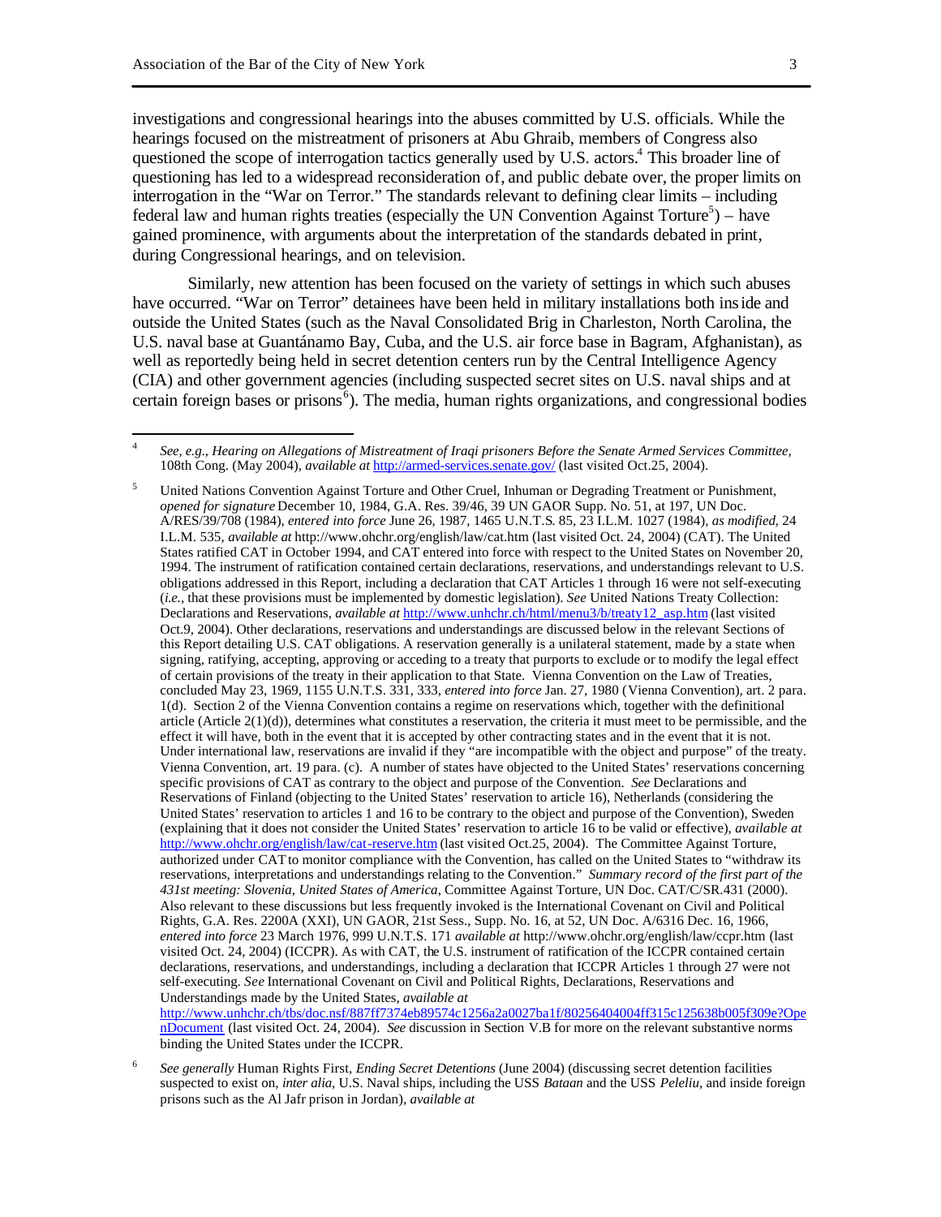investigations and congressional hearings into the abuses committed by U.S. officials. While the hearings focused on the mistreatment of prisoners at Abu Ghraib, members of Congress also questioned the scope of interrogation tactics generally used by U.S. actors.[4] This broader line of questioning has led to a widespread reconsideration of, and public debate over, the proper limits on interrogation in the "War on Terror." The standards relevant to defining clear limits – including federal law and human rights treaties (especially the UN Convention Against Torture[5]) – have gained prominence, with arguments about the interpretation of the standards debated in print, during Congressional hearings, and on television.

Similarly, new attention has been focused on the variety of settings in which such abuses have occurred. "War on Terror" detainees have been held in military installations both inside and outside the United States (such as the Naval Consolidated Brig in Charleston, North Carolina, the U.S. naval base at Guantánamo Bay, Cuba, and the U.S. air force base in Bagram, Afghanistan), as well as reportedly being held in secret detention centers run by the Central Intelligence Agency (CIA) and other government agencies (including suspected secret sites on U.S. naval ships and at certain foreign bases or prisons[6]). The media, human rights organizations, and congressional bodies

---

[4] *See, e.g., Hearing on Allegations of Mistreatment of Iraqi prisoners Before the Senate Armed Services Committee,* 108th Cong. (May 2004), *available at* http://armed-services.senate.gov/ (last visited Oct.25, 2004).

[5] United Nations Convention Against Torture and Other Cruel, Inhuman or Degrading Treatment or Punishment, *opened for signature* December 10, 1984, G.A. Res. 39/46, 39 UN GAOR Supp. No. 51, at 197, UN Doc. A/RES/39/708 (1984), *entered into force* June 26, 1987, 1465 U.N.T.S. 85, 23 I.L.M. 1027 (1984), *as modified*, 24 I.L.M. 535, *available at* http://www.ohchr.org/english/law/cat.htm (last visited Oct. 24, 2004) (CAT). The United States ratified CAT in October 1994, and CAT entered into force with respect to the United States on November 20, 1994. The instrument of ratification contained certain declarations, reservations, and understandings relevant to U.S. obligations addressed in this Report, including a declaration that CAT Articles 1 through 16 were not self-executing (*i.e.*, that these provisions must be implemented by domestic legislation). *See* United Nations Treaty Collection: Declarations and Reservations, *available at* http://www.unhchr.ch/html/menu3/b/treaty12_asp.htm (last visited Oct.9, 2004). Other declarations, reservations and understandings are discussed below in the relevant Sections of this Report detailing U.S. CAT obligations. A reservation generally is a unilateral statement, made by a state when signing, ratifying, accepting, approving or acceding to a treaty that purports to exclude or to modify the legal effect of certain provisions of the treaty in their application to that State. Vienna Convention on the Law of Treaties, concluded May 23, 1969, 1155 U.N.T.S. 331, 333, *entered into force* Jan. 27, 1980 (Vienna Convention), art. 2 para. 1(d). Section 2 of the Vienna Convention contains a regime on reservations which, together with the definitional article (Article 2(1)(d)), determines what constitutes a reservation, the criteria it must meet to be permissible, and the effect it will have, both in the event that it is accepted by other contracting states and in the event that it is not. Under international law, reservations are invalid if they "are incompatible with the object and purpose" of the treaty. Vienna Convention, art. 19 para. (c). A number of states have objected to the United States' reservations concerning specific provisions of CAT as contrary to the object and purpose of the Convention. *See* Declarations and Reservations of Finland (objecting to the United States' reservation to article 16), Netherlands (considering the United States' reservation to articles 1 and 16 to be contrary to the object and purpose of the Convention), Sweden (explaining that it does not consider the United States' reservation to article 16 to be valid or effective), *available at* http://www.ohchr.org/english/law/cat-reserve.htm (last visited Oct.25, 2004). The Committee Against Torture, authorized under CAT to monitor compliance with the Convention, has called on the United States to "withdraw its reservations, interpretations and understandings relating to the Convention." *Summary record of the first part of the 431st meeting: Slovenia, United States of America,* Committee Against Torture, UN Doc. CAT/C/SR.431 (2000). Also relevant to these discussions but less frequently invoked is the International Covenant on Civil and Political Rights, G.A. Res. 2200A (XXI), UN GAOR, 21st Sess., Supp. No. 16, at 52, UN Doc. A/6316 Dec. 16, 1966, *entered into force* 23 March 1976, 999 U.N.T.S. 171 *available at* http://www.ohchr.org/english/law/ccpr.htm (last visited Oct. 24, 2004) (ICCPR). As with CAT, the U.S. instrument of ratification of the ICCPR contained certain declarations, reservations, and understandings, including a declaration that ICCPR Articles 1 through 27 were not self-executing. *See* International Covenant on Civil and Political Rights, Declarations, Reservations and Understandings made by the United States, *available at* http://www.unhchr.ch/tbs/doc.nsf/887ff7374eb89574c1256a2a0027ba1f/80256404004ff315c125638b005f309e?OpenDocument (last visited Oct. 24, 2004). *See* discussion in Section V.B for more on the relevant substantive norms binding the United States under the ICCPR.

[6] *See generally* Human Rights First, *Ending Secret Detentions* (June 2004) (discussing secret detention facilities suspected to exist on, *inter alia*, U.S. Naval ships, including the USS *Bataan* and the USS *Peleliu*, and inside foreign prisons such as the Al Jafr prison in Jordan), *available at*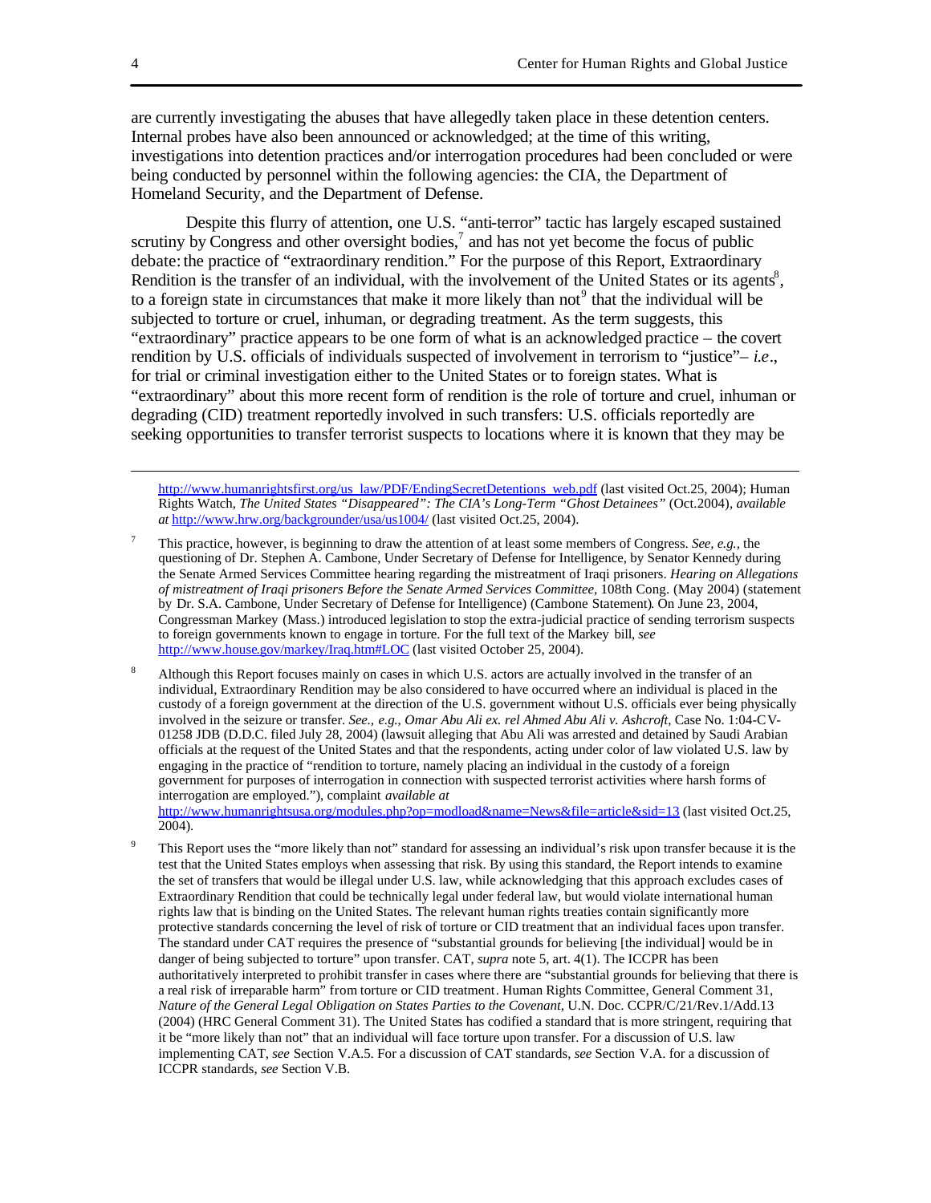are currently investigating the abuses that have allegedly taken place in these detention centers. Internal probes have also been announced or acknowledged; at the time of this writing, investigations into detention practices and/or interrogation procedures had been concluded or were being conducted by personnel within the following agencies: the CIA, the Department of Homeland Security, and the Department of Defense.

Despite this flurry of attention, one U.S. "anti-terror" tactic has largely escaped sustained scrutiny by Congress and other oversight bodies,[7] and has not yet become the focus of public debate: the practice of "extraordinary rendition." For the purpose of this Report, Extraordinary Rendition is the transfer of an individual, with the involvement of the United States or its agents[8], to a foreign state in circumstances that make it more likely than not[9] that the individual will be subjected to torture or cruel, inhuman, or degrading treatment. As the term suggests, this "extraordinary" practice appears to be one form of what is an acknowledged practice – the covert rendition by U.S. officials of individuals suspected of involvement in terrorism to "justice"– *i.e*., for trial or criminal investigation either to the United States or to foreign states. What is "extraordinary" about this more recent form of rendition is the role of torture and cruel, inhuman or degrading (CID) treatment reportedly involved in such transfers: U.S. officials reportedly are seeking opportunities to transfer terrorist suspects to locations where it is known that they may be

---

http://www.humanrightsfirst.org/us_law/PDF/EndingSecretDetentions_web.pdf (last visited Oct.25, 2004); Human Rights Watch, *The United States "Disappeared": The CIA's Long-Term "Ghost Detainees"* (Oct.2004), *available at* http://www.hrw.org/backgrounder/usa/us1004/ (last visited Oct.25, 2004).

[7] This practice, however, is beginning to draw the attention of at least some members of Congress. *See, e.g.*, the questioning of Dr. Stephen A. Cambone, Under Secretary of Defense for Intelligence, by Senator Kennedy during the Senate Armed Services Committee hearing regarding the mistreatment of Iraqi prisoners. *Hearing on Allegations of mistreatment of Iraqi prisoners Before the Senate Armed Services Committee*, 108th Cong. (May 2004) (statement by Dr. S.A. Cambone, Under Secretary of Defense for Intelligence) (Cambone Statement). On June 23, 2004, Congressman Markey (Mass.) introduced legislation to stop the extra-judicial practice of sending terrorism suspects to foreign governments known to engage in torture. For the full text of the Markey bill, *see* http://www.house.gov/markey/Iraq.htm#LOC (last visited October 25, 2004).

[8] Although this Report focuses mainly on cases in which U.S. actors are actually involved in the transfer of an individual, Extraordinary Rendition may be also considered to have occurred where an individual is placed in the custody of a foreign government at the direction of the U.S. government without U.S. officials ever being physically involved in the seizure or transfer. *See., e.g.*, *Omar Abu Ali ex. rel Ahmed Abu Ali v. Ashcroft*, Case No. 1:04-CV-01258 JDB (D.D.C. filed July 28, 2004) (lawsuit alleging that Abu Ali was arrested and detained by Saudi Arabian officials at the request of the United States and that the respondents, acting under color of law violated U.S. law by engaging in the practice of "rendition to torture, namely placing an individual in the custody of a foreign government for purposes of interrogation in connection with suspected terrorist activities where harsh forms of interrogation are employed."), complaint *available at* http://www.humanrightsusa.org/modules.php?op=modload&name=News&file=article&sid=13 (last visited Oct.25, 2004).

[9] This Report uses the "more likely than not" standard for assessing an individual's risk upon transfer because it is the test that the United States employs when assessing that risk. By using this standard, the Report intends to examine the set of transfers that would be illegal under U.S. law, while acknowledging that this approach excludes cases of Extraordinary Rendition that could be technically legal under federal law, but would violate international human rights law that is binding on the United States. The relevant human rights treaties contain significantly more protective standards concerning the level of risk of torture or CID treatment that an individual faces upon transfer. The standard under CAT requires the presence of "substantial grounds for believing [the individual] would be in danger of being subjected to torture" upon transfer. CAT, *supra* note 5, art. 4(1). The ICCPR has been authoritatively interpreted to prohibit transfer in cases where there are "substantial grounds for believing that there is a real risk of irreparable harm" from torture or CID treatment. Human Rights Committee, General Comment 31, *Nature of the General Legal Obligation on States Parties to the Covenant*, U.N. Doc. CCPR/C/21/Rev.1/Add.13 (2004) (HRC General Comment 31). The United States has codified a standard that is more stringent, requiring that it be "more likely than not" that an individual will face torture upon transfer. For a discussion of U.S. law implementing CAT, *see* Section V.A.5. For a discussion of CAT standards, *see* Section V.A. for a discussion of ICCPR standards, *see* Section V.B.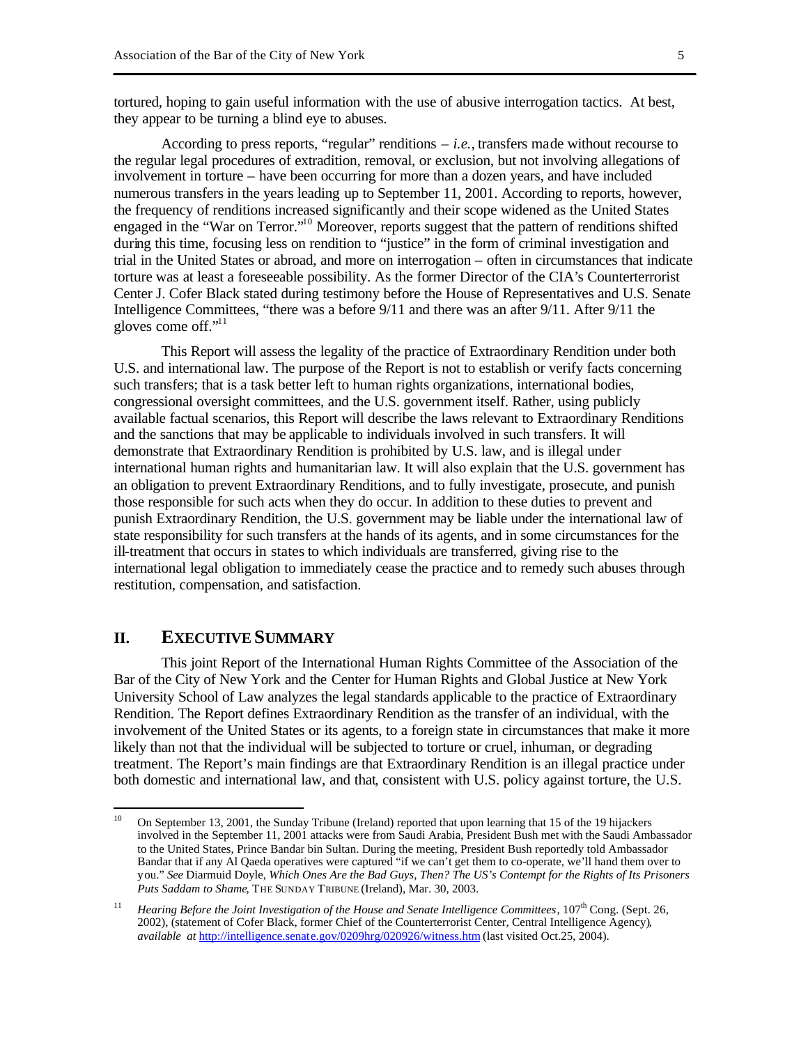tortured, hoping to gain useful information with the use of abusive interrogation tactics. At best, they appear to be turning a blind eye to abuses.

According to press reports, "regular" renditions – *i.e.*, transfers made without recourse to the regular legal procedures of extradition, removal, or exclusion, but not involving allegations of involvement in torture – have been occurring for more than a dozen years, and have included numerous transfers in the years leading up to September 11, 2001. According to reports, however, the frequency of renditions increased significantly and their scope widened as the United States engaged in the "War on Terror."[10] Moreover, reports suggest that the pattern of renditions shifted during this time, focusing less on rendition to "justice" in the form of criminal investigation and trial in the United States or abroad, and more on interrogation – often in circumstances that indicate torture was at least a foreseeable possibility. As the former Director of the CIA's Counterterrorist Center J. Cofer Black stated during testimony before the House of Representatives and U.S. Senate Intelligence Committees, "there was a before 9/11 and there was an after 9/11. After 9/11 the gloves come off."[11]

This Report will assess the legality of the practice of Extraordinary Rendition under both U.S. and international law. The purpose of the Report is not to establish or verify facts concerning such transfers; that is a task better left to human rights organizations, international bodies, congressional oversight committees, and the U.S. government itself. Rather, using publicly available factual scenarios, this Report will describe the laws relevant to Extraordinary Renditions and the sanctions that may be applicable to individuals involved in such transfers. It will demonstrate that Extraordinary Rendition is prohibited by U.S. law, and is illegal under international human rights and humanitarian law. It will also explain that the U.S. government has an obligation to prevent Extraordinary Renditions, and to fully investigate, prosecute, and punish those responsible for such acts when they do occur. In addition to these duties to prevent and punish Extraordinary Rendition, the U.S. government may be liable under the international law of state responsibility for such transfers at the hands of its agents, and in some circumstances for the ill-treatment that occurs in states to which individuals are transferred, giving rise to the international legal obligation to immediately cease the practice and to remedy such abuses through restitution, compensation, and satisfaction.

## II. EXECUTIVE SUMMARY

This joint Report of the International Human Rights Committee of the Association of the Bar of the City of New York and the Center for Human Rights and Global Justice at New York University School of Law analyzes the legal standards applicable to the practice of Extraordinary Rendition. The Report defines Extraordinary Rendition as the transfer of an individual, with the involvement of the United States or its agents, to a foreign state in circumstances that make it more likely than not that the individual will be subjected to torture or cruel, inhuman, or degrading treatment. The Report's main findings are that Extraordinary Rendition is an illegal practice under both domestic and international law, and that, consistent with U.S. policy against torture, the U.S.

---

[10] On September 13, 2001, the Sunday Tribune (Ireland) reported that upon learning that 15 of the 19 hijackers involved in the September 11, 2001 attacks were from Saudi Arabia, President Bush met with the Saudi Ambassador to the United States, Prince Bandar bin Sultan. During the meeting, President Bush reportedly told Ambassador Bandar that if any Al Qaeda operatives were captured "if we can't get them to co-operate, we'll hand them over to you." *See* Diarmuid Doyle, *Which Ones Are the Bad Guys, Then? The US's Contempt for the Rights of Its Prisoners Puts Saddam to Shame*, THE SUNDAY TRIBUNE (Ireland), Mar. 30, 2003.

[11] *Hearing Before the Joint Investigation of the House and Senate Intelligence Committees*, 107th Cong. (Sept. 26, 2002), (statement of Cofer Black, former Chief of the Counterterrorist Center, Central Intelligence Agency), *available at* http://intelligence.senate.gov/0209hrg/020926/witness.htm (last visited Oct.25, 2004).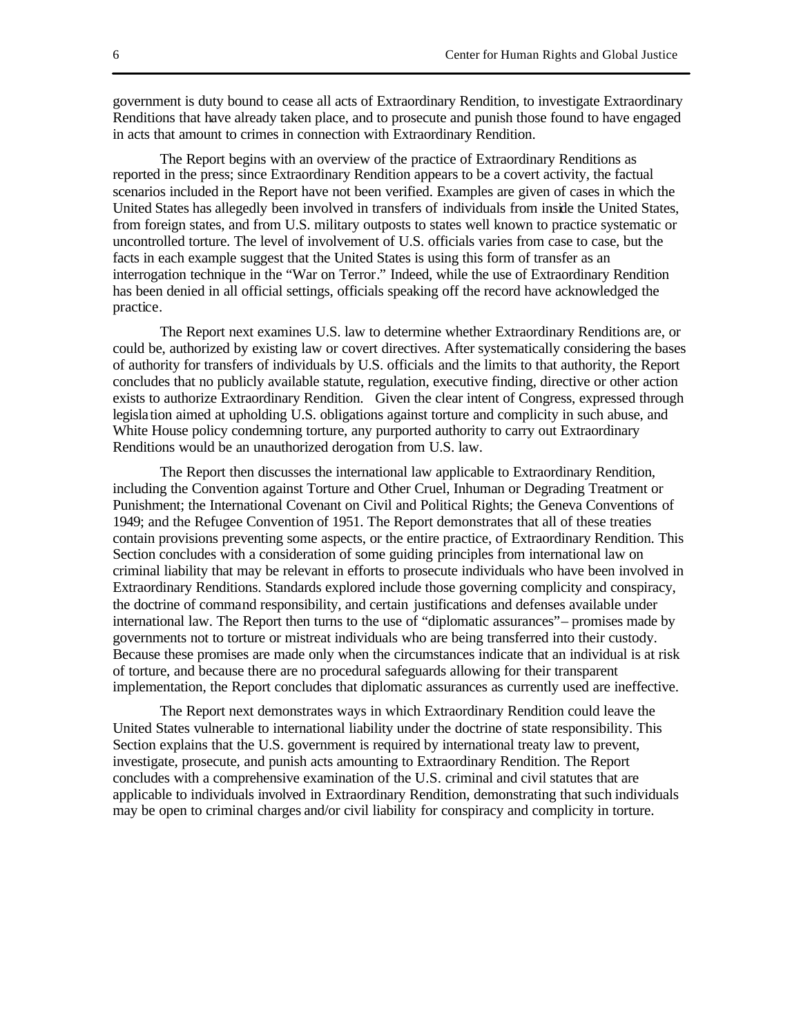government is duty bound to cease all acts of Extraordinary Rendition, to investigate Extraordinary Renditions that have already taken place, and to prosecute and punish those found to have engaged in acts that amount to crimes in connection with Extraordinary Rendition.

The Report begins with an overview of the practice of Extraordinary Renditions as reported in the press; since Extraordinary Rendition appears to be a covert activity, the factual scenarios included in the Report have not been verified. Examples are given of cases in which the United States has allegedly been involved in transfers of individuals from inside the United States, from foreign states, and from U.S. military outposts to states well known to practice systematic or uncontrolled torture. The level of involvement of U.S. officials varies from case to case, but the facts in each example suggest that the United States is using this form of transfer as an interrogation technique in the "War on Terror." Indeed, while the use of Extraordinary Rendition has been denied in all official settings, officials speaking off the record have acknowledged the practice.

The Report next examines U.S. law to determine whether Extraordinary Renditions are, or could be, authorized by existing law or covert directives. After systematically considering the bases of authority for transfers of individuals by U.S. officials and the limits to that authority, the Report concludes that no publicly available statute, regulation, executive finding, directive or other action exists to authorize Extraordinary Rendition. Given the clear intent of Congress, expressed through legislation aimed at upholding U.S. obligations against torture and complicity in such abuse, and White House policy condemning torture, any purported authority to carry out Extraordinary Renditions would be an unauthorized derogation from U.S. law.

The Report then discusses the international law applicable to Extraordinary Rendition, including the Convention against Torture and Other Cruel, Inhuman or Degrading Treatment or Punishment; the International Covenant on Civil and Political Rights; the Geneva Conventions of 1949; and the Refugee Convention of 1951. The Report demonstrates that all of these treaties contain provisions preventing some aspects, or the entire practice, of Extraordinary Rendition. This Section concludes with a consideration of some guiding principles from international law on criminal liability that may be relevant in efforts to prosecute individuals who have been involved in Extraordinary Renditions. Standards explored include those governing complicity and conspiracy, the doctrine of command responsibility, and certain justifications and defenses available under international law. The Report then turns to the use of "diplomatic assurances"– promises made by governments not to torture or mistreat individuals who are being transferred into their custody. Because these promises are made only when the circumstances indicate that an individual is at risk of torture, and because there are no procedural safeguards allowing for their transparent implementation, the Report concludes that diplomatic assurances as currently used are ineffective.

The Report next demonstrates ways in which Extraordinary Rendition could leave the United States vulnerable to international liability under the doctrine of state responsibility. This Section explains that the U.S. government is required by international treaty law to prevent, investigate, prosecute, and punish acts amounting to Extraordinary Rendition. The Report concludes with a comprehensive examination of the U.S. criminal and civil statutes that are applicable to individuals involved in Extraordinary Rendition, demonstrating that such individuals may be open to criminal charges and/or civil liability for conspiracy and complicity in torture.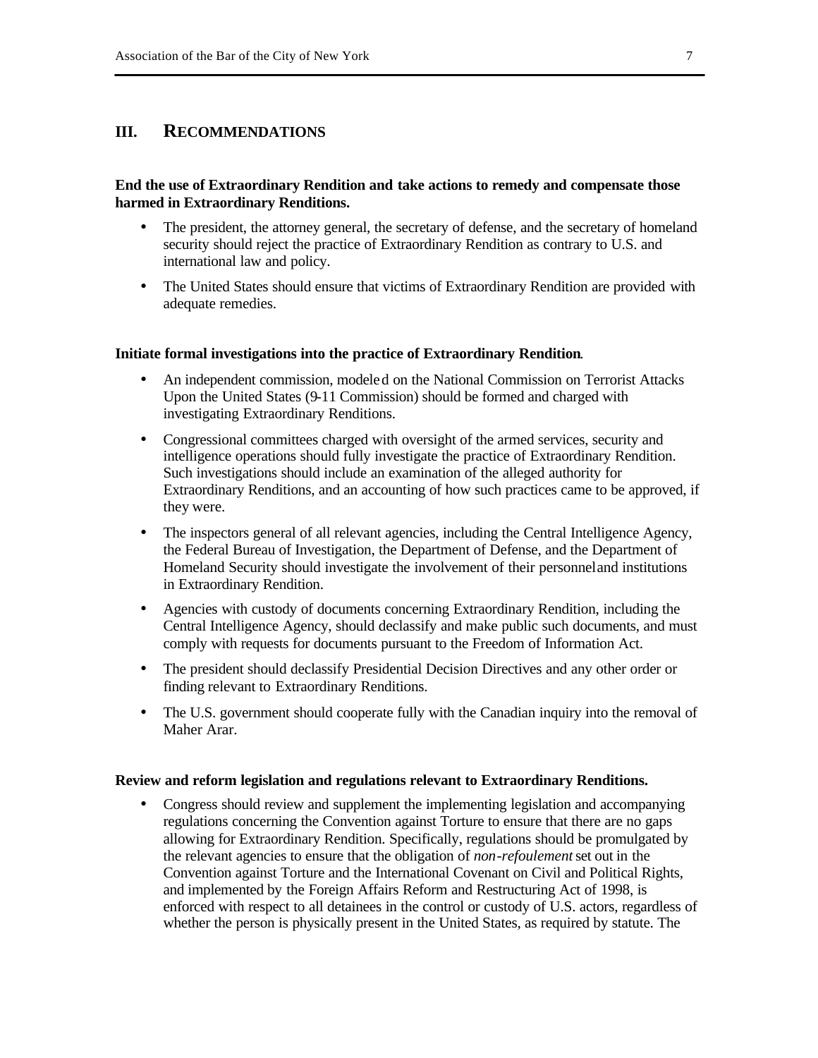## III. RECOMMENDATIONS

**End the use of Extraordinary Rendition and take actions to remedy and compensate those harmed in Extraordinary Renditions.**

- The president, the attorney general, the secretary of defense, and the secretary of homeland security should reject the practice of Extraordinary Rendition as contrary to U.S. and international law and policy.
- The United States should ensure that victims of Extraordinary Rendition are provided with adequate remedies.

**Initiate formal investigations into the practice of Extraordinary Rendition.**

- An independent commission, modeled on the National Commission on Terrorist Attacks Upon the United States (9-11 Commission) should be formed and charged with investigating Extraordinary Renditions.
- Congressional committees charged with oversight of the armed services, security and intelligence operations should fully investigate the practice of Extraordinary Rendition. Such investigations should include an examination of the alleged authority for Extraordinary Renditions, and an accounting of how such practices came to be approved, if they were.
- The inspectors general of all relevant agencies, including the Central Intelligence Agency, the Federal Bureau of Investigation, the Department of Defense, and the Department of Homeland Security should investigate the involvement of their personnel and institutions in Extraordinary Rendition.
- Agencies with custody of documents concerning Extraordinary Rendition, including the Central Intelligence Agency, should declassify and make public such documents, and must comply with requests for documents pursuant to the Freedom of Information Act.
- The president should declassify Presidential Decision Directives and any other order or finding relevant to Extraordinary Renditions.
- The U.S. government should cooperate fully with the Canadian inquiry into the removal of Maher Arar.

**Review and reform legislation and regulations relevant to Extraordinary Renditions.**

- Congress should review and supplement the implementing legislation and accompanying regulations concerning the Convention against Torture to ensure that there are no gaps allowing for Extraordinary Rendition. Specifically, regulations should be promulgated by the relevant agencies to ensure that the obligation of *non-refoulement* set out in the Convention against Torture and the International Covenant on Civil and Political Rights, and implemented by the Foreign Affairs Reform and Restructuring Act of 1998, is enforced with respect to all detainees in the control or custody of U.S. actors, regardless of whether the person is physically present in the United States, as required by statute. The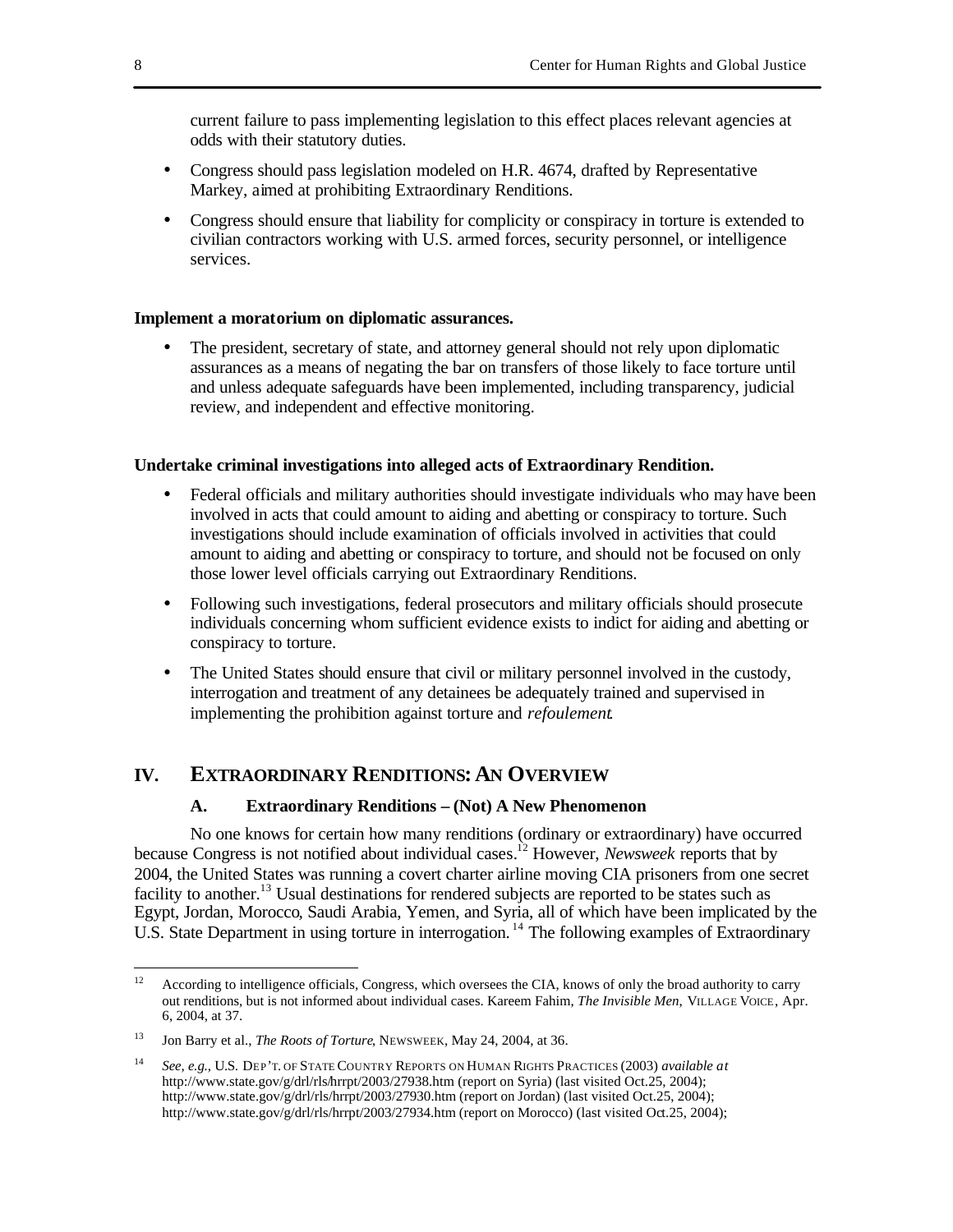current failure to pass implementing legislation to this effect places relevant agencies at odds with their statutory duties.

- Congress should pass legislation modeled on H.R. 4674, drafted by Representative Markey, aimed at prohibiting Extraordinary Renditions.
- Congress should ensure that liability for complicity or conspiracy in torture is extended to civilian contractors working with U.S. armed forces, security personnel, or intelligence services.

**Implement a moratorium on diplomatic assurances.**

- The president, secretary of state, and attorney general should not rely upon diplomatic assurances as a means of negating the bar on transfers of those likely to face torture until and unless adequate safeguards have been implemented, including transparency, judicial review, and independent and effective monitoring.

**Undertake criminal investigations into alleged acts of Extraordinary Rendition.**

- Federal officials and military authorities should investigate individuals who may have been involved in acts that could amount to aiding and abetting or conspiracy to torture. Such investigations should include examination of officials involved in activities that could amount to aiding and abetting or conspiracy to torture, and should not be focused on only those lower level officials carrying out Extraordinary Renditions.
- Following such investigations, federal prosecutors and military officials should prosecute individuals concerning whom sufficient evidence exists to indict for aiding and abetting or conspiracy to torture.
- The United States should ensure that civil or military personnel involved in the custody, interrogation and treatment of any detainees be adequately trained and supervised in implementing the prohibition against torture and *refoulement*.

## IV. EXTRAORDINARY RENDITIONS: AN OVERVIEW

### A. Extraordinary Renditions – (Not) A New Phenomenon

No one knows for certain how many renditions (ordinary or extraordinary) have occurred because Congress is not notified about individual cases.[12] However, *Newsweek* reports that by 2004, the United States was running a covert charter airline moving CIA prisoners from one secret facility to another.[13] Usual destinations for rendered subjects are reported to be states such as Egypt, Jordan, Morocco, Saudi Arabia, Yemen, and Syria, all of which have been implicated by the U.S. State Department in using torture in interrogation.[14] The following examples of Extraordinary

---

[12] According to intelligence officials, Congress, which oversees the CIA, knows of only the broad authority to carry out renditions, but is not informed about individual cases. Kareem Fahim, *The Invisible Men*, VILLAGE VOICE, Apr. 6, 2004, at 37.

[13] Jon Barry et al., *The Roots of Torture*, NEWSWEEK, May 24, 2004, at 36.

[14] *See, e.g.*, U.S. DEP'T. OF STATE COUNTRY REPORTS ON HUMAN RIGHTS PRACTICES (2003) *available at* http://www.state.gov/g/drl/rls/hrrpt/2003/27938.htm (report on Syria) (last visited Oct.25, 2004); http://www.state.gov/g/drl/rls/hrrpt/2003/27930.htm (report on Jordan) (last visited Oct.25, 2004); http://www.state.gov/g/drl/rls/hrrpt/2003/27934.htm (report on Morocco) (last visited Oct.25, 2004);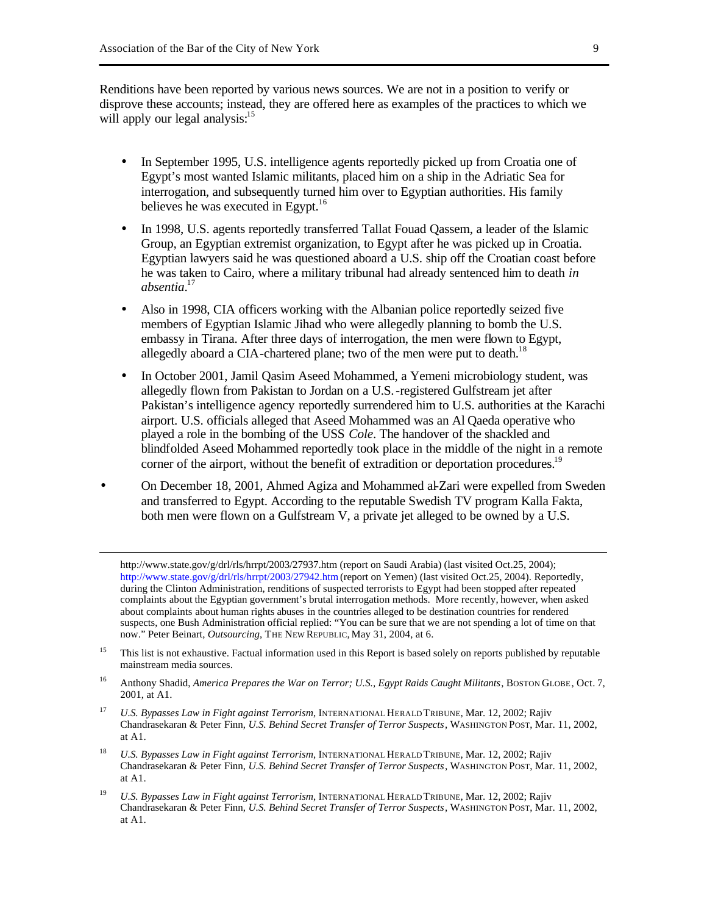Renditions have been reported by various news sources. We are not in a position to verify or disprove these accounts; instead, they are offered here as examples of the practices to which we will apply our legal analysis:[15]

- In September 1995, U.S. intelligence agents reportedly picked up from Croatia one of Egypt's most wanted Islamic militants, placed him on a ship in the Adriatic Sea for interrogation, and subsequently turned him over to Egyptian authorities. His family believes he was executed in Egypt.[16]
- In 1998, U.S. agents reportedly transferred Tallat Fouad Qassem, a leader of the Islamic Group, an Egyptian extremist organization, to Egypt after he was picked up in Croatia. Egyptian lawyers said he was questioned aboard a U.S. ship off the Croatian coast before he was taken to Cairo, where a military tribunal had already sentenced him to death *in absentia*.[17]
- Also in 1998, CIA officers working with the Albanian police reportedly seized five members of Egyptian Islamic Jihad who were allegedly planning to bomb the U.S. embassy in Tirana. After three days of interrogation, the men were flown to Egypt, allegedly aboard a CIA-chartered plane; two of the men were put to death.[18]
- In October 2001, Jamil Qasim Aseed Mohammed, a Yemeni microbiology student, was allegedly flown from Pakistan to Jordan on a U.S.-registered Gulfstream jet after Pakistan's intelligence agency reportedly surrendered him to U.S. authorities at the Karachi airport. U.S. officials alleged that Aseed Mohammed was an Al Qaeda operative who played a role in the bombing of the USS *Cole*. The handover of the shackled and blindfolded Aseed Mohammed reportedly took place in the middle of the night in a remote corner of the airport, without the benefit of extradition or deportation procedures.[19]
- On December 18, 2001, Ahmed Agiza and Mohammed al-Zari were expelled from Sweden and transferred to Egypt. According to the reputable Swedish TV program Kalla Fakta, both men were flown on a Gulfstream V, a private jet alleged to be owned by a U.S.

---

http://www.state.gov/g/drl/rls/hrrpt/2003/27937.htm (report on Saudi Arabia) (last visited Oct.25, 2004); http://www.state.gov/g/drl/rls/hrrpt/2003/27942.htm (report on Yemen) (last visited Oct.25, 2004). Reportedly, during the Clinton Administration, renditions of suspected terrorists to Egypt had been stopped after repeated complaints about the Egyptian government's brutal interrogation methods. More recently, however, when asked about complaints about human rights abuses in the countries alleged to be destination countries for rendered suspects, one Bush Administration official replied: "You can be sure that we are not spending a lot of time on that now." Peter Beinart, *Outsourcing*, THE NEW REPUBLIC, May 31, 2004, at 6.

[15] This list is not exhaustive. Factual information used in this Report is based solely on reports published by reputable mainstream media sources.

[16] Anthony Shadid, *America Prepares the War on Terror; U.S., Egypt Raids Caught Militants*, BOSTON GLOBE, Oct. 7, 2001, at A1.

[17] *U.S. Bypasses Law in Fight against Terrorism*, INTERNATIONAL HERALD TRIBUNE, Mar. 12, 2002; Rajiv Chandrasekaran & Peter Finn, *U.S. Behind Secret Transfer of Terror Suspects*, WASHINGTON POST, Mar. 11, 2002, at A1.

[18] *U.S. Bypasses Law in Fight against Terrorism*, INTERNATIONAL HERALD TRIBUNE, Mar. 12, 2002; Rajiv Chandrasekaran & Peter Finn, *U.S. Behind Secret Transfer of Terror Suspects*, WASHINGTON POST, Mar. 11, 2002, at A1.

[19] *U.S. Bypasses Law in Fight against Terrorism*, INTERNATIONAL HERALD TRIBUNE, Mar. 12, 2002; Rajiv Chandrasekaran & Peter Finn, *U.S. Behind Secret Transfer of Terror Suspects*, WASHINGTON POST, Mar. 11, 2002, at A1.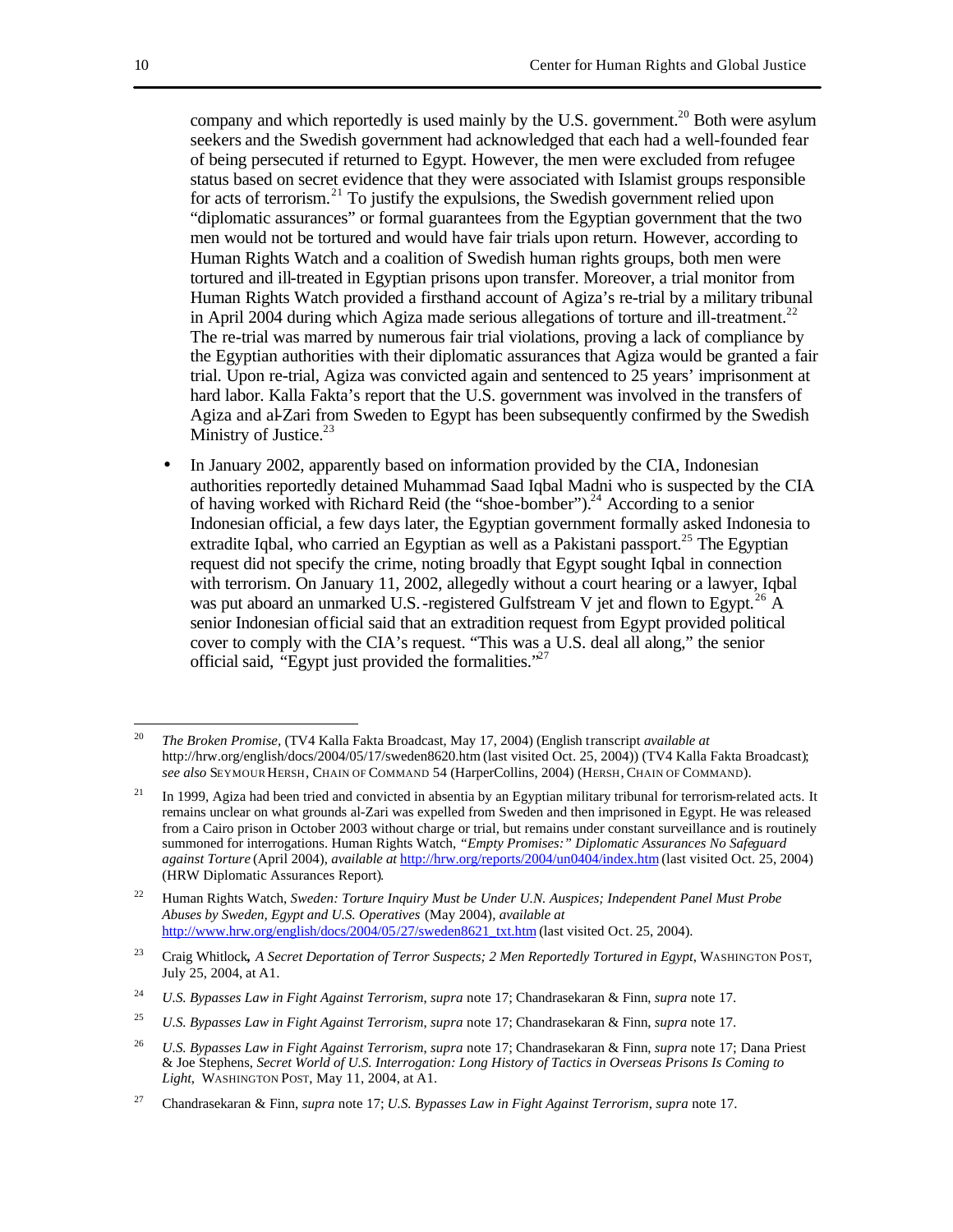company and which reportedly is used mainly by the U.S. government.[20] Both were asylum seekers and the Swedish government had acknowledged that each had a well-founded fear of being persecuted if returned to Egypt. However, the men were excluded from refugee status based on secret evidence that they were associated with Islamist groups responsible for acts of terrorism.[21] To justify the expulsions, the Swedish government relied upon "diplomatic assurances" or formal guarantees from the Egyptian government that the two men would not be tortured and would have fair trials upon return. However, according to Human Rights Watch and a coalition of Swedish human rights groups, both men were tortured and ill-treated in Egyptian prisons upon transfer. Moreover, a trial monitor from Human Rights Watch provided a firsthand account of Agiza's re-trial by a military tribunal in April 2004 during which Agiza made serious allegations of torture and ill-treatment.[22] The re-trial was marred by numerous fair trial violations, proving a lack of compliance by the Egyptian authorities with their diplomatic assurances that Agiza would be granted a fair trial. Upon re-trial, Agiza was convicted again and sentenced to 25 years' imprisonment at hard labor. Kalla Fakta's report that the U.S. government was involved in the transfers of Agiza and al-Zari from Sweden to Egypt has been subsequently confirmed by the Swedish Ministry of Justice.[23]

- In January 2002, apparently based on information provided by the CIA, Indonesian authorities reportedly detained Muhammad Saad Iqbal Madni who is suspected by the CIA of having worked with Richard Reid (the "shoe-bomber").[24] According to a senior Indonesian official, a few days later, the Egyptian government formally asked Indonesia to extradite Iqbal, who carried an Egyptian as well as a Pakistani passport.[25] The Egyptian request did not specify the crime, noting broadly that Egypt sought Iqbal in connection with terrorism. On January 11, 2002, allegedly without a court hearing or a lawyer, Iqbal was put aboard an unmarked U.S.-registered Gulfstream V jet and flown to Egypt.[26] A senior Indonesian official said that an extradition request from Egypt provided political cover to comply with the CIA's request. "This was a U.S. deal all along," the senior official said, "Egypt just provided the formalities."[27]

---

[20] *The Broken Promise*, (TV4 Kalla Fakta Broadcast, May 17, 2004) (English transcript *available at* http://hrw.org/english/docs/2004/05/17/sweden8620.htm (last visited Oct. 25, 2004)) (TV4 Kalla Fakta Broadcast); *see also* SEYMOUR HERSH, CHAIN OF COMMAND 54 (HarperCollins, 2004) (HERSH, CHAIN OF COMMAND).

[21] In 1999, Agiza had been tried and convicted in absentia by an Egyptian military tribunal for terrorism-related acts. It remains unclear on what grounds al-Zari was expelled from Sweden and then imprisoned in Egypt. He was released from a Cairo prison in October 2003 without charge or trial, but remains under constant surveillance and is routinely summoned for interrogations. Human Rights Watch, *"Empty Promises:" Diplomatic Assurances No Safeguard against Torture* (April 2004), *available at* http://hrw.org/reports/2004/un0404/index.htm (last visited Oct. 25, 2004) (HRW Diplomatic Assurances Report).

[22] Human Rights Watch, *Sweden: Torture Inquiry Must be Under U.N. Auspices; Independent Panel Must Probe Abuses by Sweden, Egypt and U.S. Operatives* (May 2004), *available at* http://www.hrw.org/english/docs/2004/05/27/sweden8621_txt.htm (last visited Oct. 25, 2004).

[23] Craig Whitlock, *A Secret Deportation of Terror Suspects; 2 Men Reportedly Tortured in Egypt*, WASHINGTON POST, July 25, 2004, at A1.

[24] *U.S. Bypasses Law in Fight Against Terrorism*, *supra* note 17; Chandrasekaran & Finn, *supra* note 17.

[25] *U.S. Bypasses Law in Fight Against Terrorism*, *supra* note 17; Chandrasekaran & Finn, *supra* note 17.

[26] *U.S. Bypasses Law in Fight Against Terrorism*, *supra* note 17; Chandrasekaran & Finn, *supra* note 17; Dana Priest & Joe Stephens, *Secret World of U.S. Interrogation: Long History of Tactics in Overseas Prisons Is Coming to Light*, WASHINGTON POST, May 11, 2004, at A1.

[27] Chandrasekaran & Finn, *supra* note 17; *U.S. Bypasses Law in Fight Against Terrorism*, *supra* note 17.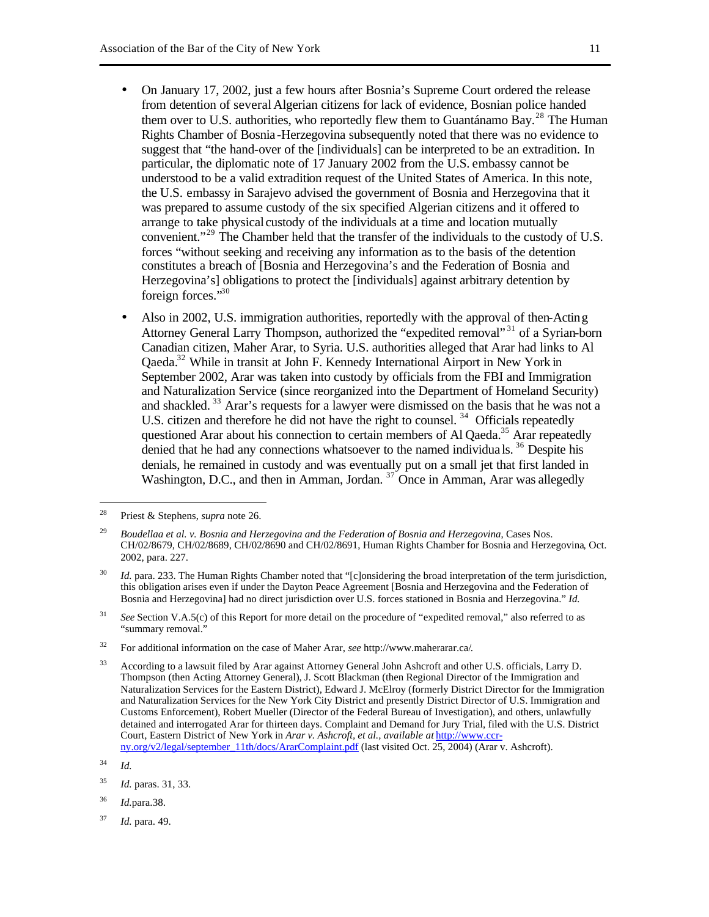- On January 17, 2002, just a few hours after Bosnia's Supreme Court ordered the release from detention of several Algerian citizens for lack of evidence, Bosnian police handed them over to U.S. authorities, who reportedly flew them to Guantánamo Bay.[28] The Human Rights Chamber of Bosnia-Herzegovina subsequently noted that there was no evidence to suggest that "the hand-over of the [individuals] can be interpreted to be an extradition. In particular, the diplomatic note of 17 January 2002 from the U.S. embassy cannot be understood to be a valid extradition request of the United States of America. In this note, the U.S. embassy in Sarajevo advised the government of Bosnia and Herzegovina that it was prepared to assume custody of the six specified Algerian citizens and it offered to arrange to take physical custody of the individuals at a time and location mutually convenient."[29] The Chamber held that the transfer of the individuals to the custody of U.S. forces "without seeking and receiving any information as to the basis of the detention constitutes a breach of [Bosnia and Herzegovina's and the Federation of Bosnia and Herzegovina's] obligations to protect the [individuals] against arbitrary detention by foreign forces."[30]

- Also in 2002, U.S. immigration authorities, reportedly with the approval of then-Acting Attorney General Larry Thompson, authorized the "expedited removal"[31] of a Syrian-born Canadian citizen, Maher Arar, to Syria. U.S. authorities alleged that Arar had links to Al Qaeda.[32] While in transit at John F. Kennedy International Airport in New York in September 2002, Arar was taken into custody by officials from the FBI and Immigration and Naturalization Service (since reorganized into the Department of Homeland Security) and shackled.[33] Arar's requests for a lawyer were dismissed on the basis that he was not a U.S. citizen and therefore he did not have the right to counsel.[34] Officials repeatedly questioned Arar about his connection to certain members of Al Qaeda.[35] Arar repeatedly denied that he had any connections whatsoever to the named individuals.[36] Despite his denials, he remained in custody and was eventually put on a small jet that first landed in Washington, D.C., and then in Amman, Jordan.[37] Once in Amman, Arar was allegedly

---

[28] Priest & Stephens, *supra* note 26.

[29] *Boudellaa et al. v. Bosnia and Herzegovina and the Federation of Bosnia and Herzegovina*, Cases Nos. CH/02/8679, CH/02/8689, CH/02/8690 and CH/02/8691, Human Rights Chamber for Bosnia and Herzegovina, Oct. 2002, para. 227.

[30] *Id.* para. 233. The Human Rights Chamber noted that "[c]onsidering the broad interpretation of the term jurisdiction, this obligation arises even if under the Dayton Peace Agreement [Bosnia and Herzegovina and the Federation of Bosnia and Herzegovina] had no direct jurisdiction over U.S. forces stationed in Bosnia and Herzegovina." *Id.*

[31] *See* Section V.A.5(c) of this Report for more detail on the procedure of "expedited removal," also referred to as "summary removal."

[32] For additional information on the case of Maher Arar, *see* http://www.maherarar.ca/.

[33] According to a lawsuit filed by Arar against Attorney General John Ashcroft and other U.S. officials, Larry D. Thompson (then Acting Attorney General), J. Scott Blackman (then Regional Director of the Immigration and Naturalization Services for the Eastern District), Edward J. McElroy (formerly District Director for the Immigration and Naturalization Services for the New York City District and presently District Director of U.S. Immigration and Customs Enforcement), Robert Mueller (Director of the Federal Bureau of Investigation), and others, unlawfully detained and interrogated Arar for thirteen days. Complaint and Demand for Jury Trial, filed with the U.S. District Court, Eastern District of New York in *Arar v. Ashcroft, et al.*, *available at* http://www.ccr-ny.org/v2/legal/september_11th/docs/ArarComplaint.pdf (last visited Oct. 25, 2004) (Arar v. Ashcroft).

[34] *Id.*

[35] *Id.* paras. 31, 33.

[36] *Id.* para.38.

[37] *Id.* para. 49.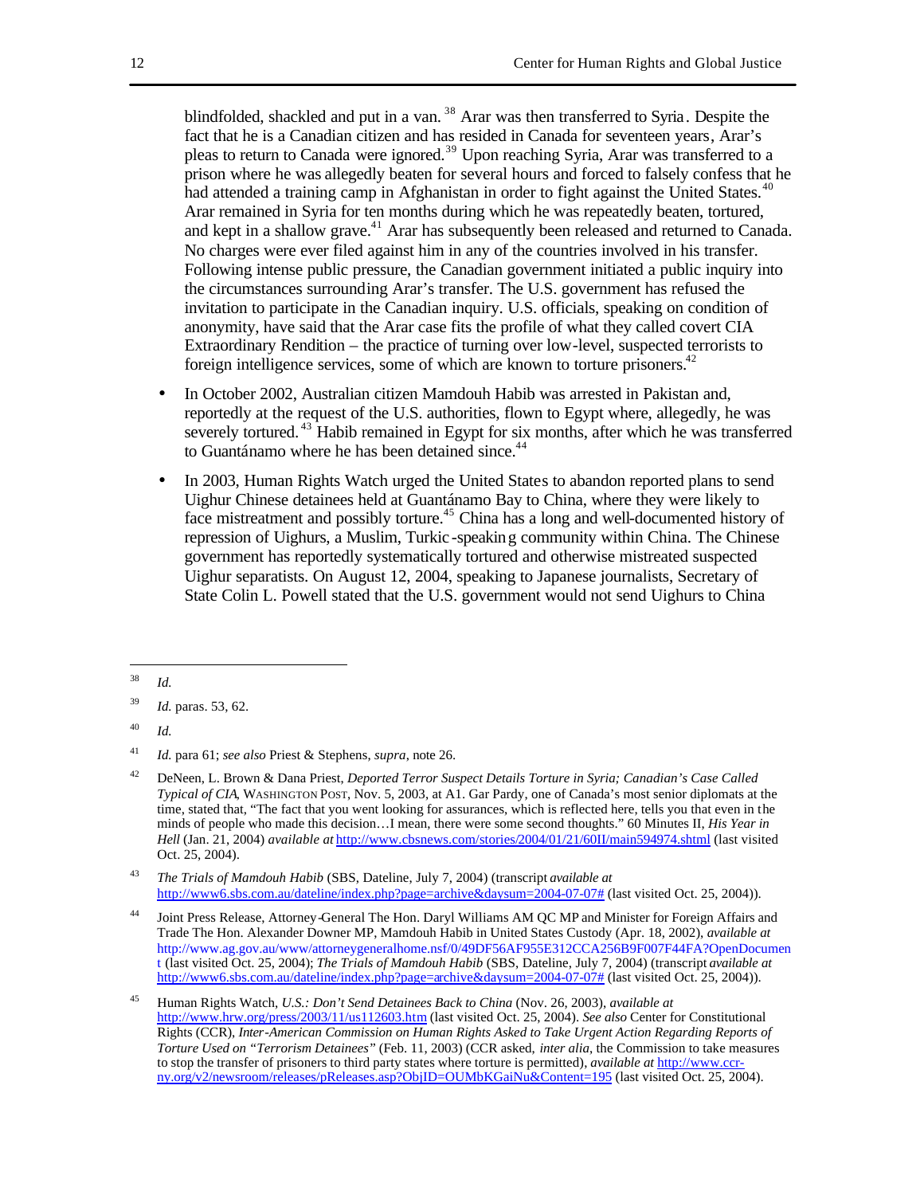blindfolded, shackled and put in a van.[38] Arar was then transferred to Syria. Despite the fact that he is a Canadian citizen and has resided in Canada for seventeen years, Arar's pleas to return to Canada were ignored.[39] Upon reaching Syria, Arar was transferred to a prison where he was allegedly beaten for several hours and forced to falsely confess that he had attended a training camp in Afghanistan in order to fight against the United States.[40] Arar remained in Syria for ten months during which he was repeatedly beaten, tortured, and kept in a shallow grave.[41] Arar has subsequently been released and returned to Canada. No charges were ever filed against him in any of the countries involved in his transfer. Following intense public pressure, the Canadian government initiated a public inquiry into the circumstances surrounding Arar's transfer. The U.S. government has refused the invitation to participate in the Canadian inquiry. U.S. officials, speaking on condition of anonymity, have said that the Arar case fits the profile of what they called covert CIA Extraordinary Rendition – the practice of turning over low-level, suspected terrorists to foreign intelligence services, some of which are known to torture prisoners.[42]

- In October 2002, Australian citizen Mamdouh Habib was arrested in Pakistan and, reportedly at the request of the U.S. authorities, flown to Egypt where, allegedly, he was severely tortured.[43] Habib remained in Egypt for six months, after which he was transferred to Guantánamo where he has been detained since.[44]

- In 2003, Human Rights Watch urged the United States to abandon reported plans to send Uighur Chinese detainees held at Guantánamo Bay to China, where they were likely to face mistreatment and possibly torture.[45] China has a long and well-documented history of repression of Uighurs, a Muslim, Turkic-speaking community within China. The Chinese government has reportedly systematically tortured and otherwise mistreated suspected Uighur separatists. On August 12, 2004, speaking to Japanese journalists, Secretary of State Colin L. Powell stated that the U.S. government would not send Uighurs to China

---

[38] *Id.*

[39] *Id.* paras. 53, 62.

[40] *Id.*

[41] *Id.* para 61; *see also* Priest & Stephens, *supra*, note 26.

[42] DeNeen, L. Brown & Dana Priest, *Deported Terror Suspect Details Torture in Syria; Canadian's Case Called Typical of CIA*, WASHINGTON POST, Nov. 5, 2003, at A1. Gar Pardy, one of Canada's most senior diplomats at the time, stated that, "The fact that you went looking for assurances, which is reflected here, tells you that even in the minds of people who made this decision…I mean, there were some second thoughts." 60 Minutes II, *His Year in Hell* (Jan. 21, 2004) *available at* http://www.cbsnews.com/stories/2004/01/21/60II/main594974.shtml (last visited Oct. 25, 2004).

[43] *The Trials of Mamdouh Habib* (SBS, Dateline, July 7, 2004) (transcript *available at* http://www6.sbs.com.au/dateline/index.php?page=archive&daysum=2004-07-07# (last visited Oct. 25, 2004)).

[44] Joint Press Release, Attorney-General The Hon. Daryl Williams AM QC MP and Minister for Foreign Affairs and Trade The Hon. Alexander Downer MP, Mamdouh Habib in United States Custody (Apr. 18, 2002), *available at* http://www.ag.gov.au/www/attorneygeneralhome.nsf/0/49DF56AF955E312CCA256B9F007F44FA?OpenDocument (last visited Oct. 25, 2004); *The Trials of Mamdouh Habib* (SBS, Dateline, July 7, 2004) (transcript *available at* http://www6.sbs.com.au/dateline/index.php?page=archive&daysum=2004-07-07# (last visited Oct. 25, 2004)).

[45] Human Rights Watch, *U.S.: Don't Send Detainees Back to China* (Nov. 26, 2003), *available at* http://www.hrw.org/press/2003/11/us112603.htm (last visited Oct. 25, 2004). *See also* Center for Constitutional Rights (CCR), *Inter-American Commission on Human Rights Asked to Take Urgent Action Regarding Reports of Torture Used on "Terrorism Detainees"* (Feb. 11, 2003) (CCR asked, *inter alia*, the Commission to take measures to stop the transfer of prisoners to third party states where torture is permitted), *available at* http://www.ccr-ny.org/v2/newsroom/releases/pReleases.asp?ObjID=OUMbKGaiNu&Content=195 (last visited Oct. 25, 2004).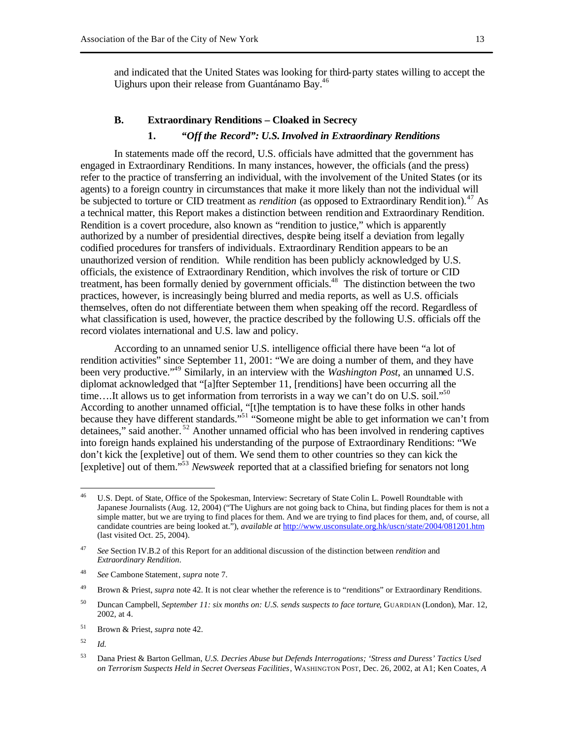and indicated that the United States was looking for third-party states willing to accept the Uighurs upon their release from Guantánamo Bay.[46]

### B. Extraordinary Renditions – Cloaked in Secrecy

#### 1. *"Off the Record": U.S. Involved in Extraordinary Renditions*

In statements made off the record, U.S. officials have admitted that the government has engaged in Extraordinary Renditions. In many instances, however, the officials (and the press) refer to the practice of transferring an individual, with the involvement of the United States (or its agents) to a foreign country in circumstances that make it more likely than not the individual will be subjected to torture or CID treatment as *rendition* (as opposed to Extraordinary Rendition).[47] As a technical matter, this Report makes a distinction between rendition and Extraordinary Rendition. Rendition is a covert procedure, also known as "rendition to justice," which is apparently authorized by a number of presidential directives, despite being itself a deviation from legally codified procedures for transfers of individuals. Extraordinary Rendition appears to be an unauthorized version of rendition. While rendition has been publicly acknowledged by U.S. officials, the existence of Extraordinary Rendition, which involves the risk of torture or CID treatment, has been formally denied by government officials.[48] The distinction between the two practices, however, is increasingly being blurred and media reports, as well as U.S. officials themselves, often do not differentiate between them when speaking off the record. Regardless of what classification is used, however, the practice described by the following U.S. officials off the record violates international and U.S. law and policy.

According to an unnamed senior U.S. intelligence official there have been "a lot of rendition activities" since September 11, 2001: "We are doing a number of them, and they have been very productive."[49] Similarly, in an interview with the *Washington Post*, an unnamed U.S. diplomat acknowledged that "[a]fter September 11, [renditions] have been occurring all the time….It allows us to get information from terrorists in a way we can't do on U.S. soil."[50] According to another unnamed official, "[t]he temptation is to have these folks in other hands because they have different standards."[51] "Someone might be able to get information we can't from detainees," said another.[52] Another unnamed official who has been involved in rendering captives into foreign hands explained his understanding of the purpose of Extraordinary Renditions: "We don't kick the [expletive] out of them. We send them to other countries so they can kick the [expletive] out of them."[53] *Newsweek* reported that at a classified briefing for senators not long

---

[46] U.S. Dept. of State, Office of the Spokesman, Interview: Secretary of State Colin L. Powell Roundtable with Japanese Journalists (Aug. 12, 2004) ("The Uighurs are not going back to China, but finding places for them is not a simple matter, but we are trying to find places for them. And we are trying to find places for them, and, of course, all candidate countries are being looked at."), *available at* http://www.usconsulate.org.hk/uscn/state/2004/081201.htm (last visited Oct. 25, 2004).

[47] *See* Section IV.B.2 of this Report for an additional discussion of the distinction between *rendition* and *Extraordinary Rendition*.

[48] *See* Cambone Statement, *supra* note 7.

[49] Brown & Priest, *supra* note 42. It is not clear whether the reference is to "renditions" or Extraordinary Renditions.

[50] Duncan Campbell, *September 11: six months on: U.S. sends suspects to face torture*, GUARDIAN (London), Mar. 12, 2002, at 4.

[51] Brown & Priest, *supra* note 42.

[52] *Id.*

[53] Dana Priest & Barton Gellman, *U.S. Decries Abuse but Defends Interrogations; 'Stress and Duress' Tactics Used on Terrorism Suspects Held in Secret Overseas Facilities*, WASHINGTON POST, Dec. 26, 2002, at A1; Ken Coates, *A*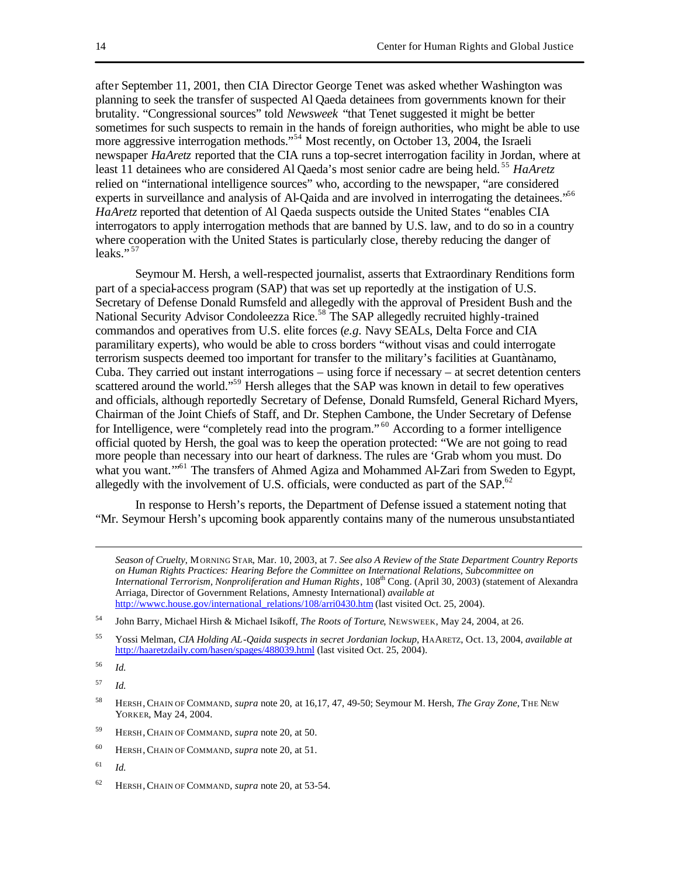after September 11, 2001, then CIA Director George Tenet was asked whether Washington was planning to seek the transfer of suspected Al Qaeda detainees from governments known for their brutality. "Congressional sources" told *Newsweek* "that Tenet suggested it might be better sometimes for such suspects to remain in the hands of foreign authorities, who might be able to use more aggressive interrogation methods."[54] Most recently, on October 13, 2004, the Israeli newspaper *HaAretz* reported that the CIA runs a top-secret interrogation facility in Jordan, where at least 11 detainees who are considered Al Qaeda's most senior cadre are being held.[55] *HaAretz* relied on "international intelligence sources" who, according to the newspaper, "are considered experts in surveillance and analysis of Al-Qaida and are involved in interrogating the detainees."[56] *HaAretz* reported that detention of Al Qaeda suspects outside the United States "enables CIA interrogators to apply interrogation methods that are banned by U.S. law, and to do so in a country where cooperation with the United States is particularly close, thereby reducing the danger of leaks."[57]

Seymour M. Hersh, a well-respected journalist, asserts that Extraordinary Renditions form part of a special-access program (SAP) that was set up reportedly at the instigation of U.S. Secretary of Defense Donald Rumsfeld and allegedly with the approval of President Bush and the National Security Advisor Condoleezza Rice.[58] The SAP allegedly recruited highly-trained commandos and operatives from U.S. elite forces (*e.g.* Navy SEALs, Delta Force and CIA paramilitary experts), who would be able to cross borders "without visas and could interrogate terrorism suspects deemed too important for transfer to the military's facilities at Guantànamo, Cuba. They carried out instant interrogations – using force if necessary – at secret detention centers scattered around the world."[59] Hersh alleges that the SAP was known in detail to few operatives and officials, although reportedly Secretary of Defense, Donald Rumsfeld, General Richard Myers, Chairman of the Joint Chiefs of Staff, and Dr. Stephen Cambone, the Under Secretary of Defense for Intelligence, were "completely read into the program."[60] According to a former intelligence official quoted by Hersh, the goal was to keep the operation protected: "We are not going to read more people than necessary into our heart of darkness. The rules are 'Grab whom you must. Do what you want.'"[61] The transfers of Ahmed Agiza and Mohammed Al-Zari from Sweden to Egypt, allegedly with the involvement of U.S. officials, were conducted as part of the SAP.[62]

In response to Hersh's reports, the Department of Defense issued a statement noting that "Mr. Seymour Hersh's upcoming book apparently contains many of the numerous unsubstantiated

---

*Season of Cruelty*, MORNING STAR, Mar. 10, 2003, at 7. *See also A Review of the State Department Country Reports on Human Rights Practices: Hearing Before the Committee on International Relations, Subcommittee on International Terrorism, Nonproliferation and Human Rights*, 108th Cong. (April 30, 2003) (statement of Alexandra Arriaga, Director of Government Relations, Amnesty International) *available at* http://wwwc.house.gov/international_relations/108/arri0430.htm (last visited Oct. 25, 2004).

[54] John Barry, Michael Hirsh & Michael Isikoff, *The Roots of Torture*, NEWSWEEK, May 24, 2004, at 26.

[55] Yossi Melman, *CIA Holding AL-Qaida suspects in secret Jordanian lockup*, HAARETZ, Oct. 13, 2004, *available at* http://haaretzdaily.com/hasen/spages/488039.html (last visited Oct. 25, 2004).

[56] *Id.*

[57] *Id.*

[58] HERSH, CHAIN OF COMMAND, *supra* note 20, at 16,17, 47, 49-50; Seymour M. Hersh, *The Gray Zone*, THE NEW YORKER, May 24, 2004.

[59] HERSH, CHAIN OF COMMAND, *supra* note 20, at 50.

[60] HERSH, CHAIN OF COMMAND, *supra* note 20, at 51.

[61] *Id.*

[62] HERSH, CHAIN OF COMMAND, *supra* note 20, at 53-54.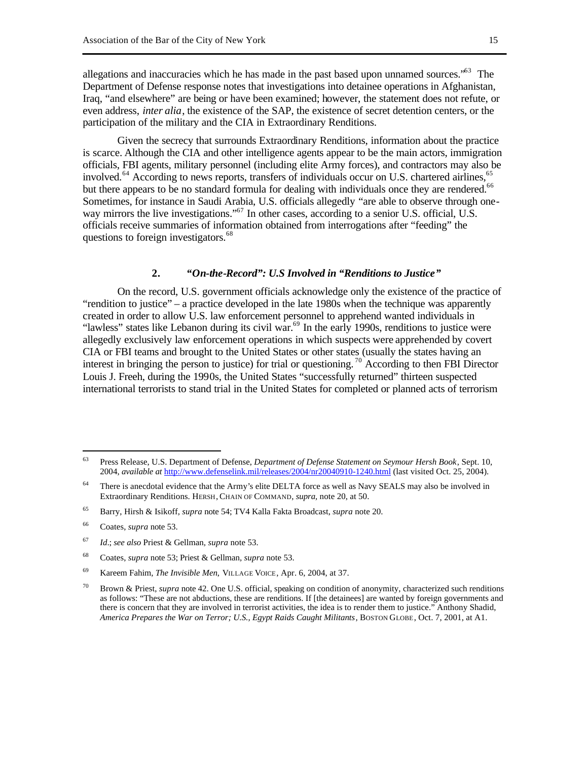allegations and inaccuracies which he has made in the past based upon unnamed sources."[63] The Department of Defense response notes that investigations into detainee operations in Afghanistan, Iraq, "and elsewhere" are being or have been examined; however, the statement does not refute, or even address, *inter alia*, the existence of the SAP, the existence of secret detention centers, or the participation of the military and the CIA in Extraordinary Renditions.

Given the secrecy that surrounds Extraordinary Renditions, information about the practice is scarce. Although the CIA and other intelligence agents appear to be the main actors, immigration officials, FBI agents, military personnel (including elite Army forces), and contractors may also be involved.[64] According to news reports, transfers of individuals occur on U.S. chartered airlines,[65] but there appears to be no standard formula for dealing with individuals once they are rendered.[66] Sometimes, for instance in Saudi Arabia, U.S. officials allegedly "are able to observe through one-way mirrors the live investigations."[67] In other cases, according to a senior U.S. official, U.S. officials receive summaries of information obtained from interrogations after "feeding" the questions to foreign investigators.[68]

### 2. *"On-the-Record": U.S Involved in "Renditions to Justice"*

On the record, U.S. government officials acknowledge only the existence of the practice of "rendition to justice" – a practice developed in the late 1980s when the technique was apparently created in order to allow U.S. law enforcement personnel to apprehend wanted individuals in "lawless" states like Lebanon during its civil war.[69] In the early 1990s, renditions to justice were allegedly exclusively law enforcement operations in which suspects were apprehended by covert CIA or FBI teams and brought to the United States or other states (usually the states having an interest in bringing the person to justice) for trial or questioning.[70] According to then FBI Director Louis J. Freeh, during the 1990s, the United States "successfully returned" thirteen suspected international terrorists to stand trial in the United States for completed or planned acts of terrorism

---

[63] Press Release, U.S. Department of Defense, *Department of Defense Statement on Seymour Hersh Book*, Sept. 10, 2004, *available at* http://www.defenselink.mil/releases/2004/nr20040910-1240.html (last visited Oct. 25, 2004).

[64] There is anecdotal evidence that the Army's elite DELTA force as well as Navy SEALS may also be involved in Extraordinary Renditions. HERSH, CHAIN OF COMMAND, *supra*, note 20, at 50.

[65] Barry, Hirsh & Isikoff, *supra* note 54; TV4 Kalla Fakta Broadcast, *supra* note 20.

[66] Coates, *supra* note 53.

[67] *Id*.; *see also* Priest & Gellman, *supra* note 53.

[68] Coates, *supra* note 53; Priest & Gellman, *supra* note 53.

[69] Kareem Fahim, *The Invisible Men*, VILLAGE VOICE, Apr. 6, 2004, at 37.

[70] Brown & Priest, *supra* note 42. One U.S. official, speaking on condition of anonymity, characterized such renditions as follows: "These are not abductions, these are renditions. If [the detainees] are wanted by foreign governments and there is concern that they are involved in terrorist activities, the idea is to render them to justice." Anthony Shadid, *America Prepares the War on Terror; U.S., Egypt Raids Caught Militants*, BOSTON GLOBE, Oct. 7, 2001, at A1.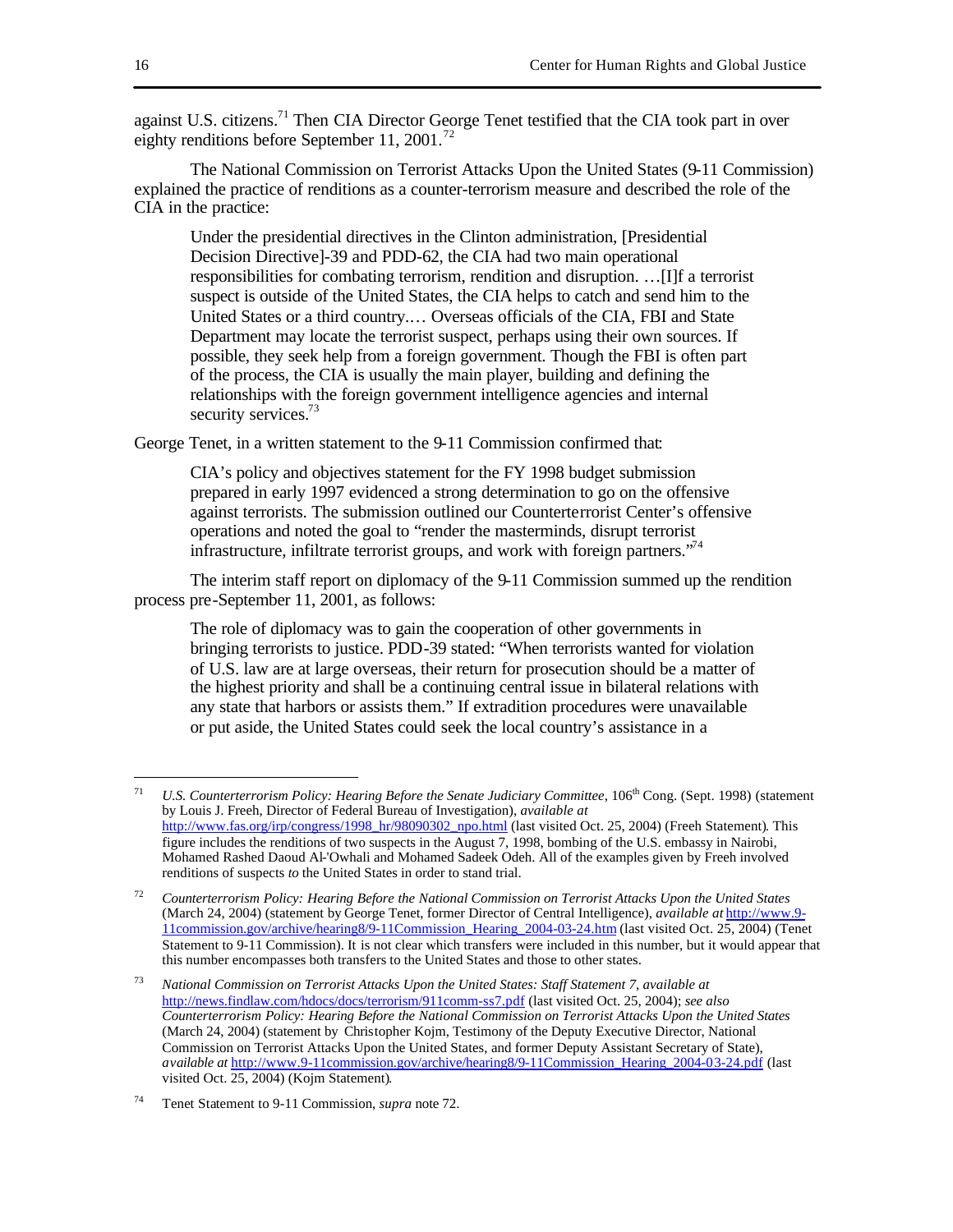against U.S. citizens.[71] Then CIA Director George Tenet testified that the CIA took part in over eighty renditions before September 11, 2001.[72]

The National Commission on Terrorist Attacks Upon the United States (9-11 Commission) explained the practice of renditions as a counter-terrorism measure and described the role of the CIA in the practice:

> Under the presidential directives in the Clinton administration, [Presidential Decision Directive]-39 and PDD-62, the CIA had two main operational responsibilities for combating terrorism, rendition and disruption. …[I]f a terrorist suspect is outside of the United States, the CIA helps to catch and send him to the United States or a third country.… Overseas officials of the CIA, FBI and State Department may locate the terrorist suspect, perhaps using their own sources. If possible, they seek help from a foreign government. Though the FBI is often part of the process, the CIA is usually the main player, building and defining the relationships with the foreign government intelligence agencies and internal security services.[73]

George Tenet, in a written statement to the 9-11 Commission confirmed that:

> CIA's policy and objectives statement for the FY 1998 budget submission prepared in early 1997 evidenced a strong determination to go on the offensive against terrorists. The submission outlined our Counterterrorist Center's offensive operations and noted the goal to "render the masterminds, disrupt terrorist infrastructure, infiltrate terrorist groups, and work with foreign partners."[74]

The interim staff report on diplomacy of the 9-11 Commission summed up the rendition process pre-September 11, 2001, as follows:

> The role of diplomacy was to gain the cooperation of other governments in bringing terrorists to justice. PDD-39 stated: "When terrorists wanted for violation of U.S. law are at large overseas, their return for prosecution should be a matter of the highest priority and shall be a continuing central issue in bilateral relations with any state that harbors or assists them." If extradition procedures were unavailable or put aside, the United States could seek the local country's assistance in a

---

[71] *U.S. Counterterrorism Policy: Hearing Before the Senate Judiciary Committee*, 106th Cong. (Sept. 1998) (statement by Louis J. Freeh, Director of Federal Bureau of Investigation), *available at* http://www.fas.org/irp/congress/1998_hr/98090302_npo.html (last visited Oct. 25, 2004) (Freeh Statement). This figure includes the renditions of two suspects in the August 7, 1998, bombing of the U.S. embassy in Nairobi, Mohamed Rashed Daoud Al-'Owhali and Mohamed Sadeek Odeh. All of the examples given by Freeh involved renditions of suspects *to* the United States in order to stand trial.

[72] *Counterterrorism Policy: Hearing Before the National Commission on Terrorist Attacks Upon the United States* (March 24, 2004) (statement by George Tenet, former Director of Central Intelligence), *available at* http://www.9-11commission.gov/archive/hearing8/9-11Commission_Hearing_2004-03-24.htm (last visited Oct. 25, 2004) (Tenet Statement to 9-11 Commission). It is not clear which transfers were included in this number, but it would appear that this number encompasses both transfers to the United States and those to other states.

[73] *National Commission on Terrorist Attacks Upon the United States: Staff Statement 7*, *available at* http://news.findlaw.com/hdocs/docs/terrorism/911comm-ss7.pdf (last visited Oct. 25, 2004); *see also Counterterrorism Policy: Hearing Before the National Commission on Terrorist Attacks Upon the United States* (March 24, 2004) (statement by Christopher Kojm, Testimony of the Deputy Executive Director, National Commission on Terrorist Attacks Upon the United States, and former Deputy Assistant Secretary of State), *available at* http://www.9-11commission.gov/archive/hearing8/9-11Commission_Hearing_2004-03-24.pdf (last visited Oct. 25, 2004) (Kojm Statement).

[74] Tenet Statement to 9-11 Commission, *supra* note 72.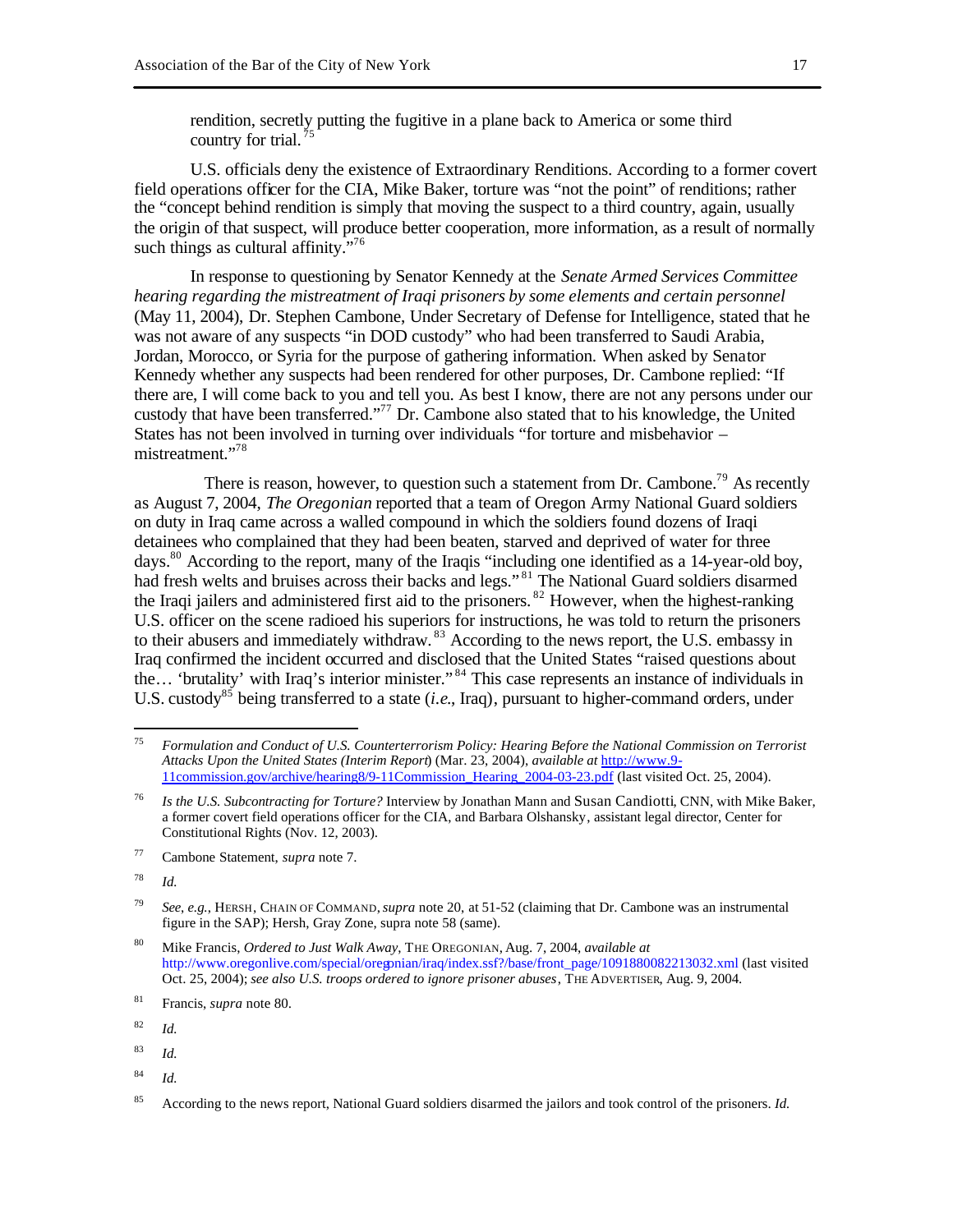rendition, secretly putting the fugitive in a plane back to America or some third country for trial.[75]

U.S. officials deny the existence of Extraordinary Renditions. According to a former covert field operations officer for the CIA, Mike Baker, torture was "not the point" of renditions; rather the "concept behind rendition is simply that moving the suspect to a third country, again, usually the origin of that suspect, will produce better cooperation, more information, as a result of normally such things as cultural affinity."[76]

In response to questioning by Senator Kennedy at the *Senate Armed Services Committee hearing regarding the mistreatment of Iraqi prisoners by some elements and certain personnel* (May 11, 2004), Dr. Stephen Cambone, Under Secretary of Defense for Intelligence, stated that he was not aware of any suspects "in DOD custody" who had been transferred to Saudi Arabia, Jordan, Morocco, or Syria for the purpose of gathering information. When asked by Senator Kennedy whether any suspects had been rendered for other purposes, Dr. Cambone replied: "If there are, I will come back to you and tell you. As best I know, there are not any persons under our custody that have been transferred."[77] Dr. Cambone also stated that to his knowledge, the United States has not been involved in turning over individuals "for torture and misbehavior – mistreatment."[78]

There is reason, however, to question such a statement from Dr. Cambone.[79] As recently as August 7, 2004, *The Oregonian* reported that a team of Oregon Army National Guard soldiers on duty in Iraq came across a walled compound in which the soldiers found dozens of Iraqi detainees who complained that they had been beaten, starved and deprived of water for three days.[80] According to the report, many of the Iraqis "including one identified as a 14-year-old boy, had fresh welts and bruises across their backs and legs."[81] The National Guard soldiers disarmed the Iraqi jailers and administered first aid to the prisoners.[82] However, when the highest-ranking U.S. officer on the scene radioed his superiors for instructions, he was told to return the prisoners to their abusers and immediately withdraw.[83] According to the news report, the U.S. embassy in Iraq confirmed the incident occurred and disclosed that the United States "raised questions about the… 'brutality' with Iraq's interior minister."[84] This case represents an instance of individuals in U.S. custody[85] being transferred to a state (*i.e.*, Iraq), pursuant to higher-command orders, under

---

[75] *Formulation and Conduct of U.S. Counterterrorism Policy: Hearing Before the National Commission on Terrorist Attacks Upon the United States (Interim Report)* (Mar. 23, 2004), *available at* http://www.9-11commission.gov/archive/hearing8/9-11Commission_Hearing_2004-03-23.pdf (last visited Oct. 25, 2004).

[76] *Is the U.S. Subcontracting for Torture?* Interview by Jonathan Mann and Susan Candiotti, CNN, with Mike Baker, a former covert field operations officer for the CIA, and Barbara Olshansky, assistant legal director, Center for Constitutional Rights (Nov. 12, 2003).

[77] Cambone Statement, *supra* note 7.

[78] *Id.*

[79] *See, e.g.*, HERSH, CHAIN OF COMMAND, *supra* note 20, at 51-52 (claiming that Dr. Cambone was an instrumental figure in the SAP); Hersh, Gray Zone, supra note 58 (same).

[80] Mike Francis, *Ordered to Just Walk Away*, THE OREGONIAN, Aug. 7, 2004, *available at* http://www.oregonlive.com/special/oregonian/iraq/index.ssf?/base/front_page/1091880082213032.xml (last visited Oct. 25, 2004); *see also U.S. troops ordered to ignore prisoner abuses*, THE ADVERTISER, Aug. 9, 2004.

[81] Francis, *supra* note 80.

[82] *Id.*

[83] *Id.*

[84] *Id.*

[85] According to the news report, National Guard soldiers disarmed the jailors and took control of the prisoners. *Id.*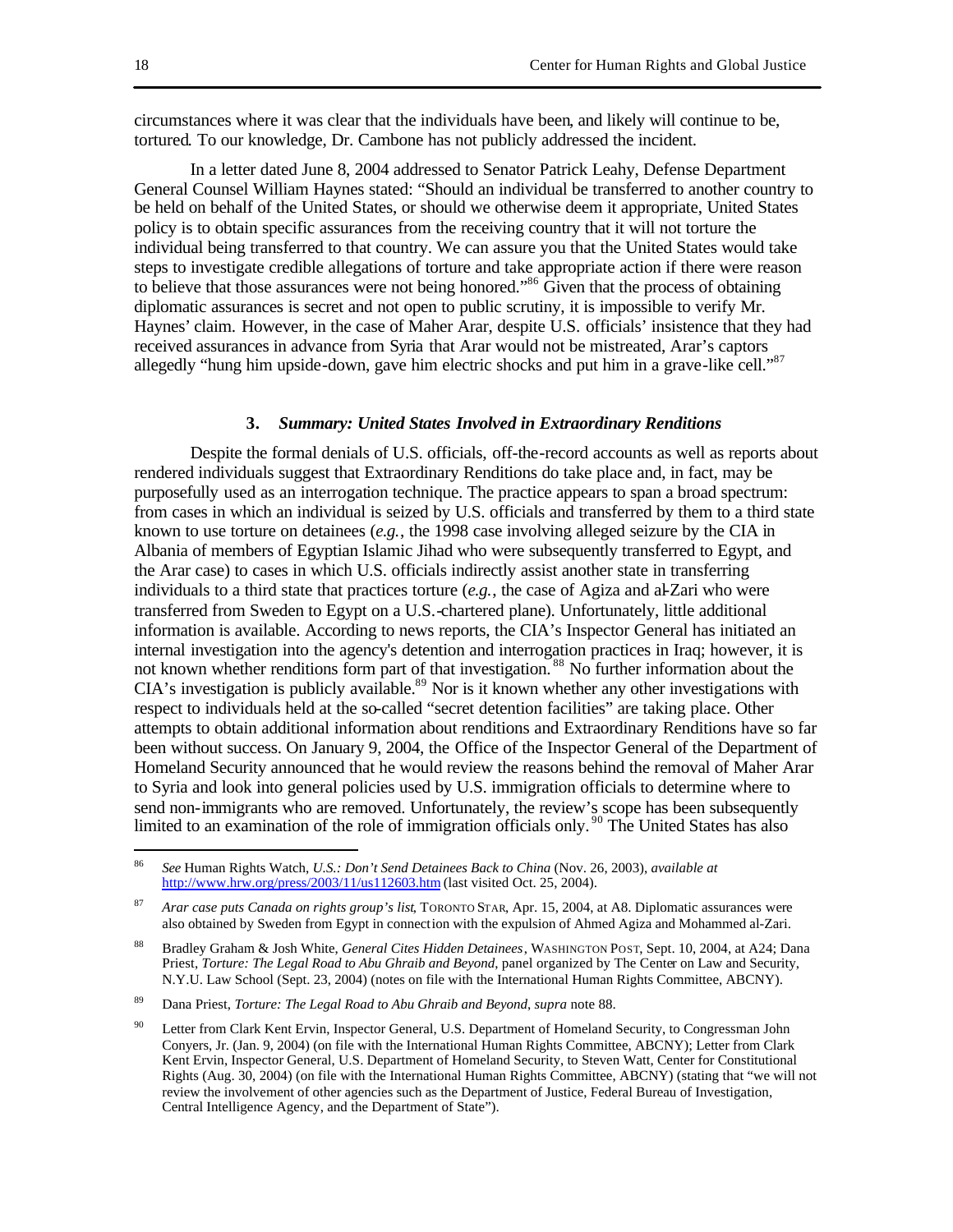circumstances where it was clear that the individuals have been, and likely will continue to be, tortured. To our knowledge, Dr. Cambone has not publicly addressed the incident.

In a letter dated June 8, 2004 addressed to Senator Patrick Leahy, Defense Department General Counsel William Haynes stated: "Should an individual be transferred to another country to be held on behalf of the United States, or should we otherwise deem it appropriate, United States policy is to obtain specific assurances from the receiving country that it will not torture the individual being transferred to that country. We can assure you that the United States would take steps to investigate credible allegations of torture and take appropriate action if there were reason to believe that those assurances were not being honored."[86] Given that the process of obtaining diplomatic assurances is secret and not open to public scrutiny, it is impossible to verify Mr. Haynes' claim. However, in the case of Maher Arar, despite U.S. officials' insistence that they had received assurances in advance from Syria that Arar would not be mistreated, Arar's captors allegedly "hung him upside-down, gave him electric shocks and put him in a grave-like cell."[87]

### 3. *Summary: United States Involved in Extraordinary Renditions*

Despite the formal denials of U.S. officials, off-the-record accounts as well as reports about rendered individuals suggest that Extraordinary Renditions do take place and, in fact, may be purposefully used as an interrogation technique. The practice appears to span a broad spectrum: from cases in which an individual is seized by U.S. officials and transferred by them to a third state known to use torture on detainees (*e.g.*, the 1998 case involving alleged seizure by the CIA in Albania of members of Egyptian Islamic Jihad who were subsequently transferred to Egypt, and the Arar case) to cases in which U.S. officials indirectly assist another state in transferring individuals to a third state that practices torture (*e.g.*, the case of Agiza and al-Zari who were transferred from Sweden to Egypt on a U.S.-chartered plane). Unfortunately, little additional information is available. According to news reports, the CIA's Inspector General has initiated an internal investigation into the agency's detention and interrogation practices in Iraq; however, it is not known whether renditions form part of that investigation.[88] No further information about the CIA's investigation is publicly available.[89] Nor is it known whether any other investigations with respect to individuals held at the so-called "secret detention facilities" are taking place. Other attempts to obtain additional information about renditions and Extraordinary Renditions have so far been without success. On January 9, 2004, the Office of the Inspector General of the Department of Homeland Security announced that he would review the reasons behind the removal of Maher Arar to Syria and look into general policies used by U.S. immigration officials to determine where to send non-immigrants who are removed. Unfortunately, the review's scope has been subsequently limited to an examination of the role of immigration officials only.[90] The United States has also

---

[86] *See* Human Rights Watch, *U.S.: Don't Send Detainees Back to China* (Nov. 26, 2003), *available at* http://www.hrw.org/press/2003/11/us112603.htm (last visited Oct. 25, 2004).

[87] *Arar case puts Canada on rights group's list*, TORONTO STAR, Apr. 15, 2004, at A8. Diplomatic assurances were also obtained by Sweden from Egypt in connection with the expulsion of Ahmed Agiza and Mohammed al-Zari.

[88] Bradley Graham & Josh White, *General Cites Hidden Detainees*, WASHINGTON POST, Sept. 10, 2004, at A24; Dana Priest, *Torture: The Legal Road to Abu Ghraib and Beyond*, panel organized by The Center on Law and Security, N.Y.U. Law School (Sept. 23, 2004) (notes on file with the International Human Rights Committee, ABCNY).

[89] Dana Priest, *Torture: The Legal Road to Abu Ghraib and Beyond*, *supra* note 88.

[90] Letter from Clark Kent Ervin, Inspector General, U.S. Department of Homeland Security, to Congressman John Conyers, Jr. (Jan. 9, 2004) (on file with the International Human Rights Committee, ABCNY); Letter from Clark Kent Ervin, Inspector General, U.S. Department of Homeland Security, to Steven Watt, Center for Constitutional Rights (Aug. 30, 2004) (on file with the International Human Rights Committee, ABCNY) (stating that "we will not review the involvement of other agencies such as the Department of Justice, Federal Bureau of Investigation, Central Intelligence Agency, and the Department of State").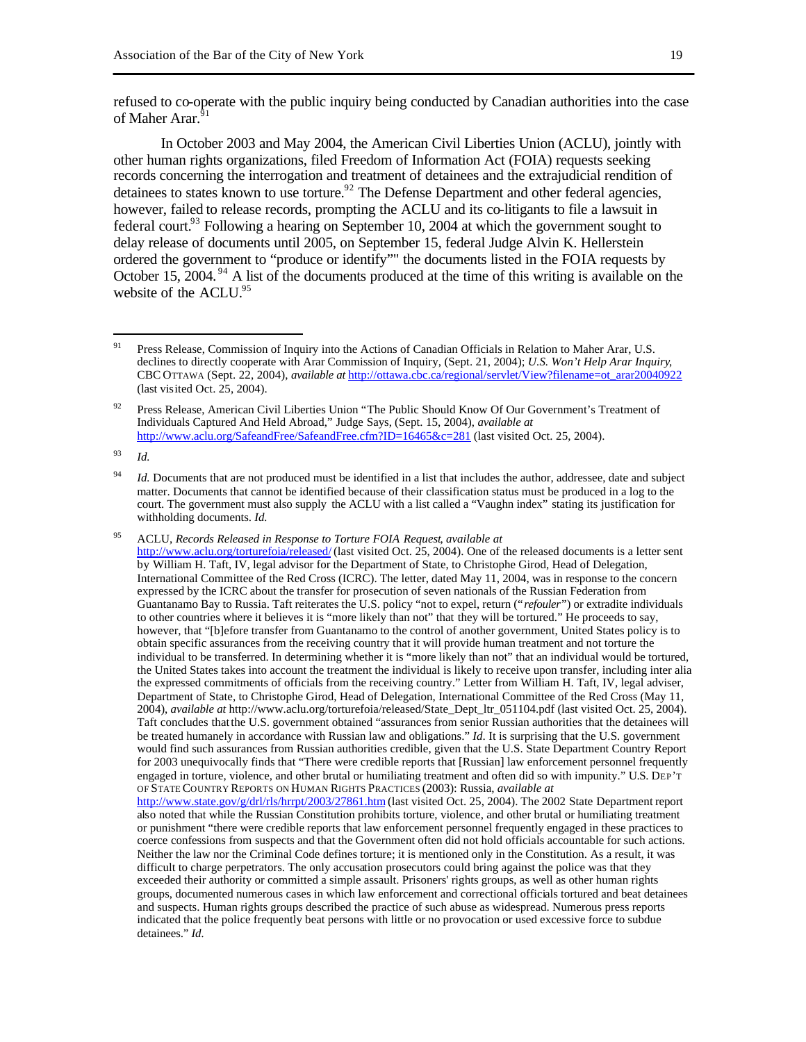refused to co-operate with the public inquiry being conducted by Canadian authorities into the case of Maher Arar.[91]

In October 2003 and May 2004, the American Civil Liberties Union (ACLU), jointly with other human rights organizations, filed Freedom of Information Act (FOIA) requests seeking records concerning the interrogation and treatment of detainees and the extrajudicial rendition of detainees to states known to use torture.[92] The Defense Department and other federal agencies, however, failed to release records, prompting the ACLU and its co-litigants to file a lawsuit in federal court.[93] Following a hearing on September 10, 2004 at which the government sought to delay release of documents until 2005, on September 15, federal Judge Alvin K. Hellerstein ordered the government to "produce or identify"" the documents listed in the FOIA requests by October 15, 2004.[94] A list of the documents produced at the time of this writing is available on the website of the ACLU.[95]

---

[91] Press Release, Commission of Inquiry into the Actions of Canadian Officials in Relation to Maher Arar, U.S. declines to directly cooperate with Arar Commission of Inquiry, (Sept. 21, 2004); *U.S. Won't Help Arar Inquiry*, CBC OTTAWA (Sept. 22, 2004), *available at* http://ottawa.cbc.ca/regional/servlet/View?filename=ot_arar20040922 (last visited Oct. 25, 2004).

[92] Press Release, American Civil Liberties Union "The Public Should Know Of Our Government's Treatment of Individuals Captured And Held Abroad," Judge Says, (Sept. 15, 2004), *available at* http://www.aclu.org/SafeandFree/SafeandFree.cfm?ID=16465&c=281 (last visited Oct. 25, 2004).

[93] *Id.*

[94] *Id.* Documents that are not produced must be identified in a list that includes the author, addressee, date and subject matter. Documents that cannot be identified because of their classification status must be produced in a log to the court. The government must also supply the ACLU with a list called a "Vaughn index" stating its justification for withholding documents. *Id.*

[95] ACLU, *Records Released in Response to Torture FOIA Request*, *available at* http://www.aclu.org/torturefoia/released/ (last visited Oct. 25, 2004). One of the released documents is a letter sent by William H. Taft, IV, legal advisor for the Department of State, to Christophe Girod, Head of Delegation, International Committee of the Red Cross (ICRC). The letter, dated May 11, 2004, was in response to the concern expressed by the ICRC about the transfer for prosecution of seven nationals of the Russian Federation from Guantanamo Bay to Russia. Taft reiterates the U.S. policy "not to expel, return ("*refouler*") or extradite individuals to other countries where it believes it is "more likely than not" that they will be tortured." He proceeds to say, however, that "[b]efore transfer from Guantanamo to the control of another government, United States policy is to obtain specific assurances from the receiving country that it will provide human treatment and not torture the individual to be transferred. In determining whether it is "more likely than not" that an individual would be tortured, the United States takes into account the treatment the individual is likely to receive upon transfer, including inter alia the expressed commitments of officials from the receiving country." Letter from William H. Taft, IV, legal adviser, Department of State, to Christophe Girod, Head of Delegation, International Committee of the Red Cross (May 11, 2004), *available at* http://www.aclu.org/torturefoia/released/State_Dept_ltr_051104.pdf (last visited Oct. 25, 2004). Taft concludes that the U.S. government obtained "assurances from senior Russian authorities that the detainees will be treated humanely in accordance with Russian law and obligations." *Id*. It is surprising that the U.S. government would find such assurances from Russian authorities credible, given that the U.S. State Department Country Report for 2003 unequivocally finds that "There were credible reports that [Russian] law enforcement personnel frequently engaged in torture, violence, and other brutal or humiliating treatment and often did so with impunity." U.S. DEP'T OF STATE COUNTRY REPORTS ON HUMAN RIGHTS PRACTICES (2003): Russia, *available at* http://www.state.gov/g/drl/rls/hrrpt/2003/27861.htm (last visited Oct. 25, 2004). The 2002 State Department report also noted that while the Russian Constitution prohibits torture, violence, and other brutal or humiliating treatment or punishment "there were credible reports that law enforcement personnel frequently engaged in these practices to coerce confessions from suspects and that the Government often did not hold officials accountable for such actions. Neither the law nor the Criminal Code defines torture; it is mentioned only in the Constitution. As a result, it was difficult to charge perpetrators. The only accusation prosecutors could bring against the police was that they exceeded their authority or committed a simple assault. Prisoners' rights groups, as well as other human rights groups, documented numerous cases in which law enforcement and correctional officials tortured and beat detainees and suspects. Human rights groups described the practice of such abuse as widespread. Numerous press reports indicated that the police frequently beat persons with little or no provocation or used excessive force to subdue detainees." *Id.*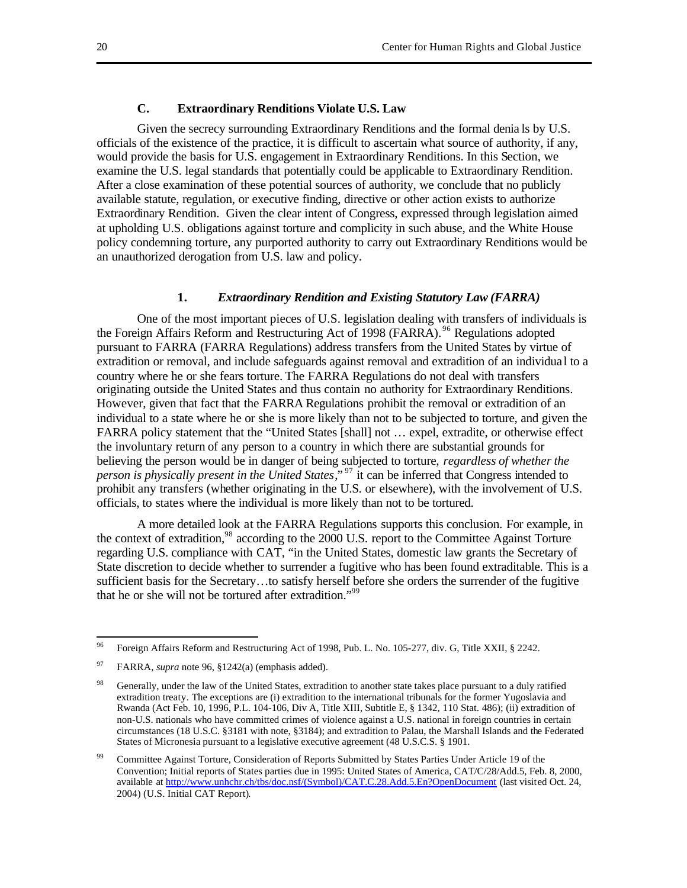### C. Extraordinary Renditions Violate U.S. Law

Given the secrecy surrounding Extraordinary Renditions and the formal denials by U.S. officials of the existence of the practice, it is difficult to ascertain what source of authority, if any, would provide the basis for U.S. engagement in Extraordinary Renditions. In this Section, we examine the U.S. legal standards that potentially could be applicable to Extraordinary Rendition. After a close examination of these potential sources of authority, we conclude that no publicly available statute, regulation, or executive finding, directive or other action exists to authorize Extraordinary Rendition. Given the clear intent of Congress, expressed through legislation aimed at upholding U.S. obligations against torture and complicity in such abuse, and the White House policy condemning torture, any purported authority to carry out Extraordinary Renditions would be an unauthorized derogation from U.S. law and policy.

#### 1. *Extraordinary Rendition and Existing Statutory Law (FARRA)*

One of the most important pieces of U.S. legislation dealing with transfers of individuals is the Foreign Affairs Reform and Restructuring Act of 1998 (FARRA).[96] Regulations adopted pursuant to FARRA (FARRA Regulations) address transfers from the United States by virtue of extradition or removal, and include safeguards against removal and extradition of an individual to a country where he or she fears torture. The FARRA Regulations do not deal with transfers originating outside the United States and thus contain no authority for Extraordinary Renditions. However, given that fact that the FARRA Regulations prohibit the removal or extradition of an individual to a state where he or she is more likely than not to be subjected to torture, and given the FARRA policy statement that the "United States [shall] not … expel, extradite, or otherwise effect the involuntary return of any person to a country in which there are substantial grounds for believing the person would be in danger of being subjected to torture, *regardless of whether the person is physically present in the United States*,"[97] it can be inferred that Congress intended to prohibit any transfers (whether originating in the U.S. or elsewhere), with the involvement of U.S. officials, to states where the individual is more likely than not to be tortured.

A more detailed look at the FARRA Regulations supports this conclusion. For example, in the context of extradition,[98] according to the 2000 U.S. report to the Committee Against Torture regarding U.S. compliance with CAT, "in the United States, domestic law grants the Secretary of State discretion to decide whether to surrender a fugitive who has been found extraditable. This is a sufficient basis for the Secretary…to satisfy herself before she orders the surrender of the fugitive that he or she will not be tortured after extradition."[99]

---

[96] Foreign Affairs Reform and Restructuring Act of 1998, Pub. L. No. 105-277, div. G, Title XXII, § 2242.

[97] FARRA, *supra* note 96, §1242(a) (emphasis added).

[98] Generally, under the law of the United States, extradition to another state takes place pursuant to a duly ratified extradition treaty. The exceptions are (i) extradition to the international tribunals for the former Yugoslavia and Rwanda (Act Feb. 10, 1996, P.L. 104-106, Div A, Title XIII, Subtitle E, § 1342, 110 Stat. 486); (ii) extradition of non-U.S. nationals who have committed crimes of violence against a U.S. national in foreign countries in certain circumstances (18 U.S.C. §3181 with note, §3184); and extradition to Palau, the Marshall Islands and the Federated States of Micronesia pursuant to a legislative executive agreement (48 U.S.C.S. § 1901.

[99] Committee Against Torture, Consideration of Reports Submitted by States Parties Under Article 19 of the Convention; Initial reports of States parties due in 1995: United States of America, CAT/C/28/Add.5, Feb. 8, 2000, available at http://www.unhchr.ch/tbs/doc.nsf/(Symbol)/CAT.C.28.Add.5.En?OpenDocument (last visited Oct. 24, 2004) (U.S. Initial CAT Report).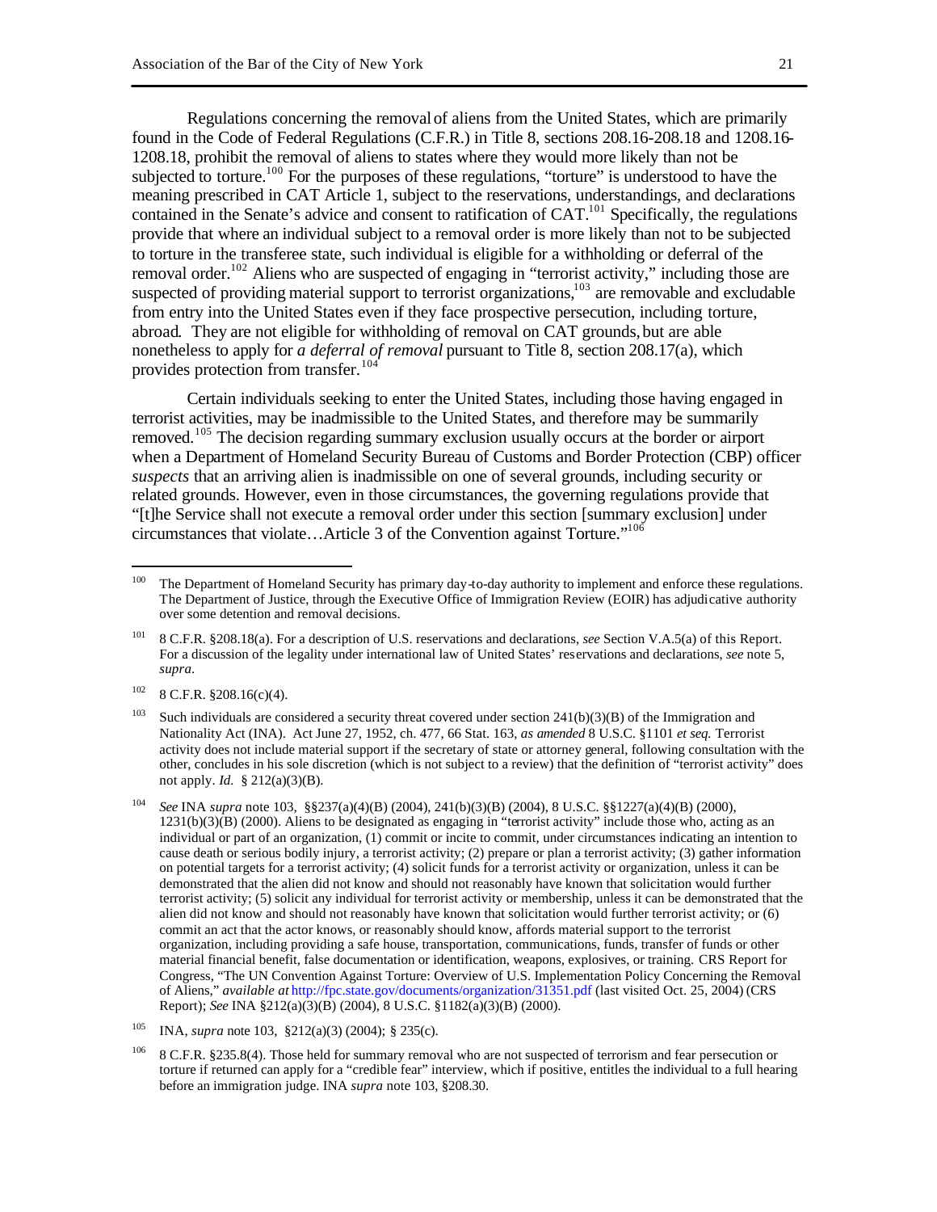Regulations concerning the removal of aliens from the United States, which are primarily found in the Code of Federal Regulations (C.F.R.) in Title 8, sections 208.16-208.18 and 1208.16-1208.18, prohibit the removal of aliens to states where they would more likely than not be subjected to torture.[100] For the purposes of these regulations, "torture" is understood to have the meaning prescribed in CAT Article 1, subject to the reservations, understandings, and declarations contained in the Senate's advice and consent to ratification of CAT.[101] Specifically, the regulations provide that where an individual subject to a removal order is more likely than not to be subjected to torture in the transferee state, such individual is eligible for a withholding or deferral of the removal order.[102] Aliens who are suspected of engaging in "terrorist activity," including those are suspected of providing material support to terrorist organizations,[103] are removable and excludable from entry into the United States even if they face prospective persecution, including torture, abroad. They are not eligible for withholding of removal on CAT grounds, but are able nonetheless to apply for *a deferral of removal* pursuant to Title 8, section 208.17(a), which provides protection from transfer.[104]

Certain individuals seeking to enter the United States, including those having engaged in terrorist activities, may be inadmissible to the United States, and therefore may be summarily removed.[105] The decision regarding summary exclusion usually occurs at the border or airport when a Department of Homeland Security Bureau of Customs and Border Protection (CBP) officer *suspects* that an arriving alien is inadmissible on one of several grounds, including security or related grounds. However, even in those circumstances, the governing regulations provide that "[t]he Service shall not execute a removal order under this section [summary exclusion] under circumstances that violate…Article 3 of the Convention against Torture."[106]

---

[100] The Department of Homeland Security has primary day-to-day authority to implement and enforce these regulations. The Department of Justice, through the Executive Office of Immigration Review (EOIR) has adjudicative authority over some detention and removal decisions.

[101] 8 C.F.R. §208.18(a). For a description of U.S. reservations and declarations, *see* Section V.A.5(a) of this Report. For a discussion of the legality under international law of United States' reservations and declarations, *see* note 5, *supra*.

[102] 8 C.F.R. §208.16(c)(4).

[103] Such individuals are considered a security threat covered under section 241(b)(3)(B) of the Immigration and Nationality Act (INA). Act June 27, 1952, ch. 477, 66 Stat. 163, *as amended* 8 U.S.C. §1101 *et seq.* Terrorist activity does not include material support if the secretary of state or attorney general, following consultation with the other, concludes in his sole discretion (which is not subject to a review) that the definition of "terrorist activity" does not apply. *Id.* § 212(a)(3)(B).

[104] *See* INA *supra* note 103, §§237(a)(4)(B) (2004), 241(b)(3)(B) (2004), 8 U.S.C. §§1227(a)(4)(B) (2000), 1231(b)(3)(B) (2000). Aliens to be designated as engaging in "terrorist activity" include those who, acting as an individual or part of an organization, (1) commit or incite to commit, under circumstances indicating an intention to cause death or serious bodily injury, a terrorist activity; (2) prepare or plan a terrorist activity; (3) gather information on potential targets for a terrorist activity; (4) solicit funds for a terrorist activity or organization, unless it can be demonstrated that the alien did not know and should not reasonably have known that solicitation would further terrorist activity; (5) solicit any individual for terrorist activity or membership, unless it can be demonstrated that the alien did not know and should not reasonably have known that solicitation would further terrorist activity; or (6) commit an act that the actor knows, or reasonably should know, affords material support to the terrorist organization, including providing a safe house, transportation, communications, funds, transfer of funds or other material financial benefit, false documentation or identification, weapons, explosives, or training. CRS Report for Congress, "The UN Convention Against Torture: Overview of U.S. Implementation Policy Concerning the Removal of Aliens," *available at* http://fpc.state.gov/documents/organization/31351.pdf (last visited Oct. 25, 2004) (CRS Report); *See* INA §212(a)(3)(B) (2004), 8 U.S.C. §1182(a)(3)(B) (2000).

[105] INA, *supra* note 103, §212(a)(3) (2004); § 235(c).

[106] 8 C.F.R. §235.8(4). Those held for summary removal who are not suspected of terrorism and fear persecution or torture if returned can apply for a "credible fear" interview, which if positive, entitles the individual to a full hearing before an immigration judge. INA *supra* note 103, §208.30.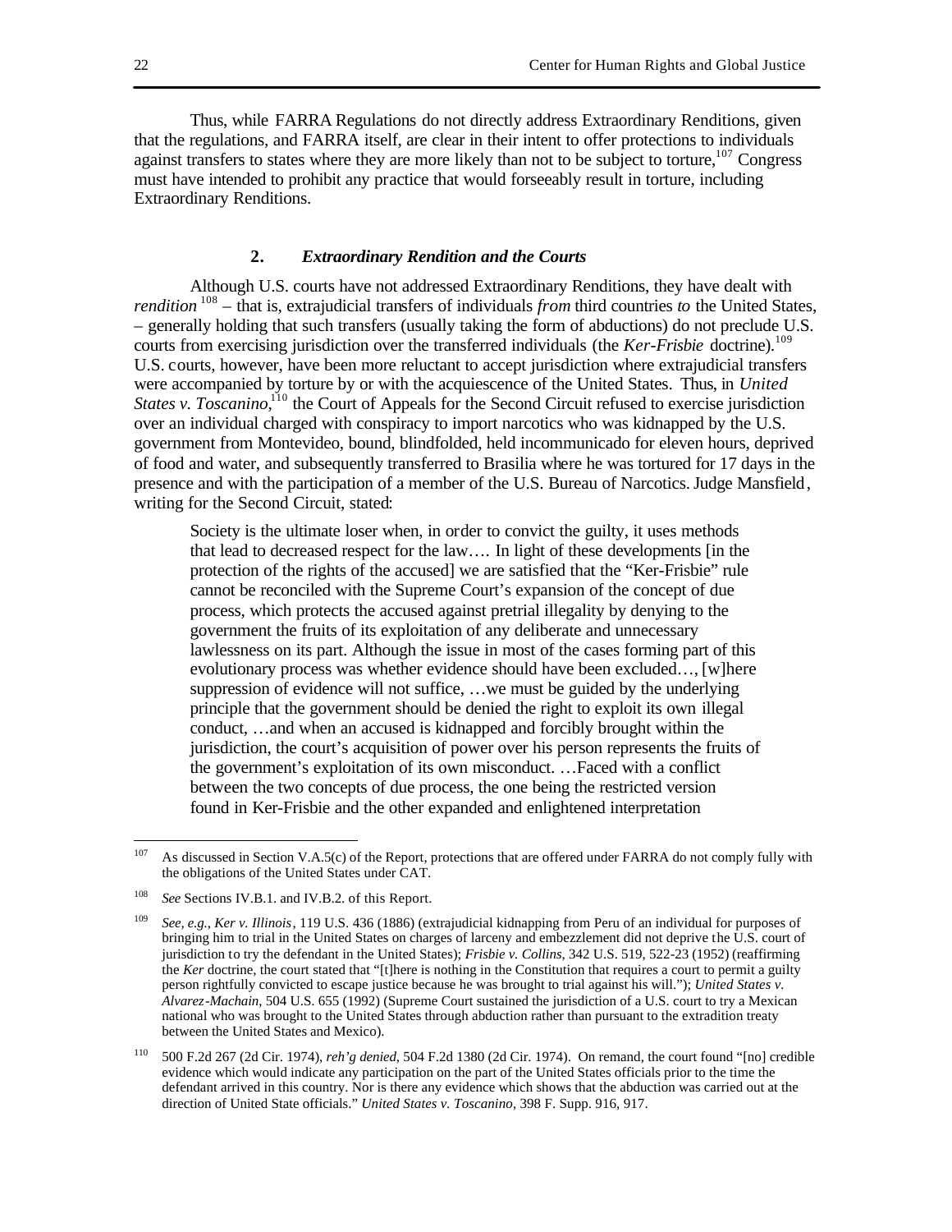Thus, while FARRA Regulations do not directly address Extraordinary Renditions, given that the regulations, and FARRA itself, are clear in their intent to offer protections to individuals against transfers to states where they are more likely than not to be subject to torture,[107] Congress must have intended to prohibit any practice that would forseeably result in torture, including Extraordinary Renditions.

### 2. *Extraordinary Rendition and the Courts*

Although U.S. courts have not addressed Extraordinary Renditions, they have dealt with *rendition*[108] – that is, extrajudicial transfers of individuals *from* third countries *to* the United States, – generally holding that such transfers (usually taking the form of abductions) do not preclude U.S. courts from exercising jurisdiction over the transferred individuals (the *Ker-Frisbie* doctrine).[109] U.S. courts, however, have been more reluctant to accept jurisdiction where extrajudicial transfers were accompanied by torture by or with the acquiescence of the United States. Thus, in *United States v. Toscanino*,[110] the Court of Appeals for the Second Circuit refused to exercise jurisdiction over an individual charged with conspiracy to import narcotics who was kidnapped by the U.S. government from Montevideo, bound, blindfolded, held incommunicado for eleven hours, deprived of food and water, and subsequently transferred to Brasilia where he was tortured for 17 days in the presence and with the participation of a member of the U.S. Bureau of Narcotics. Judge Mansfield, writing for the Second Circuit, stated:

> Society is the ultimate loser when, in order to convict the guilty, it uses methods that lead to decreased respect for the law…. In light of these developments [in the protection of the rights of the accused] we are satisfied that the "Ker-Frisbie" rule cannot be reconciled with the Supreme Court's expansion of the concept of due process, which protects the accused against pretrial illegality by denying to the government the fruits of its exploitation of any deliberate and unnecessary lawlessness on its part. Although the issue in most of the cases forming part of this evolutionary process was whether evidence should have been excluded…, [w]here suppression of evidence will not suffice, …we must be guided by the underlying principle that the government should be denied the right to exploit its own illegal conduct, …and when an accused is kidnapped and forcibly brought within the jurisdiction, the court's acquisition of power over his person represents the fruits of the government's exploitation of its own misconduct. …Faced with a conflict between the two concepts of due process, the one being the restricted version found in Ker-Frisbie and the other expanded and enlightened interpretation

---

[107] As discussed in Section V.A.5(c) of the Report, protections that are offered under FARRA do not comply fully with the obligations of the United States under CAT.

[108] *See* Sections IV.B.1. and IV.B.2. of this Report.

[109] *See, e.g., Ker v. Illinois*, 119 U.S. 436 (1886) (extrajudicial kidnapping from Peru of an individual for purposes of bringing him to trial in the United States on charges of larceny and embezzlement did not deprive the U.S. court of jurisdiction to try the defendant in the United States); *Frisbie v. Collins*, 342 U.S. 519, 522-23 (1952) (reaffirming the *Ker* doctrine, the court stated that "[t]here is nothing in the Constitution that requires a court to permit a guilty person rightfully convicted to escape justice because he was brought to trial against his will."); *United States v. Alvarez-Machain*, 504 U.S. 655 (1992) (Supreme Court sustained the jurisdiction of a U.S. court to try a Mexican national who was brought to the United States through abduction rather than pursuant to the extradition treaty between the United States and Mexico).

[110] 500 F.2d 267 (2d Cir. 1974), *reh'g denied*, 504 F.2d 1380 (2d Cir. 1974). On remand, the court found "[no] credible evidence which would indicate any participation on the part of the United States officials prior to the time the defendant arrived in this country. Nor is there any evidence which shows that the abduction was carried out at the direction of United State officials." *United States v. Toscanino*, 398 F. Supp. 916, 917.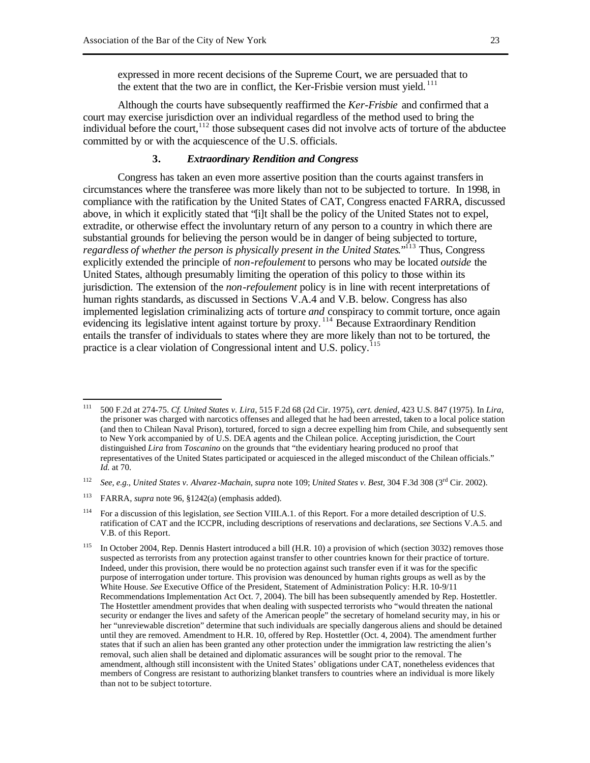expressed in more recent decisions of the Supreme Court, we are persuaded that to the extent that the two are in conflict, the Ker-Frisbie version must yield.[111]

Although the courts have subsequently reaffirmed the *Ker-Frisbie* and confirmed that a court may exercise jurisdiction over an individual regardless of the method used to bring the individual before the court,[112] those subsequent cases did not involve acts of torture of the abductee committed by or with the acquiescence of the U.S. officials.

### 3. *Extraordinary Rendition and Congress*

Congress has taken an even more assertive position than the courts against transfers in circumstances where the transferee was more likely than not to be subjected to torture. In 1998, in compliance with the ratification by the United States of CAT, Congress enacted FARRA, discussed above, in which it explicitly stated that "[i]t shall be the policy of the United States not to expel, extradite, or otherwise effect the involuntary return of any person to a country in which there are substantial grounds for believing the person would be in danger of being subjected to torture, *regardless of whether the person is physically present in the United States*."[113] Thus, Congress explicitly extended the principle of *non-refoulement* to persons who may be located *outside* the United States, although presumably limiting the operation of this policy to those within its jurisdiction. The extension of the *non-refoulement* policy is in line with recent interpretations of human rights standards, as discussed in Sections V.A.4 and V.B. below. Congress has also implemented legislation criminalizing acts of torture *and* conspiracy to commit torture, once again evidencing its legislative intent against torture by proxy.[114] Because Extraordinary Rendition entails the transfer of individuals to states where they are more likely than not to be tortured, the practice is a clear violation of Congressional intent and U.S. policy.[115]

---

[111] 500 F.2d at 274-75. *Cf. United States v. Lira*, 515 F.2d 68 (2d Cir. 1975), *cert. denied*, 423 U.S. 847 (1975). In *Lira*, the prisoner was charged with narcotics offenses and alleged that he had been arrested, taken to a local police station (and then to Chilean Naval Prison), tortured, forced to sign a decree expelling him from Chile, and subsequently sent to New York accompanied by of U.S. DEA agents and the Chilean police. Accepting jurisdiction, the Court distinguished *Lira* from *Toscanino* on the grounds that "the evidentiary hearing produced no proof that representatives of the United States participated or acquiesced in the alleged misconduct of the Chilean officials." *Id.* at 70.

[112] *See, e.g.*, *United States v. Alvarez-Machain*, *supra* note 109; *United States v. Best*, 304 F.3d 308 (3rd Cir. 2002).

[113] FARRA, *supra* note 96, §1242(a) (emphasis added).

[114] For a discussion of this legislation, *see* Section VIII.A.1. of this Report. For a more detailed description of U.S. ratification of CAT and the ICCPR, including descriptions of reservations and declarations, *see* Sections V.A.5. and V.B. of this Report.

[115] In October 2004, Rep. Dennis Hastert introduced a bill (H.R. 10) a provision of which (section 3032) removes those suspected as terrorists from any protection against transfer to other countries known for their practice of torture. Indeed, under this provision, there would be no protection against such transfer even if it was for the specific purpose of interrogation under torture. This provision was denounced by human rights groups as well as by the White House. *See* Executive Office of the President, Statement of Administration Policy: H.R. 10-9/11 Recommendations Implementation Act Oct. 7, 2004). The bill has been subsequently amended by Rep. Hostettler. The Hostettler amendment provides that when dealing with suspected terrorists who "would threaten the national security or endanger the lives and safety of the American people" the secretary of homeland security may, in his or her "unreviewable discretion" determine that such individuals are specially dangerous aliens and should be detained until they are removed. Amendment to H.R. 10, offered by Rep. Hostettler (Oct. 4, 2004). The amendment further states that if such an alien has been granted any other protection under the immigration law restricting the alien's removal, such alien shall be detained and diplomatic assurances will be sought prior to the removal. The amendment, although still inconsistent with the United States' obligations under CAT, nonetheless evidences that members of Congress are resistant to authorizing blanket transfers to countries where an individual is more likely than not to be subject to torture.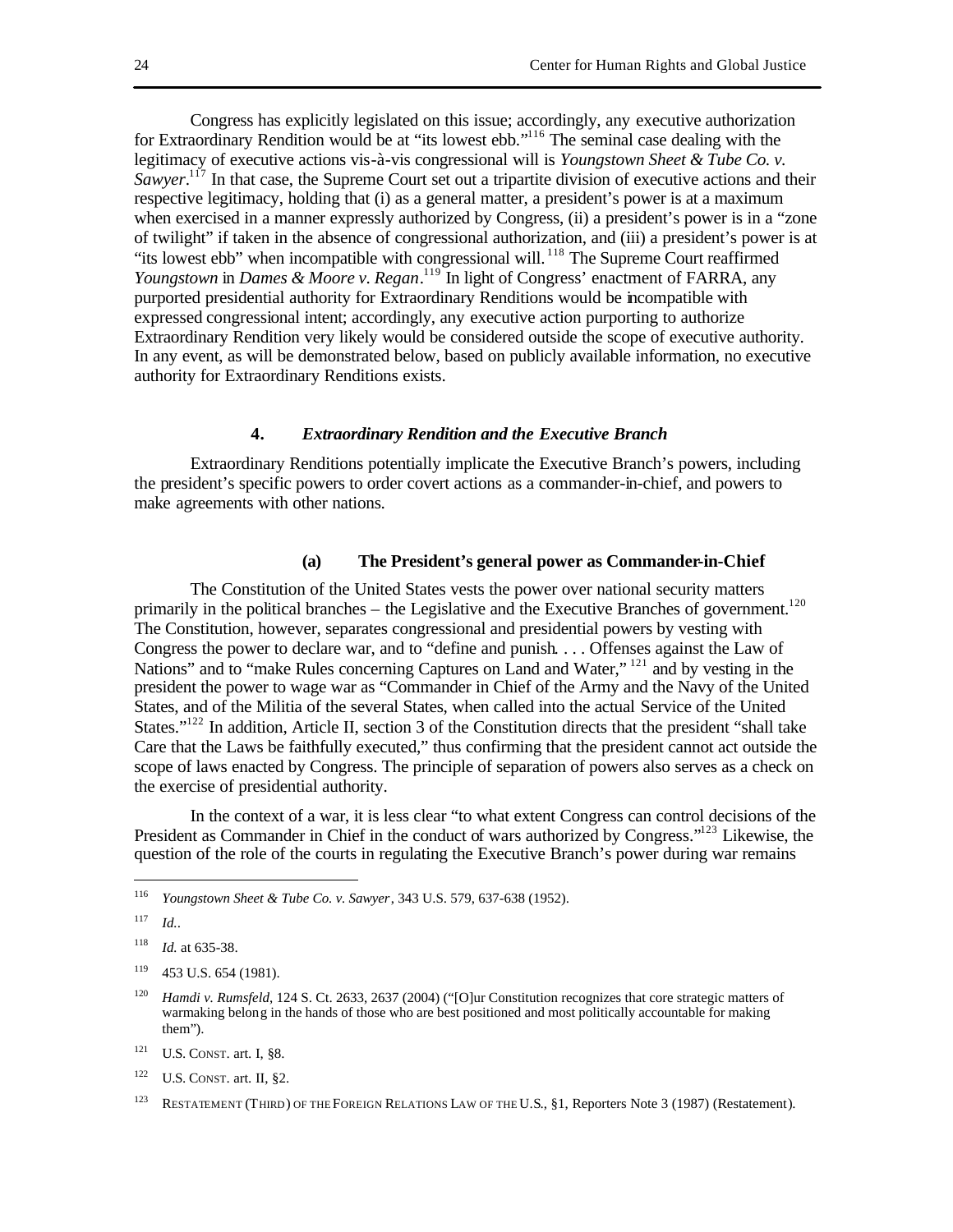Congress has explicitly legislated on this issue; accordingly, any executive authorization for Extraordinary Rendition would be at "its lowest ebb."[116] The seminal case dealing with the legitimacy of executive actions vis-à-vis congressional will is *Youngstown Sheet & Tube Co. v. Sawyer*.[117] In that case, the Supreme Court set out a tripartite division of executive actions and their respective legitimacy, holding that (i) as a general matter, a president's power is at a maximum when exercised in a manner expressly authorized by Congress, (ii) a president's power is in a "zone of twilight" if taken in the absence of congressional authorization, and (iii) a president's power is at "its lowest ebb" when incompatible with congressional will.[118] The Supreme Court reaffirmed *Youngstown* in *Dames & Moore v. Regan*.[119] In light of Congress' enactment of FARRA, any purported presidential authority for Extraordinary Renditions would be incompatible with expressed congressional intent; accordingly, any executive action purporting to authorize Extraordinary Rendition very likely would be considered outside the scope of executive authority. In any event, as will be demonstrated below, based on publicly available information, no executive authority for Extraordinary Renditions exists.

### 4. *Extraordinary Rendition and the Executive Branch*

Extraordinary Renditions potentially implicate the Executive Branch's powers, including the president's specific powers to order covert actions as a commander-in-chief, and powers to make agreements with other nations.

#### (a) The President's general power as Commander-in-Chief

The Constitution of the United States vests the power over national security matters primarily in the political branches – the Legislative and the Executive Branches of government.[120] The Constitution, however, separates congressional and presidential powers by vesting with Congress the power to declare war, and to "define and punish. . . . Offenses against the Law of Nations" and to "make Rules concerning Captures on Land and Water,"[121] and by vesting in the president the power to wage war as "Commander in Chief of the Army and the Navy of the United States, and of the Militia of the several States, when called into the actual Service of the United States."[122] In addition, Article II, section 3 of the Constitution directs that the president "shall take Care that the Laws be faithfully executed," thus confirming that the president cannot act outside the scope of laws enacted by Congress. The principle of separation of powers also serves as a check on the exercise of presidential authority.

In the context of a war, it is less clear "to what extent Congress can control decisions of the President as Commander in Chief in the conduct of wars authorized by Congress."[123] Likewise, the question of the role of the courts in regulating the Executive Branch's power during war remains

---

[116] *Youngstown Sheet & Tube Co. v. Sawyer*, 343 U.S. 579, 637-638 (1952).

[117] *Id.*.

[118] *Id.* at 635-38.

[119] 453 U.S. 654 (1981).

[120] *Hamdi v. Rumsfeld*, 124 S. Ct. 2633, 2637 (2004) ("[O]ur Constitution recognizes that core strategic matters of warmaking belong in the hands of those who are best positioned and most politically accountable for making them").

[121] U.S. CONST. art. I, §8.

[122] U.S. CONST. art. II, §2.

[123] RESTATEMENT (THIRD) OF THE FOREIGN RELATIONS LAW OF THE U.S., §1, Reporters Note 3 (1987) (Restatement).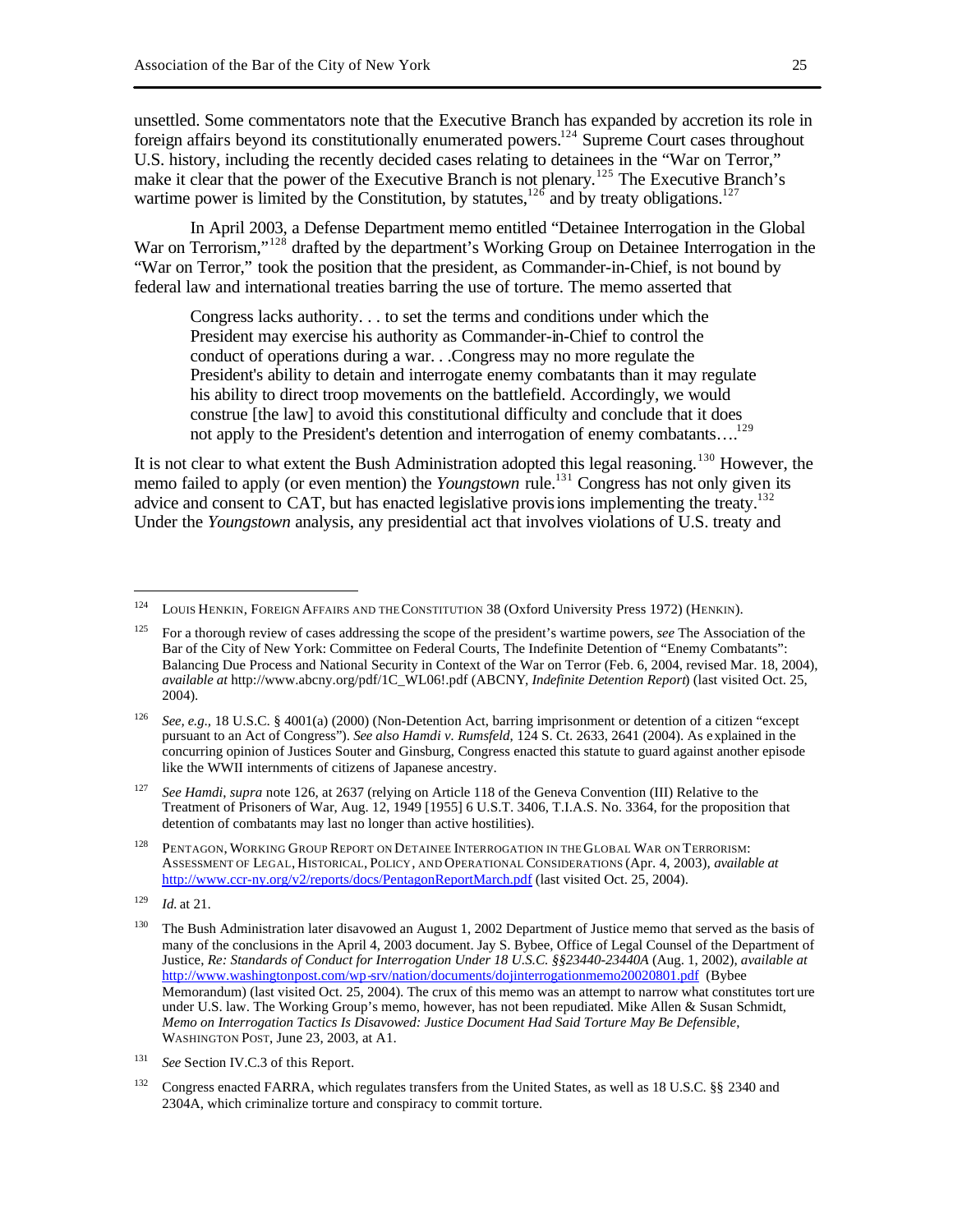unsettled. Some commentators note that the Executive Branch has expanded by accretion its role in foreign affairs beyond its constitutionally enumerated powers.[124] Supreme Court cases throughout U.S. history, including the recently decided cases relating to detainees in the "War on Terror," make it clear that the power of the Executive Branch is not plenary.[125] The Executive Branch's wartime power is limited by the Constitution, by statutes,[126] and by treaty obligations.[127]

In April 2003, a Defense Department memo entitled "Detainee Interrogation in the Global War on Terrorism,"[128] drafted by the department's Working Group on Detainee Interrogation in the "War on Terror," took the position that the president, as Commander-in-Chief, is not bound by federal law and international treaties barring the use of torture. The memo asserted that

> Congress lacks authority. . . to set the terms and conditions under which the President may exercise his authority as Commander-in-Chief to control the conduct of operations during a war. . .Congress may no more regulate the President's ability to detain and interrogate enemy combatants than it may regulate his ability to direct troop movements on the battlefield. Accordingly, we would construe [the law] to avoid this constitutional difficulty and conclude that it does not apply to the President's detention and interrogation of enemy combatants….[129]

It is not clear to what extent the Bush Administration adopted this legal reasoning.[130] However, the memo failed to apply (or even mention) the *Youngstown* rule.[131] Congress has not only given its advice and consent to CAT, but has enacted legislative provisions implementing the treaty.[132] Under the *Youngstown* analysis, any presidential act that involves violations of U.S. treaty and

---

[124] LOUIS HENKIN, FOREIGN AFFAIRS AND THE CONSTITUTION 38 (Oxford University Press 1972) (HENKIN).

[125] For a thorough review of cases addressing the scope of the president's wartime powers, *see* The Association of the Bar of the City of New York: Committee on Federal Courts, The Indefinite Detention of "Enemy Combatants": Balancing Due Process and National Security in Context of the War on Terror (Feb. 6, 2004, revised Mar. 18, 2004), *available at* http://www.abcny.org/pdf/1C_WL06!.pdf (ABCNY, *Indefinite Detention Report*) (last visited Oct. 25, 2004).

[126] *See, e.g.*, 18 U.S.C. § 4001(a) (2000) (Non-Detention Act, barring imprisonment or detention of a citizen "except pursuant to an Act of Congress"). *See also Hamdi v. Rumsfeld*, 124 S. Ct. 2633, 2641 (2004). As explained in the concurring opinion of Justices Souter and Ginsburg, Congress enacted this statute to guard against another episode like the WWII internments of citizens of Japanese ancestry.

[127] *See Hamdi*, *supra* note 126, at 2637 (relying on Article 118 of the Geneva Convention (III) Relative to the Treatment of Prisoners of War, Aug. 12, 1949 [1955] 6 U.S.T. 3406, T.I.A.S. No. 3364, for the proposition that detention of combatants may last no longer than active hostilities).

[128] PENTAGON, WORKING GROUP REPORT ON DETAINEE INTERROGATION IN THE GLOBAL WAR ON TERRORISM: ASSESSMENT OF LEGAL, HISTORICAL, POLICY, AND OPERATIONAL CONSIDERATIONS (Apr. 4, 2003), *available at* http://www.ccr-ny.org/v2/reports/docs/PentagonReportMarch.pdf (last visited Oct. 25, 2004).

[129] *Id.* at 21.

[130] The Bush Administration later disavowed an August 1, 2002 Department of Justice memo that served as the basis of many of the conclusions in the April 4, 2003 document. Jay S. Bybee, Office of Legal Counsel of the Department of Justice, *Re: Standards of Conduct for Interrogation Under 18 U.S.C. §§23440-23440A* (Aug. 1, 2002), *available at* http://www.washingtonpost.com/wp-srv/nation/documents/dojinterrogationmemo20020801.pdf (Bybee Memorandum) (last visited Oct. 25, 2004). The crux of this memo was an attempt to narrow what constitutes torture under U.S. law. The Working Group's memo, however, has not been repudiated. Mike Allen & Susan Schmidt, *Memo on Interrogation Tactics Is Disavowed: Justice Document Had Said Torture May Be Defensible*, WASHINGTON POST, June 23, 2003, at A1.

[131] *See* Section IV.C.3 of this Report.

[132] Congress enacted FARRA, which regulates transfers from the United States, as well as 18 U.S.C. §§ 2340 and 2304A, which criminalize torture and conspiracy to commit torture.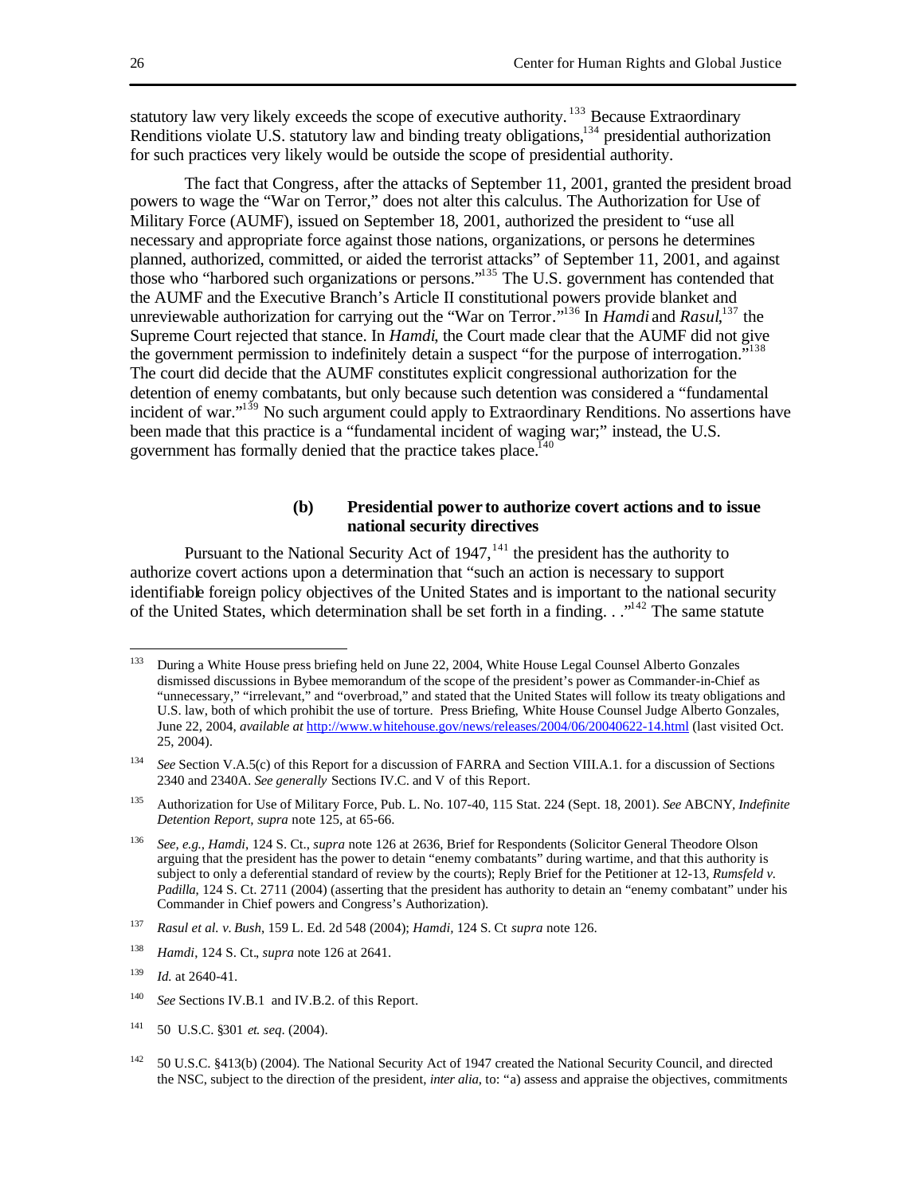statutory law very likely exceeds the scope of executive authority.[133] Because Extraordinary Renditions violate U.S. statutory law and binding treaty obligations,[134] presidential authorization for such practices very likely would be outside the scope of presidential authority.

The fact that Congress, after the attacks of September 11, 2001, granted the president broad powers to wage the "War on Terror," does not alter this calculus. The Authorization for Use of Military Force (AUMF), issued on September 18, 2001, authorized the president to "use all necessary and appropriate force against those nations, organizations, or persons he determines planned, authorized, committed, or aided the terrorist attacks" of September 11, 2001, and against those who "harbored such organizations or persons."[135] The U.S. government has contended that the AUMF and the Executive Branch's Article II constitutional powers provide blanket and unreviewable authorization for carrying out the "War on Terror."[136] In *Hamdi* and *Rasul*,[137] the Supreme Court rejected that stance. In *Hamdi*, the Court made clear that the AUMF did not give the government permission to indefinitely detain a suspect "for the purpose of interrogation."[138] The court did decide that the AUMF constitutes explicit congressional authorization for the detention of enemy combatants, but only because such detention was considered a "fundamental incident of war."[139] No such argument could apply to Extraordinary Renditions. No assertions have been made that this practice is a "fundamental incident of waging war;" instead, the U.S. government has formally denied that the practice takes place.[140]

### (b) Presidential power to authorize covert actions and to issue national security directives

Pursuant to the National Security Act of 1947,[141] the president has the authority to authorize covert actions upon a determination that "such an action is necessary to support identifiable foreign policy objectives of the United States and is important to the national security of the United States, which determination shall be set forth in a finding. . ."[142] The same statute

---

[133] During a White House press briefing held on June 22, 2004, White House Legal Counsel Alberto Gonzales dismissed discussions in Bybee memorandum of the scope of the president's power as Commander-in-Chief as "unnecessary," "irrelevant," and "overbroad," and stated that the United States will follow its treaty obligations and U.S. law, both of which prohibit the use of torture. Press Briefing, White House Counsel Judge Alberto Gonzales, June 22, 2004, *available at* http://www.whitehouse.gov/news/releases/2004/06/20040622-14.html (last visited Oct. 25, 2004).

[134] *See* Section V.A.5(c) of this Report for a discussion of FARRA and Section VIII.A.1. for a discussion of Sections 2340 and 2340A. *See generally* Sections IV.C. and V of this Report.

[135] Authorization for Use of Military Force, Pub. L. No. 107-40, 115 Stat. 224 (Sept. 18, 2001). *See* ABCNY, *Indefinite Detention Report, supra* note 125, at 65-66.

[136] *See, e.g., Hamdi*, 124 S. Ct., *supra* note 126 at 2636, Brief for Respondents (Solicitor General Theodore Olson arguing that the president has the power to detain "enemy combatants" during wartime, and that this authority is subject to only a deferential standard of review by the courts); Reply Brief for the Petitioner at 12-13, *Rumsfeld v. Padilla*, 124 S. Ct. 2711 (2004) (asserting that the president has authority to detain an "enemy combatant" under his Commander in Chief powers and Congress's Authorization).

[137] *Rasul et al. v. Bush*, 159 L. Ed. 2d 548 (2004); *Hamdi*, 124 S. Ct *supra* note 126.

[138] *Hamdi*, 124 S. Ct., *supra* note 126 at 2641.

[139] *Id.* at 2640-41.

[140] *See* Sections IV.B.1 and IV.B.2. of this Report.

[141] 50 U.S.C. §301 *et. seq*. (2004).

[142] 50 U.S.C. §413(b) (2004). The National Security Act of 1947 created the National Security Council, and directed the NSC, subject to the direction of the president, *inter alia*, to: "a) assess and appraise the objectives, commitments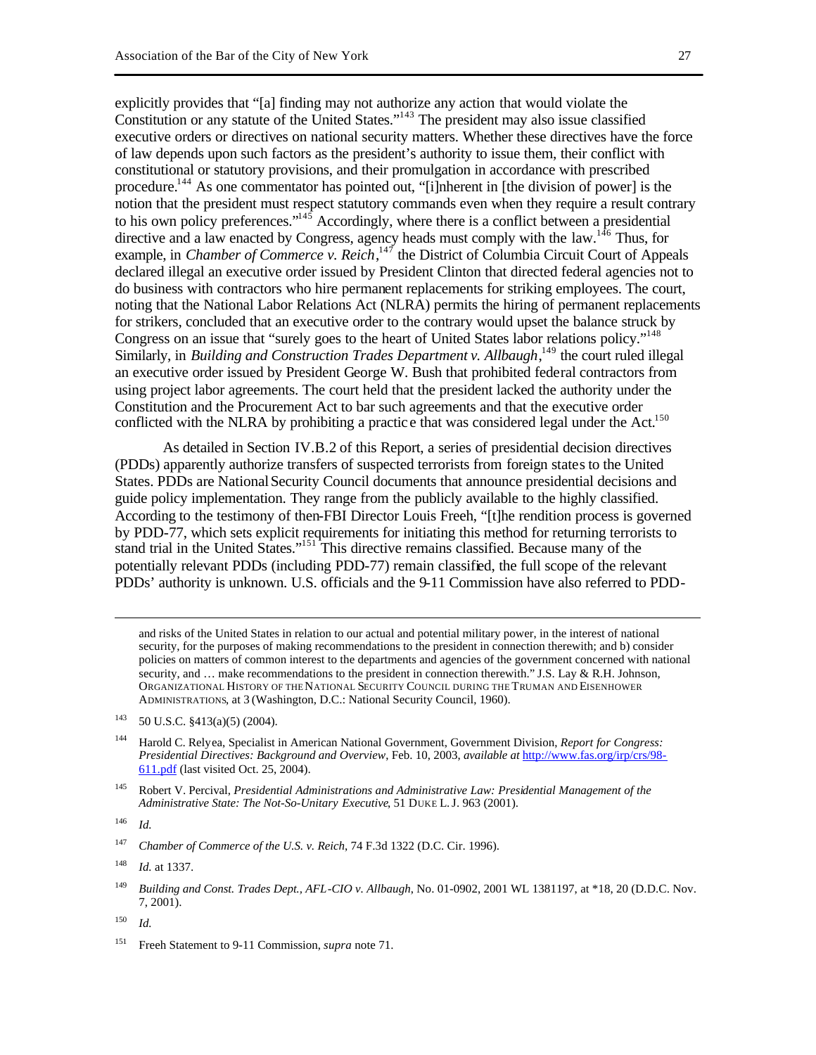explicitly provides that "[a] finding may not authorize any action that would violate the Constitution or any statute of the United States."[143] The president may also issue classified executive orders or directives on national security matters. Whether these directives have the force of law depends upon such factors as the president's authority to issue them, their conflict with constitutional or statutory provisions, and their promulgation in accordance with prescribed procedure.[144] As one commentator has pointed out, "[i]nherent in [the division of power] is the notion that the president must respect statutory commands even when they require a result contrary to his own policy preferences."[145] Accordingly, where there is a conflict between a presidential directive and a law enacted by Congress, agency heads must comply with the law.[146] Thus, for example, in *Chamber of Commerce v. Reich*,[147] the District of Columbia Circuit Court of Appeals declared illegal an executive order issued by President Clinton that directed federal agencies not to do business with contractors who hire permanent replacements for striking employees. The court, noting that the National Labor Relations Act (NLRA) permits the hiring of permanent replacements for strikers, concluded that an executive order to the contrary would upset the balance struck by Congress on an issue that "surely goes to the heart of United States labor relations policy."[148] Similarly, in *Building and Construction Trades Department v. Allbaugh*,[149] the court ruled illegal an executive order issued by President George W. Bush that prohibited federal contractors from using project labor agreements. The court held that the president lacked the authority under the Constitution and the Procurement Act to bar such agreements and that the executive order conflicted with the NLRA by prohibiting a practice that was considered legal under the Act.[150]

As detailed in Section IV.B.2 of this Report, a series of presidential decision directives (PDDs) apparently authorize transfers of suspected terrorists from foreign states to the United States. PDDs are National Security Council documents that announce presidential decisions and guide policy implementation. They range from the publicly available to the highly classified. According to the testimony of then-FBI Director Louis Freeh, "[t]he rendition process is governed by PDD-77, which sets explicit requirements for initiating this method for returning terrorists to stand trial in the United States."[151] This directive remains classified. Because many of the potentially relevant PDDs (including PDD-77) remain classified, the full scope of the relevant PDDs' authority is unknown. U.S. officials and the 9-11 Commission have also referred to PDD-

---

and risks of the United States in relation to our actual and potential military power, in the interest of national security, for the purposes of making recommendations to the president in connection therewith; and b) consider policies on matters of common interest to the departments and agencies of the government concerned with national security, and … make recommendations to the president in connection therewith." J.S. Lay & R.H. Johnson, ORGANIZATIONAL HISTORY OF THE NATIONAL SECURITY COUNCIL DURING THE TRUMAN AND EISENHOWER ADMINISTRATIONS, at 3 (Washington, D.C.: National Security Council, 1960).

[143] 50 U.S.C. §413(a)(5) (2004).

[144] Harold C. Relyea, Specialist in American National Government, Government Division, *Report for Congress: Presidential Directives: Background and Overview*, Feb. 10, 2003, *available at* http://www.fas.org/irp/crs/98-611.pdf (last visited Oct. 25, 2004).

[145] Robert V. Percival, *Presidential Administrations and Administrative Law: Presidential Management of the Administrative State: The Not-So-Unitary Executive*, 51 DUKE L. J. 963 (2001).

[146] *Id.*

[147] *Chamber of Commerce of the U.S. v. Reich*, 74 F.3d 1322 (D.C. Cir. 1996).

[148] *Id.* at 1337.

[149] *Building and Const. Trades Dept., AFL-CIO v. Allbaugh*, No. 01-0902, 2001 WL 1381197, at *18, 20 (D.D.C. Nov. 7, 2001).

[150] *Id.*

[151] Freeh Statement to 9-11 Commission, *supra* note 71.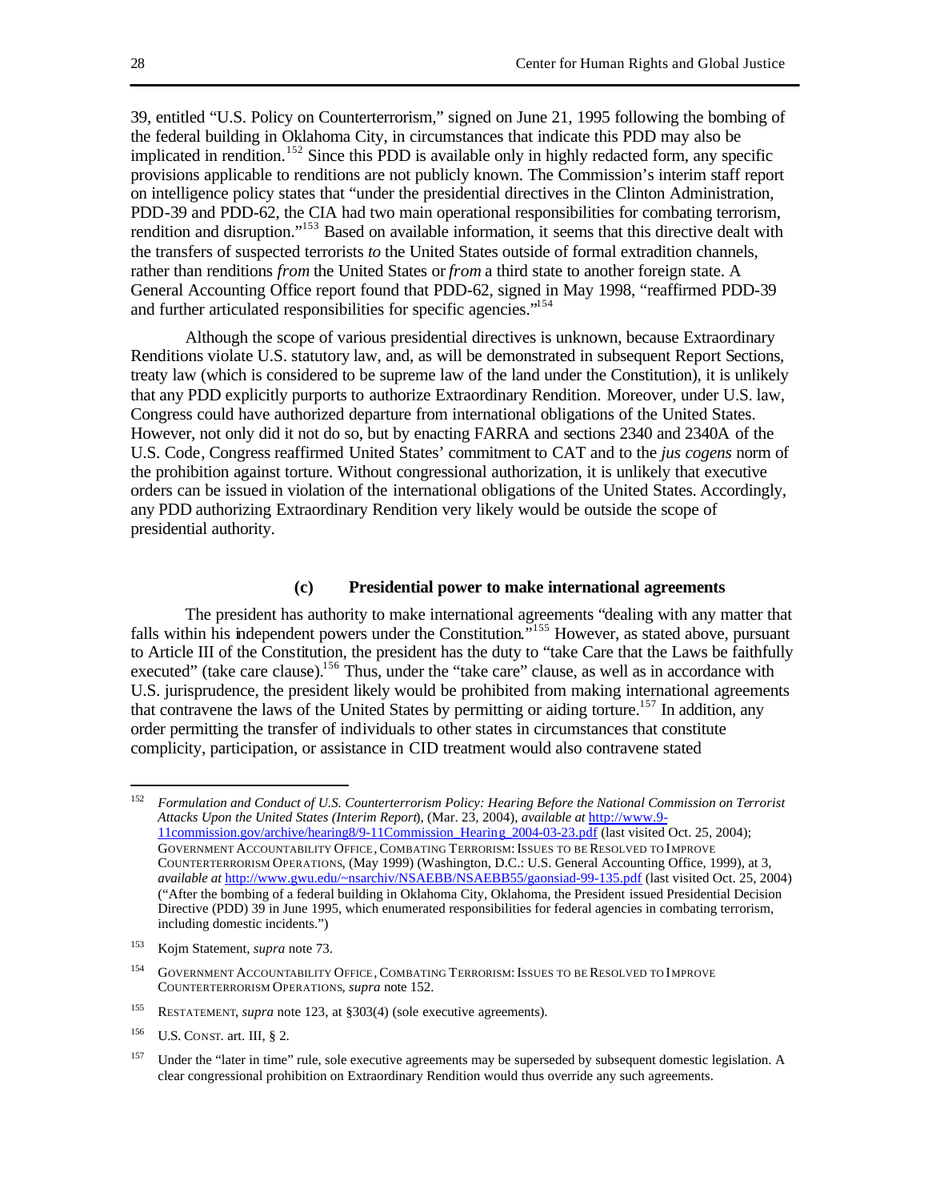39, entitled "U.S. Policy on Counterterrorism," signed on June 21, 1995 following the bombing of the federal building in Oklahoma City, in circumstances that indicate this PDD may also be implicated in rendition.[152] Since this PDD is available only in highly redacted form, any specific provisions applicable to renditions are not publicly known. The Commission's interim staff report on intelligence policy states that "under the presidential directives in the Clinton Administration, PDD-39 and PDD-62, the CIA had two main operational responsibilities for combating terrorism, rendition and disruption."[153] Based on available information, it seems that this directive dealt with the transfers of suspected terrorists *to* the United States outside of formal extradition channels, rather than renditions *from* the United States or *from* a third state to another foreign state. A General Accounting Office report found that PDD-62, signed in May 1998, "reaffirmed PDD-39 and further articulated responsibilities for specific agencies."[154]

Although the scope of various presidential directives is unknown, because Extraordinary Renditions violate U.S. statutory law, and, as will be demonstrated in subsequent Report Sections, treaty law (which is considered to be supreme law of the land under the Constitution), it is unlikely that any PDD explicitly purports to authorize Extraordinary Rendition. Moreover, under U.S. law, Congress could have authorized departure from international obligations of the United States. However, not only did it not do so, but by enacting FARRA and sections 2340 and 2340A of the U.S. Code, Congress reaffirmed United States' commitment to CAT and to the *jus cogens* norm of the prohibition against torture. Without congressional authorization, it is unlikely that executive orders can be issued in violation of the international obligations of the United States. Accordingly, any PDD authorizing Extraordinary Rendition very likely would be outside the scope of presidential authority.

#### (c) Presidential power to make international agreements

The president has authority to make international agreements "dealing with any matter that falls within his independent powers under the Constitution."[155] However, as stated above, pursuant to Article III of the Constitution, the president has the duty to "take Care that the Laws be faithfully executed" (take care clause).[156] Thus, under the "take care" clause, as well as in accordance with U.S. jurisprudence, the president likely would be prohibited from making international agreements that contravene the laws of the United States by permitting or aiding torture.[157] In addition, any order permitting the transfer of individuals to other states in circumstances that constitute complicity, participation, or assistance in CID treatment would also contravene stated

---

[152] *Formulation and Conduct of U.S. Counterterrorism Policy: Hearing Before the National Commission on Terrorist Attacks Upon the United States (Interim Report*), (Mar. 23, 2004), *available at* http://www.9-11commission.gov/archive/hearing8/9-11Commission_Hearing_2004-03-23.pdf (last visited Oct. 25, 2004); GOVERNMENT ACCOUNTABILITY OFFICE, COMBATING TERRORISM: ISSUES TO BE RESOLVED TO IMPROVE COUNTERTERRORISM OPERATIONS, (May 1999) (Washington, D.C.: U.S. General Accounting Office, 1999), at 3, *available at* http://www.gwu.edu/~nsarchiv/NSAEBB/NSAEBB55/gaonsiad-99-135.pdf (last visited Oct. 25, 2004) ("After the bombing of a federal building in Oklahoma City, Oklahoma, the President issued Presidential Decision Directive (PDD) 39 in June 1995, which enumerated responsibilities for federal agencies in combating terrorism, including domestic incidents.")

[153] Kojm Statement, *supra* note 73.

[154] GOVERNMENT ACCOUNTABILITY OFFICE, COMBATING TERRORISM: ISSUES TO BE RESOLVED TO IMPROVE COUNTERTERRORISM OPERATIONS, *supra* note 152.

[155] RESTATEMENT, *supra* note 123, at §303(4) (sole executive agreements).

[156] U.S. CONST. art. III, § 2.

[157] Under the "later in time" rule, sole executive agreements may be superseded by subsequent domestic legislation. A clear congressional prohibition on Extraordinary Rendition would thus override any such agreements.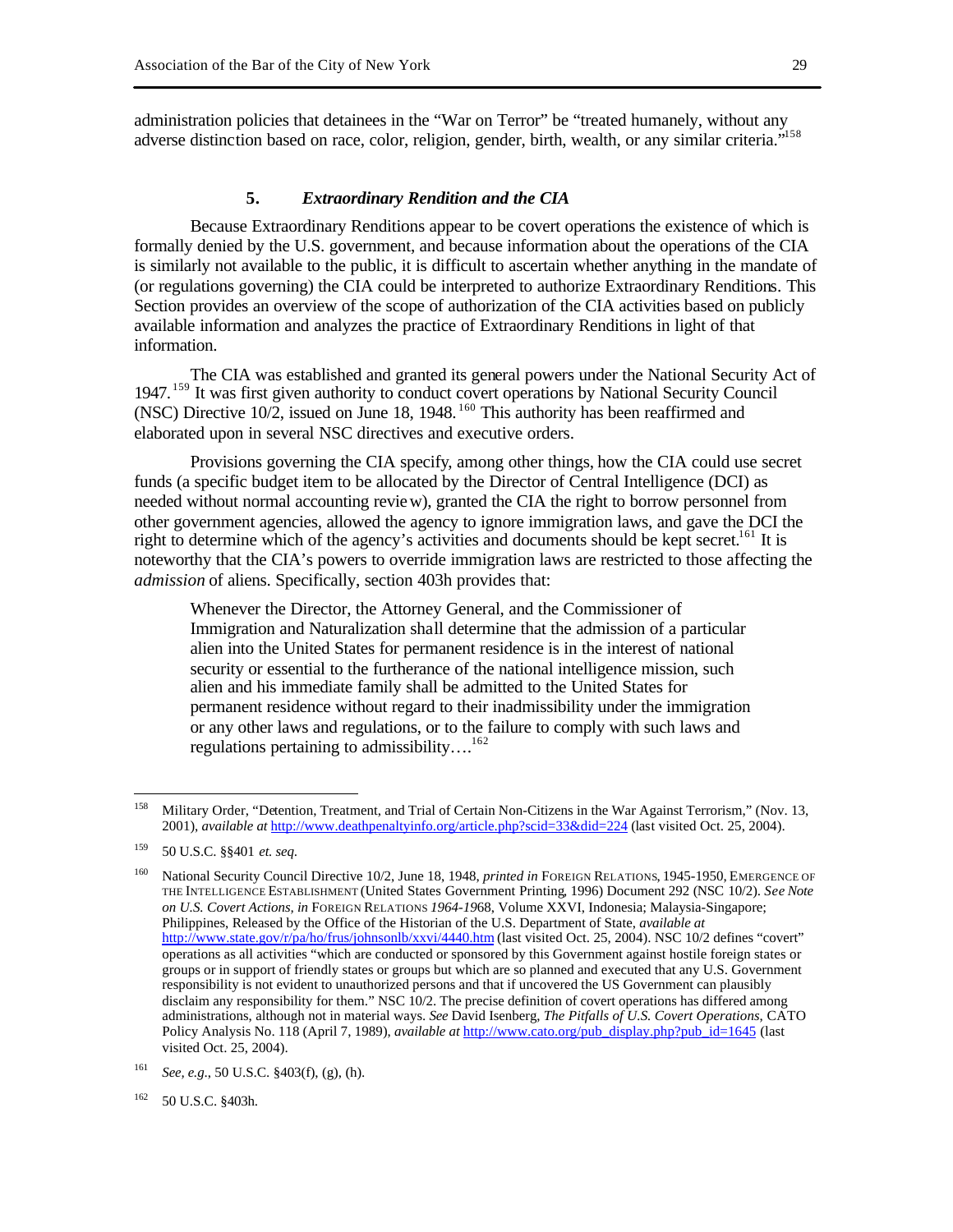administration policies that detainees in the "War on Terror" be "treated humanely, without any adverse distinction based on race, color, religion, gender, birth, wealth, or any similar criteria."[158]

### 5. *Extraordinary Rendition and the CIA*

Because Extraordinary Renditions appear to be covert operations the existence of which is formally denied by the U.S. government, and because information about the operations of the CIA is similarly not available to the public, it is difficult to ascertain whether anything in the mandate of (or regulations governing) the CIA could be interpreted to authorize Extraordinary Renditions. This Section provides an overview of the scope of authorization of the CIA activities based on publicly available information and analyzes the practice of Extraordinary Renditions in light of that information.

The CIA was established and granted its general powers under the National Security Act of 1947.[159] It was first given authority to conduct covert operations by National Security Council (NSC) Directive 10/2, issued on June 18, 1948.[160] This authority has been reaffirmed and elaborated upon in several NSC directives and executive orders.

Provisions governing the CIA specify, among other things, how the CIA could use secret funds (a specific budget item to be allocated by the Director of Central Intelligence (DCI) as needed without normal accounting review), granted the CIA the right to borrow personnel from other government agencies, allowed the agency to ignore immigration laws, and gave the DCI the right to determine which of the agency's activities and documents should be kept secret.[161] It is noteworthy that the CIA's powers to override immigration laws are restricted to those affecting the *admission* of aliens. Specifically, section 403h provides that:

> Whenever the Director, the Attorney General, and the Commissioner of Immigration and Naturalization shall determine that the admission of a particular alien into the United States for permanent residence is in the interest of national security or essential to the furtherance of the national intelligence mission, such alien and his immediate family shall be admitted to the United States for permanent residence without regard to their inadmissibility under the immigration or any other laws and regulations, or to the failure to comply with such laws and regulations pertaining to admissibility….[162]

---

[158] Military Order, "Detention, Treatment, and Trial of Certain Non-Citizens in the War Against Terrorism," (Nov. 13, 2001), *available at* http://www.deathpenaltyinfo.org/article.php?scid=33&did=224 (last visited Oct. 25, 2004).

[159] 50 U.S.C. §§401 *et. seq.*

[160] National Security Council Directive 10/2, June 18, 1948, *printed in* FOREIGN RELATIONS, 1945-1950, EMERGENCE OF THE INTELLIGENCE ESTABLISHMENT (United States Government Printing, 1996) Document 292 (NSC 10/2). *See Note on U.S. Covert Actions, in* FOREIGN RELATIONS *1964-19*68, Volume XXVI, Indonesia; Malaysia-Singapore; Philippines, Released by the Office of the Historian of the U.S. Department of State, *available at* http://www.state.gov/r/pa/ho/frus/johnsonlb/xxvi/4440.htm (last visited Oct. 25, 2004). NSC 10/2 defines "covert" operations as all activities "which are conducted or sponsored by this Government against hostile foreign states or groups or in support of friendly states or groups but which are so planned and executed that any U.S. Government responsibility is not evident to unauthorized persons and that if uncovered the US Government can plausibly disclaim any responsibility for them." NSC 10/2. The precise definition of covert operations has differed among administrations, although not in material ways. *See* David Isenberg, *The Pitfalls of U.S. Covert Operations*, CATO Policy Analysis No. 118 (April 7, 1989), *available at* http://www.cato.org/pub_display.php?pub_id=1645 (last visited Oct. 25, 2004).

[161] *See, e.g.*, 50 U.S.C. §403(f), (g), (h).

[162] 50 U.S.C. §403h.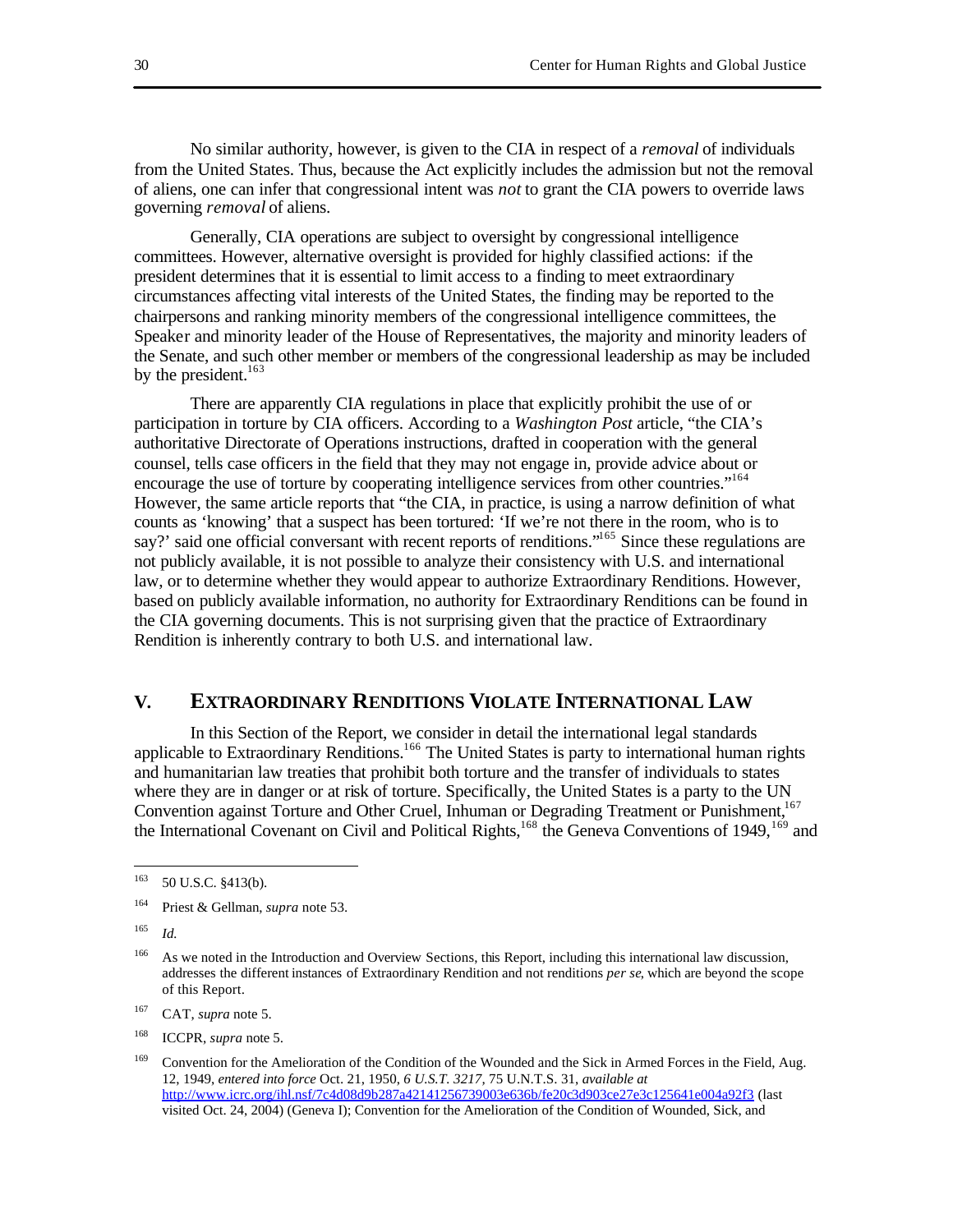No similar authority, however, is given to the CIA in respect of a *removal* of individuals from the United States. Thus, because the Act explicitly includes the admission but not the removal of aliens, one can infer that congressional intent was *not* to grant the CIA powers to override laws governing *removal* of aliens.

Generally, CIA operations are subject to oversight by congressional intelligence committees. However, alternative oversight is provided for highly classified actions: if the president determines that it is essential to limit access to a finding to meet extraordinary circumstances affecting vital interests of the United States, the finding may be reported to the chairpersons and ranking minority members of the congressional intelligence committees, the Speaker and minority leader of the House of Representatives, the majority and minority leaders of the Senate, and such other member or members of the congressional leadership as may be included by the president.[163]

There are apparently CIA regulations in place that explicitly prohibit the use of or participation in torture by CIA officers. According to a *Washington Post* article, "the CIA's authoritative Directorate of Operations instructions, drafted in cooperation with the general counsel, tells case officers in the field that they may not engage in, provide advice about or encourage the use of torture by cooperating intelligence services from other countries."[164] However, the same article reports that "the CIA, in practice, is using a narrow definition of what counts as 'knowing' that a suspect has been tortured: 'If we're not there in the room, who is to say?' said one official conversant with recent reports of renditions."[165] Since these regulations are not publicly available, it is not possible to analyze their consistency with U.S. and international law, or to determine whether they would appear to authorize Extraordinary Renditions. However, based on publicly available information, no authority for Extraordinary Renditions can be found in the CIA governing documents. This is not surprising given that the practice of Extraordinary Rendition is inherently contrary to both U.S. and international law.

## V. EXTRAORDINARY RENDITIONS VIOLATE INTERNATIONAL LAW

In this Section of the Report, we consider in detail the international legal standards applicable to Extraordinary Renditions.[166] The United States is party to international human rights and humanitarian law treaties that prohibit both torture and the transfer of individuals to states where they are in danger or at risk of torture. Specifically, the United States is a party to the UN Convention against Torture and Other Cruel, Inhuman or Degrading Treatment or Punishment,[167] the International Covenant on Civil and Political Rights,[168] the Geneva Conventions of 1949,[169] and

---

[163] 50 U.S.C. §413(b).

[164] Priest & Gellman, *supra* note 53.

[165] *Id.*

[166] As we noted in the Introduction and Overview Sections, this Report, including this international law discussion, addresses the different instances of Extraordinary Rendition and not renditions *per se*, which are beyond the scope of this Report.

[167] CAT, *supra* note 5.

[168] ICCPR, *supra* note 5.

[169] Convention for the Amelioration of the Condition of the Wounded and the Sick in Armed Forces in the Field, Aug. 12, 1949, *entered into force* Oct. 21, 1950, *6 U.S.T. 3217*, 75 U.N.T.S. 31, *available at* http://www.icrc.org/ihl.nsf/7c4d08d9b287a42141256739003e636b/fe20c3d903ce27e3c125641e004a92f3 (last visited Oct. 24, 2004) (Geneva I); Convention for the Amelioration of the Condition of Wounded, Sick, and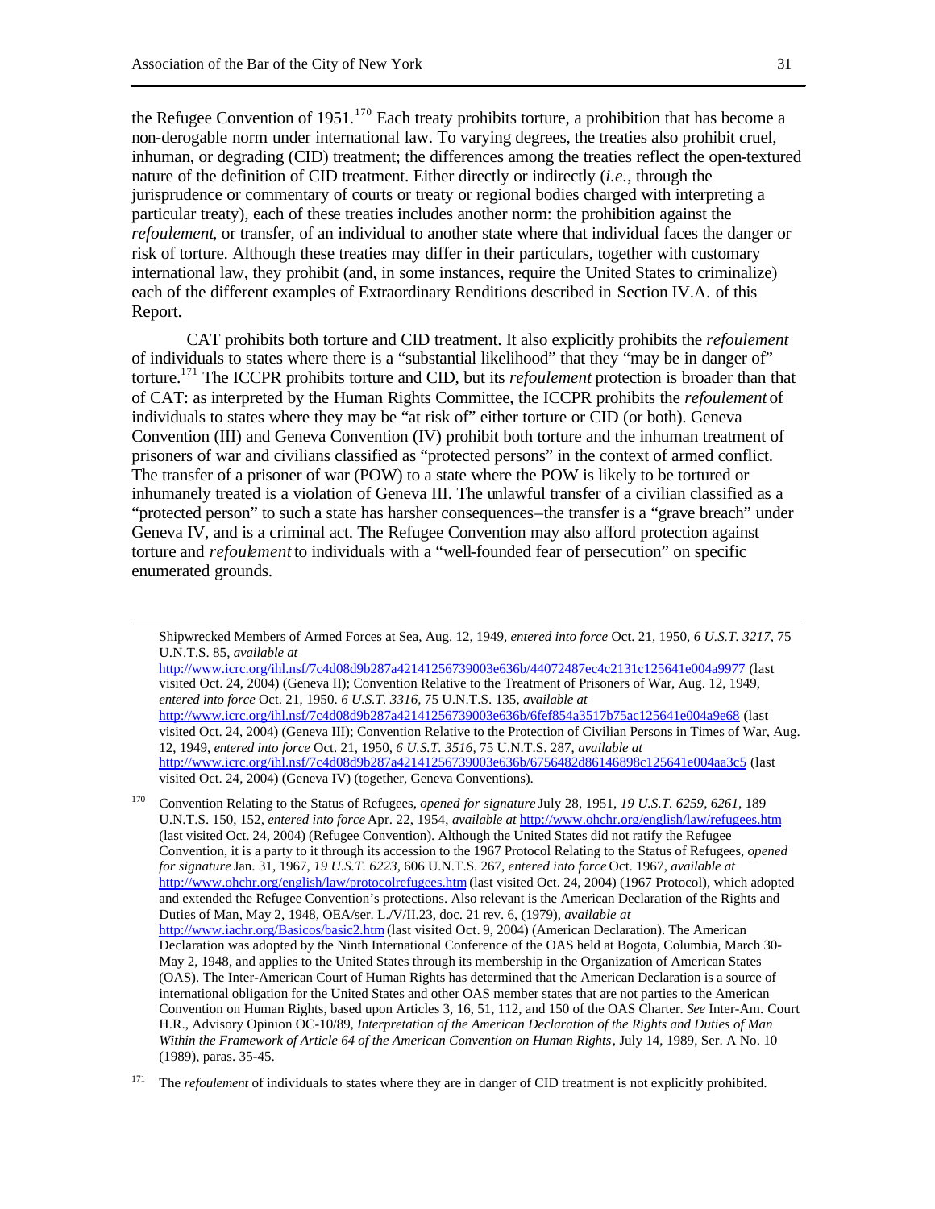the Refugee Convention of 1951.[170] Each treaty prohibits torture, a prohibition that has become a non-derogable norm under international law. To varying degrees, the treaties also prohibit cruel, inhuman, or degrading (CID) treatment; the differences among the treaties reflect the open-textured nature of the definition of CID treatment. Either directly or indirectly (*i.e.*, through the jurisprudence or commentary of courts or treaty or regional bodies charged with interpreting a particular treaty), each of these treaties includes another norm: the prohibition against the *refoulement*, or transfer, of an individual to another state where that individual faces the danger or risk of torture. Although these treaties may differ in their particulars, together with customary international law, they prohibit (and, in some instances, require the United States to criminalize) each of the different examples of Extraordinary Renditions described in Section IV.A. of this Report.

CAT prohibits both torture and CID treatment. It also explicitly prohibits the *refoulement* of individuals to states where there is a "substantial likelihood" that they "may be in danger of" torture.[171] The ICCPR prohibits torture and CID, but its *refoulement* protection is broader than that of CAT: as interpreted by the Human Rights Committee, the ICCPR prohibits the *refoulement* of individuals to states where they may be "at risk of" either torture or CID (or both). Geneva Convention (III) and Geneva Convention (IV) prohibit both torture and the inhuman treatment of prisoners of war and civilians classified as "protected persons" in the context of armed conflict. The transfer of a prisoner of war (POW) to a state where the POW is likely to be tortured or inhumanely treated is a violation of Geneva III. The unlawful transfer of a civilian classified as a "protected person" to such a state has harsher consequences–the transfer is a "grave breach" under Geneva IV, and is a criminal act. The Refugee Convention may also afford protection against torture and *refoulement* to individuals with a "well-founded fear of persecution" on specific enumerated grounds.

---

Shipwrecked Members of Armed Forces at Sea, Aug. 12, 1949, *entered into force* Oct. 21, 1950, *6 U.S.T. 3217*, 75 U.N.T.S. 85, *available at* http://www.icrc.org/ihl.nsf/7c4d08d9b287a42141256739003e636b/44072487ec4c2131c125641e004a9977 (last visited Oct. 24, 2004) (Geneva II); Convention Relative to the Treatment of Prisoners of War, Aug. 12, 1949, *entered into force* Oct. 21, 1950. *6 U.S.T. 3316*, 75 U.N.T.S. 135, *available at* http://www.icrc.org/ihl.nsf/7c4d08d9b287a42141256739003e636b/6fef854a3517b75ac125641e004a9e68 (last visited Oct. 24, 2004) (Geneva III); Convention Relative to the Protection of Civilian Persons in Times of War, Aug. 12, 1949, *entered into force* Oct. 21, 1950, *6 U.S.T. 3516*, 75 U.N.T.S. 287, *available at* http://www.icrc.org/ihl.nsf/7c4d08d9b287a42141256739003e636b/6756482d86146898c125641e004aa3c5 (last visited Oct. 24, 2004) (Geneva IV) (together, Geneva Conventions).

[170] Convention Relating to the Status of Refugees, *opened for signature* July 28, 1951, *19 U.S.T. 6259, 6261,* 189 U.N.T.S. 150, 152, *entered into force* Apr. 22, 1954, *available at* http://www.ohchr.org/english/law/refugees.htm (last visited Oct. 24, 2004) (Refugee Convention). Although the United States did not ratify the Refugee Convention, it is a party to it through its accession to the 1967 Protocol Relating to the Status of Refugees, *opened for signature* Jan. 31, 1967, *19 U.S.T. 6223,* 606 U.N.T.S. 267, *entered into force* Oct. 1967, *available at* http://www.ohchr.org/english/law/protocolrefugees.htm (last visited Oct. 24, 2004) (1967 Protocol), which adopted and extended the Refugee Convention's protections. Also relevant is the American Declaration of the Rights and Duties of Man, May 2, 1948, OEA/ser. L./V/II.23, doc. 21 rev. 6, (1979), *available at* http://www.iachr.org/Basicos/basic2.htm (last visited Oct. 9, 2004) (American Declaration). The American Declaration was adopted by the Ninth International Conference of the OAS held at Bogota, Columbia, March 30-May 2, 1948, and applies to the United States through its membership in the Organization of American States (OAS). The Inter-American Court of Human Rights has determined that the American Declaration is a source of international obligation for the United States and other OAS member states that are not parties to the American Convention on Human Rights, based upon Articles 3, 16, 51, 112, and 150 of the OAS Charter. *See* Inter-Am. Court H.R., Advisory Opinion OC-10/89, *Interpretation of the American Declaration of the Rights and Duties of Man Within the Framework of Article 64 of the American Convention on Human Rights*, July 14, 1989, Ser. A No. 10 (1989), paras. 35-45.

[171] The *refoulement* of individuals to states where they are in danger of CID treatment is not explicitly prohibited.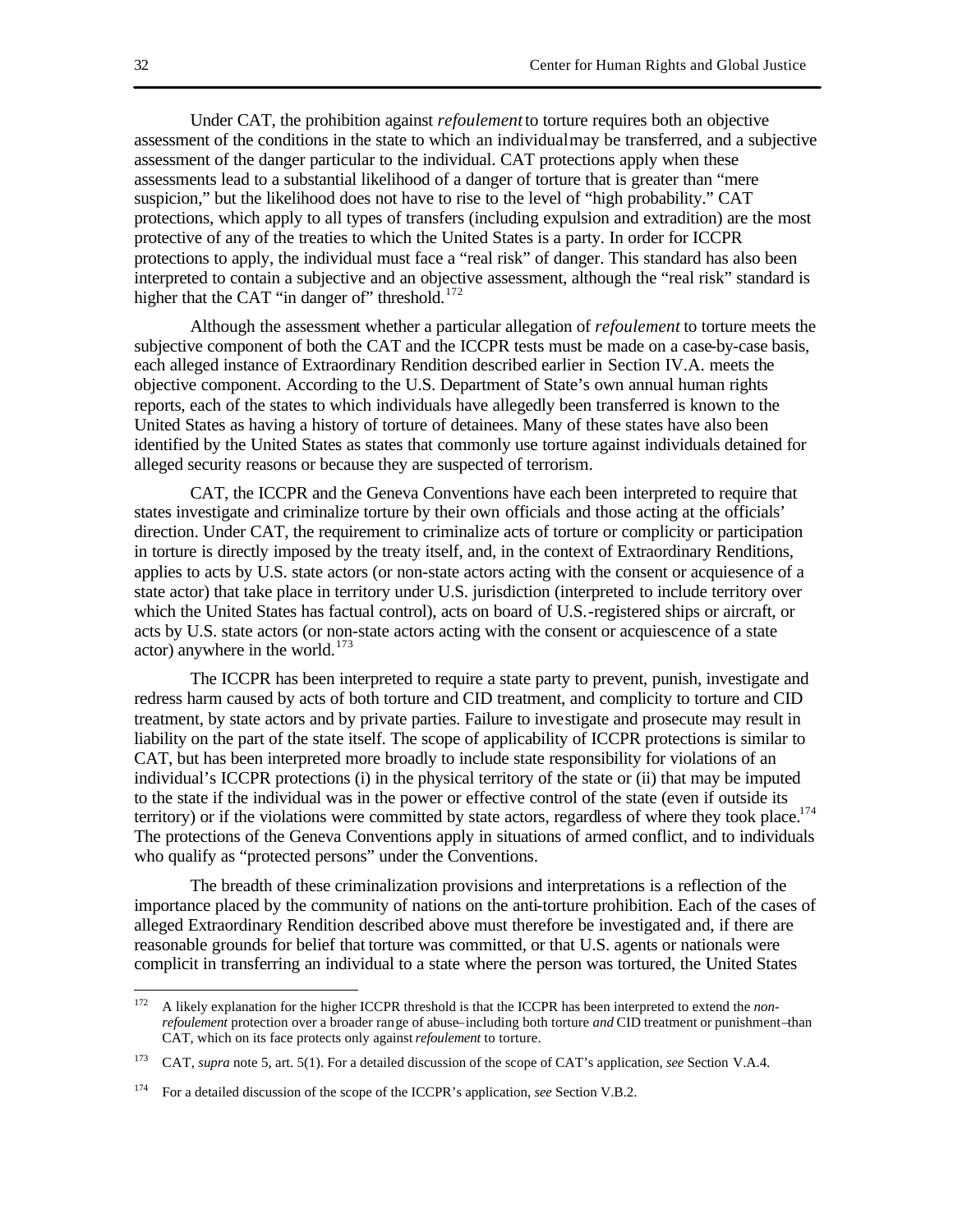Under CAT, the prohibition against *refoulement* to torture requires both an objective assessment of the conditions in the state to which an individual may be transferred, and a subjective assessment of the danger particular to the individual. CAT protections apply when these assessments lead to a substantial likelihood of a danger of torture that is greater than "mere suspicion," but the likelihood does not have to rise to the level of "high probability." CAT protections, which apply to all types of transfers (including expulsion and extradition) are the most protective of any of the treaties to which the United States is a party. In order for ICCPR protections to apply, the individual must face a "real risk" of danger. This standard has also been interpreted to contain a subjective and an objective assessment, although the "real risk" standard is higher that the CAT "in danger of" threshold.[172]

Although the assessment whether a particular allegation of *refoulement* to torture meets the subjective component of both the CAT and the ICCPR tests must be made on a case-by-case basis, each alleged instance of Extraordinary Rendition described earlier in Section IV.A. meets the objective component. According to the U.S. Department of State's own annual human rights reports, each of the states to which individuals have allegedly been transferred is known to the United States as having a history of torture of detainees. Many of these states have also been identified by the United States as states that commonly use torture against individuals detained for alleged security reasons or because they are suspected of terrorism.

CAT, the ICCPR and the Geneva Conventions have each been interpreted to require that states investigate and criminalize torture by their own officials and those acting at the officials' direction. Under CAT, the requirement to criminalize acts of torture or complicity or participation in torture is directly imposed by the treaty itself, and, in the context of Extraordinary Renditions, applies to acts by U.S. state actors (or non-state actors acting with the consent or acquiesence of a state actor) that take place in territory under U.S. jurisdiction (interpreted to include territory over which the United States has factual control), acts on board of U.S.-registered ships or aircraft, or acts by U.S. state actors (or non-state actors acting with the consent or acquiescence of a state actor) anywhere in the world.[173]

The ICCPR has been interpreted to require a state party to prevent, punish, investigate and redress harm caused by acts of both torture and CID treatment, and complicity to torture and CID treatment, by state actors and by private parties. Failure to investigate and prosecute may result in liability on the part of the state itself. The scope of applicability of ICCPR protections is similar to CAT, but has been interpreted more broadly to include state responsibility for violations of an individual's ICCPR protections (i) in the physical territory of the state or (ii) that may be imputed to the state if the individual was in the power or effective control of the state (even if outside its territory) or if the violations were committed by state actors, regardless of where they took place.[174] The protections of the Geneva Conventions apply in situations of armed conflict, and to individuals who qualify as "protected persons" under the Conventions.

The breadth of these criminalization provisions and interpretations is a reflection of the importance placed by the community of nations on the anti-torture prohibition. Each of the cases of alleged Extraordinary Rendition described above must therefore be investigated and, if there are reasonable grounds for belief that torture was committed, or that U.S. agents or nationals were complicit in transferring an individual to a state where the person was tortured, the United States

---

[172] A likely explanation for the higher ICCPR threshold is that the ICCPR has been interpreted to extend the *non-refoulement* protection over a broader range of abuse–including both torture *and* CID treatment or punishment–than CAT, which on its face protects only against *refoulement* to torture.

[173] CAT, *supra* note 5, art. 5(1). For a detailed discussion of the scope of CAT's application, *see* Section V.A.4.

[174] For a detailed discussion of the scope of the ICCPR's application, *see* Section V.B.2.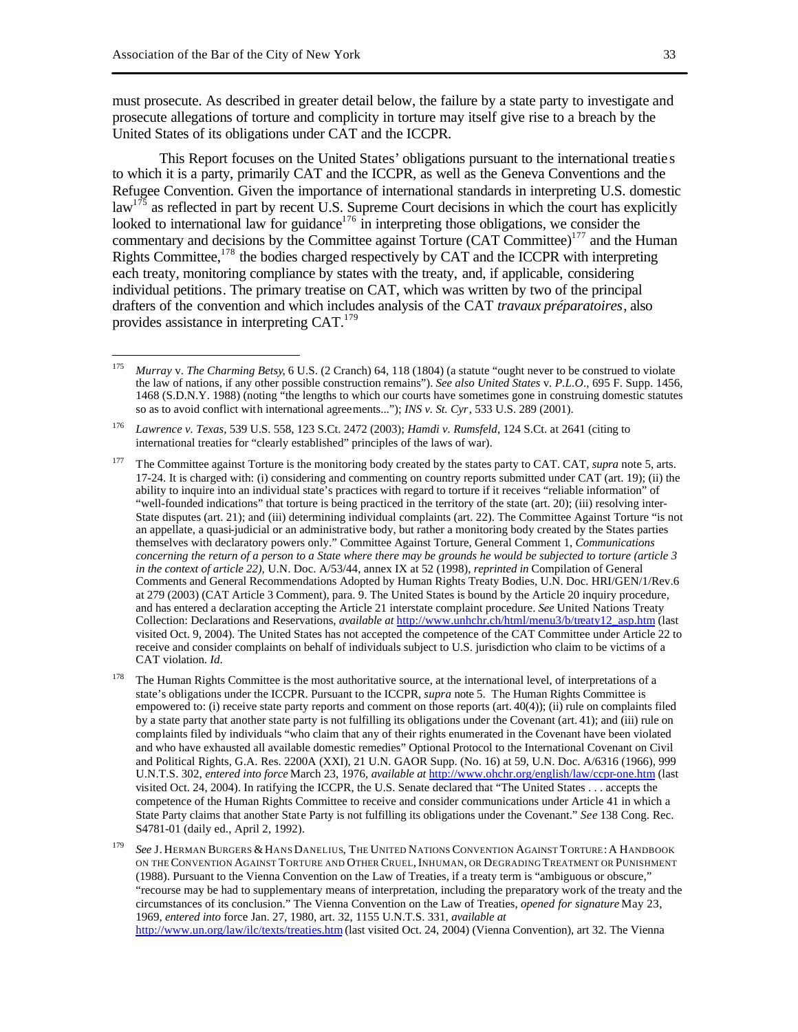must prosecute. As described in greater detail below, the failure by a state party to investigate and prosecute allegations of torture and complicity in torture may itself give rise to a breach by the United States of its obligations under CAT and the ICCPR.

This Report focuses on the United States' obligations pursuant to the international treaties to which it is a party, primarily CAT and the ICCPR, as well as the Geneva Conventions and the Refugee Convention. Given the importance of international standards in interpreting U.S. domestic law[175] as reflected in part by recent U.S. Supreme Court decisions in which the court has explicitly looked to international law for guidance[176] in interpreting those obligations, we consider the commentary and decisions by the Committee against Torture (CAT Committee)[177] and the Human Rights Committee,[178] the bodies charged respectively by CAT and the ICCPR with interpreting each treaty, monitoring compliance by states with the treaty, and, if applicable, considering individual petitions. The primary treatise on CAT, which was written by two of the principal drafters of the convention and which includes analysis of the CAT *travaux préparatoires*, also provides assistance in interpreting CAT.[179]

---

[175] *Murray* v. *The Charming Betsy*, 6 U.S. (2 Cranch) 64, 118 (1804) (a statute "ought never to be construed to violate the law of nations, if any other possible construction remains"). *See also United States* v. *P.L.O*., 695 F. Supp. 1456, 1468 (S.D.N.Y. 1988) (noting "the lengths to which our courts have sometimes gone in construing domestic statutes so as to avoid conflict with international agreements..."); *INS v. St. Cyr*, 533 U.S. 289 (2001).

[176] *Lawrence v. Texas*, 539 U.S. 558, 123 S.Ct. 2472 (2003); *Hamdi v. Rumsfeld*, 124 S.Ct. at 2641 (citing to international treaties for "clearly established" principles of the laws of war).

[177] The Committee against Torture is the monitoring body created by the states party to CAT. CAT, *supra* note 5, arts. 17-24. It is charged with: (i) considering and commenting on country reports submitted under CAT (art. 19); (ii) the ability to inquire into an individual state's practices with regard to torture if it receives "reliable information" of "well-founded indications" that torture is being practiced in the territory of the state (art. 20); (iii) resolving inter-State disputes (art. 21); and (iii) determining individual complaints (art. 22). The Committee Against Torture "is not an appellate, a quasi-judicial or an administrative body, but rather a monitoring body created by the States parties themselves with declaratory powers only." Committee Against Torture, General Comment 1, *Communications concerning the return of a person to a State where there may be grounds he would be subjected to torture (article 3 in the context of article 22)*, U.N. Doc. A/53/44, annex IX at 52 (1998), *reprinted in* Compilation of General Comments and General Recommendations Adopted by Human Rights Treaty Bodies, U.N. Doc. HRI/GEN/1/Rev.6 at 279 (2003) (CAT Article 3 Comment), para. 9. The United States is bound by the Article 20 inquiry procedure, and has entered a declaration accepting the Article 21 interstate complaint procedure. *See* United Nations Treaty Collection: Declarations and Reservations, *available at* http://www.unhchr.ch/html/menu3/b/treaty12_asp.htm (last visited Oct. 9, 2004). The United States has not accepted the competence of the CAT Committee under Article 22 to receive and consider complaints on behalf of individuals subject to U.S. jurisdiction who claim to be victims of a CAT violation. *Id*.

[178] The Human Rights Committee is the most authoritative source, at the international level, of interpretations of a state's obligations under the ICCPR. Pursuant to the ICCPR, *supra* note 5. The Human Rights Committee is empowered to: (i) receive state party reports and comment on those reports (art. 40(4)); (ii) rule on complaints filed by a state party that another state party is not fulfilling its obligations under the Covenant (art. 41); and (iii) rule on complaints filed by individuals "who claim that any of their rights enumerated in the Covenant have been violated and who have exhausted all available domestic remedies" Optional Protocol to the International Covenant on Civil and Political Rights, G.A. Res. 2200A (XXI), 21 U.N. GAOR Supp. (No. 16) at 59, U.N. Doc. A/6316 (1966), 999 U.N.T.S. 302, *entered into force* March 23, 1976, *available at* http://www.ohchr.org/english/law/ccpr-one.htm (last visited Oct. 24, 2004). In ratifying the ICCPR, the U.S. Senate declared that "The United States . . . accepts the competence of the Human Rights Committee to receive and consider communications under Article 41 in which a State Party claims that another State Party is not fulfilling its obligations under the Covenant." *See* 138 Cong. Rec. S4781-01 (daily ed., April 2, 1992).

[179] *See* J. HERMAN BURGERS & HANS DANELIUS, THE UNITED NATIONS CONVENTION AGAINST TORTURE: A HANDBOOK ON THE CONVENTION AGAINST TORTURE AND OTHER CRUEL, INHUMAN, OR DEGRADING TREATMENT OR PUNISHMENT (1988). Pursuant to the Vienna Convention on the Law of Treaties, if a treaty term is "ambiguous or obscure," "recourse may be had to supplementary means of interpretation, including the preparatory work of the treaty and the circumstances of its conclusion." The Vienna Convention on the Law of Treaties, *opened for signature* May 23, 1969, *entered into* force Jan. 27, 1980, art. 32, 1155 U.N.T.S. 331, *available at* http://www.un.org/law/ilc/texts/treaties.htm (last visited Oct. 24, 2004) (Vienna Convention), art 32. The Vienna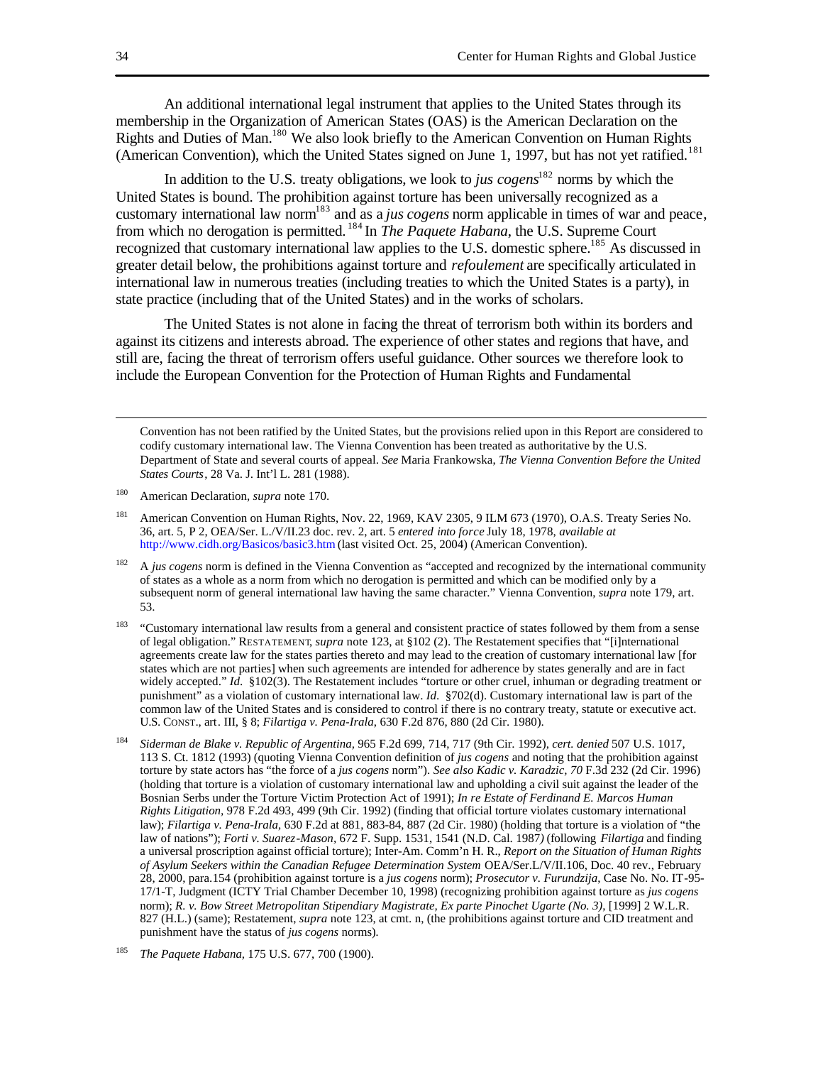An additional international legal instrument that applies to the United States through its membership in the Organization of American States (OAS) is the American Declaration on the Rights and Duties of Man.[180] We also look briefly to the American Convention on Human Rights (American Convention), which the United States signed on June 1, 1997, but has not yet ratified.[181]

In addition to the U.S. treaty obligations, we look to *jus cogens*[182] norms by which the United States is bound. The prohibition against torture has been universally recognized as a customary international law norm[183] and as a *jus cogens* norm applicable in times of war and peace, from which no derogation is permitted.[184] In *The Paquete Habana*, the U.S. Supreme Court recognized that customary international law applies to the U.S. domestic sphere.[185] As discussed in greater detail below, the prohibitions against torture and *refoulement* are specifically articulated in international law in numerous treaties (including treaties to which the United States is a party), in state practice (including that of the United States) and in the works of scholars.

The United States is not alone in facing the threat of terrorism both within its borders and against its citizens and interests abroad. The experience of other states and regions that have, and still are, facing the threat of terrorism offers useful guidance. Other sources we therefore look to include the European Convention for the Protection of Human Rights and Fundamental

---

Convention has not been ratified by the United States, but the provisions relied upon in this Report are considered to codify customary international law. The Vienna Convention has been treated as authoritative by the U.S. Department of State and several courts of appeal. *See* Maria Frankowska, *The Vienna Convention Before the United States Courts*, 28 Va. J. Int'l L. 281 (1988).

[180] American Declaration, *supra* note 170.

[181] American Convention on Human Rights, Nov. 22, 1969, KAV 2305, 9 ILM 673 (1970), O.A.S. Treaty Series No. 36, art. 5, P 2, OEA/Ser. L./V/II.23 doc. rev. 2, art. 5 *entered into force* July 18, 1978, *available at* http://www.cidh.org/Basicos/basic3.htm (last visited Oct. 25, 2004) (American Convention).

[182] A *jus cogens* norm is defined in the Vienna Convention as "accepted and recognized by the international community of states as a whole as a norm from which no derogation is permitted and which can be modified only by a subsequent norm of general international law having the same character." Vienna Convention, *supra* note 179, art. 53.

[183] "Customary international law results from a general and consistent practice of states followed by them from a sense of legal obligation." RESTATEMENT, *supra* note 123, at §102 (2). The Restatement specifies that "[i]nternational agreements create law for the states parties thereto and may lead to the creation of customary international law [for states which are not parties] when such agreements are intended for adherence by states generally and are in fact widely accepted." *Id.* §102(3). The Restatement includes "torture or other cruel, inhuman or degrading treatment or punishment" as a violation of customary international law. *Id.* §702(d). Customary international law is part of the common law of the United States and is considered to control if there is no contrary treaty, statute or executive act. U.S. CONST., art. III, § 8; *Filartiga v. Pena-Irala*, 630 F.2d 876, 880 (2d Cir. 1980).

[184] *Siderman de Blake v. Republic of Argentina,* 965 F.2d 699, 714, 717 (9th Cir. 1992), *cert. denied* 507 U.S. 1017, 113 S. Ct. 1812 (1993) (quoting Vienna Convention definition of *jus cogens* and noting that the prohibition against torture by state actors has "the force of a *jus cogens* norm"). *See also Kadic v. Karadzic, 70* F.3d 232 (2d Cir. 1996) (holding that torture is a violation of customary international law and upholding a civil suit against the leader of the Bosnian Serbs under the Torture Victim Protection Act of 1991); *In re Estate of Ferdinand E. Marcos Human Rights Litigation,* 978 F.2d 493, 499 (9th Cir. 1992) (finding that official torture violates customary international law); *Filartiga v. Pena-Irala*, 630 F.2d at 881, 883-84, 887 (2d Cir. 1980) (holding that torture is a violation of "the law of nations"); *Forti v. Suarez-Mason*, 672 F. Supp. 1531, 1541 (N.D. Cal. 1987) (following *Filartiga* and finding a universal proscription against official torture); Inter-Am. Comm'n H. R., *Report on the Situation of Human Rights of Asylum Seekers within the Canadian Refugee Determination System* OEA/Ser.L/V/II.106, Doc. 40 rev., February 28, 2000, para.154 (prohibition against torture is a *jus cogens* norm); *Prosecutor v. Furundzija*, Case No. No. IT-95-17/1-T, Judgment (ICTY Trial Chamber December 10, 1998) (recognizing prohibition against torture as *jus cogens* norm); *R. v. Bow Street Metropolitan Stipendiary Magistrate, Ex parte Pinochet Ugarte (No. 3)*, [1999] 2 W.L.R. 827 (H.L.) (same); Restatement, *supra* note 123, at cmt. n, (the prohibitions against torture and CID treatment and punishment have the status of *jus cogens* norms).

[185] *The Paquete Habana,* 175 U.S. 677, 700 (1900).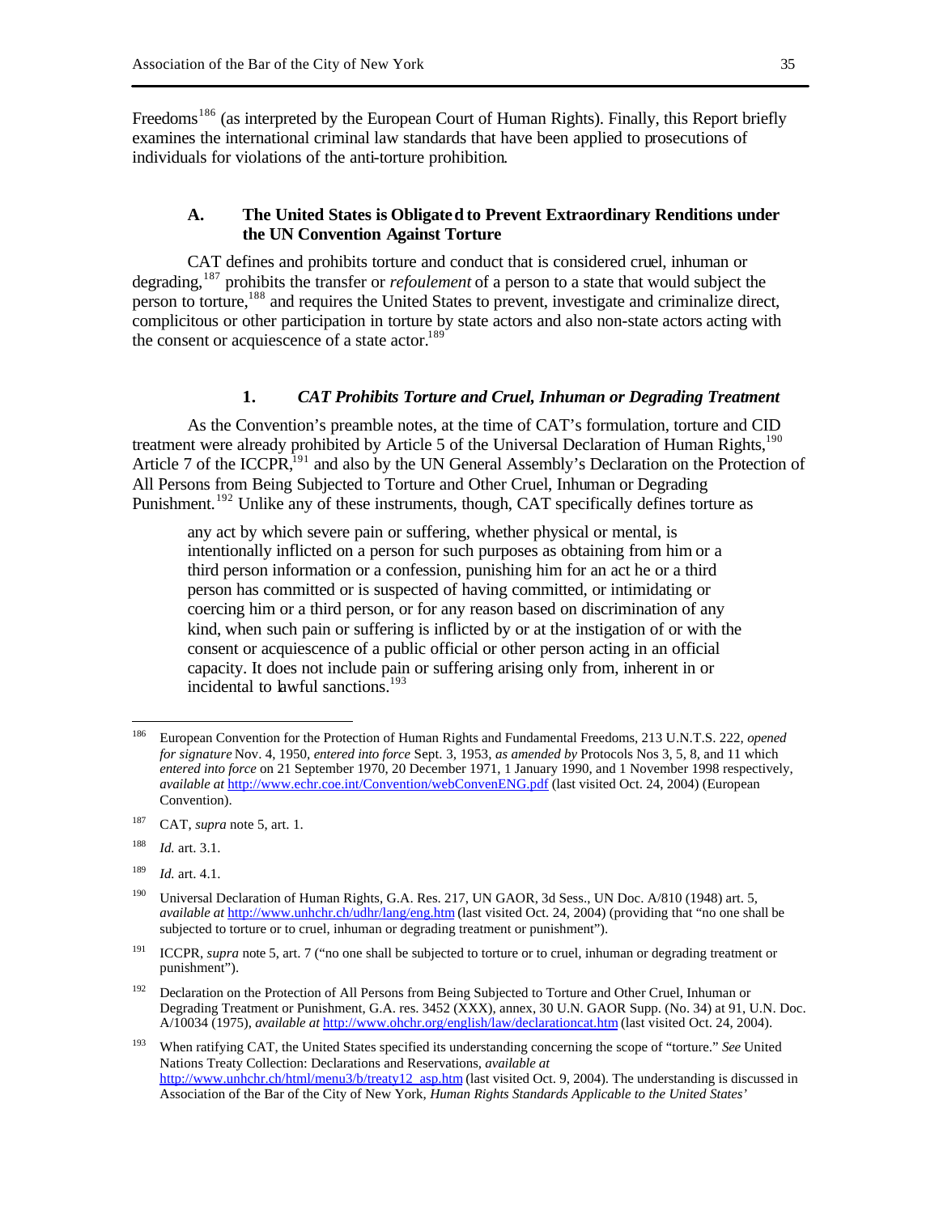Freedoms[186] (as interpreted by the European Court of Human Rights). Finally, this Report briefly examines the international criminal law standards that have been applied to prosecutions of individuals for violations of the anti-torture prohibition.

### A. The United States is Obligated to Prevent Extraordinary Renditions under the UN Convention Against Torture

CAT defines and prohibits torture and conduct that is considered cruel, inhuman or degrading,[187] prohibits the transfer or *refoulement* of a person to a state that would subject the person to torture,[188] and requires the United States to prevent, investigate and criminalize direct, complicitous or other participation in torture by state actors and also non-state actors acting with the consent or acquiescence of a state actor.[189]

#### 1. *CAT Prohibits Torture and Cruel, Inhuman or Degrading Treatment*

As the Convention's preamble notes, at the time of CAT's formulation, torture and CID treatment were already prohibited by Article 5 of the Universal Declaration of Human Rights,[190] Article 7 of the ICCPR,[191] and also by the UN General Assembly's Declaration on the Protection of All Persons from Being Subjected to Torture and Other Cruel, Inhuman or Degrading Punishment.[192] Unlike any of these instruments, though, CAT specifically defines torture as

> any act by which severe pain or suffering, whether physical or mental, is intentionally inflicted on a person for such purposes as obtaining from him or a third person information or a confession, punishing him for an act he or a third person has committed or is suspected of having committed, or intimidating or coercing him or a third person, or for any reason based on discrimination of any kind, when such pain or suffering is inflicted by or at the instigation of or with the consent or acquiescence of a public official or other person acting in an official capacity. It does not include pain or suffering arising only from, inherent in or incidental to lawful sanctions.[193]

---

[186] European Convention for the Protection of Human Rights and Fundamental Freedoms, 213 U.N.T.S. 222, *opened for signature* Nov. 4, 1950, *entered into force* Sept. 3, 1953, *as amended by* Protocols Nos 3, 5, 8, and 11 which *entered into force* on 21 September 1970, 20 December 1971, 1 January 1990, and 1 November 1998 respectively, *available at* http://www.echr.coe.int/Convention/webConvenENG.pdf (last visited Oct. 24, 2004) (European Convention).

[187] CAT, *supra* note 5, art. 1.

[188] *Id.* art. 3.1.

[189] *Id.* art. 4.1.

[190] Universal Declaration of Human Rights, G.A. Res. 217, UN GAOR, 3d Sess., UN Doc. A/810 (1948) art. 5, *available at* http://www.unhchr.ch/udhr/lang/eng.htm (last visited Oct. 24, 2004) (providing that "no one shall be subjected to torture or to cruel, inhuman or degrading treatment or punishment").

[191] ICCPR, *supra* note 5, art. 7 ("no one shall be subjected to torture or to cruel, inhuman or degrading treatment or punishment").

[192] Declaration on the Protection of All Persons from Being Subjected to Torture and Other Cruel, Inhuman or Degrading Treatment or Punishment, G.A. res. 3452 (XXX), annex, 30 U.N. GAOR Supp. (No. 34) at 91, U.N. Doc. A/10034 (1975), *available at* http://www.ohchr.org/english/law/declarationcat.htm (last visited Oct. 24, 2004).

[193] When ratifying CAT, the United States specified its understanding concerning the scope of "torture." *See* United Nations Treaty Collection: Declarations and Reservations, *available at* http://www.unhchr.ch/html/menu3/b/treaty12_asp.htm (last visited Oct. 9, 2004). The understanding is discussed in Association of the Bar of the City of New York, *Human Rights Standards Applicable to the United States'*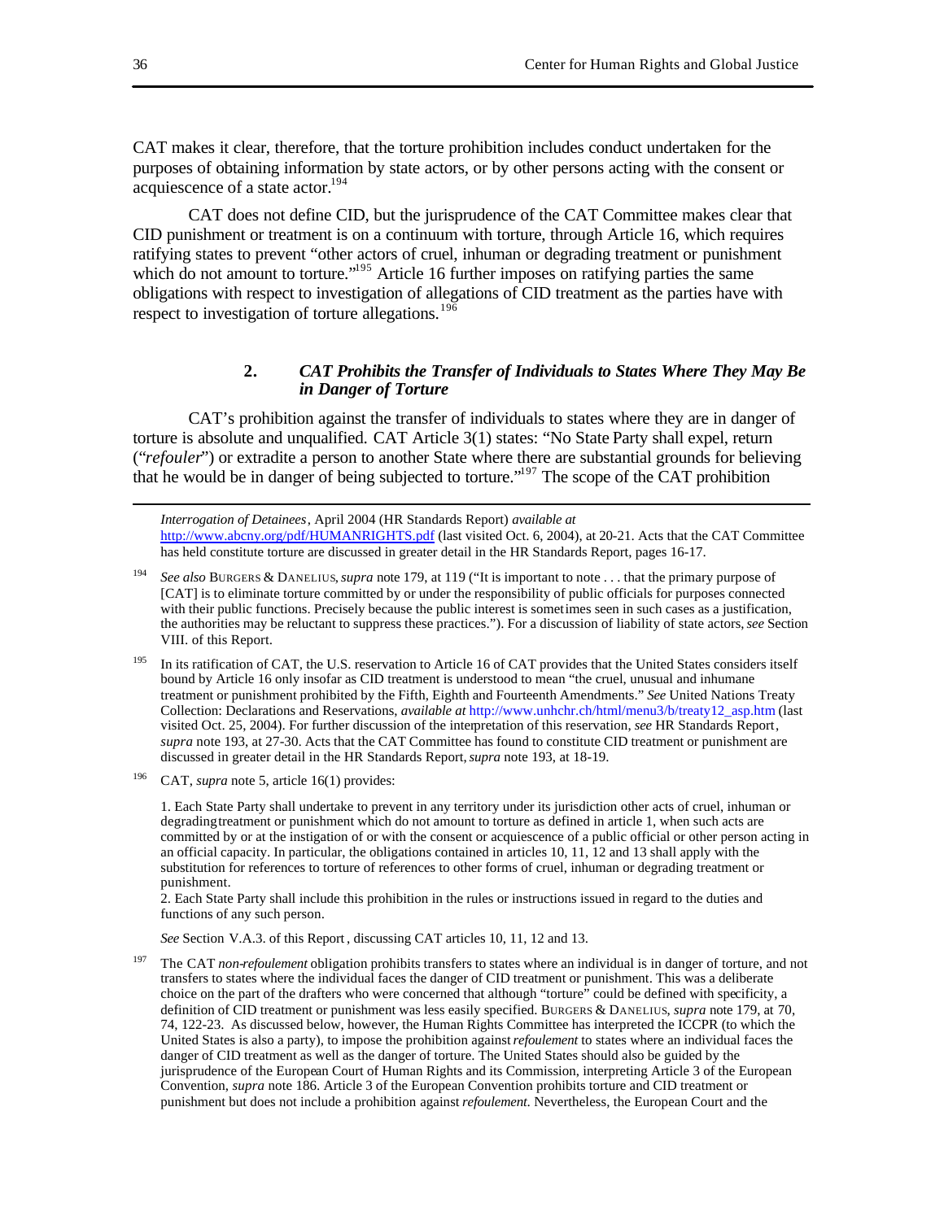CAT makes it clear, therefore, that the torture prohibition includes conduct undertaken for the purposes of obtaining information by state actors, or by other persons acting with the consent or acquiescence of a state actor.[194]

CAT does not define CID, but the jurisprudence of the CAT Committee makes clear that CID punishment or treatment is on a continuum with torture, through Article 16, which requires ratifying states to prevent "other actors of cruel, inhuman or degrading treatment or punishment which do not amount to torture."[195] Article 16 further imposes on ratifying parties the same obligations with respect to investigation of allegations of CID treatment as the parties have with respect to investigation of torture allegations.[196]

### 2. *CAT Prohibits the Transfer of Individuals to States Where They May Be in Danger of Torture*

CAT's prohibition against the transfer of individuals to states where they are in danger of torture is absolute and unqualified. CAT Article 3(1) states: "No State Party shall expel, return ("*refouler*") or extradite a person to another State where there are substantial grounds for believing that he would be in danger of being subjected to torture."[197] The scope of the CAT prohibition

---

*Interrogation of Detainees*, April 2004 (HR Standards Report) *available at* http://www.abcny.org/pdf/HUMANRIGHTS.pdf (last visited Oct. 6, 2004), at 20-21. Acts that the CAT Committee has held constitute torture are discussed in greater detail in the HR Standards Report, pages 16-17.

[194] *See also* BURGERS & DANELIUS, *supra* note 179, at 119 ("It is important to note . . . that the primary purpose of [CAT] is to eliminate torture committed by or under the responsibility of public officials for purposes connected with their public functions. Precisely because the public interest is sometimes seen in such cases as a justification, the authorities may be reluctant to suppress these practices."). For a discussion of liability of state actors, *see* Section VIII. of this Report.

[195] In its ratification of CAT, the U.S. reservation to Article 16 of CAT provides that the United States considers itself bound by Article 16 only insofar as CID treatment is understood to mean "the cruel, unusual and inhumane treatment or punishment prohibited by the Fifth, Eighth and Fourteenth Amendments." *See* United Nations Treaty Collection: Declarations and Reservations, *available at* http://www.unhchr.ch/html/menu3/b/treaty12_asp.htm (last visited Oct. 25, 2004). For further discussion of the interpretation of this reservation, *see* HR Standards Report, *supra* note 193, at 27-30. Acts that the CAT Committee has found to constitute CID treatment or punishment are discussed in greater detail in the HR Standards Report, *supra* note 193, at 18-19.

[196] CAT, *supra* note 5, article 16(1) provides:

> 1. Each State Party shall undertake to prevent in any territory under its jurisdiction other acts of cruel, inhuman or degrading treatment or punishment which do not amount to torture as defined in article 1, when such acts are committed by or at the instigation of or with the consent or acquiescence of a public official or other person acting in an official capacity. In particular, the obligations contained in articles 10, 11, 12 and 13 shall apply with the substitution for references to torture of references to other forms of cruel, inhuman or degrading treatment or punishment.
> 2. Each State Party shall include this prohibition in the rules or instructions issued in regard to the duties and functions of any such person.

*See* Section V.A.3. of this Report, discussing CAT articles 10, 11, 12 and 13.

[197] The CAT *non-refoulement* obligation prohibits transfers to states where an individual is in danger of torture, and not transfers to states where the individual faces the danger of CID treatment or punishment. This was a deliberate choice on the part of the drafters who were concerned that although "torture" could be defined with specificity, a definition of CID treatment or punishment was less easily specified. BURGERS & DANELIUS, *supra* note 179, at 70, 74, 122-23. As discussed below, however, the Human Rights Committee has interpreted the ICCPR (to which the United States is also a party), to impose the prohibition against *refoulement* to states where an individual faces the danger of CID treatment as well as the danger of torture. The United States should also be guided by the jurisprudence of the European Court of Human Rights and its Commission, interpreting Article 3 of the European Convention, *supra* note 186. Article 3 of the European Convention prohibits torture and CID treatment or punishment but does not include a prohibition against *refoulement*. Nevertheless, the European Court and the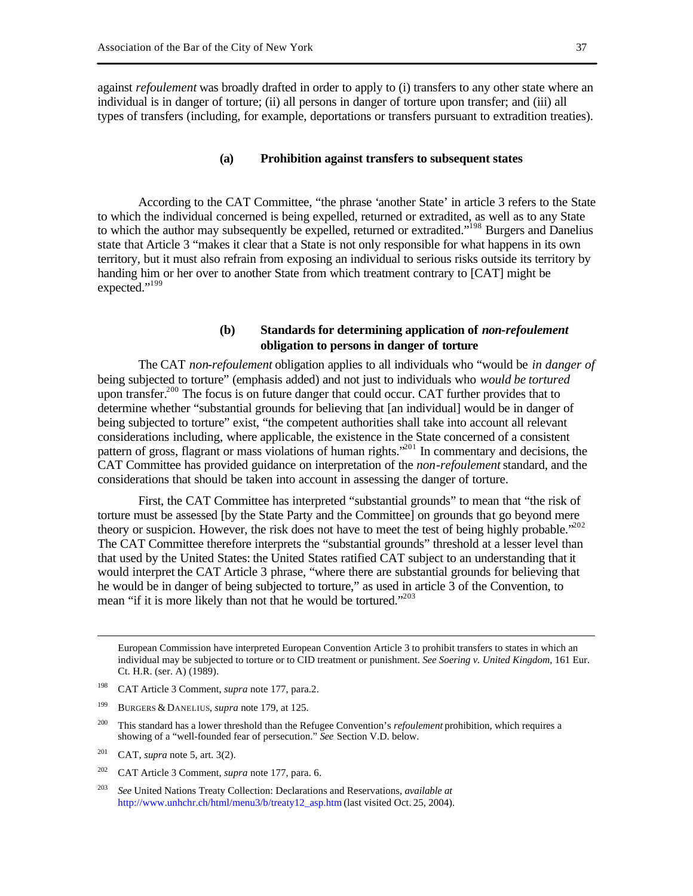against *refoulement* was broadly drafted in order to apply to (i) transfers to any other state where an individual is in danger of torture; (ii) all persons in danger of torture upon transfer; and (iii) all types of transfers (including, for example, deportations or transfers pursuant to extradition treaties).

#### (a) Prohibition against transfers to subsequent states

According to the CAT Committee, "the phrase 'another State' in article 3 refers to the State to which the individual concerned is being expelled, returned or extradited, as well as to any State to which the author may subsequently be expelled, returned or extradited."[198] Burgers and Danelius state that Article 3 "makes it clear that a State is not only responsible for what happens in its own territory, but it must also refrain from exposing an individual to serious risks outside its territory by handing him or her over to another State from which treatment contrary to [CAT] might be expected."[199]

#### (b) Standards for determining application of *non-refoulement* obligation to persons in danger of torture

The CAT *non-refoulement* obligation applies to all individuals who "would be *in danger of* being subjected to torture" (emphasis added) and not just to individuals who *would be tortured* upon transfer.[200] The focus is on future danger that could occur. CAT further provides that to determine whether "substantial grounds for believing that [an individual] would be in danger of being subjected to torture" exist, "the competent authorities shall take into account all relevant considerations including, where applicable, the existence in the State concerned of a consistent pattern of gross, flagrant or mass violations of human rights."[201] In commentary and decisions, the CAT Committee has provided guidance on interpretation of the *non-refoulement* standard, and the considerations that should be taken into account in assessing the danger of torture.

First, the CAT Committee has interpreted "substantial grounds" to mean that "the risk of torture must be assessed [by the State Party and the Committee] on grounds that go beyond mere theory or suspicion. However, the risk does not have to meet the test of being highly probable."[202] The CAT Committee therefore interprets the "substantial grounds" threshold at a lesser level than that used by the United States: the United States ratified CAT subject to an understanding that it would interpret the CAT Article 3 phrase, "where there are substantial grounds for believing that he would be in danger of being subjected to torture," as used in article 3 of the Convention, to mean "if it is more likely than not that he would be tortured."[203]

---

European Commission have interpreted European Convention Article 3 to prohibit transfers to states in which an individual may be subjected to torture or to CID treatment or punishment. *See Soering v. United Kingdom*, 161 Eur. Ct. H.R. (ser. A) (1989).

[198] CAT Article 3 Comment, *supra* note 177, para.2.

[199] Burgers & Danelius, *supra* note 179, at 125.

[200] This standard has a lower threshold than the Refugee Convention's *refoulement* prohibition, which requires a showing of a "well-founded fear of persecution." *See* Section V.D. below.

[201] CAT, *supra* note 5, art. 3(2).

[202] CAT Article 3 Comment, *supra* note 177, para. 6.

[203] *See* United Nations Treaty Collection: Declarations and Reservations, *available at* http://www.unhchr.ch/html/menu3/b/treaty12_asp.htm (last visited Oct. 25, 2004).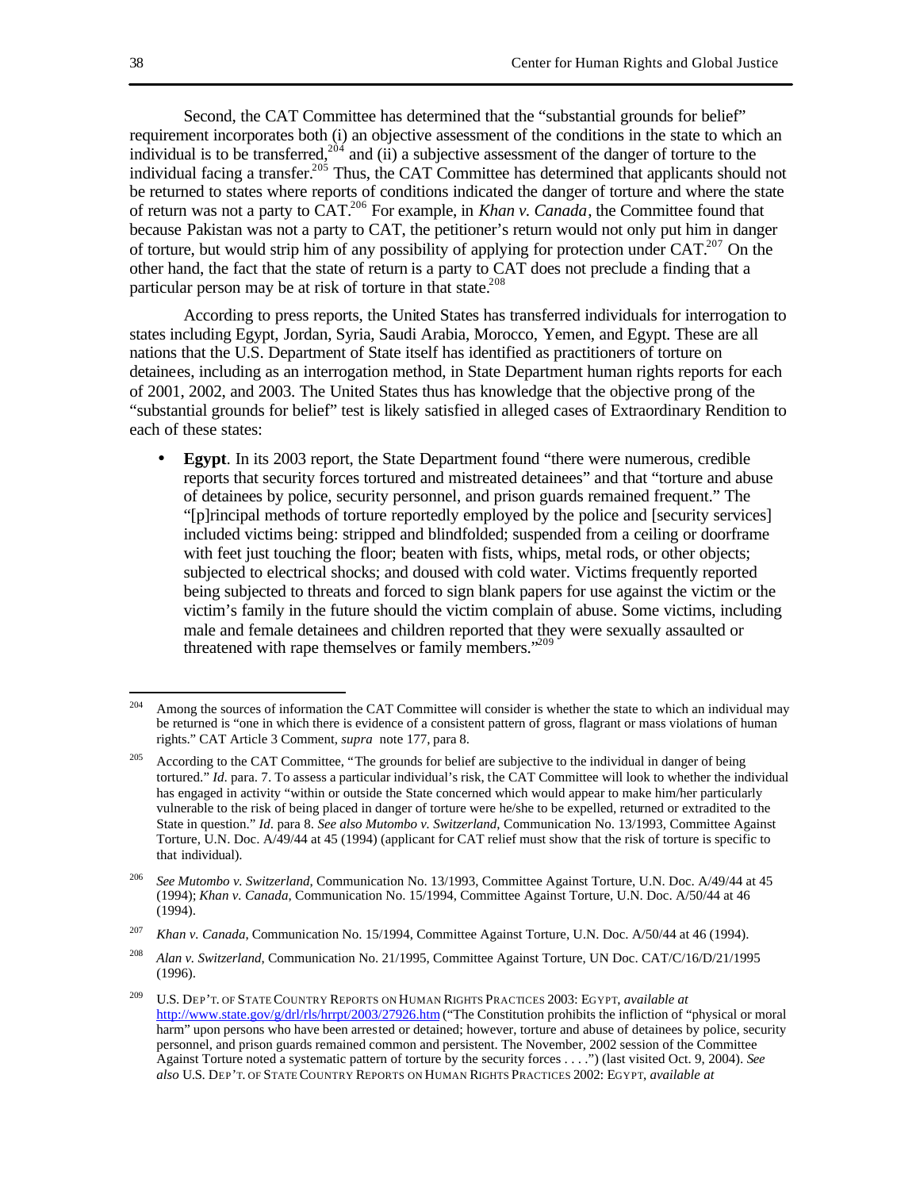Second, the CAT Committee has determined that the "substantial grounds for belief" requirement incorporates both (i) an objective assessment of the conditions in the state to which an individual is to be transferred,[204] and (ii) a subjective assessment of the danger of torture to the individual facing a transfer.[205] Thus, the CAT Committee has determined that applicants should not be returned to states where reports of conditions indicated the danger of torture and where the state of return was not a party to CAT.[206] For example, in *Khan v. Canada*, the Committee found that because Pakistan was not a party to CAT, the petitioner's return would not only put him in danger of torture, but would strip him of any possibility of applying for protection under CAT.[207] On the other hand, the fact that the state of return is a party to CAT does not preclude a finding that a particular person may be at risk of torture in that state.[208]

According to press reports, the United States has transferred individuals for interrogation to states including Egypt, Jordan, Syria, Saudi Arabia, Morocco, Yemen, and Egypt. These are all nations that the U.S. Department of State itself has identified as practitioners of torture on detainees, including as an interrogation method, in State Department human rights reports for each of 2001, 2002, and 2003. The United States thus has knowledge that the objective prong of the "substantial grounds for belief" test is likely satisfied in alleged cases of Extraordinary Rendition to each of these states:

- **Egypt**. In its 2003 report, the State Department found "there were numerous, credible reports that security forces tortured and mistreated detainees" and that "torture and abuse of detainees by police, security personnel, and prison guards remained frequent." The "[p]rincipal methods of torture reportedly employed by the police and [security services] included victims being: stripped and blindfolded; suspended from a ceiling or doorframe with feet just touching the floor; beaten with fists, whips, metal rods, or other objects; subjected to electrical shocks; and doused with cold water. Victims frequently reported being subjected to threats and forced to sign blank papers for use against the victim or the victim's family in the future should the victim complain of abuse. Some victims, including male and female detainees and children reported that they were sexually assaulted or threatened with rape themselves or family members."[209]

---

[204] Among the sources of information the CAT Committee will consider is whether the state to which an individual may be returned is "one in which there is evidence of a consistent pattern of gross, flagrant or mass violations of human rights." CAT Article 3 Comment, *supra* note 177, para 8.

[205] According to the CAT Committee, "The grounds for belief are subjective to the individual in danger of being tortured." *Id.* para. 7. To assess a particular individual's risk, the CAT Committee will look to whether the individual has engaged in activity "within or outside the State concerned which would appear to make him/her particularly vulnerable to the risk of being placed in danger of torture were he/she to be expelled, returned or extradited to the State in question." *Id.* para 8. *See also Mutombo v. Switzerland*, Communication No. 13/1993, Committee Against Torture, U.N. Doc. A/49/44 at 45 (1994) (applicant for CAT relief must show that the risk of torture is specific to that individual).

[206] *See Mutombo v. Switzerland*, Communication No. 13/1993, Committee Against Torture, U.N. Doc. A/49/44 at 45 (1994); *Khan v. Canada*, Communication No. 15/1994, Committee Against Torture, U.N. Doc. A/50/44 at 46 (1994).

[207] *Khan v. Canada*, Communication No. 15/1994, Committee Against Torture, U.N. Doc. A/50/44 at 46 (1994).

[208] *Alan v. Switzerland*, Communication No. 21/1995, Committee Against Torture, UN Doc. CAT/C/16/D/21/1995 (1996).

[209] U.S. DEP'T. OF STATE COUNTRY REPORTS ON HUMAN RIGHTS PRACTICES 2003: EGYPT, *available at* http://www.state.gov/g/drl/rls/hrrpt/2003/27926.htm ("The Constitution prohibits the infliction of "physical or moral harm" upon persons who have been arrested or detained; however, torture and abuse of detainees by police, security personnel, and prison guards remained common and persistent. The November, 2002 session of the Committee Against Torture noted a systematic pattern of torture by the security forces . . . .") (last visited Oct. 9, 2004). *See also* U.S. DEP'T. OF STATE COUNTRY REPORTS ON HUMAN RIGHTS PRACTICES 2002: EGYPT, *available at*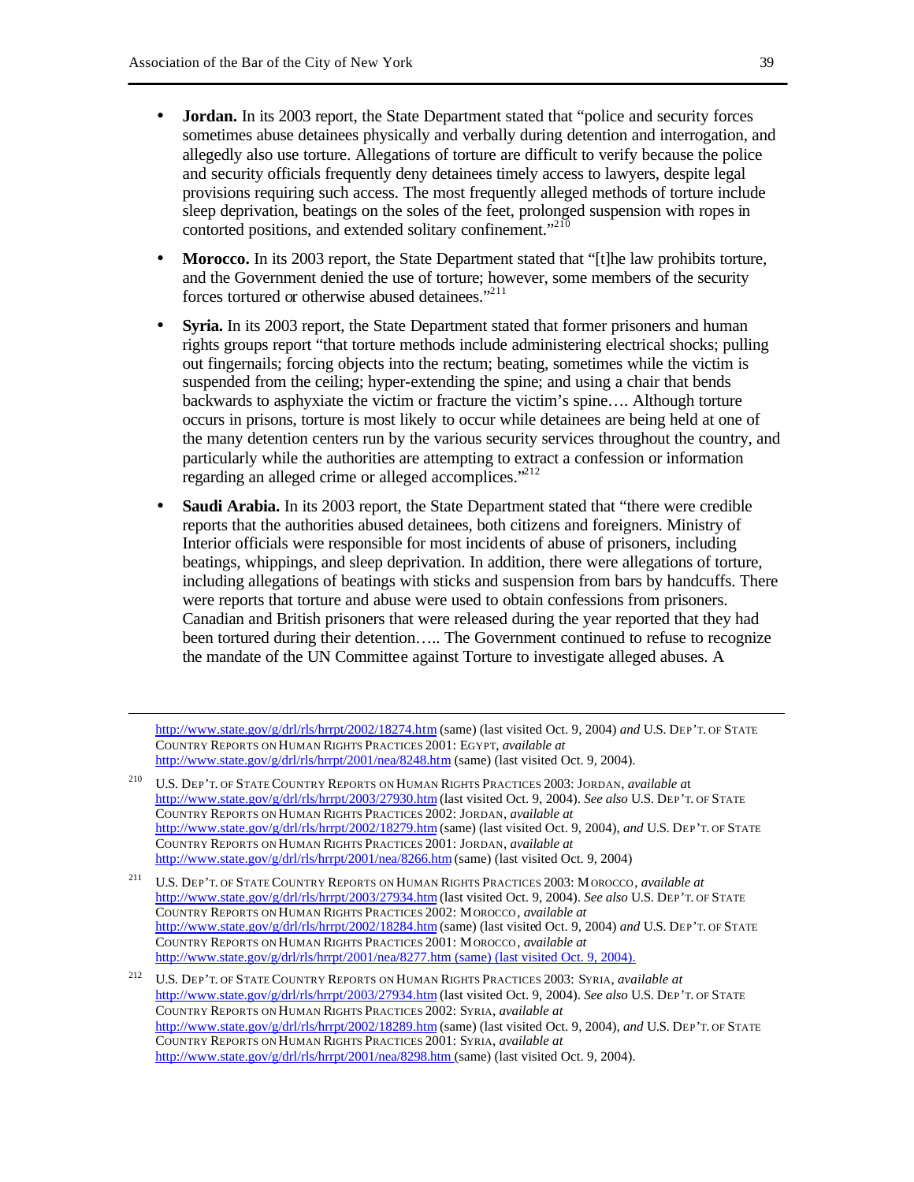- **Jordan.** In its 2003 report, the State Department stated that "police and security forces sometimes abuse detainees physically and verbally during detention and interrogation, and allegedly also use torture. Allegations of torture are difficult to verify because the police and security officials frequently deny detainees timely access to lawyers, despite legal provisions requiring such access. The most frequently alleged methods of torture include sleep deprivation, beatings on the soles of the feet, prolonged suspension with ropes in contorted positions, and extended solitary confinement."[210]

- **Morocco.** In its 2003 report, the State Department stated that "[t]he law prohibits torture, and the Government denied the use of torture; however, some members of the security forces tortured or otherwise abused detainees."[211]

- **Syria.** In its 2003 report, the State Department stated that former prisoners and human rights groups report "that torture methods include administering electrical shocks; pulling out fingernails; forcing objects into the rectum; beating, sometimes while the victim is suspended from the ceiling; hyper-extending the spine; and using a chair that bends backwards to asphyxiate the victim or fracture the victim's spine…. Although torture occurs in prisons, torture is most likely to occur while detainees are being held at one of the many detention centers run by the various security services throughout the country, and particularly while the authorities are attempting to extract a confession or information regarding an alleged crime or alleged accomplices."[212]

- **Saudi Arabia.** In its 2003 report, the State Department stated that "there were credible reports that the authorities abused detainees, both citizens and foreigners. Ministry of Interior officials were responsible for most incidents of abuse of prisoners, including beatings, whippings, and sleep deprivation. In addition, there were allegations of torture, including allegations of beatings with sticks and suspension from bars by handcuffs. There were reports that torture and abuse were used to obtain confessions from prisoners. Canadian and British prisoners that were released during the year reported that they had been tortured during their detention….. The Government continued to refuse to recognize the mandate of the UN Committee against Torture to investigate alleged abuses. A

---

http://www.state.gov/g/drl/rls/hrrpt/2002/18274.htm (same) (last visited Oct. 9, 2004) *and* U.S. DEP'T. OF STATE COUNTRY REPORTS ON HUMAN RIGHTS PRACTICES 2001: EGYPT, *available at* http://www.state.gov/g/drl/rls/hrrpt/2001/nea/8248.htm (same) (last visited Oct. 9, 2004).

[210] U.S. DEP'T. OF STATE COUNTRY REPORTS ON HUMAN RIGHTS PRACTICES 2003: JORDAN, *available at* http://www.state.gov/g/drl/rls/hrrpt/2003/27930.htm (last visited Oct. 9, 2004). *See also* U.S. DEP'T. OF STATE COUNTRY REPORTS ON HUMAN RIGHTS PRACTICES 2002: JORDAN, *available at* http://www.state.gov/g/drl/rls/hrrpt/2002/18279.htm (same) (last visited Oct. 9, 2004), *and* U.S. DEP'T. OF STATE COUNTRY REPORTS ON HUMAN RIGHTS PRACTICES 2001: JORDAN, *available at* http://www.state.gov/g/drl/rls/hrrpt/2001/nea/8266.htm (same) (last visited Oct. 9, 2004)

[211] U.S. DEP'T. OF STATE COUNTRY REPORTS ON HUMAN RIGHTS PRACTICES 2003: MOROCCO, *available at* http://www.state.gov/g/drl/rls/hrrpt/2003/27934.htm (last visited Oct. 9, 2004). *See also* U.S. DEP'T. OF STATE COUNTRY REPORTS ON HUMAN RIGHTS PRACTICES 2002: MOROCCO, *available at* http://www.state.gov/g/drl/rls/hrrpt/2002/18284.htm (same) (last visited Oct. 9, 2004) *and* U.S. DEP'T. OF STATE COUNTRY REPORTS ON HUMAN RIGHTS PRACTICES 2001: MOROCCO, *available at* http://www.state.gov/g/drl/rls/hrrpt/2001/nea/8277.htm (same) (last visited Oct. 9, 2004).

[212] U.S. DEP'T. OF STATE COUNTRY REPORTS ON HUMAN RIGHTS PRACTICES 2003: SYRIA, *available at* http://www.state.gov/g/drl/rls/hrrpt/2003/27934.htm (last visited Oct. 9, 2004). *See also* U.S. DEP'T. OF STATE COUNTRY REPORTS ON HUMAN RIGHTS PRACTICES 2002: SYRIA, *available at* http://www.state.gov/g/drl/rls/hrrpt/2002/18289.htm (same) (last visited Oct. 9, 2004), *and* U.S. DEP'T. OF STATE COUNTRY REPORTS ON HUMAN RIGHTS PRACTICES 2001: SYRIA, *available at* http://www.state.gov/g/drl/rls/hrrpt/2001/nea/8298.htm (same) (last visited Oct. 9, 2004).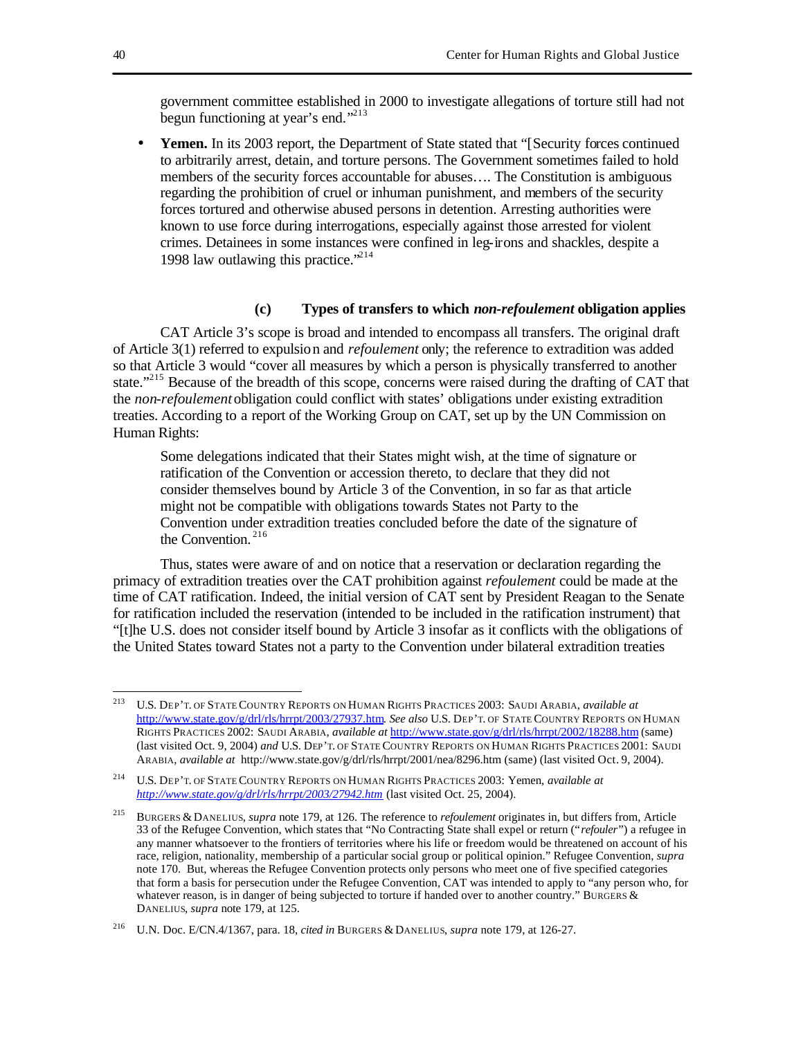government committee established in 2000 to investigate allegations of torture still had not begun functioning at year's end."[213]

- **Yemen.** In its 2003 report, the Department of State stated that "[Security forces continued to arbitrarily arrest, detain, and torture persons. The Government sometimes failed to hold members of the security forces accountable for abuses…. The Constitution is ambiguous regarding the prohibition of cruel or inhuman punishment, and members of the security forces tortured and otherwise abused persons in detention. Arresting authorities were known to use force during interrogations, especially against those arrested for violent crimes. Detainees in some instances were confined in leg-irons and shackles, despite a 1998 law outlawing this practice."[214]

#### (c) Types of transfers to which *non-refoulement* obligation applies

CAT Article 3's scope is broad and intended to encompass all transfers. The original draft of Article 3(1) referred to expulsion and *refoulement* only; the reference to extradition was added so that Article 3 would "cover all measures by which a person is physically transferred to another state."[215] Because of the breadth of this scope, concerns were raised during the drafting of CAT that the *non-refoulement* obligation could conflict with states' obligations under existing extradition treaties. According to a report of the Working Group on CAT, set up by the UN Commission on Human Rights:

> Some delegations indicated that their States might wish, at the time of signature or ratification of the Convention or accession thereto, to declare that they did not consider themselves bound by Article 3 of the Convention, in so far as that article might not be compatible with obligations towards States not Party to the Convention under extradition treaties concluded before the date of the signature of the Convention.[216]

Thus, states were aware of and on notice that a reservation or declaration regarding the primacy of extradition treaties over the CAT prohibition against *refoulement* could be made at the time of CAT ratification. Indeed, the initial version of CAT sent by President Reagan to the Senate for ratification included the reservation (intended to be included in the ratification instrument) that "[t]he U.S. does not consider itself bound by Article 3 insofar as it conflicts with the obligations of the United States toward States not a party to the Convention under bilateral extradition treaties

---

[213] U.S. DEP'T. OF STATE COUNTRY REPORTS ON HUMAN RIGHTS PRACTICES 2003: SAUDI ARABIA, *available at* http://www.state.gov/g/drl/rls/hrrpt/2003/27937.htm. *See also* U.S. DEP'T. OF STATE COUNTRY REPORTS ON HUMAN RIGHTS PRACTICES 2002: SAUDI ARABIA, *available at* http://www.state.gov/g/drl/rls/hrrpt/2002/18288.htm (same) (last visited Oct. 9, 2004) *and* U.S. DEP'T. OF STATE COUNTRY REPORTS ON HUMAN RIGHTS PRACTICES 2001: SAUDI ARABIA, *available at* http://www.state.gov/g/drl/rls/hrrpt/2001/nea/8296.htm (same) (last visited Oct. 9, 2004).

[214] U.S. DEP'T. OF STATE COUNTRY REPORTS ON HUMAN RIGHTS PRACTICES 2003: Yemen, *available at* *http://www.state.gov/g/drl/rls/hrrpt/2003/27942.htm* (last visited Oct. 25, 2004).

[215] BURGERS & DANELIUS, *supra* note 179, at 126. The reference to *refoulement* originates in, but differs from, Article 33 of the Refugee Convention, which states that "No Contracting State shall expel or return ("*refouler*") a refugee in any manner whatsoever to the frontiers of territories where his life or freedom would be threatened on account of his race, religion, nationality, membership of a particular social group or political opinion." Refugee Convention, *supra* note 170. But, whereas the Refugee Convention protects only persons who meet one of five specified categories that form a basis for persecution under the Refugee Convention, CAT was intended to apply to "any person who, for whatever reason, is in danger of being subjected to torture if handed over to another country." BURGERS & DANELIUS, *supra* note 179, at 125.

[216] U.N. Doc. E/CN.4/1367, para. 18, *cited in* BURGERS & DANELIUS, *supra* note 179, at 126-27.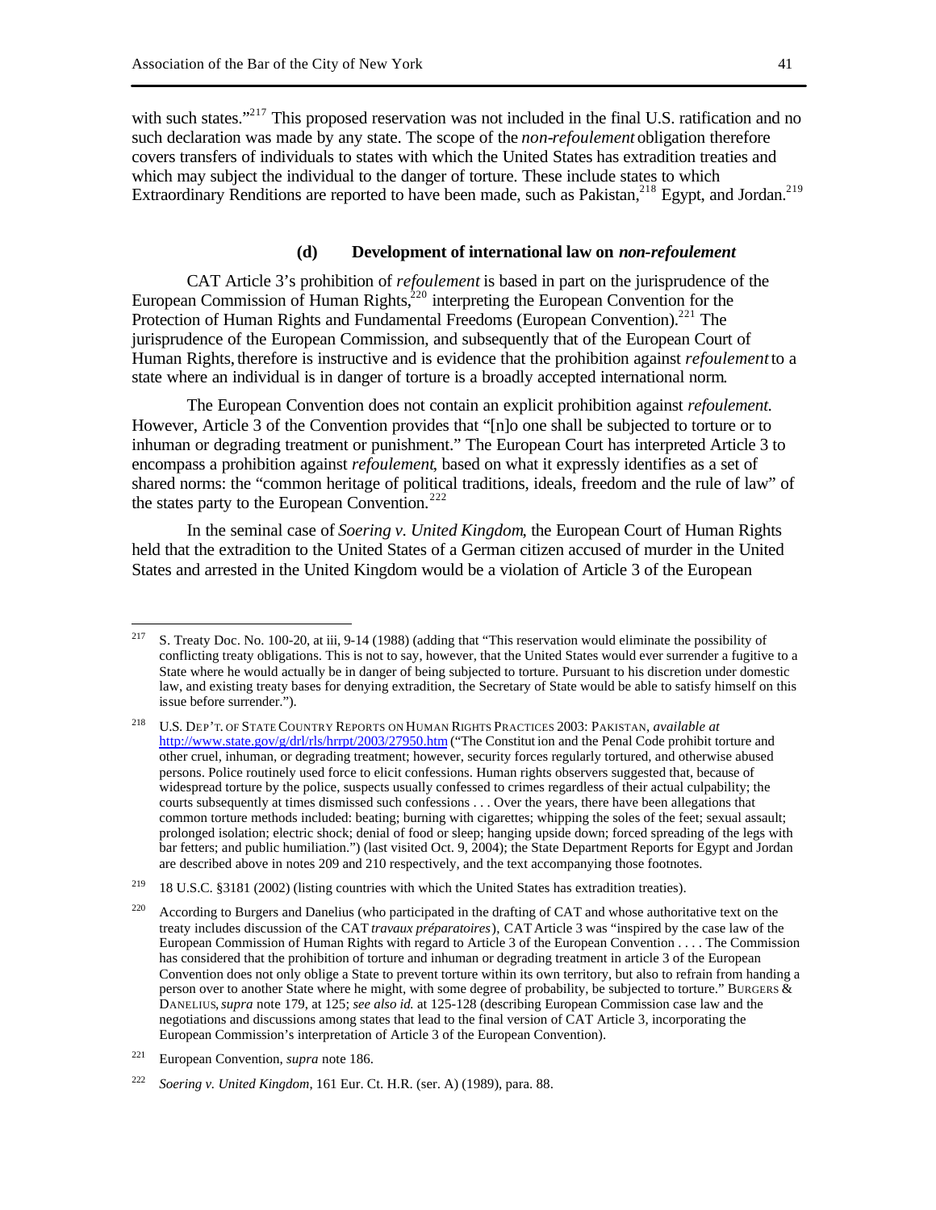with such states."[217] This proposed reservation was not included in the final U.S. ratification and no such declaration was made by any state. The scope of the *non-refoulement* obligation therefore covers transfers of individuals to states with which the United States has extradition treaties and which may subject the individual to the danger of torture. These include states to which Extraordinary Renditions are reported to have been made, such as Pakistan,[218] Egypt, and Jordan.[219]

### (d) Development of international law on *non-refoulement*

CAT Article 3's prohibition of *refoulement* is based in part on the jurisprudence of the European Commission of Human Rights,[220] interpreting the European Convention for the Protection of Human Rights and Fundamental Freedoms (European Convention).[221] The jurisprudence of the European Commission, and subsequently that of the European Court of Human Rights, therefore is instructive and is evidence that the prohibition against *refoulement* to a state where an individual is in danger of torture is a broadly accepted international norm.

The European Convention does not contain an explicit prohibition against *refoulement*. However, Article 3 of the Convention provides that "[n]o one shall be subjected to torture or to inhuman or degrading treatment or punishment." The European Court has interpreted Article 3 to encompass a prohibition against *refoulement*, based on what it expressly identifies as a set of shared norms: the "common heritage of political traditions, ideals, freedom and the rule of law" of the states party to the European Convention.[222]

In the seminal case of *Soering v. United Kingdom*, the European Court of Human Rights held that the extradition to the United States of a German citizen accused of murder in the United States and arrested in the United Kingdom would be a violation of Article 3 of the European

---

[217] S. Treaty Doc. No. 100-20, at iii, 9-14 (1988) (adding that "This reservation would eliminate the possibility of conflicting treaty obligations. This is not to say, however, that the United States would ever surrender a fugitive to a State where he would actually be in danger of being subjected to torture. Pursuant to his discretion under domestic law, and existing treaty bases for denying extradition, the Secretary of State would be able to satisfy himself on this issue before surrender.").

[218] U.S. DEP'T. OF STATE COUNTRY REPORTS ON HUMAN RIGHTS PRACTICES 2003: PAKISTAN, *available at* http://www.state.gov/g/drl/rls/hrrpt/2003/27950.htm ("The Constitution and the Penal Code prohibit torture and other cruel, inhuman, or degrading treatment; however, security forces regularly tortured, and otherwise abused persons. Police routinely used force to elicit confessions. Human rights observers suggested that, because of widespread torture by the police, suspects usually confessed to crimes regardless of their actual culpability; the courts subsequently at times dismissed such confessions . . . Over the years, there have been allegations that common torture methods included: beating; burning with cigarettes; whipping the soles of the feet; sexual assault; prolonged isolation; electric shock; denial of food or sleep; hanging upside down; forced spreading of the legs with bar fetters; and public humiliation.") (last visited Oct. 9, 2004); the State Department Reports for Egypt and Jordan are described above in notes 209 and 210 respectively, and the text accompanying those footnotes.

[219] 18 U.S.C. §3181 (2002) (listing countries with which the United States has extradition treaties).

[220] According to Burgers and Danelius (who participated in the drafting of CAT and whose authoritative text on the treaty includes discussion of the CAT *travaux préparatoires*), CAT Article 3 was "inspired by the case law of the European Commission of Human Rights with regard to Article 3 of the European Convention . . . . The Commission has considered that the prohibition of torture and inhuman or degrading treatment in article 3 of the European Convention does not only oblige a State to prevent torture within its own territory, but also to refrain from handing a person over to another State where he might, with some degree of probability, be subjected to torture." BURGERS & DANELIUS, *supra* note 179, at 125; *see also id.* at 125-128 (describing European Commission case law and the negotiations and discussions among states that lead to the final version of CAT Article 3, incorporating the European Commission's interpretation of Article 3 of the European Convention).

[221] European Convention, *supra* note 186.

[222] *Soering v. United Kingdom*, 161 Eur. Ct. H.R. (ser. A) (1989), para. 88.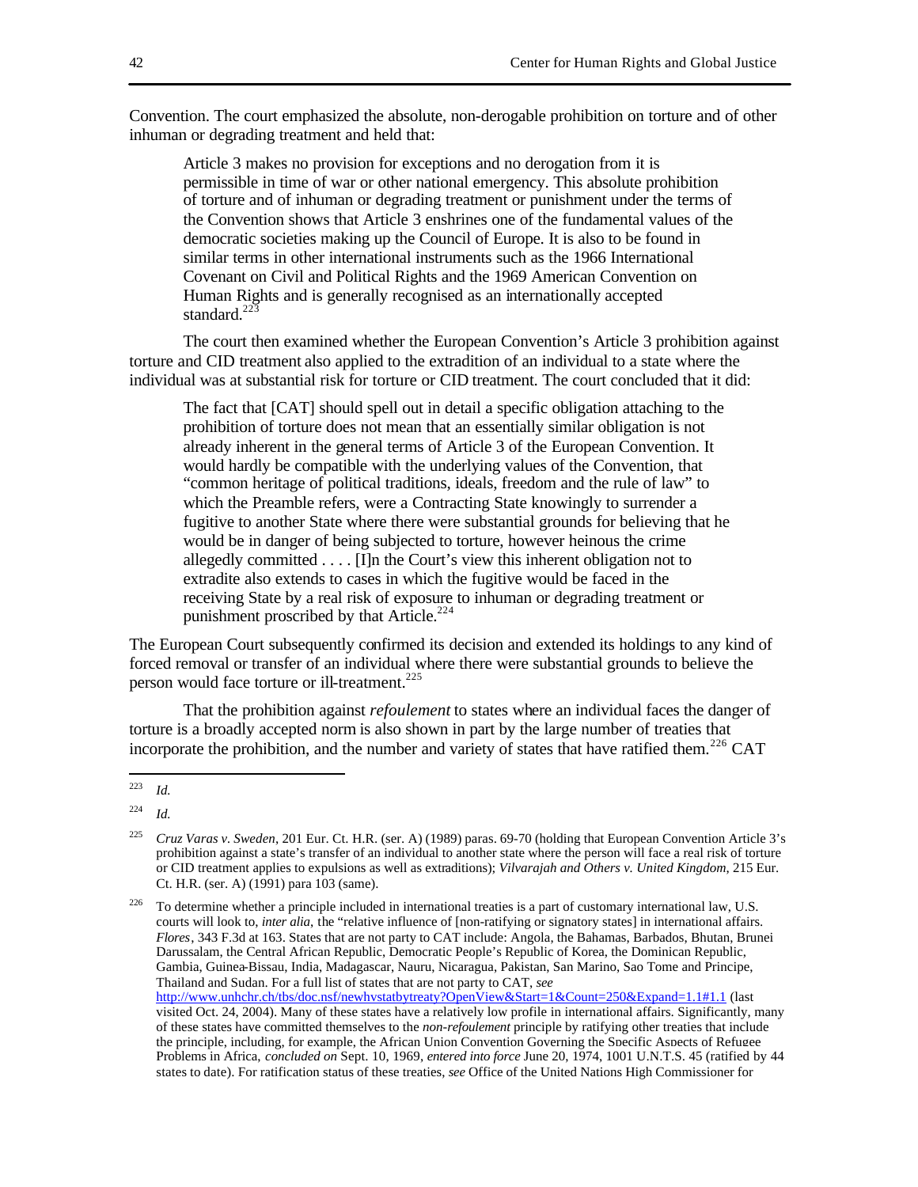Convention. The court emphasized the absolute, non-derogable prohibition on torture and of other inhuman or degrading treatment and held that:

> Article 3 makes no provision for exceptions and no derogation from it is permissible in time of war or other national emergency. This absolute prohibition of torture and of inhuman or degrading treatment or punishment under the terms of the Convention shows that Article 3 enshrines one of the fundamental values of the democratic societies making up the Council of Europe. It is also to be found in similar terms in other international instruments such as the 1966 International Covenant on Civil and Political Rights and the 1969 American Convention on Human Rights and is generally recognised as an internationally accepted standard.[223]

The court then examined whether the European Convention's Article 3 prohibition against torture and CID treatment also applied to the extradition of an individual to a state where the individual was at substantial risk for torture or CID treatment. The court concluded that it did:

> The fact that [CAT] should spell out in detail a specific obligation attaching to the prohibition of torture does not mean that an essentially similar obligation is not already inherent in the general terms of Article 3 of the European Convention. It would hardly be compatible with the underlying values of the Convention, that "common heritage of political traditions, ideals, freedom and the rule of law" to which the Preamble refers, were a Contracting State knowingly to surrender a fugitive to another State where there were substantial grounds for believing that he would be in danger of being subjected to torture, however heinous the crime allegedly committed . . . . [I]n the Court's view this inherent obligation not to extradite also extends to cases in which the fugitive would be faced in the receiving State by a real risk of exposure to inhuman or degrading treatment or punishment proscribed by that Article.[224]

The European Court subsequently confirmed its decision and extended its holdings to any kind of forced removal or transfer of an individual where there were substantial grounds to believe the person would face torture or ill-treatment.[225]

That the prohibition against *refoulement* to states where an individual faces the danger of torture is a broadly accepted norm is also shown in part by the large number of treaties that incorporate the prohibition, and the number and variety of states that have ratified them.[226] CAT

---

[223] *Id.*

[224] *Id.*

[225] *Cruz Varas v. Sweden*, 201 Eur. Ct. H.R. (ser. A) (1989) paras. 69-70 (holding that European Convention Article 3's prohibition against a state's transfer of an individual to another state where the person will face a real risk of torture or CID treatment applies to expulsions as well as extraditions); *Vilvarajah and Others v. United Kingdom*, 215 Eur. Ct. H.R. (ser. A) (1991) para 103 (same).

[226] To determine whether a principle included in international treaties is a part of customary international law, U.S. courts will look to, *inter alia*, the "relative influence of [non-ratifying or signatory states] in international affairs. *Flores*, 343 F.3d at 163. States that are not party to CAT include: Angola, the Bahamas, Barbados, Bhutan, Brunei Darussalam, the Central African Republic, Democratic People's Republic of Korea, the Dominican Republic, Gambia, Guinea-Bissau, India, Madagascar, Nauru, Nicaragua, Pakistan, San Marino, Sao Tome and Principe, Thailand and Sudan. For a full list of states that are not party to CAT, *see* http://www.unhchr.ch/tbs/doc.nsf/newhvstatbytreaty?OpenView&Start=1&Count=250&Expand=1.1#1.1 (last visited Oct. 24, 2004). Many of these states have a relatively low profile in international affairs. Significantly, many of these states have committed themselves to the *non-refoulement* principle by ratifying other treaties that include the principle, including, for example, the African Union Convention Governing the Specific Aspects of Refugee Problems in Africa, *concluded on* Sept. 10, 1969, *entered into force* June 20, 1974, 1001 U.N.T.S. 45 (ratified by 44 states to date). For ratification status of these treaties, *see* Office of the United Nations High Commissioner for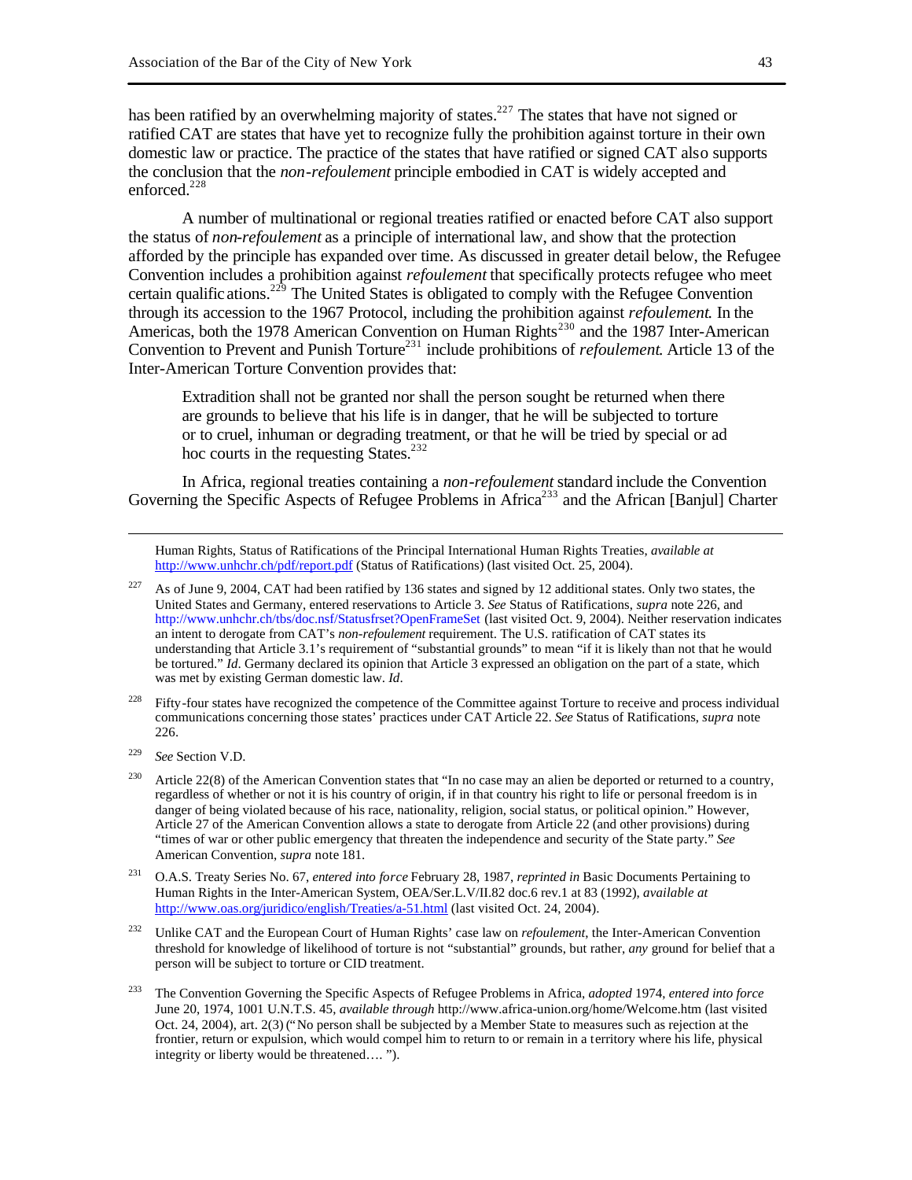has been ratified by an overwhelming majority of states.[227] The states that have not signed or ratified CAT are states that have yet to recognize fully the prohibition against torture in their own domestic law or practice. The practice of the states that have ratified or signed CAT also supports the conclusion that the *non-refoulement* principle embodied in CAT is widely accepted and enforced.[228]

A number of multinational or regional treaties ratified or enacted before CAT also support the status of *non-refoulement* as a principle of international law, and show that the protection afforded by the principle has expanded over time. As discussed in greater detail below, the Refugee Convention includes a prohibition against *refoulement* that specifically protects refugee who meet certain qualifications.[229] The United States is obligated to comply with the Refugee Convention through its accession to the 1967 Protocol, including the prohibition against *refoulement*. In the Americas, both the 1978 American Convention on Human Rights[230] and the 1987 Inter-American Convention to Prevent and Punish Torture[231] include prohibitions of *refoulement*. Article 13 of the Inter-American Torture Convention provides that:

> Extradition shall not be granted nor shall the person sought be returned when there are grounds to believe that his life is in danger, that he will be subjected to torture or to cruel, inhuman or degrading treatment, or that he will be tried by special or ad hoc courts in the requesting States.[232]

In Africa, regional treaties containing a *non-refoulement* standard include the Convention Governing the Specific Aspects of Refugee Problems in Africa[233] and the African [Banjul] Charter

---

Human Rights, Status of Ratifications of the Principal International Human Rights Treaties, *available at* http://www.unhchr.ch/pdf/report.pdf (Status of Ratifications) (last visited Oct. 25, 2004).

[227] As of June 9, 2004, CAT had been ratified by 136 states and signed by 12 additional states. Only two states, the United States and Germany, entered reservations to Article 3. *See* Status of Ratifications, *supra* note 226, and http://www.unhchr.ch/tbs/doc.nsf/Statusfrset?OpenFrameSet (last visited Oct. 9, 2004). Neither reservation indicates an intent to derogate from CAT's *non-refoulement* requirement. The U.S. ratification of CAT states its understanding that Article 3.1's requirement of "substantial grounds" to mean "if it is likely than not that he would be tortured." *Id*. Germany declared its opinion that Article 3 expressed an obligation on the part of a state, which was met by existing German domestic law. *Id*.

[228] Fifty-four states have recognized the competence of the Committee against Torture to receive and process individual communications concerning those states' practices under CAT Article 22. *See* Status of Ratifications, *supra* note 226.

[229] *See* Section V.D.

[230] Article 22(8) of the American Convention states that "In no case may an alien be deported or returned to a country, regardless of whether or not it is his country of origin, if in that country his right to life or personal freedom is in danger of being violated because of his race, nationality, religion, social status, or political opinion." However, Article 27 of the American Convention allows a state to derogate from Article 22 (and other provisions) during "times of war or other public emergency that threaten the independence and security of the State party." *See* American Convention, *supra* note 181.

[231] O.A.S. Treaty Series No. 67, *entered into force* February 28, 1987, *reprinted in* Basic Documents Pertaining to Human Rights in the Inter-American System, OEA/Ser.L.V/II.82 doc.6 rev.1 at 83 (1992), *available at* http://www.oas.org/juridico/english/Treaties/a-51.html (last visited Oct. 24, 2004).

[232] Unlike CAT and the European Court of Human Rights' case law on *refoulement*, the Inter-American Convention threshold for knowledge of likelihood of torture is not "substantial" grounds, but rather, *any* ground for belief that a person will be subject to torture or CID treatment.

[233] The Convention Governing the Specific Aspects of Refugee Problems in Africa, *adopted* 1974, *entered into force* June 20, 1974, 1001 U.N.T.S. 45, *available through* http://www.africa-union.org/home/Welcome.htm (last visited Oct. 24, 2004), art. 2(3) ("No person shall be subjected by a Member State to measures such as rejection at the frontier, return or expulsion, which would compel him to return to or remain in a territory where his life, physical integrity or liberty would be threatened…. ").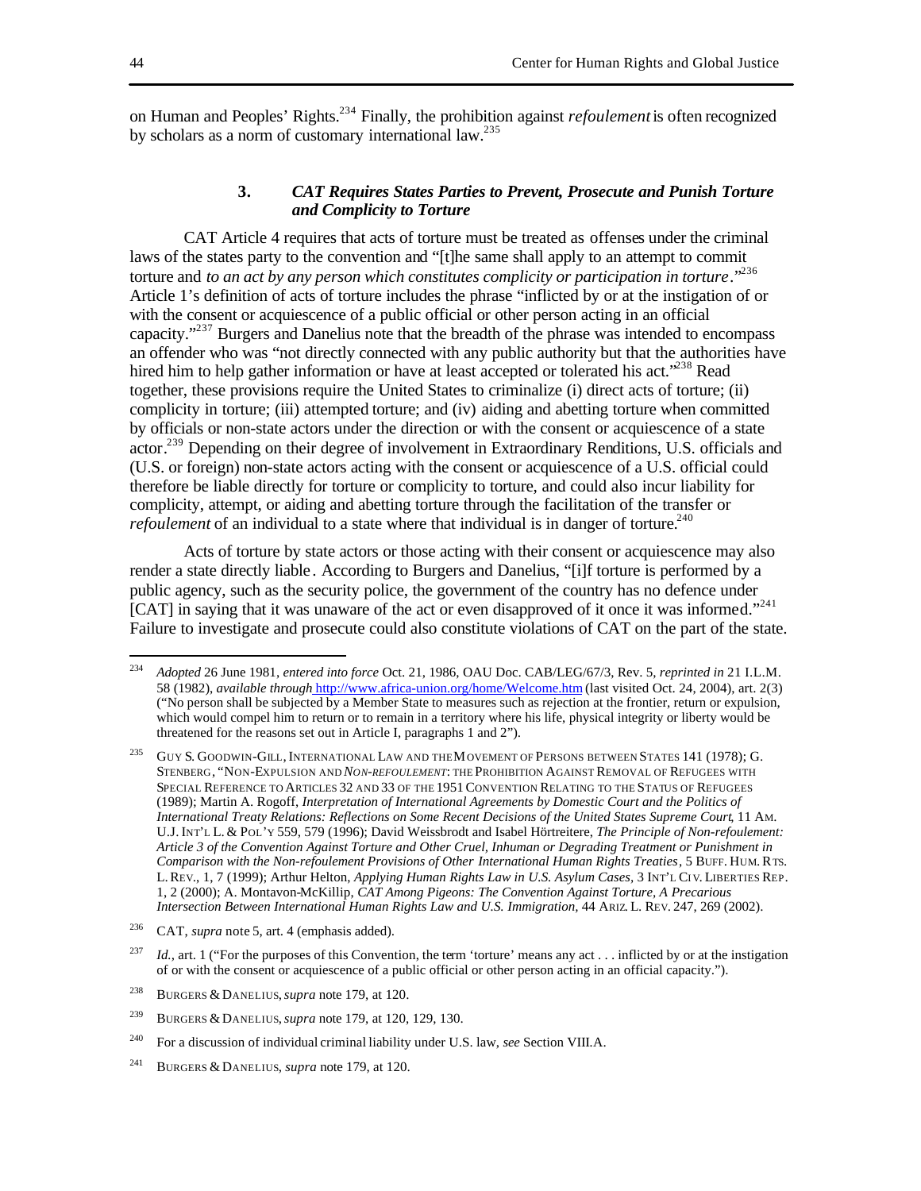on Human and Peoples' Rights.[234] Finally, the prohibition against *refoulement* is often recognized by scholars as a norm of customary international law.[235]

### 3. *CAT Requires States Parties to Prevent, Prosecute and Punish Torture and Complicity to Torture*

CAT Article 4 requires that acts of torture must be treated as offenses under the criminal laws of the states party to the convention and "[t]he same shall apply to an attempt to commit torture and *to an act by any person which constitutes complicity or participation in torture*."[236] Article 1's definition of acts of torture includes the phrase "inflicted by or at the instigation of or with the consent or acquiescence of a public official or other person acting in an official capacity."[237] Burgers and Danelius note that the breadth of the phrase was intended to encompass an offender who was "not directly connected with any public authority but that the authorities have hired him to help gather information or have at least accepted or tolerated his act."[238] Read together, these provisions require the United States to criminalize (i) direct acts of torture; (ii) complicity in torture; (iii) attempted torture; and (iv) aiding and abetting torture when committed by officials or non-state actors under the direction or with the consent or acquiescence of a state actor.[239] Depending on their degree of involvement in Extraordinary Renditions, U.S. officials and (U.S. or foreign) non-state actors acting with the consent or acquiescence of a U.S. official could therefore be liable directly for torture or complicity to torture, and could also incur liability for complicity, attempt, or aiding and abetting torture through the facilitation of the transfer or *refoulement* of an individual to a state where that individual is in danger of torture.[240]

Acts of torture by state actors or those acting with their consent or acquiescence may also render a state directly liable. According to Burgers and Danelius, "[i]f torture is performed by a public agency, such as the security police, the government of the country has no defence under [CAT] in saying that it was unaware of the act or even disapproved of it once it was informed."[241] Failure to investigate and prosecute could also constitute violations of CAT on the part of the state.

---

[234] *Adopted* 26 June 1981, *entered into force* Oct. 21, 1986, OAU Doc. CAB/LEG/67/3, Rev. 5, *reprinted in* 21 I.L.M. 58 (1982), *available through* http://www.africa-union.org/home/Welcome.htm (last visited Oct. 24, 2004), art. 2(3) ("No person shall be subjected by a Member State to measures such as rejection at the frontier, return or expulsion, which would compel him to return or to remain in a territory where his life, physical integrity or liberty would be threatened for the reasons set out in Article I, paragraphs 1 and 2").

[235] GUY S. GOODWIN-GILL, INTERNATIONAL LAW AND THE MOVEMENT OF PERSONS BETWEEN STATES 141 (1978); G. STENBERG, "NON-EXPULSION AND *NON-REFOULEMENT*: THE PROHIBITION AGAINST REMOVAL OF REFUGEES WITH SPECIAL REFERENCE TO ARTICLES 32 AND 33 OF THE 1951 CONVENTION RELATING TO THE STATUS OF REFUGEES (1989); Martin A. Rogoff, *Interpretation of International Agreements by Domestic Court and the Politics of International Treaty Relations: Reflections on Some Recent Decisions of the United States Supreme Court*, 11 AM. U.J. INT'L L. & POL'Y 559, 579 (1996); David Weissbrodt and Isabel Hörtreitere, *The Principle of Non-refoulement: Article 3 of the Convention Against Torture and Other Cruel, Inhuman or Degrading Treatment or Punishment in Comparison with the Non-refoulement Provisions of Other International Human Rights Treaties*, 5 BUFF. HUM. RTS. L. REV., 1, 7 (1999); Arthur Helton, *Applying Human Rights Law in U.S. Asylum Cases*, 3 INT'L CIV. LIBERTIES REP. 1, 2 (2000); A. Montavon-McKillip, *CAT Among Pigeons: The Convention Against Torture, A Precarious Intersection Between International Human Rights Law and U.S. Immigration*, 44 ARIZ. L. REV. 247, 269 (2002).

[236] CAT, *supra* note 5, art. 4 (emphasis added).

[237] *Id.*, art. 1 ("For the purposes of this Convention, the term 'torture' means any act . . . inflicted by or at the instigation of or with the consent or acquiescence of a public official or other person acting in an official capacity.").

[238] BURGERS & DANELIUS, *supra* note 179, at 120.

[239] BURGERS & DANELIUS, *supra* note 179, at 120, 129, 130.

[240] For a discussion of individual criminal liability under U.S. law, *see* Section VIII.A.

[241] BURGERS & DANELIUS, *supra* note 179, at 120.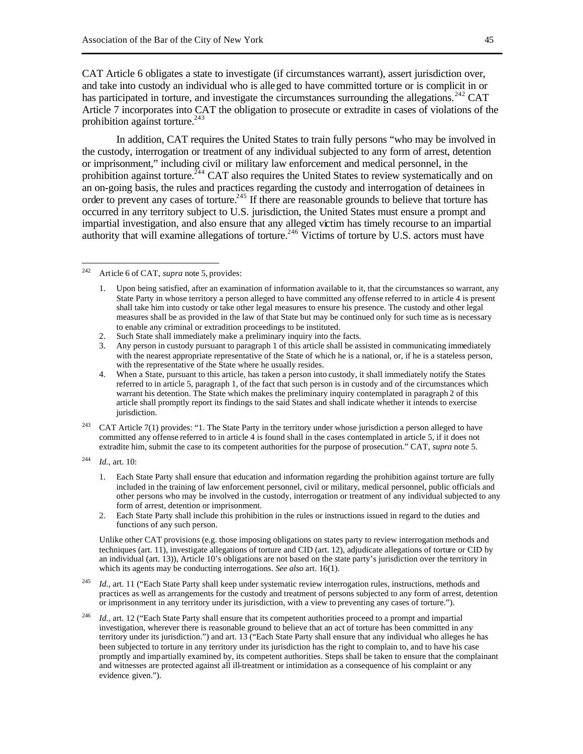CAT Article 6 obligates a state to investigate (if circumstances warrant), assert jurisdiction over, and take into custody an individual who is alleged to have committed torture or is complicit in or has participated in torture, and investigate the circumstances surrounding the allegations.[242] CAT Article 7 incorporates into CAT the obligation to prosecute or extradite in cases of violations of the prohibition against torture.[243]

In addition, CAT requires the United States to train fully persons "who may be involved in the custody, interrogation or treatment of any individual subjected to any form of arrest, detention or imprisonment," including civil or military law enforcement and medical personnel, in the prohibition against torture.[244] CAT also requires the United States to review systematically and on an on-going basis, the rules and practices regarding the custody and interrogation of detainees in order to prevent any cases of torture.[245] If there are reasonable grounds to believe that torture has occurred in any territory subject to U.S. jurisdiction, the United States must ensure a prompt and impartial investigation, and also ensure that any alleged victim has timely recourse to an impartial authority that will examine allegations of torture.[246] Victims of torture by U.S. actors must have

---

[242] Article 6 of CAT, *supra* note 5, provides:

1. Upon being satisfied, after an examination of information available to it, that the circumstances so warrant, any State Party in whose territory a person alleged to have committed any offense referred to in article 4 is present shall take him into custody or take other legal measures to ensure his presence. The custody and other legal measures shall be as provided in the law of that State but may be continued only for such time as is necessary to enable any criminal or extradition proceedings to be instituted.
2. Such State shall immediately make a preliminary inquiry into the facts.
3. Any person in custody pursuant to paragraph 1 of this article shall be assisted in communicating immediately with the nearest appropriate representative of the State of which he is a national, or, if he is a stateless person, with the representative of the State where he usually resides.
4. When a State, pursuant to this article, has taken a person into custody, it shall immediately notify the States referred to in article 5, paragraph 1, of the fact that such person is in custody and of the circumstances which warrant his detention. The State which makes the preliminary inquiry contemplated in paragraph 2 of this article shall promptly report its findings to the said States and shall indicate whether it intends to exercise jurisdiction.

[243] CAT Article 7(1) provides: "1. The State Party in the territory under whose jurisdiction a person alleged to have committed any offense referred to in article 4 is found shall in the cases contemplated in article 5, if it does not extradite him, submit the case to its competent authorities for the purpose of prosecution." CAT, *supra* note 5.

[244] *Id.*, art. 10:

1. Each State Party shall ensure that education and information regarding the prohibition against torture are fully included in the training of law enforcement personnel, civil or military, medical personnel, public officials and other persons who may be involved in the custody, interrogation or treatment of any individual subjected to any form of arrest, detention or imprisonment.
2. Each State Party shall include this prohibition in the rules or instructions issued in regard to the duties and functions of any such person.

Unlike other CAT provisions (e.g. those imposing obligations on states party to review interrogation methods and techniques (art. 11), investigate allegations of torture and CID (art. 12), adjudicate allegations of torture or CID by an individual (art. 13)), Article 10's obligations are not based on the state party's jurisdiction over the territory in which its agents may be conducting interrogations. *See also* art. 16(1).

[245] *Id.*, art. 11 ("Each State Party shall keep under systematic review interrogation rules, instructions, methods and practices as well as arrangements for the custody and treatment of persons subjected to any form of arrest, detention or imprisonment in any territory under its jurisdiction, with a view to preventing any cases of torture.").

[246] *Id.*, art. 12 ("Each State Party shall ensure that its competent authorities proceed to a prompt and impartial investigation, wherever there is reasonable ground to believe that an act of torture has been committed in any territory under its jurisdiction.") and art. 13 ("Each State Party shall ensure that any individual who alleges he has been subjected to torture in any territory under its jurisdiction has the right to complain to, and to have his case promptly and impartially examined by, its competent authorities. Steps shall be taken to ensure that the complainant and witnesses are protected against all ill-treatment or intimidation as a consequence of his complaint or any evidence given.").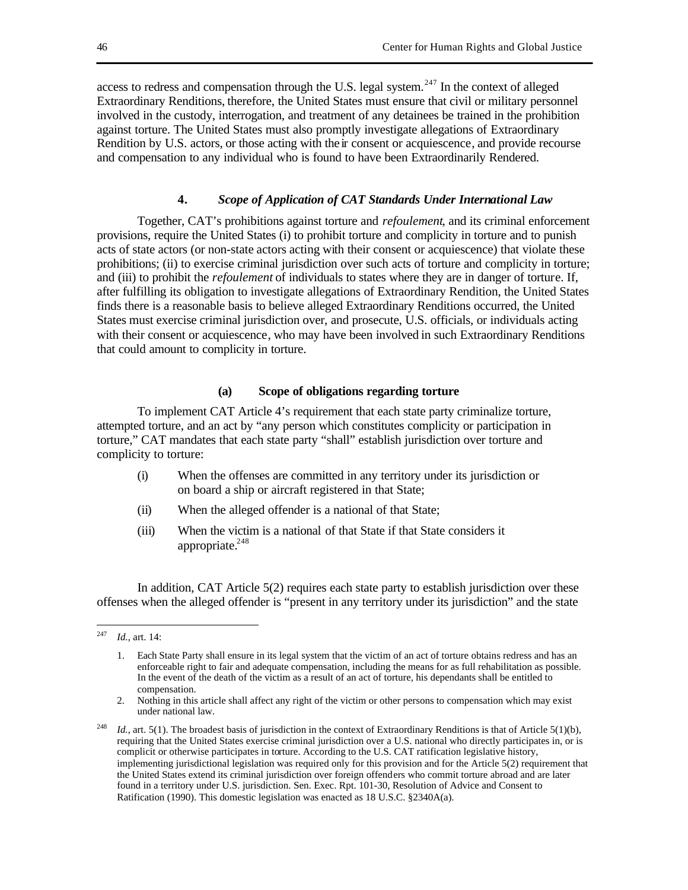access to redress and compensation through the U.S. legal system.[247] In the context of alleged Extraordinary Renditions, therefore, the United States must ensure that civil or military personnel involved in the custody, interrogation, and treatment of any detainees be trained in the prohibition against torture. The United States must also promptly investigate allegations of Extraordinary Rendition by U.S. actors, or those acting with their consent or acquiescence, and provide recourse and compensation to any individual who is found to have been Extraordinarily Rendered.

### 4. *Scope of Application of CAT Standards Under International Law*

Together, CAT's prohibitions against torture and *refoulement*, and its criminal enforcement provisions, require the United States (i) to prohibit torture and complicity in torture and to punish acts of state actors (or non-state actors acting with their consent or acquiescence) that violate these prohibitions; (ii) to exercise criminal jurisdiction over such acts of torture and complicity in torture; and (iii) to prohibit the *refoulement* of individuals to states where they are in danger of torture. If, after fulfilling its obligation to investigate allegations of Extraordinary Rendition, the United States finds there is a reasonable basis to believe alleged Extraordinary Renditions occurred, the United States must exercise criminal jurisdiction over, and prosecute, U.S. officials, or individuals acting with their consent or acquiescence, who may have been involved in such Extraordinary Renditions that could amount to complicity in torture.

#### (a) Scope of obligations regarding torture

To implement CAT Article 4's requirement that each state party criminalize torture, attempted torture, and an act by "any person which constitutes complicity or participation in torture," CAT mandates that each state party "shall" establish jurisdiction over torture and complicity to torture:

> (i) When the offenses are committed in any territory under its jurisdiction or on board a ship or aircraft registered in that State;
>
> (ii) When the alleged offender is a national of that State;
>
> (iii) When the victim is a national of that State if that State considers it appropriate.[248]

In addition, CAT Article 5(2) requires each state party to establish jurisdiction over these offenses when the alleged offender is "present in any territory under its jurisdiction" and the state

---

[247] *Id.*, art. 14:

> 1. Each State Party shall ensure in its legal system that the victim of an act of torture obtains redress and has an enforceable right to fair and adequate compensation, including the means for as full rehabilitation as possible. In the event of the death of the victim as a result of an act of torture, his dependants shall be entitled to compensation.
> 2. Nothing in this article shall affect any right of the victim or other persons to compensation which may exist under national law.

[248] *Id.*, art. 5(1). The broadest basis of jurisdiction in the context of Extraordinary Renditions is that of Article 5(1)(b), requiring that the United States exercise criminal jurisdiction over a U.S. national who directly participates in, or is complicit or otherwise participates in torture. According to the U.S. CAT ratification legislative history, implementing jurisdictional legislation was required only for this provision and for the Article 5(2) requirement that the United States extend its criminal jurisdiction over foreign offenders who commit torture abroad and are later found in a territory under U.S. jurisdiction. Sen. Exec. Rpt. 101-30, Resolution of Advice and Consent to Ratification (1990). This domestic legislation was enacted as 18 U.S.C. §2340A(a).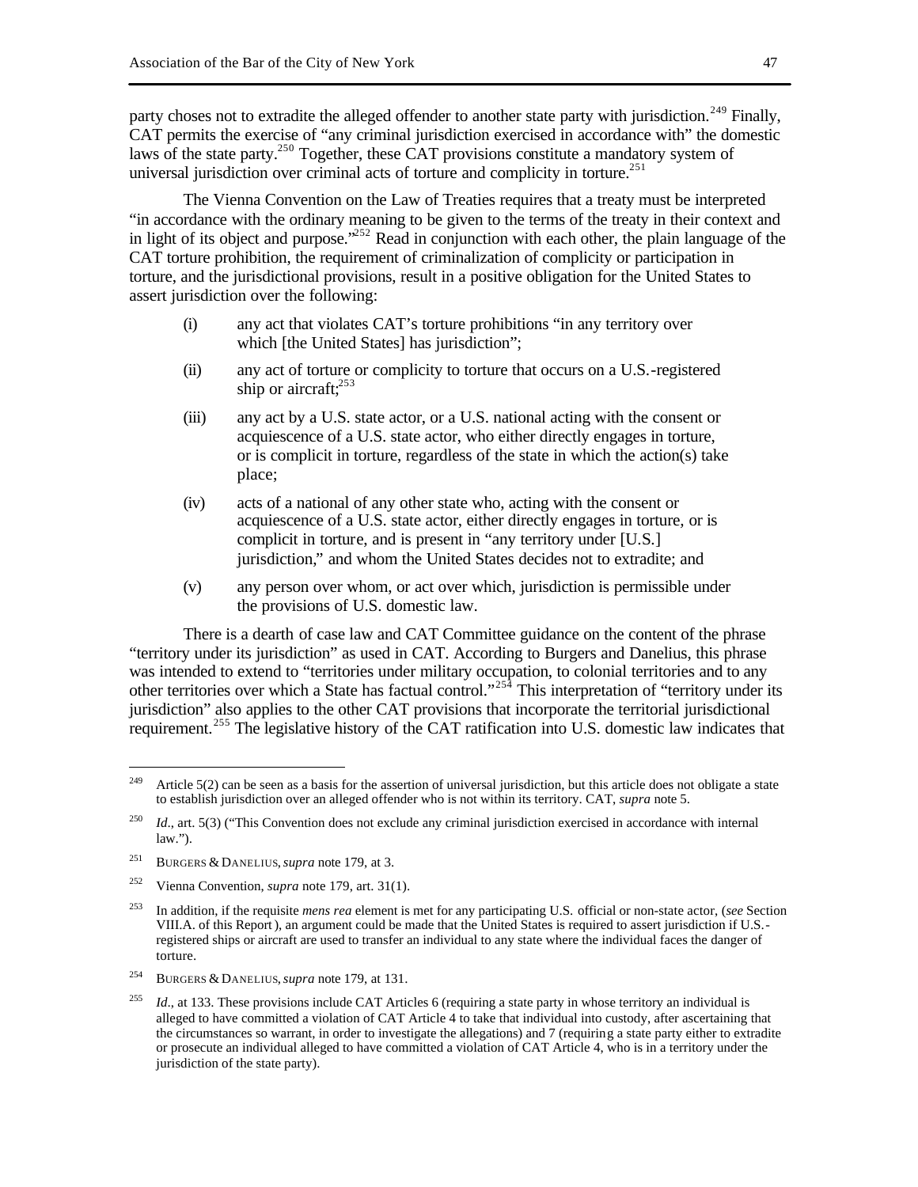party choses not to extradite the alleged offender to another state party with jurisdiction.[249] Finally, CAT permits the exercise of "any criminal jurisdiction exercised in accordance with" the domestic laws of the state party.[250] Together, these CAT provisions constitute a mandatory system of universal jurisdiction over criminal acts of torture and complicity in torture.[251]

The Vienna Convention on the Law of Treaties requires that a treaty must be interpreted "in accordance with the ordinary meaning to be given to the terms of the treaty in their context and in light of its object and purpose."[252] Read in conjunction with each other, the plain language of the CAT torture prohibition, the requirement of criminalization of complicity or participation in torture, and the jurisdictional provisions, result in a positive obligation for the United States to assert jurisdiction over the following:

(i) any act that violates CAT's torture prohibitions "in any territory over which [the United States] has jurisdiction";

(ii) any act of torture or complicity to torture that occurs on a U.S.-registered ship or aircraft;[253]

(iii) any act by a U.S. state actor, or a U.S. national acting with the consent or acquiescence of a U.S. state actor, who either directly engages in torture, or is complicit in torture, regardless of the state in which the action(s) take place;

(iv) acts of a national of any other state who, acting with the consent or acquiescence of a U.S. state actor, either directly engages in torture, or is complicit in torture, and is present in "any territory under [U.S.] jurisdiction," and whom the United States decides not to extradite; and

(v) any person over whom, or act over which, jurisdiction is permissible under the provisions of U.S. domestic law.

There is a dearth of case law and CAT Committee guidance on the content of the phrase "territory under its jurisdiction" as used in CAT. According to Burgers and Danelius, this phrase was intended to extend to "territories under military occupation, to colonial territories and to any other territories over which a State has factual control."[254] This interpretation of "territory under its jurisdiction" also applies to the other CAT provisions that incorporate the territorial jurisdictional requirement.[255] The legislative history of the CAT ratification into U.S. domestic law indicates that

---

[249] Article 5(2) can be seen as a basis for the assertion of universal jurisdiction, but this article does not obligate a state to establish jurisdiction over an alleged offender who is not within its territory. CAT, *supra* note 5.

[250] *Id*., art. 5(3) ("This Convention does not exclude any criminal jurisdiction exercised in accordance with internal law.").

[251] BURGERS & DANELIUS, *supra* note 179, at 3.

[252] Vienna Convention, *supra* note 179, art. 31(1).

[253] In addition, if the requisite *mens rea* element is met for any participating U.S. official or non-state actor, (*see* Section VIII.A. of this Report), an argument could be made that the United States is required to assert jurisdiction if U.S.-registered ships or aircraft are used to transfer an individual to any state where the individual faces the danger of torture.

[254] BURGERS & DANELIUS, *supra* note 179, at 131.

[255] *Id*., at 133. These provisions include CAT Articles 6 (requiring a state party in whose territory an individual is alleged to have committed a violation of CAT Article 4 to take that individual into custody, after ascertaining that the circumstances so warrant, in order to investigate the allegations) and 7 (requiring a state party either to extradite or prosecute an individual alleged to have committed a violation of CAT Article 4, who is in a territory under the jurisdiction of the state party).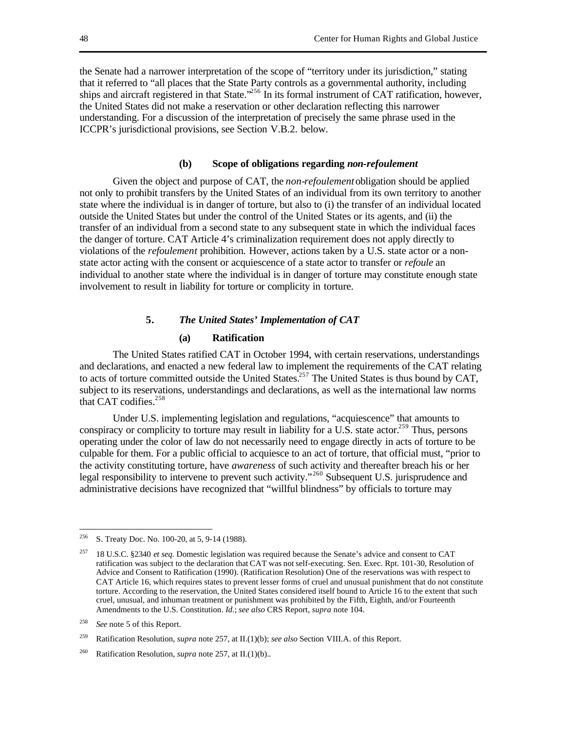the Senate had a narrower interpretation of the scope of "territory under its jurisdiction," stating that it referred to "all places that the State Party controls as a governmental authority, including ships and aircraft registered in that State."[256] In its formal instrument of CAT ratification, however, the United States did not make a reservation or other declaration reflecting this narrower understanding. For a discussion of the interpretation of precisely the same phrase used in the ICCPR's jurisdictional provisions, see Section V.B.2. below.

#### (b) Scope of obligations regarding *non-refoulement*

Given the object and purpose of CAT, the *non-refoulement* obligation should be applied not only to prohibit transfers by the United States of an individual from its own territory to another state where the individual is in danger of torture, but also to (i) the transfer of an individual located outside the United States but under the control of the United States or its agents, and (ii) the transfer of an individual from a second state to any subsequent state in which the individual faces the danger of torture. CAT Article 4's criminalization requirement does not apply directly to violations of the *refoulement* prohibition. However, actions taken by a U.S. state actor or a non-state actor acting with the consent or acquiescence of a state actor to transfer or *refoule* an individual to another state where the individual is in danger of torture may constitute enough state involvement to result in liability for torture or complicity in torture.

### 5. *The United States' Implementation of CAT*

#### (a) Ratification

The United States ratified CAT in October 1994, with certain reservations, understandings and declarations, and enacted a new federal law to implement the requirements of the CAT relating to acts of torture committed outside the United States.[257] The United States is thus bound by CAT, subject to its reservations, understandings and declarations, as well as the international law norms that CAT codifies.[258]

Under U.S. implementing legislation and regulations, "acquiescence" that amounts to conspiracy or complicity to torture may result in liability for a U.S. state actor.[259] Thus, persons operating under the color of law do not necessarily need to engage directly in acts of torture to be culpable for them. For a public official to acquiesce to an act of torture, that official must, "prior to the activity constituting torture, have *awareness* of such activity and thereafter breach his or her legal responsibility to intervene to prevent such activity."[260] Subsequent U.S. jurisprudence and administrative decisions have recognized that "willful blindness" by officials to torture may

---

[256] S. Treaty Doc. No. 100-20, at 5, 9-14 (1988).

[257] 18 U.S.C. §2340 *et seq.* Domestic legislation was required because the Senate's advice and consent to CAT ratification was subject to the declaration that CAT was not self-executing. Sen. Exec. Rpt. 101-30, Resolution of Advice and Consent to Ratification (1990). (Ratification Resolution) One of the reservations was with respect to CAT Article 16, which requires states to prevent lesser forms of cruel and unusual punishment that do not constitute torture. According to the reservation, the United States considered itself bound to Article 16 to the extent that such cruel, unusual, and inhuman treatment or punishment was prohibited by the Fifth, Eighth, and/or Fourteenth Amendments to the U.S. Constitution. *Id.*; *see also* CRS Report, *supra* note 104.

[258] *See* note 5 of this Report.

[259] Ratification Resolution, *supra* note 257, at II.(1)(b); *see also* Section VIII.A. of this Report.

[260] Ratification Resolution, *supra* note 257, at II.(1)(b)..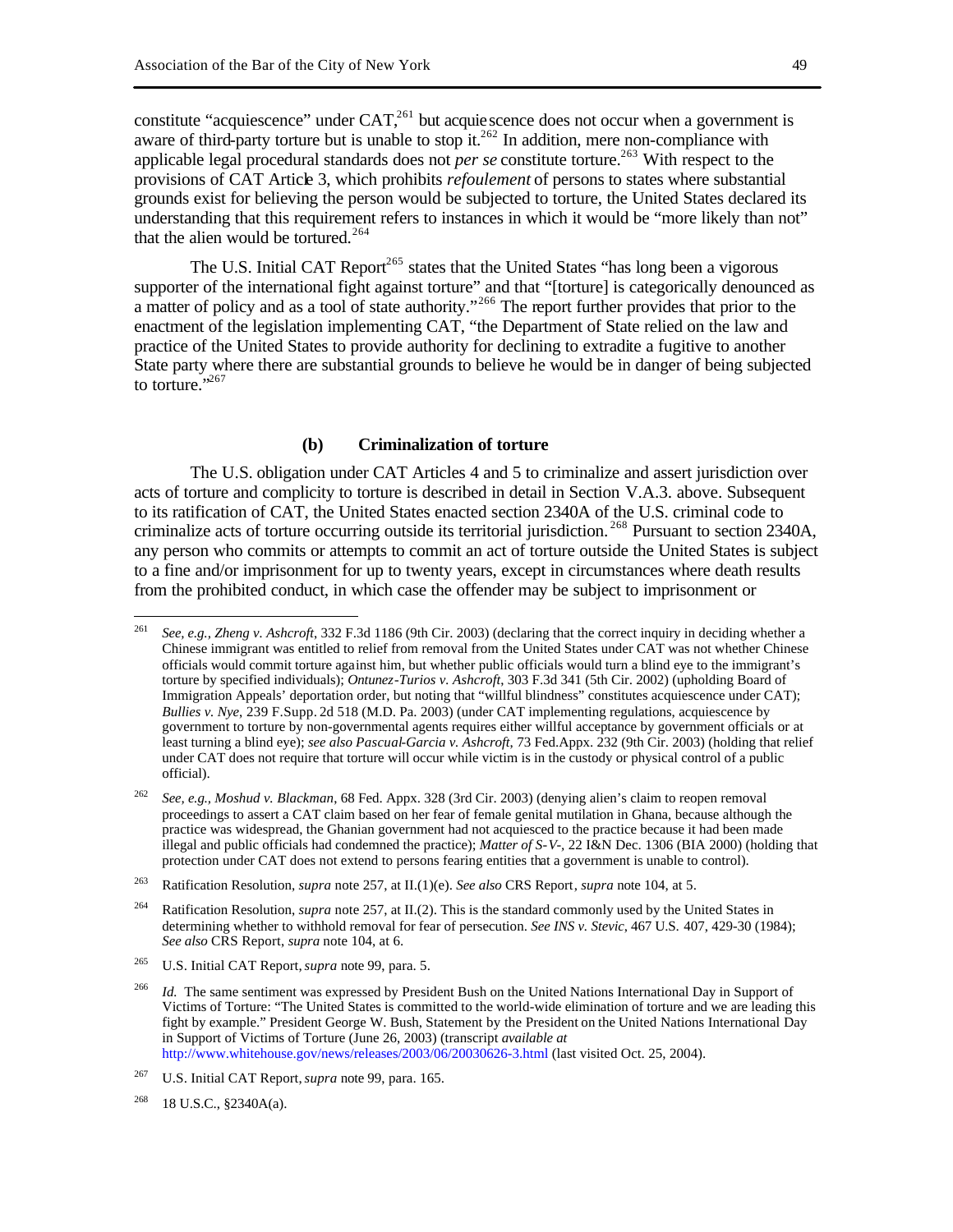constitute "acquiescence" under CAT,[261] but acquiescence does not occur when a government is aware of third-party torture but is unable to stop it.[262] In addition, mere non-compliance with applicable legal procedural standards does not *per se* constitute torture.[263] With respect to the provisions of CAT Article 3, which prohibits *refoulement* of persons to states where substantial grounds exist for believing the person would be subjected to torture, the United States declared its understanding that this requirement refers to instances in which it would be "more likely than not" that the alien would be tortured.[264]

The U.S. Initial CAT Report[265] states that the United States "has long been a vigorous supporter of the international fight against torture" and that "[torture] is categorically denounced as a matter of policy and as a tool of state authority."[266] The report further provides that prior to the enactment of the legislation implementing CAT, "the Department of State relied on the law and practice of the United States to provide authority for declining to extradite a fugitive to another State party where there are substantial grounds to believe he would be in danger of being subjected to torture."[267]

### (b) Criminalization of torture

The U.S. obligation under CAT Articles 4 and 5 to criminalize and assert jurisdiction over acts of torture and complicity to torture is described in detail in Section V.A.3. above. Subsequent to its ratification of CAT, the United States enacted section 2340A of the U.S. criminal code to criminalize acts of torture occurring outside its territorial jurisdiction.[268] Pursuant to section 2340A, any person who commits or attempts to commit an act of torture outside the United States is subject to a fine and/or imprisonment for up to twenty years, except in circumstances where death results from the prohibited conduct, in which case the offender may be subject to imprisonment or

---

[261] *See, e.g., Zheng v. Ashcroft*, 332 F.3d 1186 (9th Cir. 2003) (declaring that the correct inquiry in deciding whether a Chinese immigrant was entitled to relief from removal from the United States under CAT was not whether Chinese officials would commit torture against him, but whether public officials would turn a blind eye to the immigrant's torture by specified individuals); *Ontunez-Turios v. Ashcroft*, 303 F.3d 341 (5th Cir. 2002) (upholding Board of Immigration Appeals' deportation order, but noting that "willful blindness" constitutes acquiescence under CAT); *Bullies v. Nye*, 239 F.Supp. 2d 518 (M.D. Pa. 2003) (under CAT implementing regulations, acquiescence by government to torture by non-governmental agents requires either willful acceptance by government officials or at least turning a blind eye); *see also Pascual-Garcia v. Ashcroft*, 73 Fed.Appx. 232 (9th Cir. 2003) (holding that relief under CAT does not require that torture will occur while victim is in the custody or physical control of a public official).

[262] *See, e.g., Moshud v. Blackman*, 68 Fed. Appx. 328 (3rd Cir. 2003) (denying alien's claim to reopen removal proceedings to assert a CAT claim based on her fear of female genital mutilation in Ghana, because although the practice was widespread, the Ghanian government had not acquiesced to the practice because it had been made illegal and public officials had condemned the practice); *Matter of S-V-*, 22 I&N Dec. 1306 (BIA 2000) (holding that protection under CAT does not extend to persons fearing entities that a government is unable to control).

[263] Ratification Resolution, *supra* note 257, at II.(1)(e). *See also* CRS Report, *supra* note 104, at 5.

[264] Ratification Resolution, *supra* note 257, at II.(2). This is the standard commonly used by the United States in determining whether to withhold removal for fear of persecution. *See INS v. Stevic*, 467 U.S. 407, 429-30 (1984); *See also* CRS Report, *supra* note 104, at 6.

[265] U.S. Initial CAT Report, *supra* note 99, para. 5.

[266] *Id.* The same sentiment was expressed by President Bush on the United Nations International Day in Support of Victims of Torture: "The United States is committed to the world-wide elimination of torture and we are leading this fight by example." President George W. Bush, Statement by the President on the United Nations International Day in Support of Victims of Torture (June 26, 2003) (transcript *available at* http://www.whitehouse.gov/news/releases/2003/06/20030626-3.html (last visited Oct. 25, 2004).

[267] U.S. Initial CAT Report, *supra* note 99, para. 165.

[268] 18 U.S.C., §2340A(a).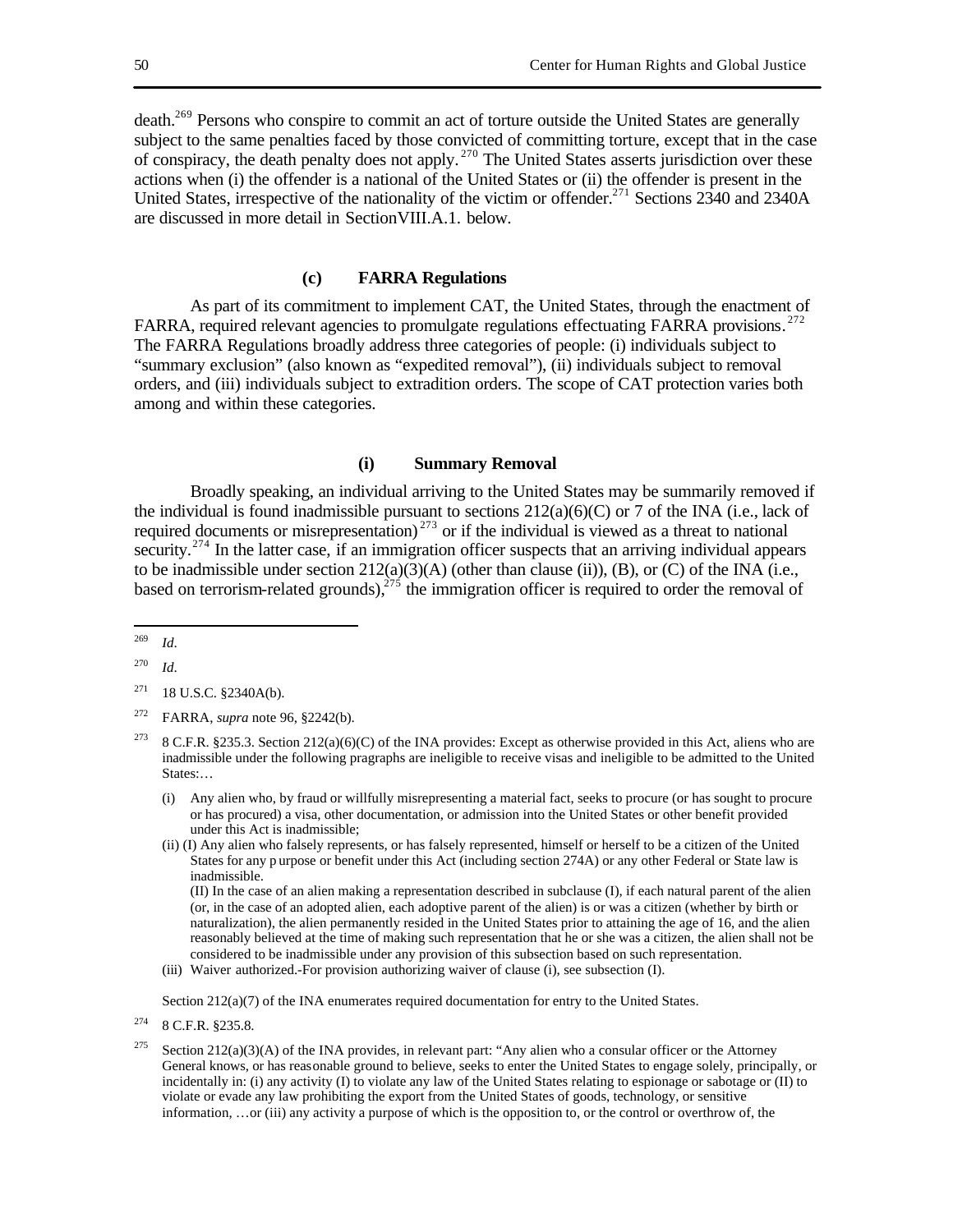death.[269] Persons who conspire to commit an act of torture outside the United States are generally subject to the same penalties faced by those convicted of committing torture, except that in the case of conspiracy, the death penalty does not apply.[270] The United States asserts jurisdiction over these actions when (i) the offender is a national of the United States or (ii) the offender is present in the United States, irrespective of the nationality of the victim or offender.[271] Sections 2340 and 2340A are discussed in more detail in SectionVIII.A.1. below.

#### (c) FARRA Regulations

As part of its commitment to implement CAT, the United States, through the enactment of FARRA, required relevant agencies to promulgate regulations effectuating FARRA provisions.[272] The FARRA Regulations broadly address three categories of people: (i) individuals subject to "summary exclusion" (also known as "expedited removal"), (ii) individuals subject to removal orders, and (iii) individuals subject to extradition orders. The scope of CAT protection varies both among and within these categories.

##### (i) Summary Removal

Broadly speaking, an individual arriving to the United States may be summarily removed if the individual is found inadmissible pursuant to sections 212(a)(6)(C) or 7 of the INA (i.e., lack of required documents or misrepresentation)[273] or if the individual is viewed as a threat to national security.[274] In the latter case, if an immigration officer suspects that an arriving individual appears to be inadmissible under section 212(a)(3)(A) (other than clause (ii)), (B), or (C) of the INA (i.e., based on terrorism-related grounds),[275] the immigration officer is required to order the removal of

---

[269] *Id*.

[270] *Id*.

[271] 18 U.S.C. §2340A(b).

[272] FARRA, *supra* note 96, §2242(b).

[273] 8 C.F.R. §235.3. Section 212(a)(6)(C) of the INA provides: Except as otherwise provided in this Act, aliens who are inadmissible under the following pragraphs are ineligible to receive visas and ineligible to be admitted to the United States:…

(i) Any alien who, by fraud or willfully misrepresenting a material fact, seeks to procure (or has sought to procure or has procured) a visa, other documentation, or admission into the United States or other benefit provided under this Act is inadmissible;

(ii) (I) Any alien who falsely represents, or has falsely represented, himself or herself to be a citizen of the United States for any purpose or benefit under this Act (including section 274A) or any other Federal or State law is inadmissible.
(II) In the case of an alien making a representation described in subclause (I), if each natural parent of the alien (or, in the case of an adopted alien, each adoptive parent of the alien) is or was a citizen (whether by birth or naturalization), the alien permanently resided in the United States prior to attaining the age of 16, and the alien reasonably believed at the time of making such representation that he or she was a citizen, the alien shall not be considered to be inadmissible under any provision of this subsection based on such representation.

(iii) Waiver authorized.-For provision authorizing waiver of clause (i), see subsection (I).

Section 212(a)(7) of the INA enumerates required documentation for entry to the United States.

[274] 8 C.F.R. §235.8.

[275] Section 212(a)(3)(A) of the INA provides, in relevant part: "Any alien who a consular officer or the Attorney General knows, or has reasonable ground to believe, seeks to enter the United States to engage solely, principally, or incidentally in: (i) any activity (I) to violate any law of the United States relating to espionage or sabotage or (II) to violate or evade any law prohibiting the export from the United States of goods, technology, or sensitive information, …or (iii) any activity a purpose of which is the opposition to, or the control or overthrow of, the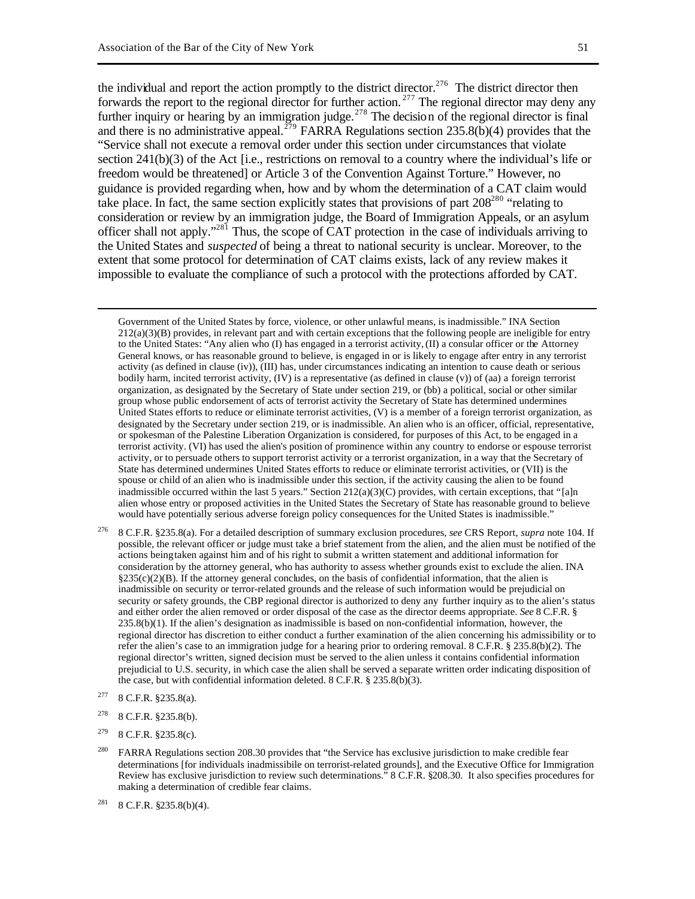the individual and report the action promptly to the district director.[276] The district director then forwards the report to the regional director for further action.[277] The regional director may deny any further inquiry or hearing by an immigration judge.[278] The decision of the regional director is final and there is no administrative appeal.[279] FARRA Regulations section 235.8(b)(4) provides that the "Service shall not execute a removal order under this section under circumstances that violate section 241(b)(3) of the Act [i.e., restrictions on removal to a country where the individual's life or freedom would be threatened] or Article 3 of the Convention Against Torture." However, no guidance is provided regarding when, how and by whom the determination of a CAT claim would take place. In fact, the same section explicitly states that provisions of part 208[280] "relating to consideration or review by an immigration judge, the Board of Immigration Appeals, or an asylum officer shall not apply."[281] Thus, the scope of CAT protection in the case of individuals arriving to the United States and *suspected* of being a threat to national security is unclear. Moreover, to the extent that some protocol for determination of CAT claims exists, lack of any review makes it impossible to evaluate the compliance of such a protocol with the protections afforded by CAT.

---

Government of the United States by force, violence, or other unlawful means, is inadmissible." INA Section 212(a)(3)(B) provides, in relevant part and with certain exceptions that the following people are ineligible for entry to the United States: "Any alien who (I) has engaged in a terrorist activity, (II) a consular officer or the Attorney General knows, or has reasonable ground to believe, is engaged in or is likely to engage after entry in any terrorist activity (as defined in clause (iv)), (III) has, under circumstances indicating an intention to cause death or serious bodily harm, incited terrorist activity, (IV) is a representative (as defined in clause (v)) of (aa) a foreign terrorist organization, as designated by the Secretary of State under section 219, or (bb) a political, social or other similar group whose public endorsement of acts of terrorist activity the Secretary of State has determined undermines United States efforts to reduce or eliminate terrorist activities, (V) is a member of a foreign terrorist organization, as designated by the Secretary under section 219, or is inadmissible. An alien who is an officer, official, representative, or spokesman of the Palestine Liberation Organization is considered, for purposes of this Act, to be engaged in a terrorist activity. (VI) has used the alien's position of prominence within any country to endorse or espouse terrorist activity, or to persuade others to support terrorist activity or a terrorist organization, in a way that the Secretary of State has determined undermines United States efforts to reduce or eliminate terrorist activities, or (VII) is the spouse or child of an alien who is inadmissible under this section, if the activity causing the alien to be found inadmissible occurred within the last 5 years." Section 212(a)(3)(C) provides, with certain exceptions, that "[a]n alien whose entry or proposed activities in the United States the Secretary of State has reasonable ground to believe would have potentially serious adverse foreign policy consequences for the United States is inadmissible."

[276] 8 C.F.R. §235.8(a). For a detailed description of summary exclusion procedures, *see* CRS Report, *supra* note 104. If possible, the relevant officer or judge must take a brief statement from the alien, and the alien must be notified of the actions being taken against him and of his right to submit a written statement and additional information for consideration by the attorney general, who has authority to assess whether grounds exist to exclude the alien. INA §235(c)(2)(B). If the attorney general concludes, on the basis of confidential information, that the alien is inadmissible on security or terror-related grounds and the release of such information would be prejudicial on security or safety grounds, the CBP regional director is authorized to deny any further inquiry as to the alien's status and either order the alien removed or order disposal of the case as the director deems appropriate. *See* 8 C.F.R. § 235.8(b)(1). If the alien's designation as inadmissible is based on non-confidential information, however, the regional director has discretion to either conduct a further examination of the alien concerning his admissibility or to refer the alien's case to an immigration judge for a hearing prior to ordering removal. 8 C.F.R. § 235.8(b)(2). The regional director's written, signed decision must be served to the alien unless it contains confidential information prejudicial to U.S. security, in which case the alien shall be served a separate written order indicating disposition of the case, but with confidential information deleted. 8 C.F.R. § 235.8(b)(3).

[277] 8 C.F.R. §235.8(a).

[278] 8 C.F.R. §235.8(b).

[279] 8 C.F.R. §235.8(c).

[280] FARRA Regulations section 208.30 provides that "the Service has exclusive jurisdiction to make credible fear determinations [for individuals inadmissibile on terrorist-related grounds], and the Executive Office for Immigration Review has exclusive jurisdiction to review such determinations." 8 C.F.R. §208.30. It also specifies procedures for making a determination of credible fear claims.

[281] 8 C.F.R. §235.8(b)(4).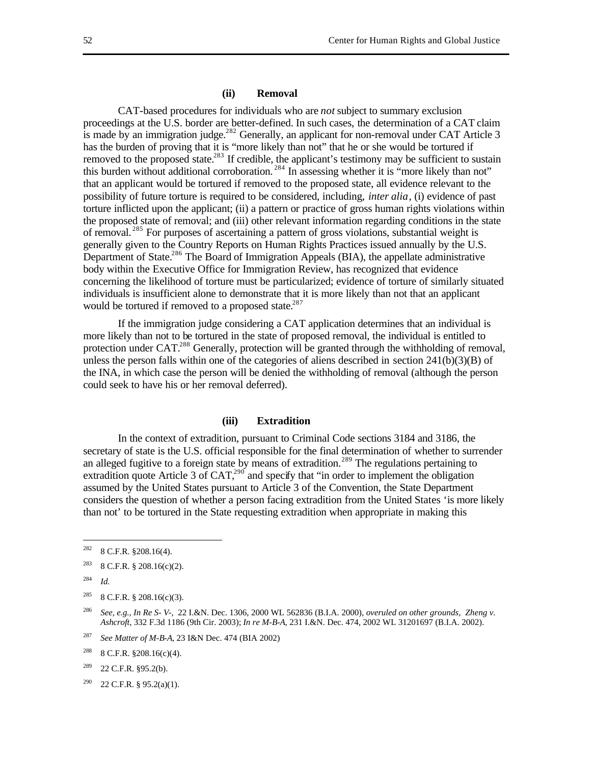#### (ii) Removal

CAT-based procedures for individuals who are *not* subject to summary exclusion proceedings at the U.S. border are better-defined. In such cases, the determination of a CAT claim is made by an immigration judge.[282] Generally, an applicant for non-removal under CAT Article 3 has the burden of proving that it is "more likely than not" that he or she would be tortured if removed to the proposed state.[283] If credible, the applicant's testimony may be sufficient to sustain this burden without additional corroboration.[284] In assessing whether it is "more likely than not" that an applicant would be tortured if removed to the proposed state, all evidence relevant to the possibility of future torture is required to be considered, including, *inter alia*, (i) evidence of past torture inflicted upon the applicant; (ii) a pattern or practice of gross human rights violations within the proposed state of removal; and (iii) other relevant information regarding conditions in the state of removal.[285] For purposes of ascertaining a pattern of gross violations, substantial weight is generally given to the Country Reports on Human Rights Practices issued annually by the U.S. Department of State.[286] The Board of Immigration Appeals (BIA), the appellate administrative body within the Executive Office for Immigration Review, has recognized that evidence concerning the likelihood of torture must be particularized; evidence of torture of similarly situated individuals is insufficient alone to demonstrate that it is more likely than not that an applicant would be tortured if removed to a proposed state.[287]

If the immigration judge considering a CAT application determines that an individual is more likely than not to be tortured in the state of proposed removal, the individual is entitled to protection under CAT.[288] Generally, protection will be granted through the withholding of removal, unless the person falls within one of the categories of aliens described in section 241(b)(3)(B) of the INA, in which case the person will be denied the withholding of removal (although the person could seek to have his or her removal deferred).

#### (iii) Extradition

In the context of extradition, pursuant to Criminal Code sections 3184 and 3186, the secretary of state is the U.S. official responsible for the final determination of whether to surrender an alleged fugitive to a foreign state by means of extradition.[289] The regulations pertaining to extradition quote Article 3 of CAT,[290] and specify that "in order to implement the obligation assumed by the United States pursuant to Article 3 of the Convention, the State Department considers the question of whether a person facing extradition from the United States 'is more likely than not' to be tortured in the State requesting extradition when appropriate in making this

---

[282] 8 C.F.R. §208.16(4).

[283] 8 C.F.R. § 208.16(c)(2).

[284] *Id.*

[285] 8 C.F.R. § 208.16(c)(3).

[286] *See, e.g., In Re S- V-,* 22 I.&N. Dec. 1306, 2000 WL 562836 (B.I.A. 2000), *overuled on other grounds, Zheng v. Ashcroft*, 332 F.3d 1186 (9th Cir. 2003); *In re M-B-A*, 231 I.&N. Dec. 474, 2002 WL 31201697 (B.I.A. 2002).

[287] *See Matter of M-B-A*, 23 I&N Dec. 474 (BIA 2002)

[288] 8 C.F.R. §208.16(c)(4).

[289] 22 C.F.R. §95.2(b).

[290] 22 C.F.R. § 95.2(a)(1).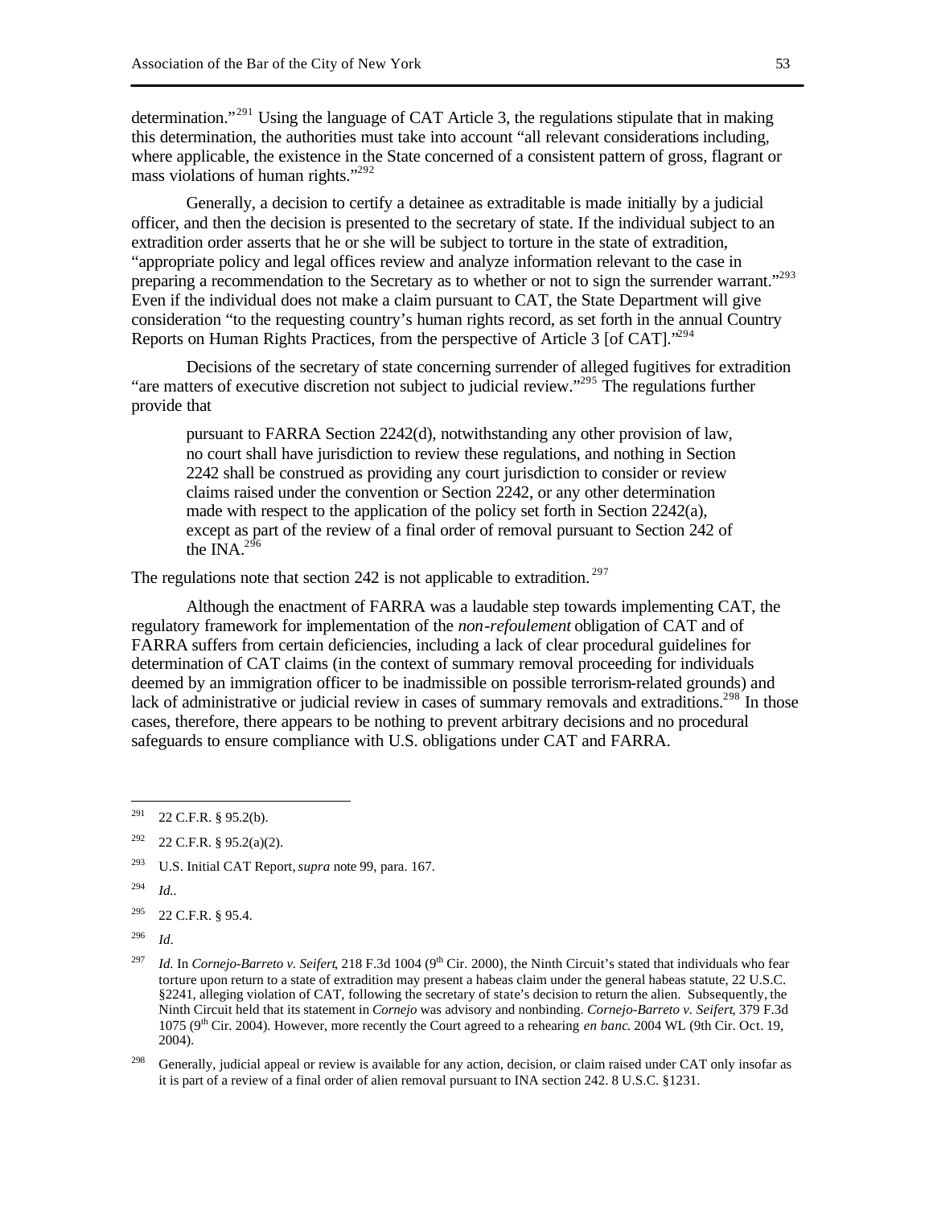determination."[291] Using the language of CAT Article 3, the regulations stipulate that in making this determination, the authorities must take into account "all relevant considerations including, where applicable, the existence in the State concerned of a consistent pattern of gross, flagrant or mass violations of human rights."[292]

Generally, a decision to certify a detainee as extraditable is made initially by a judicial officer, and then the decision is presented to the secretary of state. If the individual subject to an extradition order asserts that he or she will be subject to torture in the state of extradition, "appropriate policy and legal offices review and analyze information relevant to the case in preparing a recommendation to the Secretary as to whether or not to sign the surrender warrant."[293] Even if the individual does not make a claim pursuant to CAT, the State Department will give consideration "to the requesting country's human rights record, as set forth in the annual Country Reports on Human Rights Practices, from the perspective of Article 3 [of CAT]."[294]

Decisions of the secretary of state concerning surrender of alleged fugitives for extradition "are matters of executive discretion not subject to judicial review."[295] The regulations further provide that

> pursuant to FARRA Section 2242(d), notwithstanding any other provision of law, no court shall have jurisdiction to review these regulations, and nothing in Section 2242 shall be construed as providing any court jurisdiction to consider or review claims raised under the convention or Section 2242, or any other determination made with respect to the application of the policy set forth in Section 2242(a), except as part of the review of a final order of removal pursuant to Section 242 of the INA.[296]

The regulations note that section 242 is not applicable to extradition.[297]

Although the enactment of FARRA was a laudable step towards implementing CAT, the regulatory framework for implementation of the *non-refoulement* obligation of CAT and of FARRA suffers from certain deficiencies, including a lack of clear procedural guidelines for determination of CAT claims (in the context of summary removal proceeding for individuals deemed by an immigration officer to be inadmissible on possible terrorism-related grounds) and lack of administrative or judicial review in cases of summary removals and extraditions.[298] In those cases, therefore, there appears to be nothing to prevent arbitrary decisions and no procedural safeguards to ensure compliance with U.S. obligations under CAT and FARRA.

---

[291] 22 C.F.R. § 95.2(b).

[292] 22 C.F.R. § 95.2(a)(2).

[293] U.S. Initial CAT Report, *supra* note 99, para. 167.

[294] *Id.*.

[295] 22 C.F.R. § 95.4.

[296] *Id.*

[297] *Id.* In *Cornejo-Barreto v. Seifert*, 218 F.3d 1004 (9th Cir. 2000), the Ninth Circuit's stated that individuals who fear torture upon return to a state of extradition may present a habeas claim under the general habeas statute, 22 U.S.C. §2241, alleging violation of CAT, following the secretary of state's decision to return the alien. Subsequently, the Ninth Circuit held that its statement in *Cornejo* was advisory and nonbinding. *Cornejo-Barreto v. Seifert*, 379 F.3d 1075 (9th Cir. 2004). However, more recently the Court agreed to a rehearing *en banc*. 2004 WL (9th Cir. Oct. 19, 2004).

[298] Generally, judicial appeal or review is available for any action, decision, or claim raised under CAT only insofar as it is part of a review of a final order of alien removal pursuant to INA section 242. 8 U.S.C. §1231.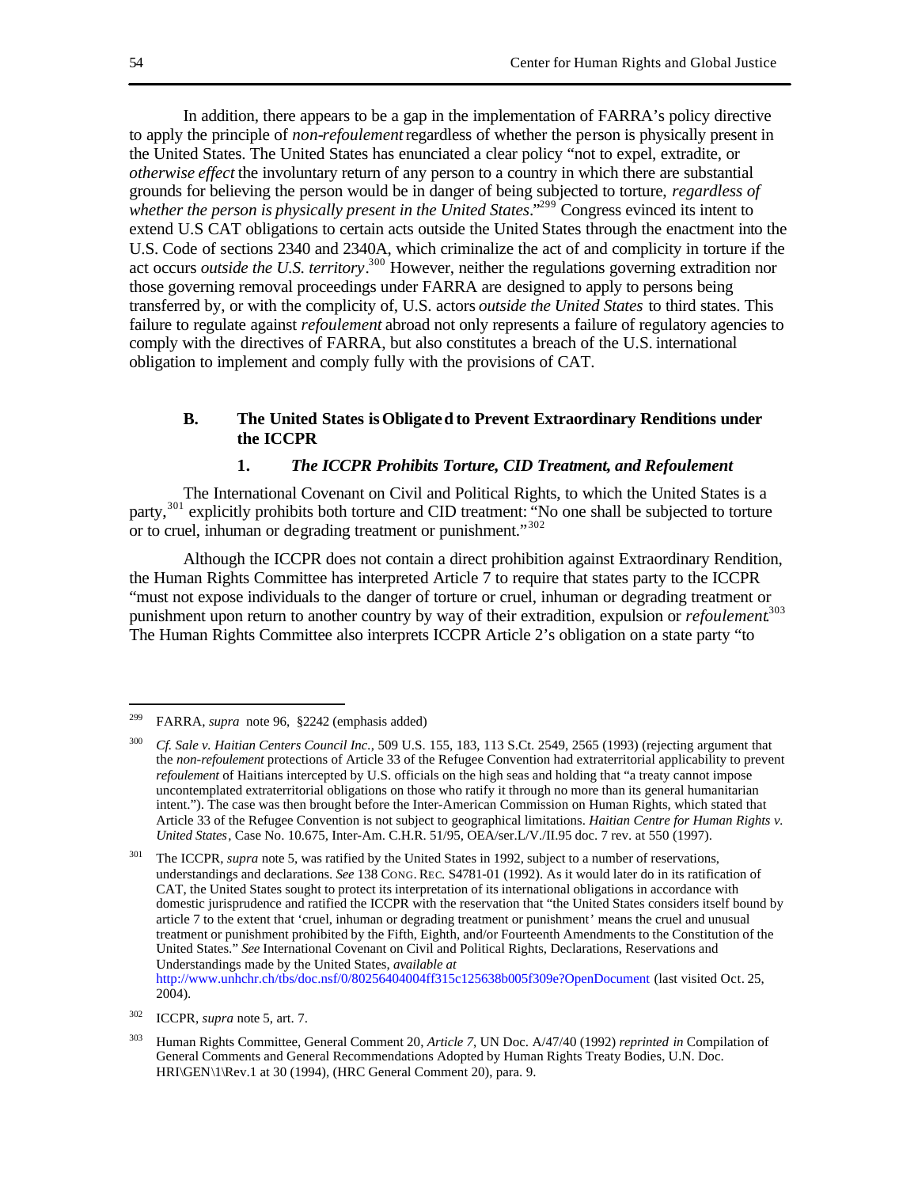In addition, there appears to be a gap in the implementation of FARRA's policy directive to apply the principle of *non-refoulement* regardless of whether the person is physically present in the United States. The United States has enunciated a clear policy "not to expel, extradite, or *otherwise effect* the involuntary return of any person to a country in which there are substantial grounds for believing the person would be in danger of being subjected to torture, *regardless of whether the person is physically present in the United States*."[299] Congress evinced its intent to extend U.S CAT obligations to certain acts outside the United States through the enactment into the U.S. Code of sections 2340 and 2340A, which criminalize the act of and complicity in torture if the act occurs *outside the U.S. territory*.[300] However, neither the regulations governing extradition nor those governing removal proceedings under FARRA are designed to apply to persons being transferred by, or with the complicity of, U.S. actors *outside the United States* to third states. This failure to regulate against *refoulement* abroad not only represents a failure of regulatory agencies to comply with the directives of FARRA, but also constitutes a breach of the U.S. international obligation to implement and comply fully with the provisions of CAT.

### B. The United States is Obligated to Prevent Extraordinary Renditions under the ICCPR

#### 1. *The ICCPR Prohibits Torture, CID Treatment, and Refoulement*

The International Covenant on Civil and Political Rights, to which the United States is a party,[301] explicitly prohibits both torture and CID treatment: "No one shall be subjected to torture or to cruel, inhuman or degrading treatment or punishment."[302]

Although the ICCPR does not contain a direct prohibition against Extraordinary Rendition, the Human Rights Committee has interpreted Article 7 to require that states party to the ICCPR "must not expose individuals to the danger of torture or cruel, inhuman or degrading treatment or punishment upon return to another country by way of their extradition, expulsion or *refoulement*."[303] The Human Rights Committee also interprets ICCPR Article 2's obligation on a state party "to

---

[299] FARRA, *supra* note 96, §2242 (emphasis added)

[300] *Cf. Sale v. Haitian Centers Council Inc.*, 509 U.S. 155, 183, 113 S.Ct. 2549, 2565 (1993) (rejecting argument that the *non-refoulement* protections of Article 33 of the Refugee Convention had extraterritorial applicability to prevent *refoulement* of Haitians intercepted by U.S. officials on the high seas and holding that "a treaty cannot impose uncontemplated extraterritorial obligations on those who ratify it through no more than its general humanitarian intent."). The case was then brought before the Inter-American Commission on Human Rights, which stated that Article 33 of the Refugee Convention is not subject to geographical limitations. *Haitian Centre for Human Rights v. United States*, Case No. 10.675, Inter-Am. C.H.R. 51/95, OEA/ser.L/V./II.95 doc. 7 rev. at 550 (1997).

[301] The ICCPR, *supra* note 5, was ratified by the United States in 1992, subject to a number of reservations, understandings and declarations. *See* 138 CONG. REC. S4781-01 (1992). As it would later do in its ratification of CAT, the United States sought to protect its interpretation of its international obligations in accordance with domestic jurisprudence and ratified the ICCPR with the reservation that "the United States considers itself bound by article 7 to the extent that 'cruel, inhuman or degrading treatment or punishment' means the cruel and unusual treatment or punishment prohibited by the Fifth, Eighth, and/or Fourteenth Amendments to the Constitution of the United States." *See* International Covenant on Civil and Political Rights, Declarations, Reservations and Understandings made by the United States, *available at* http://www.unhchr.ch/tbs/doc.nsf/0/80256404004ff315c125638b005f309e?OpenDocument (last visited Oct. 25, 2004).

[302] ICCPR, *supra* note 5, art. 7.

[303] Human Rights Committee, General Comment 20, *Article 7*, UN Doc. A/47/40 (1992) *reprinted in* Compilation of General Comments and General Recommendations Adopted by Human Rights Treaty Bodies, U.N. Doc. HRI\GEN\1\Rev.1 at 30 (1994), (HRC General Comment 20), para. 9.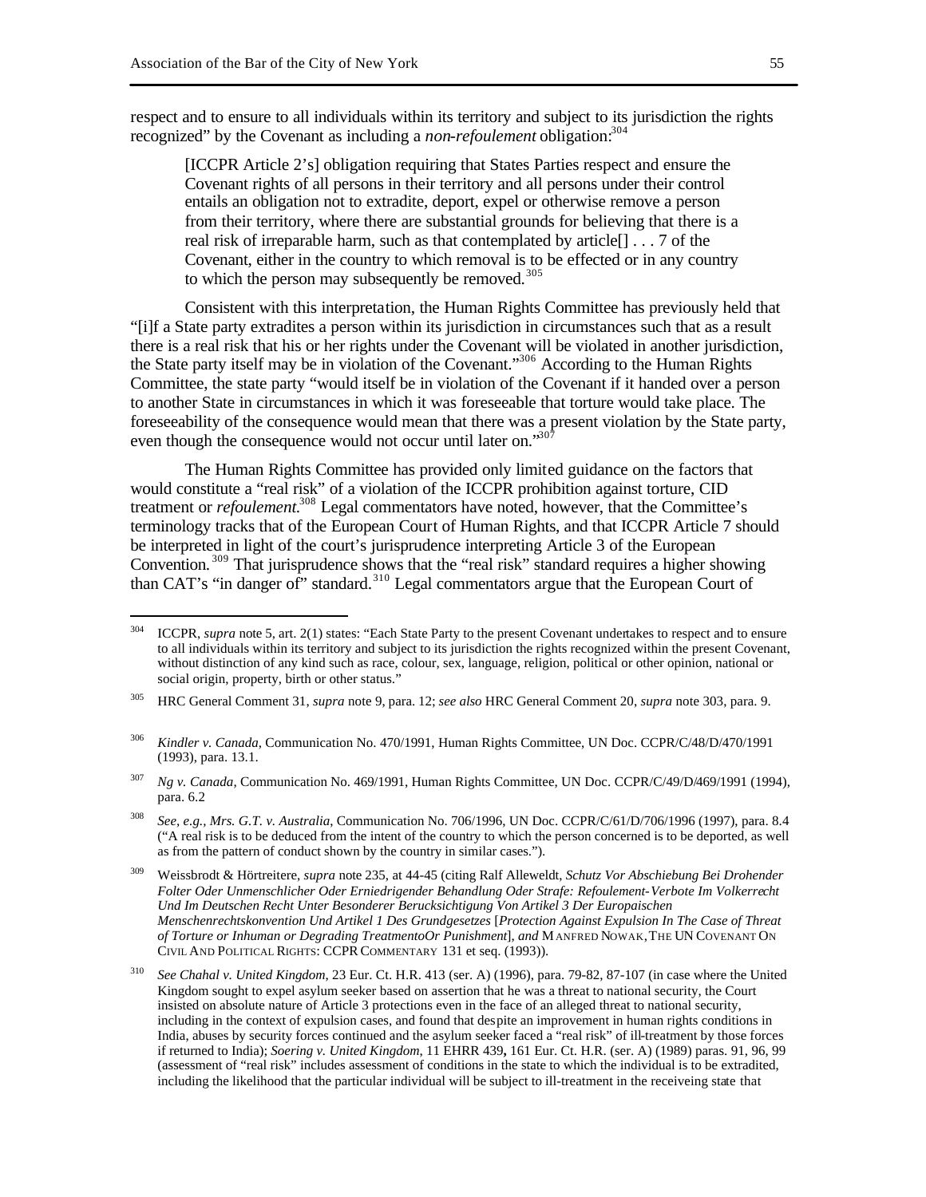respect and to ensure to all individuals within its territory and subject to its jurisdiction the rights recognized" by the Covenant as including a *non-refoulement* obligation:[304]

> [ICCPR Article 2's] obligation requiring that States Parties respect and ensure the Covenant rights of all persons in their territory and all persons under their control entails an obligation not to extradite, deport, expel or otherwise remove a person from their territory, where there are substantial grounds for believing that there is a real risk of irreparable harm, such as that contemplated by article[] . . . 7 of the Covenant, either in the country to which removal is to be effected or in any country to which the person may subsequently be removed.[305]

Consistent with this interpretation, the Human Rights Committee has previously held that "[i]f a State party extradites a person within its jurisdiction in circumstances such that as a result there is a real risk that his or her rights under the Covenant will be violated in another jurisdiction, the State party itself may be in violation of the Covenant."[306] According to the Human Rights Committee, the state party "would itself be in violation of the Covenant if it handed over a person to another State in circumstances in which it was foreseeable that torture would take place. The foreseeability of the consequence would mean that there was a present violation by the State party, even though the consequence would not occur until later on."[307]

The Human Rights Committee has provided only limited guidance on the factors that would constitute a "real risk" of a violation of the ICCPR prohibition against torture, CID treatment or *refoulement*.[308] Legal commentators have noted, however, that the Committee's terminology tracks that of the European Court of Human Rights, and that ICCPR Article 7 should be interpreted in light of the court's jurisprudence interpreting Article 3 of the European Convention.[309] That jurisprudence shows that the "real risk" standard requires a higher showing than CAT's "in danger of" standard.[310] Legal commentators argue that the European Court of

---

[304] ICCPR, *supra* note 5, art. 2(1) states: "Each State Party to the present Covenant undertakes to respect and to ensure to all individuals within its territory and subject to its jurisdiction the rights recognized within the present Covenant, without distinction of any kind such as race, colour, sex, language, religion, political or other opinion, national or social origin, property, birth or other status."

[305] HRC General Comment 31, *supra* note 9, para. 12; *see also* HRC General Comment 20, *supra* note 303, para. 9.

[306] *Kindler v. Canada*, Communication No. 470/1991, Human Rights Committee, UN Doc. CCPR/C/48/D/470/1991 (1993), para. 13.1.

[307] *Ng v. Canada*, Communication No. 469/1991, Human Rights Committee, UN Doc. CCPR/C/49/D/469/1991 (1994), para. 6.2

[308] *See, e.g., Mrs. G.T. v. Australia*, Communication No. 706/1996, UN Doc. CCPR/C/61/D/706/1996 (1997), para. 8.4 ("A real risk is to be deduced from the intent of the country to which the person concerned is to be deported, as well as from the pattern of conduct shown by the country in similar cases.").

[309] Weissbrodt & Hörtreitere, *supra* note 235, at 44-45 (citing Ralf Alleweldt, *Schutz Vor Abschiebung Bei Drohender Folter Oder Unmenschlicher Oder Erniedrigender Behandlung Oder Strafe: Refoulement-Verbote Im Volkerrecht Und Im Deutschen Recht Unter Besonderer Berucksichtigung Von Artikel 3 Der Europaischen Menschenrechtskonvention Und Artikel 1 Des Grundgesetzes* [*Protection Against Expulsion In The Case of Threat of Torture or Inhuman or Degrading TreatmentoOr Punishment*], *and* MANFRED NOWAK, THE UN COVENANT ON CIVIL AND POLITICAL RIGHTS: CCPR COMMENTARY 131 et seq. (1993)).

[310] *See Chahal v. United Kingdom*, 23 Eur. Ct. H.R. 413 (ser. A) (1996), para. 79-82, 87-107 (in case where the United Kingdom sought to expel asylum seeker based on assertion that he was a threat to national security, the Court insisted on absolute nature of Article 3 protections even in the face of an alleged threat to national security, including in the context of expulsion cases, and found that despite an improvement in human rights conditions in India, abuses by security forces continued and the asylum seeker faced a "real risk" of ill-treatment by those forces if returned to India); *Soering v. United Kingdom*, 11 EHRR 439**,** 161 Eur. Ct. H.R. (ser. A) (1989) paras. 91, 96, 99 (assessment of "real risk" includes assessment of conditions in the state to which the individual is to be extradited, including the likelihood that the particular individual will be subject to ill-treatment in the receiveing state that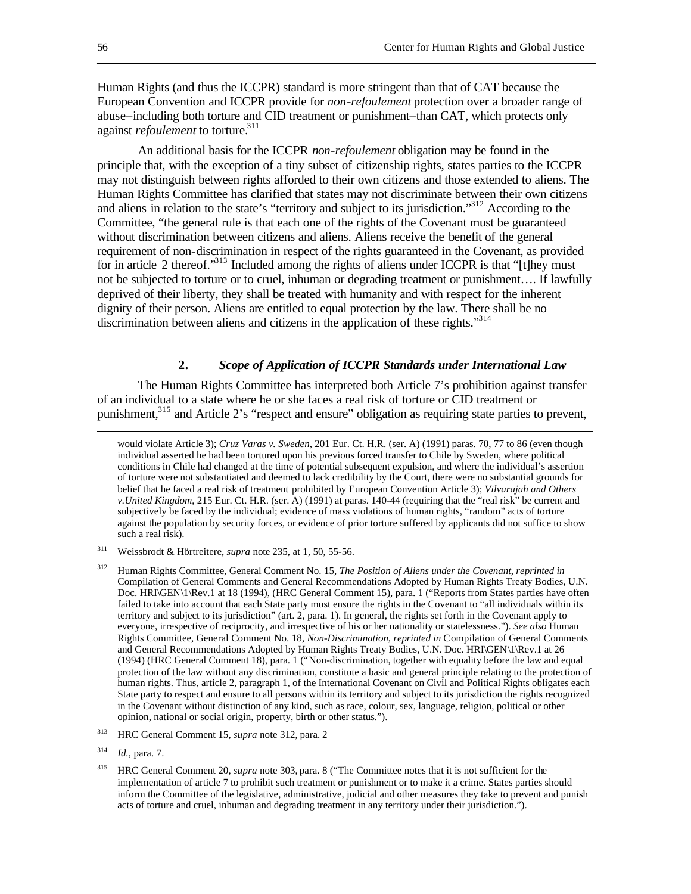Human Rights (and thus the ICCPR) standard is more stringent than that of CAT because the European Convention and ICCPR provide for *non-refoulement* protection over a broader range of abuse–including both torture and CID treatment or punishment–than CAT, which protects only against *refoulement* to torture.[311]

An additional basis for the ICCPR *non-refoulement* obligation may be found in the principle that, with the exception of a tiny subset of citizenship rights, states parties to the ICCPR may not distinguish between rights afforded to their own citizens and those extended to aliens. The Human Rights Committee has clarified that states may not discriminate between their own citizens and aliens in relation to the state's "territory and subject to its jurisdiction."[312] According to the Committee, "the general rule is that each one of the rights of the Covenant must be guaranteed without discrimination between citizens and aliens. Aliens receive the benefit of the general requirement of non-discrimination in respect of the rights guaranteed in the Covenant, as provided for in article 2 thereof."[313] Included among the rights of aliens under ICCPR is that "[t]hey must not be subjected to torture or to cruel, inhuman or degrading treatment or punishment…. If lawfully deprived of their liberty, they shall be treated with humanity and with respect for the inherent dignity of their person. Aliens are entitled to equal protection by the law. There shall be no discrimination between aliens and citizens in the application of these rights."[314]

### 2. *Scope of Application of ICCPR Standards under International Law*

The Human Rights Committee has interpreted both Article 7's prohibition against transfer of an individual to a state where he or she faces a real risk of torture or CID treatment or punishment,[315] and Article 2's "respect and ensure" obligation as requiring state parties to prevent,

---

would violate Article 3); *Cruz Varas v. Sweden*, 201 Eur. Ct. H.R. (ser. A) (1991) paras. 70, 77 to 86 (even though individual asserted he had been tortured upon his previous forced transfer to Chile by Sweden, where political conditions in Chile had changed at the time of potential subsequent expulsion, and where the individual's assertion of torture were not substantiated and deemed to lack credibility by the Court, there were no substantial grounds for belief that he faced a real risk of treatment prohibited by European Convention Article 3); *Vilvarajah and Others v.United Kingdom*, 215 Eur. Ct. H.R. (ser. A) (1991) at paras. 140-44 (requiring that the "real risk" be current and subjectively be faced by the individual; evidence of mass violations of human rights, "random" acts of torture against the population by security forces, or evidence of prior torture suffered by applicants did not suffice to show such a real risk).

[311] Weissbrodt & Hörtreitere, *supra* note 235, at 1, 50, 55-56.

[312] Human Rights Committee, General Comment No. 15, *The Position of Aliens under the Covenant*, *reprinted in* Compilation of General Comments and General Recommendations Adopted by Human Rights Treaty Bodies, U.N. Doc. HRI\GEN\1\Rev.1 at 18 (1994), (HRC General Comment 15), para. 1 ("Reports from States parties have often failed to take into account that each State party must ensure the rights in the Covenant to "all individuals within its territory and subject to its jurisdiction" (art. 2, para. 1). In general, the rights set forth in the Covenant apply to everyone, irrespective of reciprocity, and irrespective of his or her nationality or statelessness."). *See also* Human Rights Committee, General Comment No. 18, *Non-Discrimination*, *reprinted in* Compilation of General Comments and General Recommendations Adopted by Human Rights Treaty Bodies, U.N. Doc. HRI\GEN\1\Rev.1 at 26 (1994) (HRC General Comment 18), para. 1 ("Non-discrimination, together with equality before the law and equal protection of the law without any discrimination, constitute a basic and general principle relating to the protection of human rights. Thus, article 2, paragraph 1, of the International Covenant on Civil and Political Rights obligates each State party to respect and ensure to all persons within its territory and subject to its jurisdiction the rights recognized in the Covenant without distinction of any kind, such as race, colour, sex, language, religion, political or other opinion, national or social origin, property, birth or other status.").

[313] HRC General Comment 15, *supra* note 312, para. 2

[314] *Id.*, para. 7.

[315] HRC General Comment 20, *supra* note 303, para. 8 ("The Committee notes that it is not sufficient for the implementation of article 7 to prohibit such treatment or punishment or to make it a crime. States parties should inform the Committee of the legislative, administrative, judicial and other measures they take to prevent and punish acts of torture and cruel, inhuman and degrading treatment in any territory under their jurisdiction.").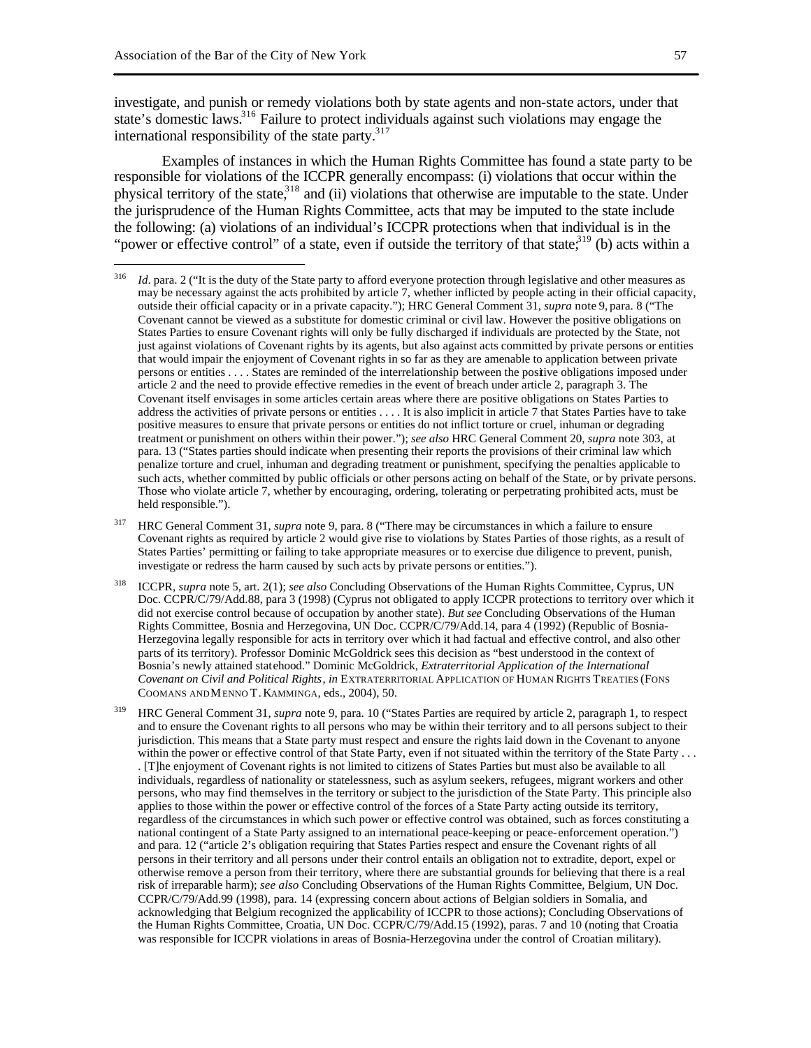investigate, and punish or remedy violations both by state agents and non-state actors, under that state's domestic laws.[316] Failure to protect individuals against such violations may engage the international responsibility of the state party.[317]

Examples of instances in which the Human Rights Committee has found a state party to be responsible for violations of the ICCPR generally encompass: (i) violations that occur within the physical territory of the state,[318] and (ii) violations that otherwise are imputable to the state. Under the jurisprudence of the Human Rights Committee, acts that may be imputed to the state include the following: (a) violations of an individual's ICCPR protections when that individual is in the "power or effective control" of a state, even if outside the territory of that state;[319] (b) acts within a

---

[316] *Id.* para. 2 ("It is the duty of the State party to afford everyone protection through legislative and other measures as may be necessary against the acts prohibited by article 7, whether inflicted by people acting in their official capacity, outside their official capacity or in a private capacity."); HRC General Comment 31, *supra* note 9, para. 8 ("The Covenant cannot be viewed as a substitute for domestic criminal or civil law. However the positive obligations on States Parties to ensure Covenant rights will only be fully discharged if individuals are protected by the State, not just against violations of Covenant rights by its agents, but also against acts committed by private persons or entities that would impair the enjoyment of Covenant rights in so far as they are amenable to application between private persons or entities . . . . States are reminded of the interrelationship between the positive obligations imposed under article 2 and the need to provide effective remedies in the event of breach under article 2, paragraph 3. The Covenant itself envisages in some articles certain areas where there are positive obligations on States Parties to address the activities of private persons or entities . . . . It is also implicit in article 7 that States Parties have to take positive measures to ensure that private persons or entities do not inflict torture or cruel, inhuman or degrading treatment or punishment on others within their power."); *see also* HRC General Comment 20, *supra* note 303, at para. 13 ("States parties should indicate when presenting their reports the provisions of their criminal law which penalize torture and cruel, inhuman and degrading treatment or punishment, specifying the penalties applicable to such acts, whether committed by public officials or other persons acting on behalf of the State, or by private persons. Those who violate article 7, whether by encouraging, ordering, tolerating or perpetrating prohibited acts, must be held responsible.").

[317] HRC General Comment 31, *supra* note 9, para. 8 ("There may be circumstances in which a failure to ensure Covenant rights as required by article 2 would give rise to violations by States Parties of those rights, as a result of States Parties' permitting or failing to take appropriate measures or to exercise due diligence to prevent, punish, investigate or redress the harm caused by such acts by private persons or entities.").

[318] ICCPR, *supra* note 5, art. 2(1); *see also* Concluding Observations of the Human Rights Committee, Cyprus, UN Doc. CCPR/C/79/Add.88, para 3 (1998) (Cyprus not obligated to apply ICCPR protections to territory over which it did not exercise control because of occupation by another state). *But see* Concluding Observations of the Human Rights Committee, Bosnia and Herzegovina, UN Doc. CCPR/C/79/Add.14, para 4 (1992) (Republic of Bosnia-Herzegovina legally responsible for acts in territory over which it had factual and effective control, and also other parts of its territory). Professor Dominic McGoldrick sees this decision as "best understood in the context of Bosnia's newly attained statehood." Dominic McGoldrick, *Extraterritorial Application of the International Covenant on Civil and Political Rights*, *in* EXTRATERRITORIAL APPLICATION OF HUMAN RIGHTS TREATIES (FONS COOMANS AND MENNO T. KAMMINGA, eds., 2004), 50.

[319] HRC General Comment 31, *supra* note 9, para. 10 ("States Parties are required by article 2, paragraph 1, to respect and to ensure the Covenant rights to all persons who may be within their territory and to all persons subject to their jurisdiction. This means that a State party must respect and ensure the rights laid down in the Covenant to anyone within the power or effective control of that State Party, even if not situated within the territory of the State Party . . . . [T]he enjoyment of Covenant rights is not limited to citizens of States Parties but must also be available to all individuals, regardless of nationality or statelessness, such as asylum seekers, refugees, migrant workers and other persons, who may find themselves in the territory or subject to the jurisdiction of the State Party. This principle also applies to those within the power or effective control of the forces of a State Party acting outside its territory, regardless of the circumstances in which such power or effective control was obtained, such as forces constituting a national contingent of a State Party assigned to an international peace-keeping or peace-enforcement operation.") and para. 12 ("article 2's obligation requiring that States Parties respect and ensure the Covenant rights of all persons in their territory and all persons under their control entails an obligation not to extradite, deport, expel or otherwise remove a person from their territory, where there are substantial grounds for believing that there is a real risk of irreparable harm); *see also* Concluding Observations of the Human Rights Committee, Belgium, UN Doc. CCPR/C/79/Add.99 (1998), para. 14 (expressing concern about actions of Belgian soldiers in Somalia, and acknowledging that Belgium recognized the applicability of ICCPR to those actions); Concluding Observations of the Human Rights Committee, Croatia, UN Doc. CCPR/C/79/Add.15 (1992), paras. 7 and 10 (noting that Croatia was responsible for ICCPR violations in areas of Bosnia-Herzegovina under the control of Croatian military).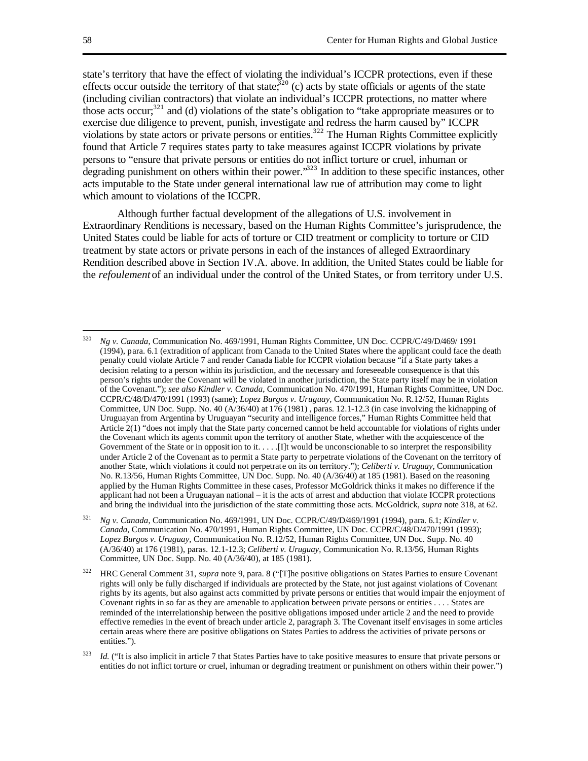state's territory that have the effect of violating the individual's ICCPR protections, even if these effects occur outside the territory of that state;[320] (c) acts by state officials or agents of the state (including civilian contractors) that violate an individual's ICCPR protections, no matter where those acts occur;[321] and (d) violations of the state's obligation to "take appropriate measures or to exercise due diligence to prevent, punish, investigate and redress the harm caused by" ICCPR violations by state actors or private persons or entities.[322] The Human Rights Committee explicitly found that Article 7 requires states party to take measures against ICCPR violations by private persons to "ensure that private persons or entities do not inflict torture or cruel, inhuman or degrading punishment on others within their power."[323] In addition to these specific instances, other acts imputable to the State under general international law rue of attribution may come to light which amount to violations of the ICCPR.

Although further factual development of the allegations of U.S. involvement in Extraordinary Renditions is necessary, based on the Human Rights Committee's jurisprudence, the United States could be liable for acts of torture or CID treatment or complicity to torture or CID treatment by state actors or private persons in each of the instances of alleged Extraordinary Rendition described above in Section IV.A. above. In addition, the United States could be liable for the *refoulement* of an individual under the control of the United States, or from territory under U.S.

---

[320] *Ng v. Canada*, Communication No. 469/1991, Human Rights Committee, UN Doc. CCPR/C/49/D/469/ 1991 (1994), para. 6.1 (extradition of applicant from Canada to the United States where the applicant could face the death penalty could violate Article 7 and render Canada liable for ICCPR violation because "if a State party takes a decision relating to a person within its jurisdiction, and the necessary and foreseeable consequence is that this person's rights under the Covenant will be violated in another jurisdiction, the State party itself may be in violation of the Covenant."); *see also Kindler v. Canada*, Communication No. 470/1991, Human Rights Committee, UN Doc. CCPR/C/48/D/470/1991 (1993) (same); *Lopez Burgos v. Uruguay*, Communication No. R.12/52, Human Rights Committee, UN Doc. Supp. No. 40 (A/36/40) at 176 (1981) , paras. 12.1-12.3 (in case involving the kidnapping of Uruguayan from Argentina by Uruguayan "security and intelligence forces," Human Rights Committee held that Article 2(1) "does not imply that the State party concerned cannot be held accountable for violations of rights under the Covenant which its agents commit upon the territory of another State, whether with the acquiescence of the Government of the State or in opposition to it. . . . .[I]t would be unconscionable to so interpret the responsibility under Article 2 of the Covenant as to permit a State party to perpetrate violations of the Covenant on the territory of another State, which violations it could not perpetrate on its on territory."); *Celiberti v. Uruguay*, Communication No. R.13/56, Human Rights Committee, UN Doc. Supp. No. 40 (A/36/40) at 185 (1981). Based on the reasoning applied by the Human Rights Committee in these cases, Professor McGoldrick thinks it makes no difference if the applicant had not been a Uruguayan national – it is the acts of arrest and abduction that violate ICCPR protections and bring the individual into the jurisdiction of the state committing those acts. McGoldrick, *supra* note 318, at 62.

[321] *Ng v. Canada*, Communication No. 469/1991, UN Doc. CCPR/C/49/D/469/1991 (1994), para. 6.1; *Kindler v. Canada*, Communication No. 470/1991, Human Rights Committee, UN Doc. CCPR/C/48/D/470/1991 (1993); *Lopez Burgos v. Uruguay*, Communication No. R.12/52, Human Rights Committee, UN Doc. Supp. No. 40 (A/36/40) at 176 (1981), paras. 12.1-12.3; *Celiberti v. Uruguay*, Communication No. R.13/56, Human Rights Committee, UN Doc. Supp. No. 40 (A/36/40), at 185 (1981).

[322] HRC General Comment 31, *supra* note 9, para. 8 ("[T]he positive obligations on States Parties to ensure Covenant rights will only be fully discharged if individuals are protected by the State, not just against violations of Covenant rights by its agents, but also against acts committed by private persons or entities that would impair the enjoyment of Covenant rights in so far as they are amenable to application between private persons or entities . . . . States are reminded of the interrelationship between the positive obligations imposed under article 2 and the need to provide effective remedies in the event of breach under article 2, paragraph 3. The Covenant itself envisages in some articles certain areas where there are positive obligations on States Parties to address the activities of private persons or entities.").

[323] *Id.* ("It is also implicit in article 7 that States Parties have to take positive measures to ensure that private persons or entities do not inflict torture or cruel, inhuman or degrading treatment or punishment on others within their power.")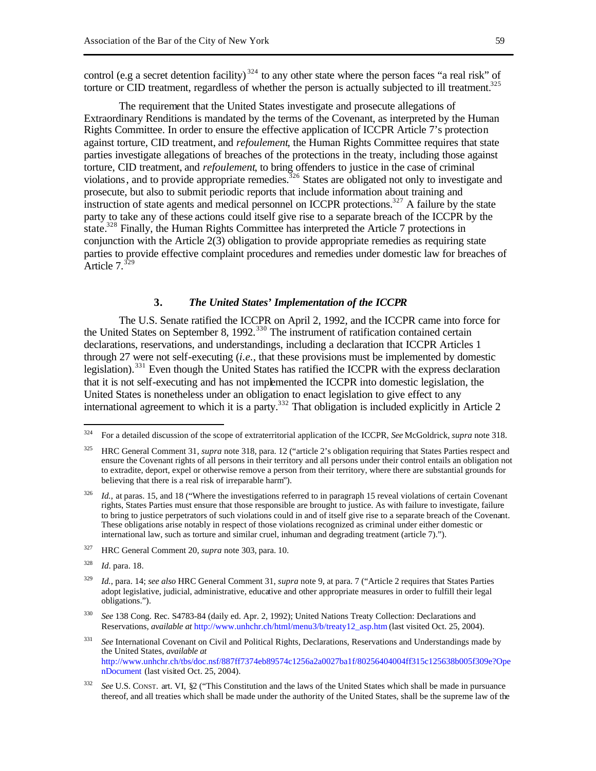control (e.g a secret detention facility)[324] to any other state where the person faces "a real risk" of torture or CID treatment, regardless of whether the person is actually subjected to ill treatment.[325]

The requirement that the United States investigate and prosecute allegations of Extraordinary Renditions is mandated by the terms of the Covenant, as interpreted by the Human Rights Committee. In order to ensure the effective application of ICCPR Article 7's protection against torture, CID treatment, and *refoulement*, the Human Rights Committee requires that state parties investigate allegations of breaches of the protections in the treaty, including those against torture, CID treatment, and *refoulement*, to bring offenders to justice in the case of criminal violations, and to provide appropriate remedies.[326] States are obligated not only to investigate and prosecute, but also to submit periodic reports that include information about training and instruction of state agents and medical personnel on ICCPR protections.[327] A failure by the state party to take any of these actions could itself give rise to a separate breach of the ICCPR by the state.[328] Finally, the Human Rights Committee has interpreted the Article 7 protections in conjunction with the Article 2(3) obligation to provide appropriate remedies as requiring state parties to provide effective complaint procedures and remedies under domestic law for breaches of Article 7.[329]

### 3. *The United States' Implementation of the ICCPR*

The U.S. Senate ratified the ICCPR on April 2, 1992, and the ICCPR came into force for the United States on September 8, 1992.[330] The instrument of ratification contained certain declarations, reservations, and understandings, including a declaration that ICCPR Articles 1 through 27 were not self-executing (*i.e.*, that these provisions must be implemented by domestic legislation).[331] Even though the United States has ratified the ICCPR with the express declaration that it is not self-executing and has not implemented the ICCPR into domestic legislation, the United States is nonetheless under an obligation to enact legislation to give effect to any international agreement to which it is a party.[332] That obligation is included explicitly in Article 2

---

[324] For a detailed discussion of the scope of extraterritorial application of the ICCPR, *See* McGoldrick, *supra* note 318.

[325] HRC General Comment 31, *supra* note 318, para. 12 ("article 2's obligation requiring that States Parties respect and ensure the Covenant rights of all persons in their territory and all persons under their control entails an obligation not to extradite, deport, expel or otherwise remove a person from their territory, where there are substantial grounds for believing that there is a real risk of irreparable harm").

[326] *Id.*, at paras. 15, and 18 ("Where the investigations referred to in paragraph 15 reveal violations of certain Covenant rights, States Parties must ensure that those responsible are brought to justice. As with failure to investigate, failure to bring to justice perpetrators of such violations could in and of itself give rise to a separate breach of the Covenant. These obligations arise notably in respect of those violations recognized as criminal under either domestic or international law, such as torture and similar cruel, inhuman and degrading treatment (article 7).").

[327] HRC General Comment 20, *supra* note 303, para. 10.

[328] *Id.* para. 18.

[329] *Id.*, para. 14; *see also* HRC General Comment 31, *supra* note 9, at para. 7 ("Article 2 requires that States Parties adopt legislative, judicial, administrative, educative and other appropriate measures in order to fulfill their legal obligations.").

[330] *See* 138 Cong. Rec. S4783-84 (daily ed. Apr. 2, 1992); United Nations Treaty Collection: Declarations and Reservations, *available at* http://www.unhchr.ch/html/menu3/b/treaty12_asp.htm (last visited Oct. 25, 2004).

[331] *See* International Covenant on Civil and Political Rights, Declarations, Reservations and Understandings made by the United States, *available at* http://www.unhchr.ch/tbs/doc.nsf/887ff7374eb89574c1256a2a0027ba1f/80256404004ff315c125638b005f309e?OpenDocument (last visited Oct. 25, 2004).

[332] *See* U.S. CONST. art. VI, §2 ("This Constitution and the laws of the United States which shall be made in pursuance thereof, and all treaties which shall be made under the authority of the United States, shall be the supreme law of the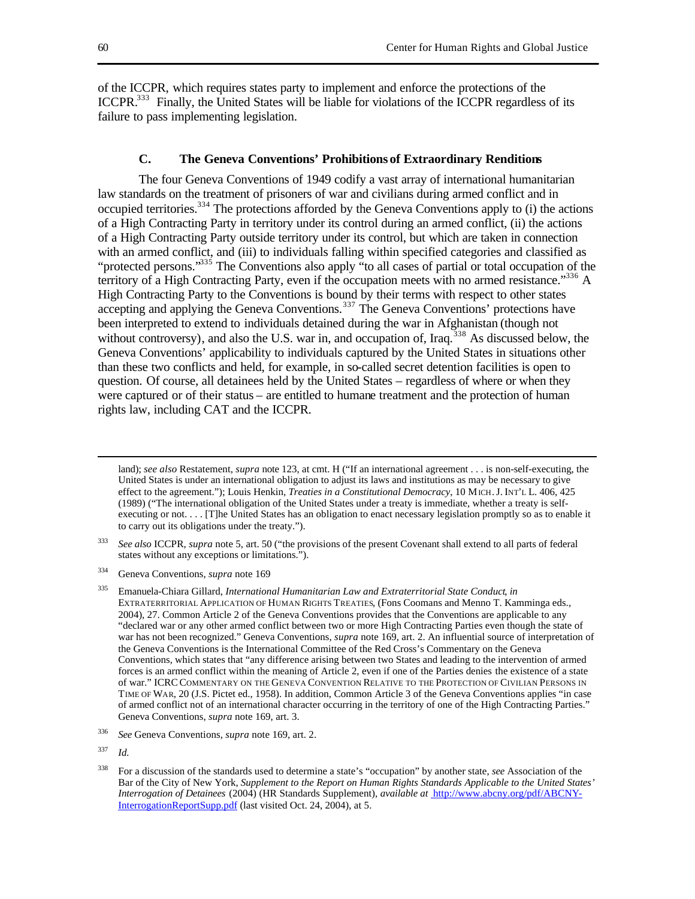of the ICCPR, which requires states party to implement and enforce the protections of the ICCPR.[333] Finally, the United States will be liable for violations of the ICCPR regardless of its failure to pass implementing legislation.

### C. The Geneva Conventions' Prohibitions of Extraordinary Renditions

The four Geneva Conventions of 1949 codify a vast array of international humanitarian law standards on the treatment of prisoners of war and civilians during armed conflict and in occupied territories.[334] The protections afforded by the Geneva Conventions apply to (i) the actions of a High Contracting Party in territory under its control during an armed conflict, (ii) the actions of a High Contracting Party outside territory under its control, but which are taken in connection with an armed conflict, and (iii) to individuals falling within specified categories and classified as "protected persons."[335] The Conventions also apply "to all cases of partial or total occupation of the territory of a High Contracting Party, even if the occupation meets with no armed resistance."[336] A High Contracting Party to the Conventions is bound by their terms with respect to other states accepting and applying the Geneva Conventions.[337] The Geneva Conventions' protections have been interpreted to extend to individuals detained during the war in Afghanistan (though not without controversy), and also the U.S. war in, and occupation of, Iraq.[338] As discussed below, the Geneva Conventions' applicability to individuals captured by the United States in situations other than these two conflicts and held, for example, in so-called secret detention facilities is open to question. Of course, all detainees held by the United States – regardless of where or when they were captured or of their status – are entitled to humane treatment and the protection of human rights law, including CAT and the ICCPR.

---

land); *see also* Restatement, *supra* note 123, at cmt. H ("If an international agreement . . . is non-self-executing, the United States is under an international obligation to adjust its laws and institutions as may be necessary to give effect to the agreement."); Louis Henkin, *Treaties in a Constitutional Democracy*, 10 MICH. J. INT'L L. 406, 425 (1989) ("The international obligation of the United States under a treaty is immediate, whether a treaty is self-executing or not. . . . [T]he United States has an obligation to enact necessary legislation promptly so as to enable it to carry out its obligations under the treaty.").

[333] *See also* ICCPR, *supra* note 5, art. 50 ("the provisions of the present Covenant shall extend to all parts of federal states without any exceptions or limitations.").

[334] Geneva Conventions, *supra* note 169

[335] Emanuela-Chiara Gillard, *International Humanitarian Law and Extraterritorial State Conduct*, *in* EXTRATERRITORIAL APPLICATION OF HUMAN RIGHTS TREATIES, (Fons Coomans and Menno T. Kamminga eds., 2004), 27. Common Article 2 of the Geneva Conventions provides that the Conventions are applicable to any "declared war or any other armed conflict between two or more High Contracting Parties even though the state of war has not been recognized." Geneva Conventions, *supra* note 169, art. 2. An influential source of interpretation of the Geneva Conventions is the International Committee of the Red Cross's Commentary on the Geneva Conventions, which states that "any difference arising between two States and leading to the intervention of armed forces is an armed conflict within the meaning of Article 2, even if one of the Parties denies the existence of a state of war." ICRC COMMENTARY ON THE GENEVA CONVENTION RELATIVE TO THE PROTECTION OF CIVILIAN PERSONS IN TIME OF WAR, 20 (J.S. Pictet ed., 1958). In addition, Common Article 3 of the Geneva Conventions applies "in case of armed conflict not of an international character occurring in the territory of one of the High Contracting Parties." Geneva Conventions, *supra* note 169, art. 3.

[336] *See* Geneva Conventions, *supra* note 169, art. 2.

[337] *Id.*

[338] For a discussion of the standards used to determine a state's "occupation" by another state, *see* Association of the Bar of the City of New York, *Supplement to the Report on Human Rights Standards Applicable to the United States' Interrogation of Detainees* (2004) (HR Standards Supplement), *available at* http://www.abcny.org/pdf/ABCNY-InterrogationReportSupp.pdf (last visited Oct. 24, 2004), at 5.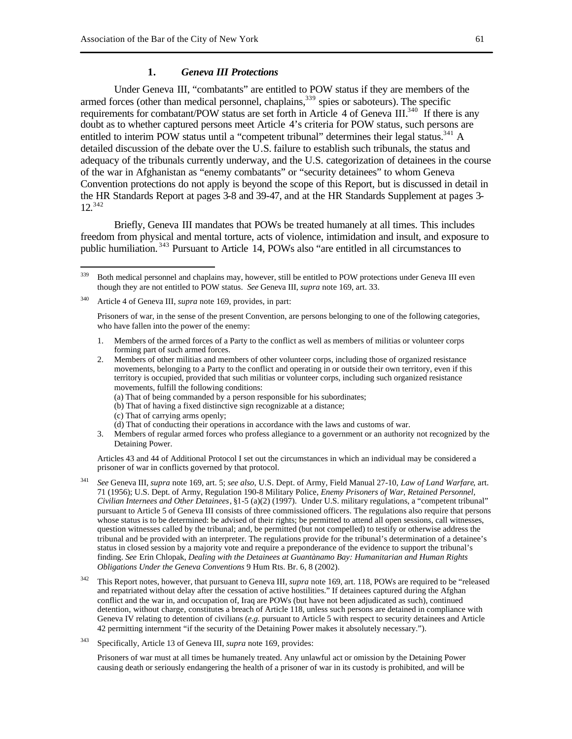### 1. *Geneva III Protections*

Under Geneva III, "combatants" are entitled to POW status if they are members of the armed forces (other than medical personnel, chaplains,[339] spies or saboteurs). The specific requirements for combatant/POW status are set forth in Article 4 of Geneva III.[340] If there is any doubt as to whether captured persons meet Article 4's criteria for POW status, such persons are entitled to interim POW status until a "competent tribunal" determines their legal status.[341] A detailed discussion of the debate over the U.S. failure to establish such tribunals, the status and adequacy of the tribunals currently underway, and the U.S. categorization of detainees in the course of the war in Afghanistan as "enemy combatants" or "security detainees" to whom Geneva Convention protections do not apply is beyond the scope of this Report, but is discussed in detail in the HR Standards Report at pages 3-8 and 39-47, and at the HR Standards Supplement at pages 3-12.[342]

Briefly, Geneva III mandates that POWs be treated humanely at all times. This includes freedom from physical and mental torture, acts of violence, intimidation and insult, and exposure to public humiliation.[343] Pursuant to Article 14, POWs also "are entitled in all circumstances to

---

[339] Both medical personnel and chaplains may, however, still be entitled to POW protections under Geneva III even though they are not entitled to POW status. *See* Geneva III, *supra* note 169, art. 33.

[340] Article 4 of Geneva III, *supra* note 169, provides, in part:

Prisoners of war, in the sense of the present Convention, are persons belonging to one of the following categories, who have fallen into the power of the enemy:

1. Members of the armed forces of a Party to the conflict as well as members of militias or volunteer corps forming part of such armed forces.
2. Members of other militias and members of other volunteer corps, including those of organized resistance movements, belonging to a Party to the conflict and operating in or outside their own territory, even if this territory is occupied, provided that such militias or volunteer corps, including such organized resistance movements, fulfill the following conditions:
   (a) That of being commanded by a person responsible for his subordinates;
   (b) That of having a fixed distinctive sign recognizable at a distance;
   (c) That of carrying arms openly;
   (d) That of conducting their operations in accordance with the laws and customs of war.
3. Members of regular armed forces who profess allegiance to a government or an authority not recognized by the Detaining Power.

Articles 43 and 44 of Additional Protocol I set out the circumstances in which an individual may be considered a prisoner of war in conflicts governed by that protocol.

[341] *See* Geneva III, *supra* note 169, art. 5; *see also*, U.S. Dept. of Army, Field Manual 27-10, *Law of Land Warfare*, art. 71 (1956); U.S. Dept. of Army, Regulation 190-8 Military Police, *Enemy Prisoners of War, Retained Personnel, Civilian Internees and Other Detainees*, §1-5 (a)(2) (1997). Under U.S. military regulations, a "competent tribunal" pursuant to Article 5 of Geneva III consists of three commissioned officers. The regulations also require that persons whose status is to be determined: be advised of their rights; be permitted to attend all open sessions, call witnesses, question witnesses called by the tribunal; and, be permitted (but not compelled) to testify or otherwise address the tribunal and be provided with an interpreter. The regulations provide for the tribunal's determination of a detainee's status in closed session by a majority vote and require a preponderance of the evidence to support the tribunal's finding. *See* Erin Chlopak, *Dealing with the Detainees at Guantànamo Bay: Humanitarian and Human Rights Obligations Under the Geneva Conventions* 9 Hum Rts. Br. 6, 8 (2002).

[342] This Report notes, however, that pursuant to Geneva III, *supra* note 169, art. 118, POWs are required to be "released and repatriated without delay after the cessation of active hostilities." If detainees captured during the Afghan conflict and the war in, and occupation of, Iraq are POWs (but have not been adjudicated as such), continued detention, without charge, constitutes a breach of Article 118, unless such persons are detained in compliance with Geneva IV relating to detention of civilians (*e.g.* pursuant to Article 5 with respect to security detainees and Article 42 permitting internment "if the security of the Detaining Power makes it absolutely necessary.").

[343] Specifically, Article 13 of Geneva III, *supra* note 169, provides:

Prisoners of war must at all times be humanely treated. Any unlawful act or omission by the Detaining Power causing death or seriously endangering the health of a prisoner of war in its custody is prohibited, and will be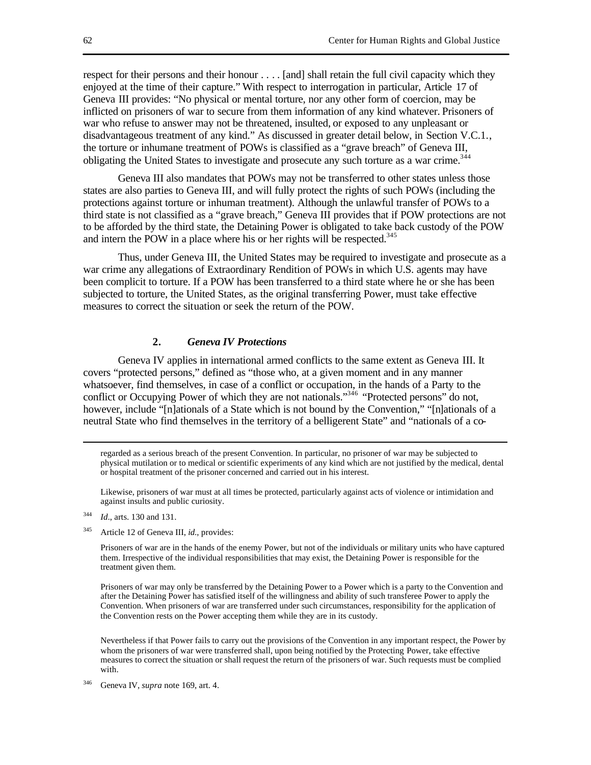respect for their persons and their honour . . . . [and] shall retain the full civil capacity which they enjoyed at the time of their capture." With respect to interrogation in particular, Article 17 of Geneva III provides: "No physical or mental torture, nor any other form of coercion, may be inflicted on prisoners of war to secure from them information of any kind whatever. Prisoners of war who refuse to answer may not be threatened, insulted, or exposed to any unpleasant or disadvantageous treatment of any kind." As discussed in greater detail below, in Section V.C.1., the torture or inhumane treatment of POWs is classified as a "grave breach" of Geneva III, obligating the United States to investigate and prosecute any such torture as a war crime.[344]

Geneva III also mandates that POWs may not be transferred to other states unless those states are also parties to Geneva III, and will fully protect the rights of such POWs (including the protections against torture or inhuman treatment). Although the unlawful transfer of POWs to a third state is not classified as a "grave breach," Geneva III provides that if POW protections are not to be afforded by the third state, the Detaining Power is obligated to take back custody of the POW and intern the POW in a place where his or her rights will be respected.[345]

Thus, under Geneva III, the United States may be required to investigate and prosecute as a war crime any allegations of Extraordinary Rendition of POWs in which U.S. agents may have been complicit to torture. If a POW has been transferred to a third state where he or she has been subjected to torture, the United States, as the original transferring Power, must take effective measures to correct the situation or seek the return of the POW.

### 2. *Geneva IV Protections*

Geneva IV applies in international armed conflicts to the same extent as Geneva III. It covers "protected persons," defined as "those who, at a given moment and in any manner whatsoever, find themselves, in case of a conflict or occupation, in the hands of a Party to the conflict or Occupying Power of which they are not nationals."[346] "Protected persons" do not, however, include "[n]ationals of a State which is not bound by the Convention," "[n]ationals of a neutral State who find themselves in the territory of a belligerent State" and "nationals of a co-

---

regarded as a serious breach of the present Convention. In particular, no prisoner of war may be subjected to physical mutilation or to medical or scientific experiments of any kind which are not justified by the medical, dental or hospital treatment of the prisoner concerned and carried out in his interest.

Likewise, prisoners of war must at all times be protected, particularly against acts of violence or intimidation and against insults and public curiosity.

[344] *Id*., arts. 130 and 131.

[345] Article 12 of Geneva III, *id*., provides:

Prisoners of war are in the hands of the enemy Power, but not of the individuals or military units who have captured them. Irrespective of the individual responsibilities that may exist, the Detaining Power is responsible for the treatment given them.

Prisoners of war may only be transferred by the Detaining Power to a Power which is a party to the Convention and after the Detaining Power has satisfied itself of the willingness and ability of such transferee Power to apply the Convention. When prisoners of war are transferred under such circumstances, responsibility for the application of the Convention rests on the Power accepting them while they are in its custody.

Nevertheless if that Power fails to carry out the provisions of the Convention in any important respect, the Power by whom the prisoners of war were transferred shall, upon being notified by the Protecting Power, take effective measures to correct the situation or shall request the return of the prisoners of war. Such requests must be complied with.

[346] Geneva IV, *supra* note 169, art. 4.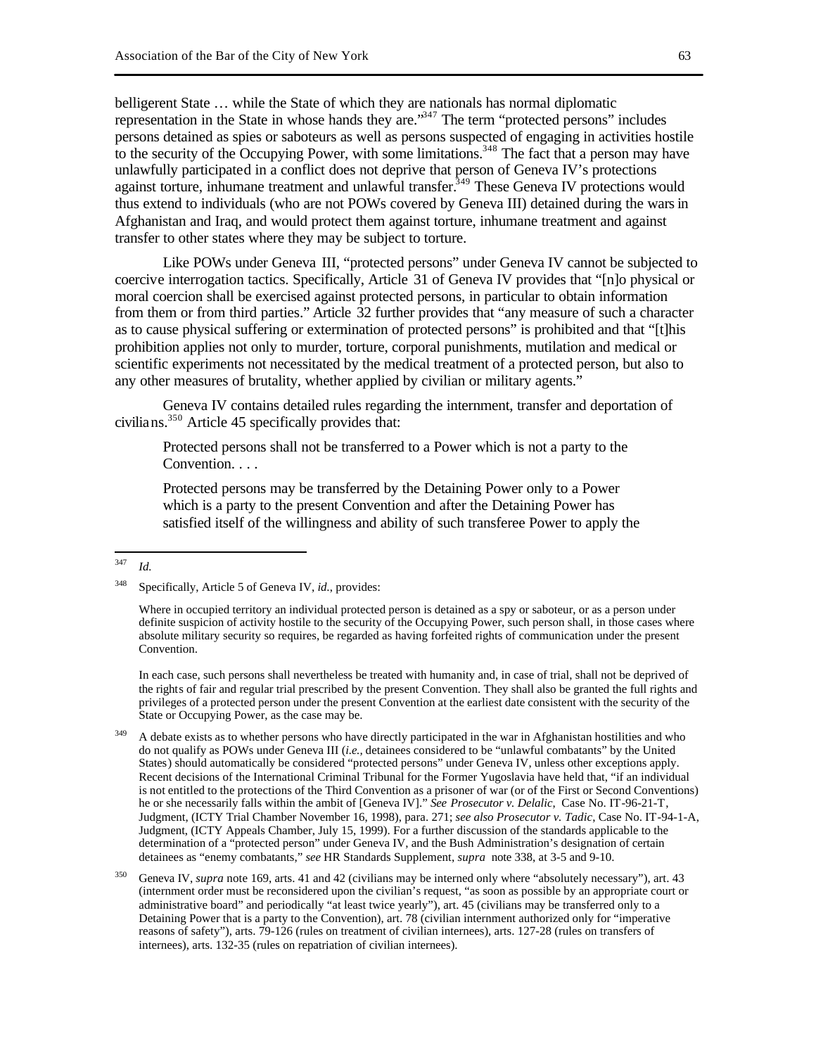belligerent State … while the State of which they are nationals has normal diplomatic representation in the State in whose hands they are."[347] The term "protected persons" includes persons detained as spies or saboteurs as well as persons suspected of engaging in activities hostile to the security of the Occupying Power, with some limitations.[348] The fact that a person may have unlawfully participated in a conflict does not deprive that person of Geneva IV's protections against torture, inhumane treatment and unlawful transfer.[349] These Geneva IV protections would thus extend to individuals (who are not POWs covered by Geneva III) detained during the wars in Afghanistan and Iraq, and would protect them against torture, inhumane treatment and against transfer to other states where they may be subject to torture.

Like POWs under Geneva III, "protected persons" under Geneva IV cannot be subjected to coercive interrogation tactics. Specifically, Article 31 of Geneva IV provides that "[n]o physical or moral coercion shall be exercised against protected persons, in particular to obtain information from them or from third parties." Article 32 further provides that "any measure of such a character as to cause physical suffering or extermination of protected persons" is prohibited and that "[t]his prohibition applies not only to murder, torture, corporal punishments, mutilation and medical or scientific experiments not necessitated by the medical treatment of a protected person, but also to any other measures of brutality, whether applied by civilian or military agents."

Geneva IV contains detailed rules regarding the internment, transfer and deportation of civilians.[350] Article 45 specifically provides that:

> Protected persons shall not be transferred to a Power which is not a party to the Convention. . . .
>
> Protected persons may be transferred by the Detaining Power only to a Power which is a party to the present Convention and after the Detaining Power has satisfied itself of the willingness and ability of such transferee Power to apply the

---

[347] *Id.*

[348] Specifically, Article 5 of Geneva IV, *id.*, provides:

> Where in occupied territory an individual protected person is detained as a spy or saboteur, or as a person under definite suspicion of activity hostile to the security of the Occupying Power, such person shall, in those cases where absolute military security so requires, be regarded as having forfeited rights of communication under the present Convention.
>
> In each case, such persons shall nevertheless be treated with humanity and, in case of trial, shall not be deprived of the rights of fair and regular trial prescribed by the present Convention. They shall also be granted the full rights and privileges of a protected person under the present Convention at the earliest date consistent with the security of the State or Occupying Power, as the case may be.

[349] A debate exists as to whether persons who have directly participated in the war in Afghanistan hostilities and who do not qualify as POWs under Geneva III (*i.e.*, detainees considered to be "unlawful combatants" by the United States) should automatically be considered "protected persons" under Geneva IV, unless other exceptions apply. Recent decisions of the International Criminal Tribunal for the Former Yugoslavia have held that, "if an individual is not entitled to the protections of the Third Convention as a prisoner of war (or of the First or Second Conventions) he or she necessarily falls within the ambit of [Geneva IV]." *See Prosecutor v. Delalic*, Case No. IT-96-21-T, Judgment, (ICTY Trial Chamber November 16, 1998), para. 271; *see also Prosecutor v. Tadic*, Case No. IT-94-1-A, Judgment, (ICTY Appeals Chamber, July 15, 1999). For a further discussion of the standards applicable to the determination of a "protected person" under Geneva IV, and the Bush Administration's designation of certain detainees as "enemy combatants," *see* HR Standards Supplement, *supra* note 338, at 3-5 and 9-10.

[350] Geneva IV, *supra* note 169, arts. 41 and 42 (civilians may be interned only where "absolutely necessary"), art. 43 (internment order must be reconsidered upon the civilian's request, "as soon as possible by an appropriate court or administrative board" and periodically "at least twice yearly"), art. 45 (civilians may be transferred only to a Detaining Power that is a party to the Convention), art. 78 (civilian internment authorized only for "imperative reasons of safety"), arts. 79-126 (rules on treatment of civilian internees), arts. 127-28 (rules on transfers of internees), arts. 132-35 (rules on repatriation of civilian internees).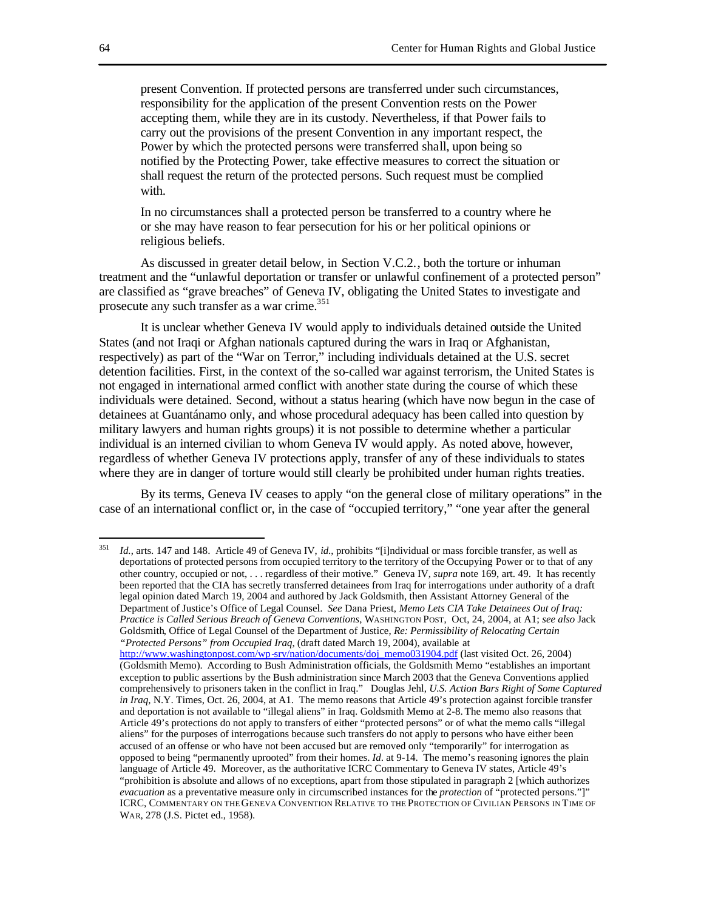present Convention. If protected persons are transferred under such circumstances, responsibility for the application of the present Convention rests on the Power accepting them, while they are in its custody. Nevertheless, if that Power fails to carry out the provisions of the present Convention in any important respect, the Power by which the protected persons were transferred shall, upon being so notified by the Protecting Power, take effective measures to correct the situation or shall request the return of the protected persons. Such request must be complied with.

In no circumstances shall a protected person be transferred to a country where he or she may have reason to fear persecution for his or her political opinions or religious beliefs.

As discussed in greater detail below, in Section V.C.2., both the torture or inhuman treatment and the "unlawful deportation or transfer or unlawful confinement of a protected person" are classified as "grave breaches" of Geneva IV, obligating the United States to investigate and prosecute any such transfer as a war crime.[351]

It is unclear whether Geneva IV would apply to individuals detained outside the United States (and not Iraqi or Afghan nationals captured during the wars in Iraq or Afghanistan, respectively) as part of the "War on Terror," including individuals detained at the U.S. secret detention facilities. First, in the context of the so-called war against terrorism, the United States is not engaged in international armed conflict with another state during the course of which these individuals were detained. Second, without a status hearing (which have now begun in the case of detainees at Guantánamo only, and whose procedural adequacy has been called into question by military lawyers and human rights groups) it is not possible to determine whether a particular individual is an interned civilian to whom Geneva IV would apply. As noted above, however, regardless of whether Geneva IV protections apply, transfer of any of these individuals to states where they are in danger of torture would still clearly be prohibited under human rights treaties.

By its terms, Geneva IV ceases to apply "on the general close of military operations" in the case of an international conflict or, in the case of "occupied territory," "one year after the general

---

[351] *Id.*, arts. 147 and 148. Article 49 of Geneva IV, *id.*, prohibits "[i]ndividual or mass forcible transfer, as well as deportations of protected persons from occupied territory to the territory of the Occupying Power or to that of any other country, occupied or not, . . . regardless of their motive." Geneva IV, *supra* note 169, art. 49. It has recently been reported that the CIA has secretly transferred detainees from Iraq for interrogations under authority of a draft legal opinion dated March 19, 2004 and authored by Jack Goldsmith, then Assistant Attorney General of the Department of Justice's Office of Legal Counsel. *See* Dana Priest, *Memo Lets CIA Take Detainees Out of Iraq: Practice is Called Serious Breach of Geneva Conventions*, WASHINGTON POST, Oct, 24, 2004, at A1; *see also* Jack Goldsmith, Office of Legal Counsel of the Department of Justice, *Re: Permissibility of Relocating Certain "Protected Persons" from Occupied Iraq*, (draft dated March 19, 2004), available at http://www.washingtonpost.com/wp-srv/nation/documents/doj_memo031904.pdf (last visited Oct. 26, 2004) (Goldsmith Memo). According to Bush Administration officials, the Goldsmith Memo "establishes an important exception to public assertions by the Bush administration since March 2003 that the Geneva Conventions applied comprehensively to prisoners taken in the conflict in Iraq." Douglas Jehl, *U.S. Action Bars Right of Some Captured in Iraq*, N.Y. Times, Oct. 26, 2004, at A1. The memo reasons that Article 49's protection against forcible transfer and deportation is not available to "illegal aliens" in Iraq. Goldsmith Memo at 2-8. The memo also reasons that Article 49's protections do not apply to transfers of either "protected persons" or of what the memo calls "illegal aliens" for the purposes of interrogations because such transfers do not apply to persons who have either been accused of an offense or who have not been accused but are removed only "temporarily" for interrogation as opposed to being "permanently uprooted" from their homes. *Id.* at 9-14. The memo's reasoning ignores the plain language of Article 49. Moreover, as the authoritative ICRC Commentary to Geneva IV states, Article 49's "prohibition is absolute and allows of no exceptions, apart from those stipulated in paragraph 2 [which authorizes *evacuation* as a preventative measure only in circumscribed instances for the *protection* of "protected persons."]" ICRC, COMMENTARY ON THE GENEVA CONVENTION RELATIVE TO THE PROTECTION OF CIVILIAN PERSONS IN TIME OF WAR, 278 (J.S. Pictet ed., 1958).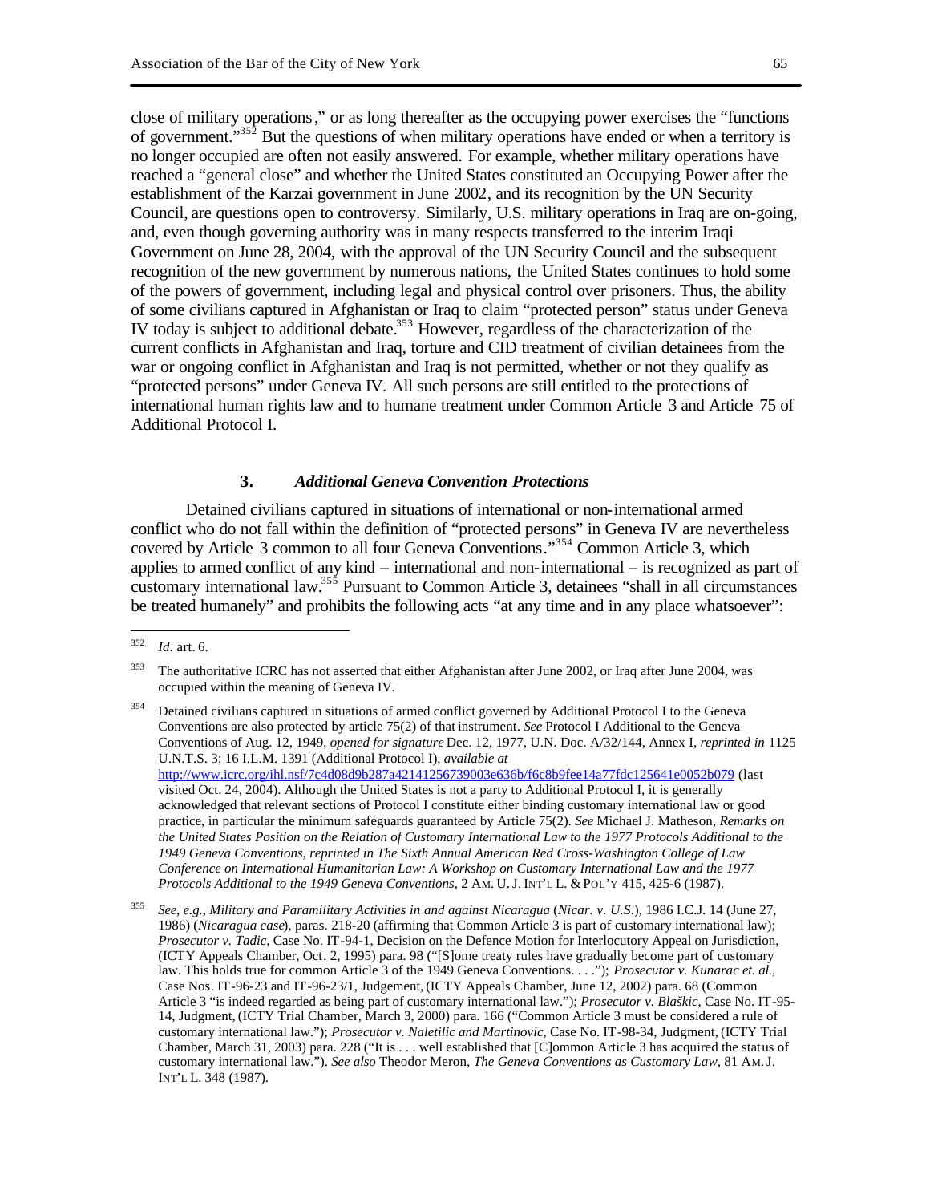close of military operations," or as long thereafter as the occupying power exercises the "functions of government."[352] But the questions of when military operations have ended or when a territory is no longer occupied are often not easily answered. For example, whether military operations have reached a "general close" and whether the United States constituted an Occupying Power after the establishment of the Karzai government in June 2002, and its recognition by the UN Security Council, are questions open to controversy. Similarly, U.S. military operations in Iraq are on-going, and, even though governing authority was in many respects transferred to the interim Iraqi Government on June 28, 2004, with the approval of the UN Security Council and the subsequent recognition of the new government by numerous nations, the United States continues to hold some of the powers of government, including legal and physical control over prisoners. Thus, the ability of some civilians captured in Afghanistan or Iraq to claim "protected person" status under Geneva IV today is subject to additional debate.[353] However, regardless of the characterization of the current conflicts in Afghanistan and Iraq, torture and CID treatment of civilian detainees from the war or ongoing conflict in Afghanistan and Iraq is not permitted, whether or not they qualify as "protected persons" under Geneva IV. All such persons are still entitled to the protections of international human rights law and to humane treatment under Common Article 3 and Article 75 of Additional Protocol I.

### 3. *Additional Geneva Convention Protections*

Detained civilians captured in situations of international or non-international armed conflict who do not fall within the definition of "protected persons" in Geneva IV are nevertheless covered by Article 3 common to all four Geneva Conventions."[354] Common Article 3, which applies to armed conflict of any kind – international and non-international – is recognized as part of customary international law.[355] Pursuant to Common Article 3, detainees "shall in all circumstances be treated humanely" and prohibits the following acts "at any time and in any place whatsoever":

---

[352] *Id.* art. 6.

[353] The authoritative ICRC has not asserted that either Afghanistan after June 2002, or Iraq after June 2004, was occupied within the meaning of Geneva IV.

[354] Detained civilians captured in situations of armed conflict governed by Additional Protocol I to the Geneva Conventions are also protected by article 75(2) of that instrument. *See* Protocol I Additional to the Geneva Conventions of Aug. 12, 1949, *opened for signature* Dec. 12, 1977, U.N. Doc. A/32/144, Annex I, *reprinted in* 1125 U.N.T.S. 3; 16 I.L.M. 1391 (Additional Protocol I), *available at* http://www.icrc.org/ihl.nsf/7c4d08d9b287a42141256739003e636b/f6c8b9fee14a77fdc125641e0052b079 (last visited Oct. 24, 2004). Although the United States is not a party to Additional Protocol I, it is generally acknowledged that relevant sections of Protocol I constitute either binding customary international law or good practice, in particular the minimum safeguards guaranteed by Article 75(2). *See* Michael J. Matheson, *Remarks on the United States Position on the Relation of Customary International Law to the 1977 Protocols Additional to the 1949 Geneva Conventions, reprinted in The Sixth Annual American Red Cross-Washington College of Law Conference on International Humanitarian Law: A Workshop on Customary International Law and the 1977 Protocols Additional to the 1949 Geneva Conventions*, 2 AM. U. J. INT'L L. & POL'Y 415, 425-6 (1987).

[355] *See, e.g.*, *Military and Paramilitary Activities in and against Nicaragua* (*Nicar. v. U.S.*), 1986 I.C.J. 14 (June 27, 1986) (*Nicaragua case*), paras. 218-20 (affirming that Common Article 3 is part of customary international law); *Prosecutor v. Tadic*, Case No. IT-94-1, Decision on the Defence Motion for Interlocutory Appeal on Jurisdiction, (ICTY Appeals Chamber, Oct. 2, 1995) para. 98 ("[S]ome treaty rules have gradually become part of customary law. This holds true for common Article 3 of the 1949 Geneva Conventions. . . ."); *Prosecutor v. Kunarac et. al.*, Case Nos. IT-96-23 and IT-96-23/1, Judgement, (ICTY Appeals Chamber, June 12, 2002) para. 68 (Common Article 3 "is indeed regarded as being part of customary international law."); *Prosecutor v. Blaškic*, Case No. IT-95-14, Judgment, (ICTY Trial Chamber, March 3, 2000) para. 166 ("Common Article 3 must be considered a rule of customary international law."); *Prosecutor v. Naletilic and Martinovic*, Case No. IT-98-34, Judgment, (ICTY Trial Chamber, March 31, 2003) para. 228 ("It is . . . well established that [C]ommon Article 3 has acquired the status of customary international law."). *See also* Theodor Meron, *The Geneva Conventions as Customary Law*, 81 AM. J. INT'L L. 348 (1987).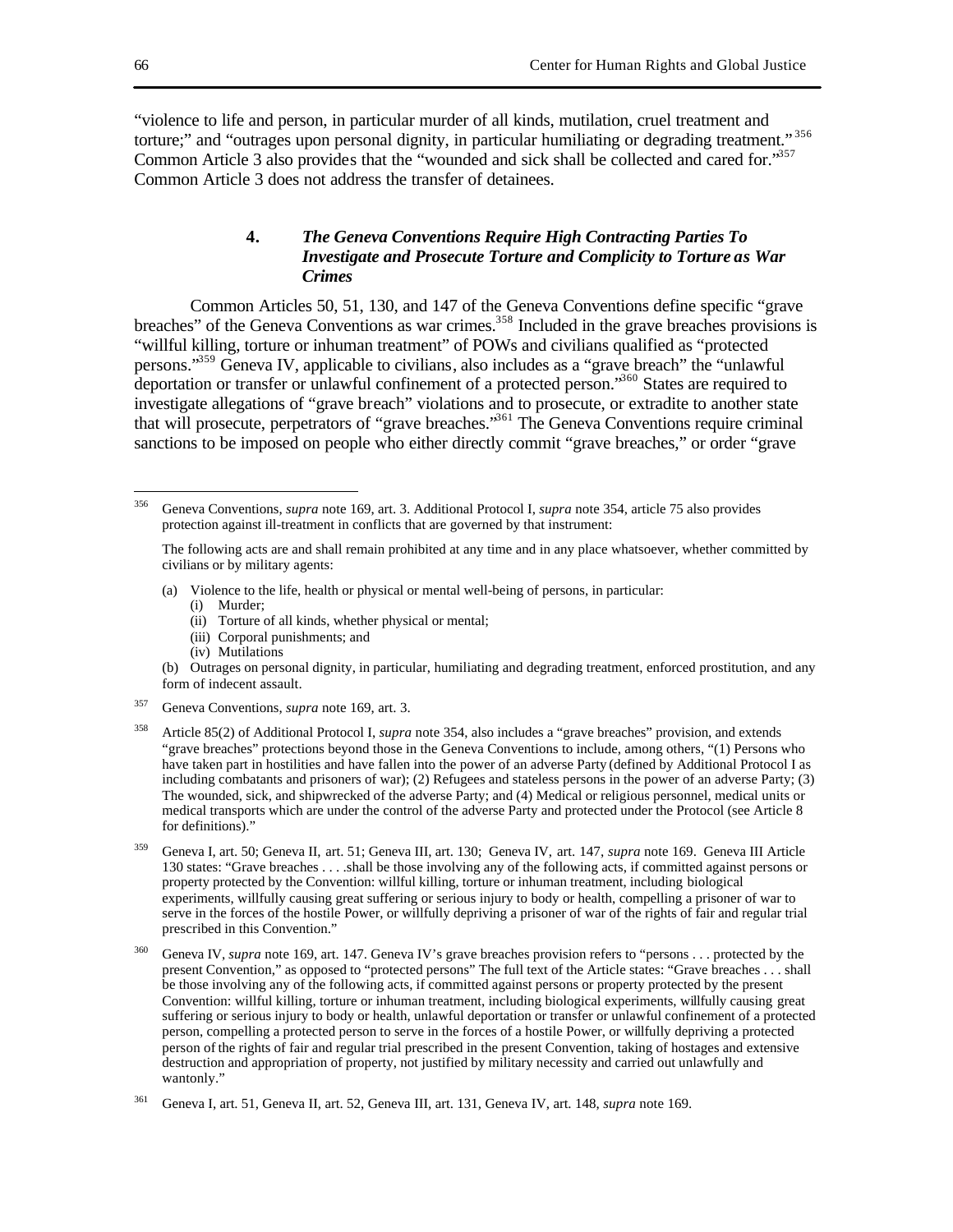"violence to life and person, in particular murder of all kinds, mutilation, cruel treatment and torture;" and "outrages upon personal dignity, in particular humiliating or degrading treatment."[356] Common Article 3 also provides that the "wounded and sick shall be collected and cared for."[357] Common Article 3 does not address the transfer of detainees.

### 4. *The Geneva Conventions Require High Contracting Parties To Investigate and Prosecute Torture and Complicity to Torture as War Crimes*

Common Articles 50, 51, 130, and 147 of the Geneva Conventions define specific "grave breaches" of the Geneva Conventions as war crimes.[358] Included in the grave breaches provisions is "willful killing, torture or inhuman treatment" of POWs and civilians qualified as "protected persons."[359] Geneva IV, applicable to civilians, also includes as a "grave breach" the "unlawful deportation or transfer or unlawful confinement of a protected person."[360] States are required to investigate allegations of "grave breach" violations and to prosecute, or extradite to another state that will prosecute, perpetrators of "grave breaches."[361] The Geneva Conventions require criminal sanctions to be imposed on people who either directly commit "grave breaches," or order "grave

---

[356] Geneva Conventions, *supra* note 169, art. 3. Additional Protocol I, *supra* note 354, article 75 also provides protection against ill-treatment in conflicts that are governed by that instrument:

The following acts are and shall remain prohibited at any time and in any place whatsoever, whether committed by civilians or by military agents:

(a) Violence to the life, health or physical or mental well-being of persons, in particular:
  (i) Murder;
  (ii) Torture of all kinds, whether physical or mental;
  (iii) Corporal punishments; and
  (iv) Mutilations

(b) Outrages on personal dignity, in particular, humiliating and degrading treatment, enforced prostitution, and any form of indecent assault.

[357] Geneva Conventions, *supra* note 169, art. 3.

[358] Article 85(2) of Additional Protocol I, *supra* note 354, also includes a "grave breaches" provision, and extends "grave breaches" protections beyond those in the Geneva Conventions to include, among others, "(1) Persons who have taken part in hostilities and have fallen into the power of an adverse Party (defined by Additional Protocol I as including combatants and prisoners of war); (2) Refugees and stateless persons in the power of an adverse Party; (3) The wounded, sick, and shipwrecked of the adverse Party; and (4) Medical or religious personnel, medical units or medical transports which are under the control of the adverse Party and protected under the Protocol (see Article 8 for definitions)."

[359] Geneva I, art. 50; Geneva II, art. 51; Geneva III, art. 130; Geneva IV, art. 147, *supra* note 169. Geneva III Article 130 states: "Grave breaches . . . .shall be those involving any of the following acts, if committed against persons or property protected by the Convention: willful killing, torture or inhuman treatment, including biological experiments, willfully causing great suffering or serious injury to body or health, compelling a prisoner of war to serve in the forces of the hostile Power, or willfully depriving a prisoner of war of the rights of fair and regular trial prescribed in this Convention."

[360] Geneva IV, *supra* note 169, art. 147. Geneva IV's grave breaches provision refers to "persons . . . protected by the present Convention," as opposed to "protected persons" The full text of the Article states: "Grave breaches . . . shall be those involving any of the following acts, if committed against persons or property protected by the present Convention: willful killing, torture or inhuman treatment, including biological experiments, willfully causing great suffering or serious injury to body or health, unlawful deportation or transfer or unlawful confinement of a protected person, compelling a protected person to serve in the forces of a hostile Power, or willfully depriving a protected person of the rights of fair and regular trial prescribed in the present Convention, taking of hostages and extensive destruction and appropriation of property, not justified by military necessity and carried out unlawfully and wantonly."

[361] Geneva I, art. 51, Geneva II, art. 52, Geneva III, art. 131, Geneva IV, art. 148, *supra* note 169.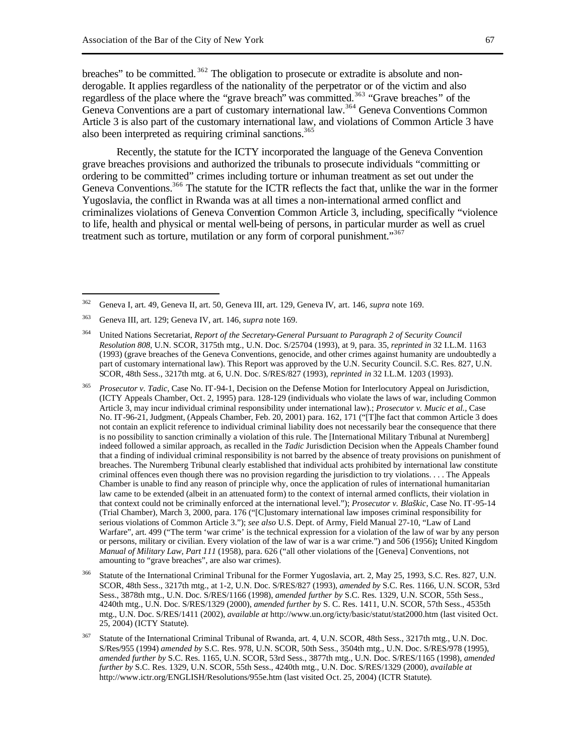breaches" to be committed.[362] The obligation to prosecute or extradite is absolute and non-derogable. It applies regardless of the nationality of the perpetrator or of the victim and also regardless of the place where the "grave breach" was committed.[363] "Grave breaches" of the Geneva Conventions are a part of customary international law.[364] Geneva Conventions Common Article 3 is also part of the customary international law, and violations of Common Article 3 have also been interpreted as requiring criminal sanctions.[365]

Recently, the statute for the ICTY incorporated the language of the Geneva Convention grave breaches provisions and authorized the tribunals to prosecute individuals "committing or ordering to be committed" crimes including torture or inhuman treatment as set out under the Geneva Conventions.[366] The statute for the ICTR reflects the fact that, unlike the war in the former Yugoslavia, the conflict in Rwanda was at all times a non-international armed conflict and criminalizes violations of Geneva Convention Common Article 3, including, specifically "violence to life, health and physical or mental well-being of persons, in particular murder as well as cruel treatment such as torture, mutilation or any form of corporal punishment."[367]

---

[362] Geneva I, art. 49, Geneva II, art. 50, Geneva III, art. 129, Geneva IV, art. 146, *supra* note 169.

[363] Geneva III, art. 129; Geneva IV, art. 146, *supra* note 169.

[364] United Nations Secretariat, *Report of the Secretary-General Pursuant to Paragraph 2 of Security Council Resolution 808*, U.N. SCOR, 3175th mtg., U.N. Doc. S/25704 (1993), at 9, para. 35, *reprinted in* 32 I.L.M. 1163 (1993) (grave breaches of the Geneva Conventions, genocide, and other crimes against humanity are undoubtedly a part of customary international law). This Report was approved by the U.N. Security Council. S.C. Res. 827, U.N. SCOR, 48th Sess., 3217th mtg. at 6, U.N. Doc. S/RES/827 (1993), *reprinted in* 32 I.L.M. 1203 (1993).

[365] *Prosecutor v. Tadic*, Case No. IT-94-1, Decision on the Defense Motion for Interlocutory Appeal on Jurisdiction, (ICTY Appeals Chamber, Oct. 2, 1995) para. 128-129 (individuals who violate the laws of war, including Common Article 3, may incur individual criminal responsibility under international law).; *Prosecutor v. Mucic et al.*, Case No. IT-96-21, Judgment, (Appeals Chamber, Feb. 20, 2001) para. 162, 171 ("[T]he fact that common Article 3 does not contain an explicit reference to individual criminal liability does not necessarily bear the consequence that there is no possibility to sanction criminally a violation of this rule. The [International Military Tribunal at Nuremberg] indeed followed a similar approach, as recalled in the *Tadic* Jurisdiction Decision when the Appeals Chamber found that a finding of individual criminal responsibility is not barred by the absence of treaty provisions on punishment of breaches. The Nuremberg Tribunal clearly established that individual acts prohibited by international law constitute criminal offences even though there was no provision regarding the jurisdiction to try violations. . . . The Appeals Chamber is unable to find any reason of principle why, once the application of rules of international humanitarian law came to be extended (albeit in an attenuated form) to the context of internal armed conflicts, their violation in that context could not be criminally enforced at the international level."); *Prosecutor v. Blaškic*, Case No. IT-95-14 (Trial Chamber), March 3, 2000, para. 176 ("[C]ustomary international law imposes criminal responsibility for serious violations of Common Article 3."); *see also* U.S. Dept. of Army, Field Manual 27-10, "Law of Land Warfare", art. 499 ("The term 'war crime' is the technical expression for a violation of the law of war by any person or persons, military or civilian. Every violation of the law of war is a war crime.") and 506 (1956)**;** United Kingdom *Manual of Military Law, Part 111* (1958), para. 626 ("all other violations of the [Geneva] Conventions, not amounting to "grave breaches", are also war crimes).

[366] Statute of the International Criminal Tribunal for the Former Yugoslavia, art. 2, May 25, 1993, S.C. Res. 827, U.N. SCOR, 48th Sess., 3217th mtg., at 1-2, U.N. Doc. S/RES/827 (1993), *amended by* S.C. Res. 1166, U.N. SCOR, 53rd Sess., 3878th mtg., U.N. Doc. S/RES/1166 (1998), *amended further by* S.C. Res. 1329, U.N. SCOR, 55th Sess., 4240th mtg., U.N. Doc. S/RES/1329 (2000), *amended further by* S. C. Res. 1411, U.N. SCOR, 57th Sess., 4535th mtg., U.N. Doc. S/RES/1411 (2002), *available at* http://www.un.org/icty/basic/statut/stat2000.htm (last visited Oct. 25, 2004) (ICTY Statute).

[367] Statute of the International Criminal Tribunal of Rwanda, art. 4, U.N. SCOR, 48th Sess., 3217th mtg., U.N. Doc. S/Res/955 (1994) *amended by* S.C. Res. 978, U.N. SCOR, 50th Sess., 3504th mtg., U.N. Doc. S/RES/978 (1995), *amended further by* S.C. Res. 1165, U.N. SCOR, 53rd Sess., 3877th mtg., U.N. Doc. S/RES/1165 (1998), *amended further by* S.C. Res. 1329, U.N. SCOR, 55th Sess., 4240th mtg., U.N. Doc. S/RES/1329 (2000), *available at* http://www.ictr.org/ENGLISH/Resolutions/955e.htm (last visited Oct. 25, 2004) (ICTR Statute).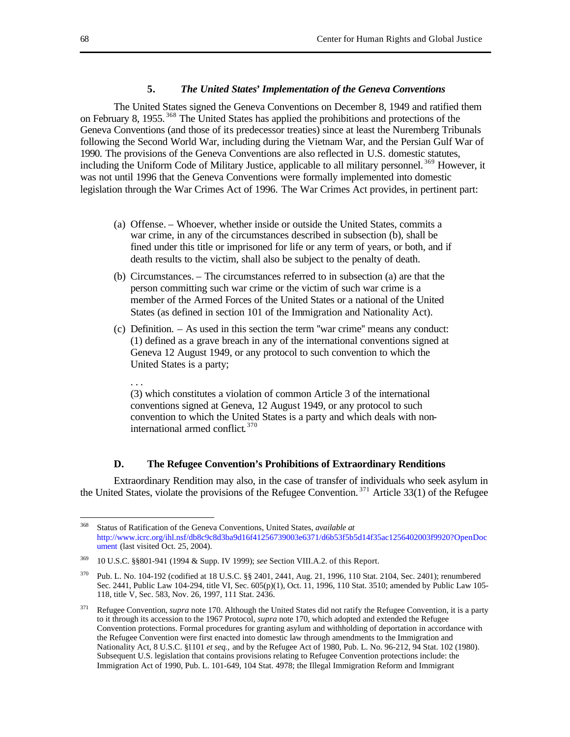### 5. *The United States' Implementation of the Geneva Conventions*

The United States signed the Geneva Conventions on December 8, 1949 and ratified them on February 8, 1955.[368] The United States has applied the prohibitions and protections of the Geneva Conventions (and those of its predecessor treaties) since at least the Nuremberg Tribunals following the Second World War, including during the Vietnam War, and the Persian Gulf War of 1990. The provisions of the Geneva Conventions are also reflected in U.S. domestic statutes, including the Uniform Code of Military Justice, applicable to all military personnel.[369] However, it was not until 1996 that the Geneva Conventions were formally implemented into domestic legislation through the War Crimes Act of 1996. The War Crimes Act provides, in pertinent part:

> (a) Offense. – Whoever, whether inside or outside the United States, commits a war crime, in any of the circumstances described in subsection (b), shall be fined under this title or imprisoned for life or any term of years, or both, and if death results to the victim, shall also be subject to the penalty of death.
>
> (b) Circumstances. – The circumstances referred to in subsection (a) are that the person committing such war crime or the victim of such war crime is a member of the Armed Forces of the United States or a national of the United States (as defined in section 101 of the Immigration and Nationality Act).
>
> (c) Definition. – As used in this section the term "war crime" means any conduct: (1) defined as a grave breach in any of the international conventions signed at Geneva 12 August 1949, or any protocol to such convention to which the United States is a party;
>
> . . .
>
> (3) which constitutes a violation of common Article 3 of the international conventions signed at Geneva, 12 August 1949, or any protocol to such convention to which the United States is a party and which deals with non-international armed conflict.[370]

## D. The Refugee Convention's Prohibitions of Extraordinary Renditions

Extraordinary Rendition may also, in the case of transfer of individuals who seek asylum in the United States, violate the provisions of the Refugee Convention.[371] Article 33(1) of the Refugee

---

[368] Status of Ratification of the Geneva Conventions, United States, *available at* http://www.icrc.org/ihl.nsf/db8c9c8d3ba9d16f41256739003e6371/d6b53f5b5d14f35ac1256402003f9920?OpenDocument (last visited Oct. 25, 2004).

[369] 10 U.S.C. §§801-941 (1994 & Supp. IV 1999); *see* Section VIII.A.2. of this Report.

[370] Pub. L. No. 104-192 (codified at 18 U.S.C. §§ 2401, 2441, Aug. 21, 1996, 110 Stat. 2104, Sec. 2401); renumbered Sec. 2441, Public Law 104-294, title VI, Sec. 605(p)(1), Oct. 11, 1996, 110 Stat. 3510; amended by Public Law 105-118, title V, Sec. 583, Nov. 26, 1997, 111 Stat. 2436.

[371] Refugee Convention, *supra* note 170. Although the United States did not ratify the Refugee Convention, it is a party to it through its accession to the 1967 Protocol, *supra* note 170, which adopted and extended the Refugee Convention protections. Formal procedures for granting asylum and withholding of deportation in accordance with the Refugee Convention were first enacted into domestic law through amendments to the Immigration and Nationality Act, 8 U.S.C. §1101 *et seq.*, and by the Refugee Act of 1980, Pub. L. No. 96-212, 94 Stat. 102 (1980). Subsequent U.S. legislation that contains provisions relating to Refugee Convention protections include: the Immigration Act of 1990, Pub. L. 101-649, 104 Stat. 4978; the Illegal Immigration Reform and Immigrant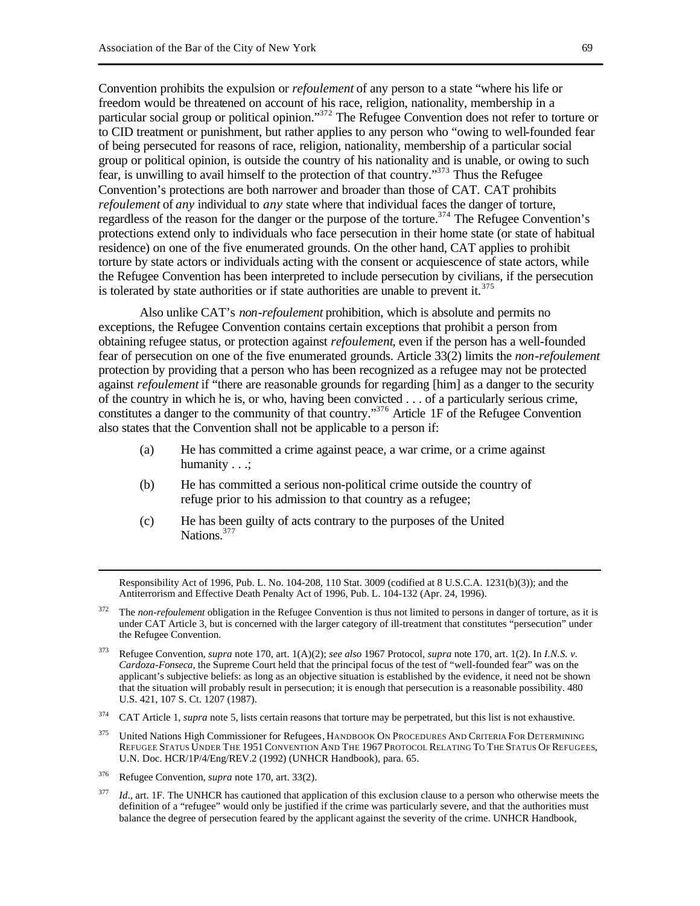Convention prohibits the expulsion or *refoulement* of any person to a state "where his life or freedom would be threatened on account of his race, religion, nationality, membership in a particular social group or political opinion."[372] The Refugee Convention does not refer to torture or to CID treatment or punishment, but rather applies to any person who "owing to well-founded fear of being persecuted for reasons of race, religion, nationality, membership of a particular social group or political opinion, is outside the country of his nationality and is unable, or owing to such fear, is unwilling to avail himself to the protection of that country."[373] Thus the Refugee Convention's protections are both narrower and broader than those of CAT. CAT prohibits *refoulement* of *any* individual to *any* state where that individual faces the danger of torture, regardless of the reason for the danger or the purpose of the torture.[374] The Refugee Convention's protections extend only to individuals who face persecution in their home state (or state of habitual residence) on one of the five enumerated grounds. On the other hand, CAT applies to prohibit torture by state actors or individuals acting with the consent or acquiescence of state actors, while the Refugee Convention has been interpreted to include persecution by civilians, if the persecution is tolerated by state authorities or if state authorities are unable to prevent it.[375]

Also unlike CAT's *non-refoulement* prohibition, which is absolute and permits no exceptions, the Refugee Convention contains certain exceptions that prohibit a person from obtaining refugee status, or protection against *refoulement*, even if the person has a well-founded fear of persecution on one of the five enumerated grounds. Article 33(2) limits the *non-refoulement* protection by providing that a person who has been recognized as a refugee may not be protected against *refoulement* if "there are reasonable grounds for regarding [him] as a danger to the security of the country in which he is, or who, having been convicted . . . of a particularly serious crime, constitutes a danger to the community of that country."[376] Article 1F of the Refugee Convention also states that the Convention shall not be applicable to a person if:

> (a) He has committed a crime against peace, a war crime, or a crime against humanity . . .;
>
> (b) He has committed a serious non-political crime outside the country of refuge prior to his admission to that country as a refugee;
>
> (c) He has been guilty of acts contrary to the purposes of the United Nations.[377]

---

Responsibility Act of 1996, Pub. L. No. 104-208, 110 Stat. 3009 (codified at 8 U.S.C.A. 1231(b)(3)); and the Antiterrorism and Effective Death Penalty Act of 1996, Pub. L. 104-132 (Apr. 24, 1996).

[372] The *non-refoulement* obligation in the Refugee Convention is thus not limited to persons in danger of torture, as it is under CAT Article 3, but is concerned with the larger category of ill-treatment that constitutes "persecution" under the Refugee Convention.

[373] Refugee Convention, *supra* note 170, art. 1(A)(2); *see also* 1967 Protocol, *supra* note 170, art. 1(2). In *I.N.S. v. Cardoza-Fonseca*, the Supreme Court held that the principal focus of the test of "well-founded fear" was on the applicant's subjective beliefs: as long as an objective situation is established by the evidence, it need not be shown that the situation will probably result in persecution; it is enough that persecution is a reasonable possibility. 480 U.S. 421, 107 S. Ct. 1207 (1987).

[374] CAT Article 1, *supra* note 5, lists certain reasons that torture may be perpetrated, but this list is not exhaustive.

[375] United Nations High Commissioner for Refugees, HANDBOOK ON PROCEDURES AND CRITERIA FOR DETERMINING REFUGEE STATUS UNDER THE 1951 CONVENTION AND THE 1967 PROTOCOL RELATING TO THE STATUS OF REFUGEES, U.N. Doc. HCR/1P/4/Eng/REV.2 (1992) (UNHCR Handbook), para. 65.

[376] Refugee Convention, *supra* note 170, art. 33(2).

[377] *Id*., art. 1F. The UNHCR has cautioned that application of this exclusion clause to a person who otherwise meets the definition of a "refugee" would only be justified if the crime was particularly severe, and that the authorities must balance the degree of persecution feared by the applicant against the severity of the crime. UNHCR Handbook,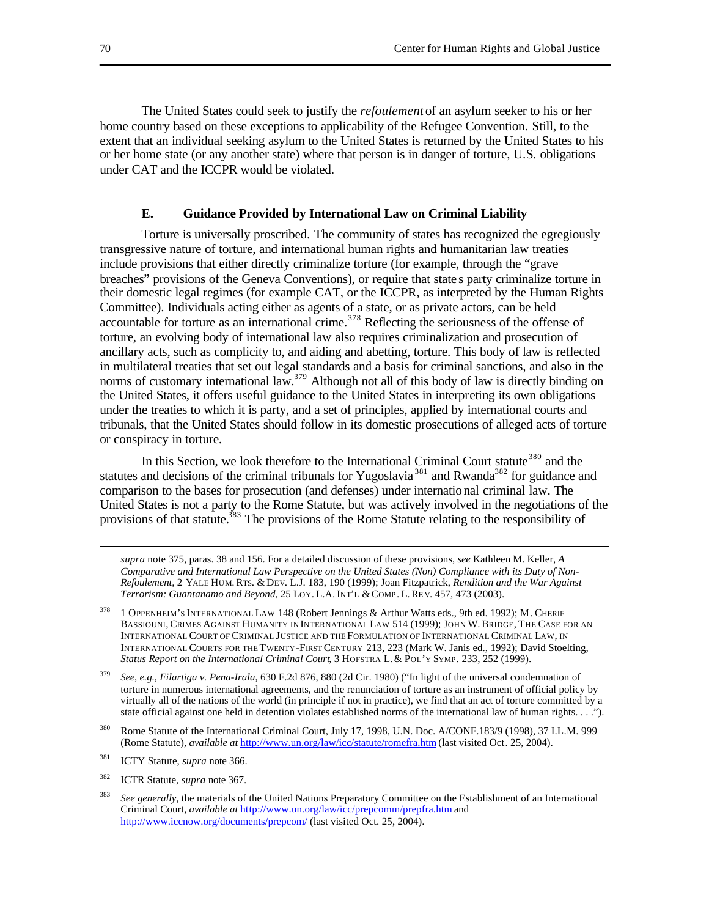The United States could seek to justify the *refoulement* of an asylum seeker to his or her home country based on these exceptions to applicability of the Refugee Convention. Still, to the extent that an individual seeking asylum to the United States is returned by the United States to his or her home state (or any another state) where that person is in danger of torture, U.S. obligations under CAT and the ICCPR would be violated.

### E. Guidance Provided by International Law on Criminal Liability

Torture is universally proscribed. The community of states has recognized the egregiously transgressive nature of torture, and international human rights and humanitarian law treaties include provisions that either directly criminalize torture (for example, through the "grave breaches" provisions of the Geneva Conventions), or require that states party criminalize torture in their domestic legal regimes (for example CAT, or the ICCPR, as interpreted by the Human Rights Committee). Individuals acting either as agents of a state, or as private actors, can be held accountable for torture as an international crime.[378] Reflecting the seriousness of the offense of torture, an evolving body of international law also requires criminalization and prosecution of ancillary acts, such as complicity to, and aiding and abetting, torture. This body of law is reflected in multilateral treaties that set out legal standards and a basis for criminal sanctions, and also in the norms of customary international law.[379] Although not all of this body of law is directly binding on the United States, it offers useful guidance to the United States in interpreting its own obligations under the treaties to which it is party, and a set of principles, applied by international courts and tribunals, that the United States should follow in its domestic prosecutions of alleged acts of torture or conspiracy in torture.

In this Section, we look therefore to the International Criminal Court statute[380] and the statutes and decisions of the criminal tribunals for Yugoslavia[381] and Rwanda[382] for guidance and comparison to the bases for prosecution (and defenses) under international criminal law. The United States is not a party to the Rome Statute, but was actively involved in the negotiations of the provisions of that statute.[383] The provisions of the Rome Statute relating to the responsibility of

---

*supra* note 375, paras. 38 and 156. For a detailed discussion of these provisions, *see* Kathleen M. Keller, *A Comparative and International Law Perspective on the United States (Non) Compliance with its Duty of Non-Refoulement,* 2 YALE HUM. RTS. & DEV. L.J. 183, 190 (1999); Joan Fitzpatrick, *Rendition and the War Against Terrorism: Guantanamo and Beyond,* 25 LOY. L.A. INT'L & COMP. L. REV. 457, 473 (2003).

[378] 1 OPPENHEIM'S INTERNATIONAL LAW 148 (Robert Jennings & Arthur Watts eds., 9th ed. 1992); M. CHERIF BASSIOUNI, CRIMES AGAINST HUMANITY IN INTERNATIONAL LAW 514 (1999); JOHN W. BRIDGE, THE CASE FOR AN INTERNATIONAL COURT OF CRIMINAL JUSTICE AND THE FORMULATION OF INTERNATIONAL CRIMINAL LAW, IN INTERNATIONAL COURTS FOR THE TWENTY-FIRST CENTURY 213, 223 (Mark W. Janis ed., 1992); David Stoelting, *Status Report on the International Criminal Court*, 3 HOFSTRA L. & POL'Y SYMP. 233, 252 (1999).

[379] *See, e.g., Filartiga v. Pena-Irala*, 630 F.2d 876, 880 (2d Cir. 1980) ("In light of the universal condemnation of torture in numerous international agreements, and the renunciation of torture as an instrument of official policy by virtually all of the nations of the world (in principle if not in practice), we find that an act of torture committed by a state official against one held in detention violates established norms of the international law of human rights. . . .").

[380] Rome Statute of the International Criminal Court, July 17, 1998, U.N. Doc. A/CONF.183/9 (1998), 37 I.L.M. 999 (Rome Statute), *available at* http://www.un.org/law/icc/statute/romefra.htm (last visited Oct. 25, 2004).

[381] ICTY Statute, *supra* note 366.

[382] ICTR Statute, *supra* note 367.

[383] *See generally*, the materials of the United Nations Preparatory Committee on the Establishment of an International Criminal Court, *available at* http://www.un.org/law/icc/prepcomm/prepfra.htm and http://www.iccnow.org/documents/prepcom/ (last visited Oct. 25, 2004).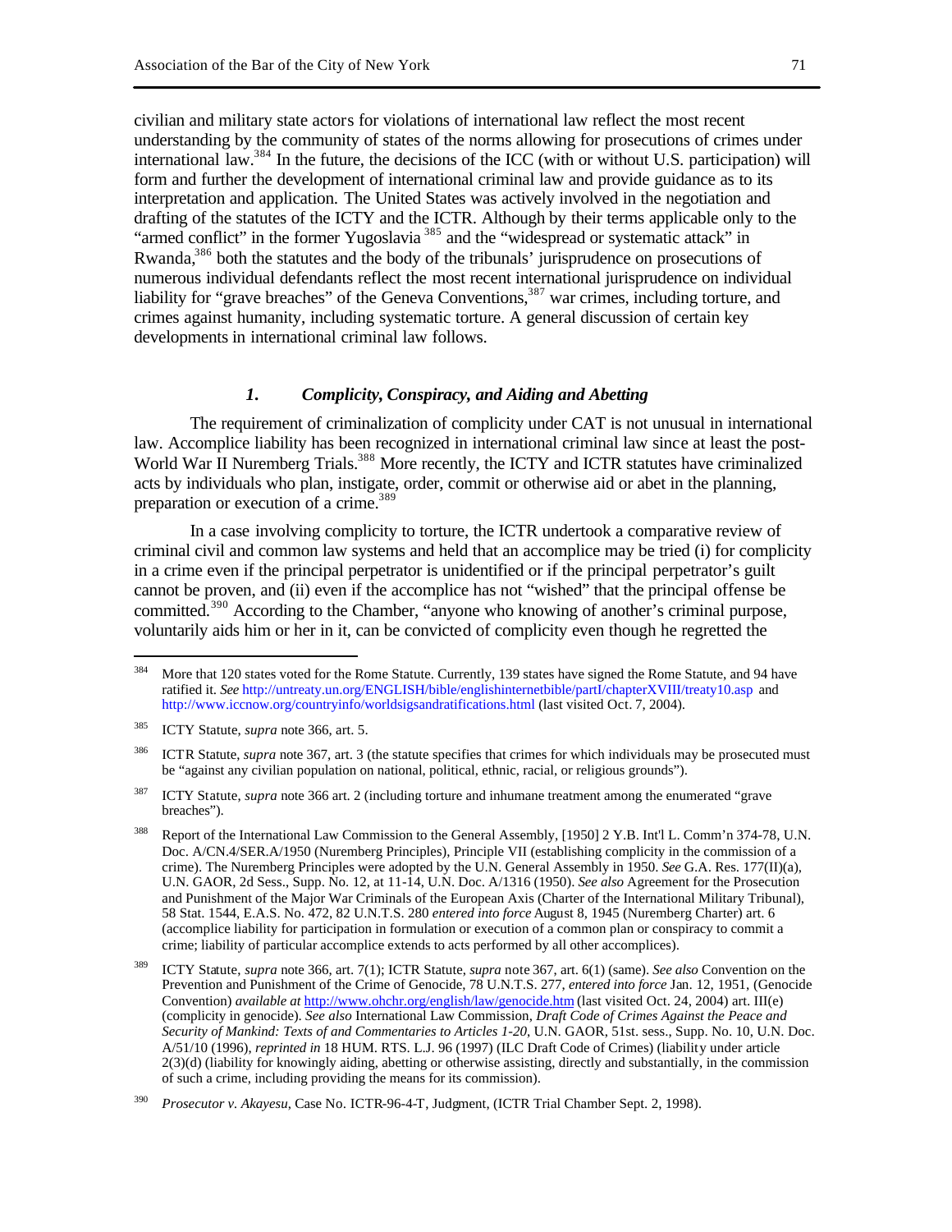civilian and military state actors for violations of international law reflect the most recent understanding by the community of states of the norms allowing for prosecutions of crimes under international law.[384] In the future, the decisions of the ICC (with or without U.S. participation) will form and further the development of international criminal law and provide guidance as to its interpretation and application. The United States was actively involved in the negotiation and drafting of the statutes of the ICTY and the ICTR. Although by their terms applicable only to the "armed conflict" in the former Yugoslavia[385] and the "widespread or systematic attack" in Rwanda,[386] both the statutes and the body of the tribunals' jurisprudence on prosecutions of numerous individual defendants reflect the most recent international jurisprudence on individual liability for "grave breaches" of the Geneva Conventions,[387] war crimes, including torture, and crimes against humanity, including systematic torture. A general discussion of certain key developments in international criminal law follows.

### *1. Complicity, Conspiracy, and Aiding and Abetting*

The requirement of criminalization of complicity under CAT is not unusual in international law. Accomplice liability has been recognized in international criminal law since at least the post-World War II Nuremberg Trials.[388] More recently, the ICTY and ICTR statutes have criminalized acts by individuals who plan, instigate, order, commit or otherwise aid or abet in the planning, preparation or execution of a crime.[389]

In a case involving complicity to torture, the ICTR undertook a comparative review of criminal civil and common law systems and held that an accomplice may be tried (i) for complicity in a crime even if the principal perpetrator is unidentified or if the principal perpetrator's guilt cannot be proven, and (ii) even if the accomplice has not "wished" that the principal offense be committed.[390] According to the Chamber, "anyone who knowing of another's criminal purpose, voluntarily aids him or her in it, can be convicted of complicity even though he regretted the

---

[384] More that 120 states voted for the Rome Statute. Currently, 139 states have signed the Rome Statute, and 94 have ratified it. *See* http://untreaty.un.org/ENGLISH/bible/englishinternetbible/partI/chapterXVIII/treaty10.asp and http://www.iccnow.org/countryinfo/worldsigsandratifications.html (last visited Oct. 7, 2004).

[385] ICTY Statute, *supra* note 366, art. 5.

[386] ICTR Statute, *supra* note 367, art. 3 (the statute specifies that crimes for which individuals may be prosecuted must be "against any civilian population on national, political, ethnic, racial, or religious grounds").

[387] ICTY Statute, *supra* note 366 art. 2 (including torture and inhumane treatment among the enumerated "grave breaches").

[388] Report of the International Law Commission to the General Assembly, [1950] 2 Y.B. Int'l L. Comm'n 374-78, U.N. Doc. A/CN.4/SER.A/1950 (Nuremberg Principles), Principle VII (establishing complicity in the commission of a crime). The Nuremberg Principles were adopted by the U.N. General Assembly in 1950. *See* G.A. Res. 177(II)(a), U.N. GAOR, 2d Sess., Supp. No. 12, at 11-14, U.N. Doc. A/1316 (1950). *See also* Agreement for the Prosecution and Punishment of the Major War Criminals of the European Axis (Charter of the International Military Tribunal), 58 Stat. 1544, E.A.S. No. 472, 82 U.N.T.S. 280 *entered into force* August 8, 1945 (Nuremberg Charter) art. 6 (accomplice liability for participation in formulation or execution of a common plan or conspiracy to commit a crime; liability of particular accomplice extends to acts performed by all other accomplices).

[389] ICTY Statute, *supra* note 366, art. 7(1); ICTR Statute, *supra* note 367, art. 6(1) (same). *See also* Convention on the Prevention and Punishment of the Crime of Genocide, 78 U.N.T.S. 277, *entered into force* Jan. 12, 1951, (Genocide Convention) *available at* http://www.ohchr.org/english/law/genocide.htm (last visited Oct. 24, 2004) art. III(e) (complicity in genocide). *See also* International Law Commission, *Draft Code of Crimes Against the Peace and Security of Mankind: Texts of and Commentaries to Articles 1-20*, U.N. GAOR, 51st. sess., Supp. No. 10, U.N. Doc. A/51/10 (1996), *reprinted in* 18 HUM. RTS. L.J. 96 (1997) (ILC Draft Code of Crimes) (liability under article 2(3)(d) (liability for knowingly aiding, abetting or otherwise assisting, directly and substantially, in the commission of such a crime, including providing the means for its commission).

[390] *Prosecutor v. Akayesu*, Case No. ICTR-96-4-T, Judgment, (ICTR Trial Chamber Sept. 2, 1998).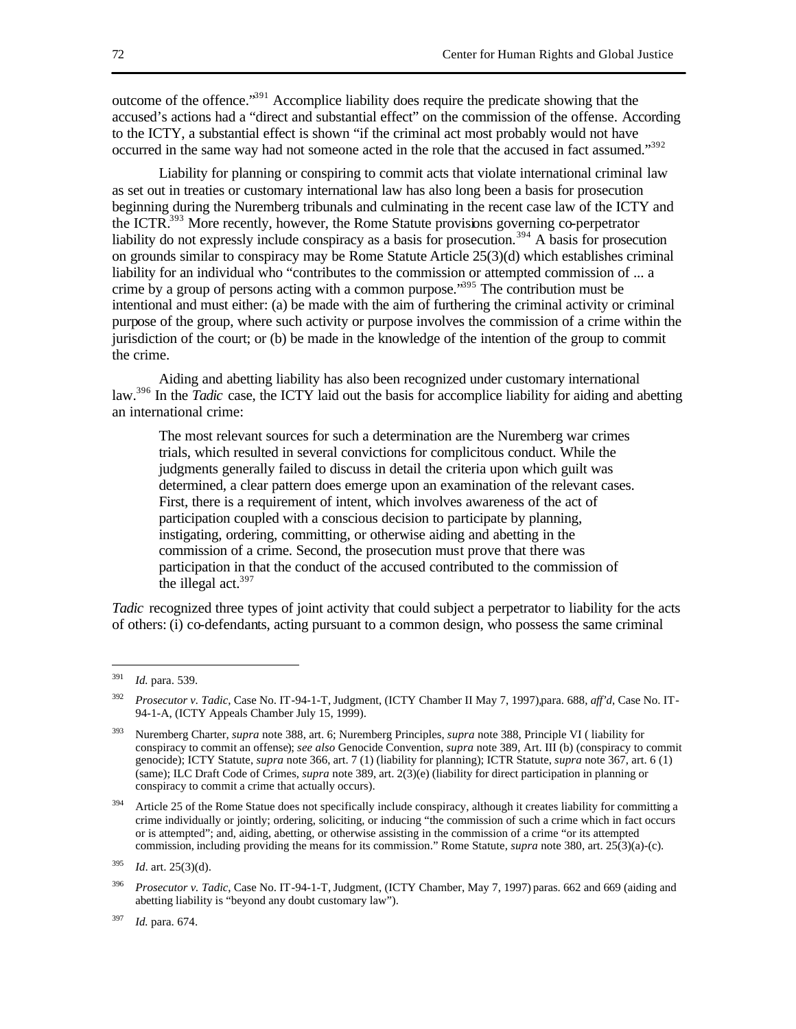outcome of the offence."[391] Accomplice liability does require the predicate showing that the accused's actions had a "direct and substantial effect" on the commission of the offense. According to the ICTY, a substantial effect is shown "if the criminal act most probably would not have occurred in the same way had not someone acted in the role that the accused in fact assumed."[392]

Liability for planning or conspiring to commit acts that violate international criminal law as set out in treaties or customary international law has also long been a basis for prosecution beginning during the Nuremberg tribunals and culminating in the recent case law of the ICTY and the ICTR.[393] More recently, however, the Rome Statute provisions governing co-perpetrator liability do not expressly include conspiracy as a basis for prosecution.[394] A basis for prosecution on grounds similar to conspiracy may be Rome Statute Article 25(3)(d) which establishes criminal liability for an individual who "contributes to the commission or attempted commission of ... a crime by a group of persons acting with a common purpose."[395] The contribution must be intentional and must either: (a) be made with the aim of furthering the criminal activity or criminal purpose of the group, where such activity or purpose involves the commission of a crime within the jurisdiction of the court; or (b) be made in the knowledge of the intention of the group to commit the crime.

Aiding and abetting liability has also been recognized under customary international law.[396] In the *Tadic* case, the ICTY laid out the basis for accomplice liability for aiding and abetting an international crime:

> The most relevant sources for such a determination are the Nuremberg war crimes trials, which resulted in several convictions for complicitous conduct. While the judgments generally failed to discuss in detail the criteria upon which guilt was determined, a clear pattern does emerge upon an examination of the relevant cases. First, there is a requirement of intent, which involves awareness of the act of participation coupled with a conscious decision to participate by planning, instigating, ordering, committing, or otherwise aiding and abetting in the commission of a crime. Second, the prosecution must prove that there was participation in that the conduct of the accused contributed to the commission of the illegal act.[397]

*Tadic* recognized three types of joint activity that could subject a perpetrator to liability for the acts of others: (i) co-defendants, acting pursuant to a common design, who possess the same criminal

---

[391] *Id.* para. 539.

[392] *Prosecutor v. Tadic*, Case No. IT-94-1-T, Judgment, (ICTY Chamber II May 7, 1997), para. 688, *aff'd*, Case No. IT-94-1-A, (ICTY Appeals Chamber July 15, 1999).

[393] Nuremberg Charter, *supra* note 388, art. 6; Nuremberg Principles, *supra* note 388, Principle VI ( liability for conspiracy to commit an offense); *see also* Genocide Convention, *supra* note 389, Art. III (b) (conspiracy to commit genocide); ICTY Statute, *supra* note 366, art. 7 (1) (liability for planning); ICTR Statute, *supra* note 367, art. 6 (1) (same); ILC Draft Code of Crimes, *supra* note 389, art. 2(3)(e) (liability for direct participation in planning or conspiracy to commit a crime that actually occurs).

[394] Article 25 of the Rome Statue does not specifically include conspiracy, although it creates liability for committing a crime individually or jointly; ordering, soliciting, or inducing "the commission of such a crime which in fact occurs or is attempted"; and, aiding, abetting, or otherwise assisting in the commission of a crime "or its attempted commission, including providing the means for its commission." Rome Statute, *supra* note 380, art. 25(3)(a)-(c).

[395] *Id.* art. 25(3)(d).

[396] *Prosecutor v. Tadic*, Case No. IT-94-1-T, Judgment, (ICTY Chamber, May 7, 1997) paras. 662 and 669 (aiding and abetting liability is "beyond any doubt customary law").

[397] *Id.* para. 674.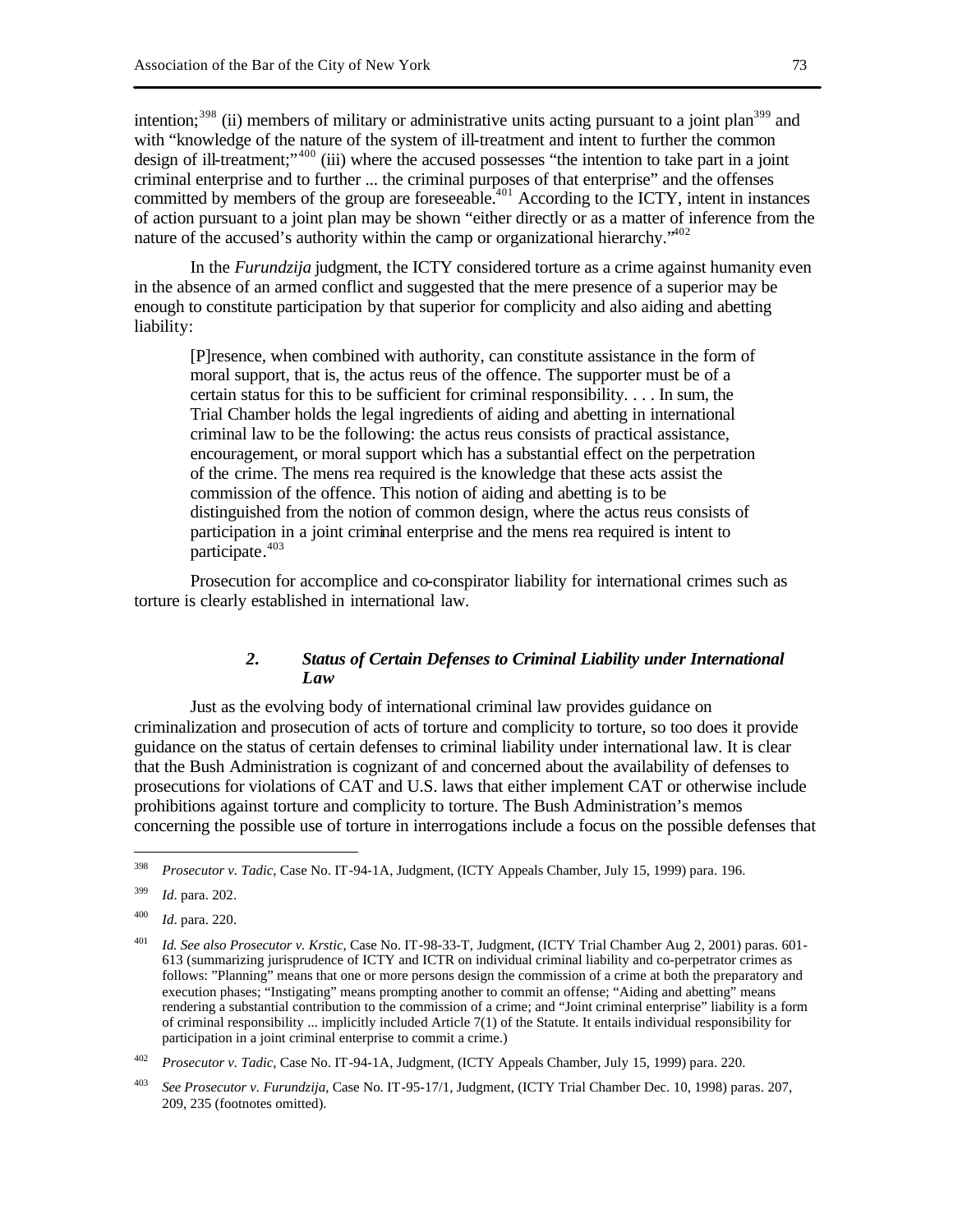intention;[398] (ii) members of military or administrative units acting pursuant to a joint plan[399] and with "knowledge of the nature of the system of ill-treatment and intent to further the common design of ill-treatment;"[400] (iii) where the accused possesses "the intention to take part in a joint criminal enterprise and to further ... the criminal purposes of that enterprise" and the offenses committed by members of the group are foreseeable.[401] According to the ICTY, intent in instances of action pursuant to a joint plan may be shown "either directly or as a matter of inference from the nature of the accused's authority within the camp or organizational hierarchy."[402]

In the *Furundzija* judgment, the ICTY considered torture as a crime against humanity even in the absence of an armed conflict and suggested that the mere presence of a superior may be enough to constitute participation by that superior for complicity and also aiding and abetting liability:

> [P]resence, when combined with authority, can constitute assistance in the form of moral support, that is, the actus reus of the offence. The supporter must be of a certain status for this to be sufficient for criminal responsibility. . . . In sum, the Trial Chamber holds the legal ingredients of aiding and abetting in international criminal law to be the following: the actus reus consists of practical assistance, encouragement, or moral support which has a substantial effect on the perpetration of the crime. The mens rea required is the knowledge that these acts assist the commission of the offence. This notion of aiding and abetting is to be distinguished from the notion of common design, where the actus reus consists of participation in a joint criminal enterprise and the mens rea required is intent to participate.[403]

Prosecution for accomplice and co-conspirator liability for international crimes such as torture is clearly established in international law.

### *2. Status of Certain Defenses to Criminal Liability under International Law*

Just as the evolving body of international criminal law provides guidance on criminalization and prosecution of acts of torture and complicity to torture, so too does it provide guidance on the status of certain defenses to criminal liability under international law. It is clear that the Bush Administration is cognizant of and concerned about the availability of defenses to prosecutions for violations of CAT and U.S. laws that either implement CAT or otherwise include prohibitions against torture and complicity to torture. The Bush Administration's memos concerning the possible use of torture in interrogations include a focus on the possible defenses that

---

[398] *Prosecutor v. Tadic*, Case No. IT-94-1A, Judgment, (ICTY Appeals Chamber, July 15, 1999) para. 196.

[399] *Id*. para. 202.

[400] *Id*. para. 220.

[401] *Id. See also Prosecutor v. Krstic*, Case No. IT-98-33-T, Judgment, (ICTY Trial Chamber Aug 2, 2001) paras. 601-613 (summarizing jurisprudence of ICTY and ICTR on individual criminal liability and co-perpetrator crimes as follows: "Planning" means that one or more persons design the commission of a crime at both the preparatory and execution phases; "Instigating" means prompting another to commit an offense; "Aiding and abetting" means rendering a substantial contribution to the commission of a crime; and "Joint criminal enterprise" liability is a form of criminal responsibility ... implicitly included Article 7(1) of the Statute. It entails individual responsibility for participation in a joint criminal enterprise to commit a crime.)

[402] *Prosecutor v. Tadic*, Case No. IT-94-1A, Judgment, (ICTY Appeals Chamber, July 15, 1999) para. 220.

[403] *See Prosecutor v. Furundzija*, Case No. IT-95-17/1, Judgment, (ICTY Trial Chamber Dec. 10, 1998) paras. 207, 209, 235 (footnotes omitted).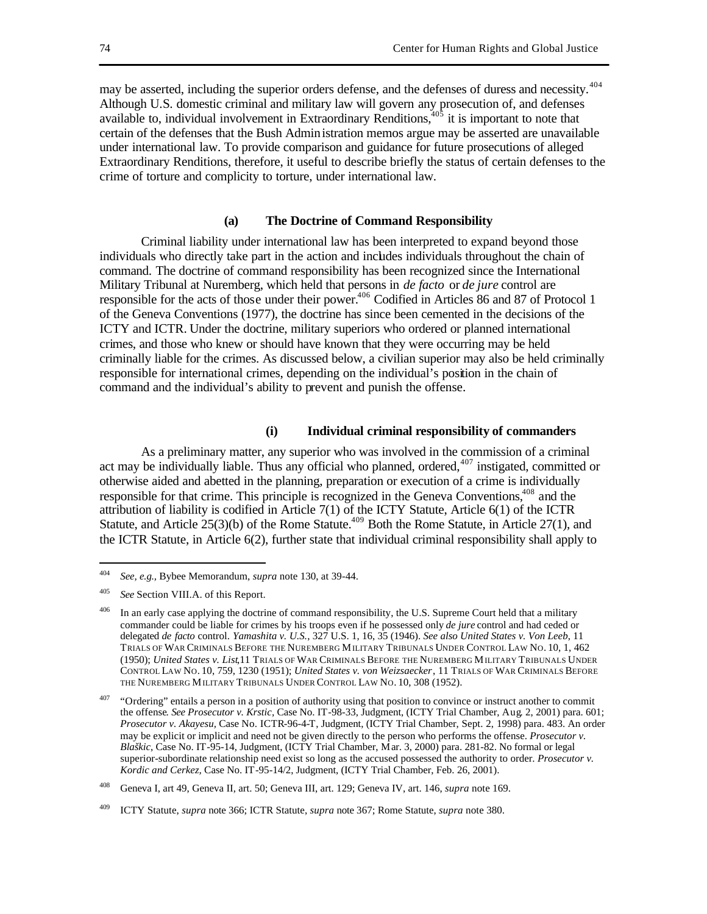may be asserted, including the superior orders defense, and the defenses of duress and necessity.[404] Although U.S. domestic criminal and military law will govern any prosecution of, and defenses available to, individual involvement in Extraordinary Renditions,[405] it is important to note that certain of the defenses that the Bush Administration memos argue may be asserted are unavailable under international law. To provide comparison and guidance for future prosecutions of alleged Extraordinary Renditions, therefore, it useful to describe briefly the status of certain defenses to the crime of torture and complicity to torture, under international law.

#### (a) The Doctrine of Command Responsibility

Criminal liability under international law has been interpreted to expand beyond those individuals who directly take part in the action and includes individuals throughout the chain of command. The doctrine of command responsibility has been recognized since the International Military Tribunal at Nuremberg, which held that persons in *de facto* or *de jure* control are responsible for the acts of those under their power.[406] Codified in Articles 86 and 87 of Protocol 1 of the Geneva Conventions (1977), the doctrine has since been cemented in the decisions of the ICTY and ICTR. Under the doctrine, military superiors who ordered or planned international crimes, and those who knew or should have known that they were occurring may be held criminally liable for the crimes. As discussed below, a civilian superior may also be held criminally responsible for international crimes, depending on the individual's position in the chain of command and the individual's ability to prevent and punish the offense.

##### (i) Individual criminal responsibility of commanders

As a preliminary matter, any superior who was involved in the commission of a criminal act may be individually liable. Thus any official who planned, ordered,[407] instigated, committed or otherwise aided and abetted in the planning, preparation or execution of a crime is individually responsible for that crime. This principle is recognized in the Geneva Conventions,[408] and the attribution of liability is codified in Article 7(1) of the ICTY Statute, Article 6(1) of the ICTR Statute, and Article 25(3)(b) of the Rome Statute.[409] Both the Rome Statute, in Article 27(1), and the ICTR Statute, in Article 6(2), further state that individual criminal responsibility shall apply to

---

[404] *See, e.g.*, Bybee Memorandum, *supra* note 130, at 39-44.

[405] *See* Section VIII.A. of this Report.

[406] In an early case applying the doctrine of command responsibility, the U.S. Supreme Court held that a military commander could be liable for crimes by his troops even if he possessed only *de jure* control and had ceded or delegated *de facto* control. *Yamashita v. U.S.*, 327 U.S. 1, 16, 35 (1946). *See also United States v. Von Leeb*, 11 TRIALS OF WAR CRIMINALS BEFORE THE NUREMBERG MILITARY TRIBUNALS UNDER CONTROL LAW NO. 10, 1, 462 (1950); *United States v. List*, 11 TRIALS OF WAR CRIMINALS BEFORE THE NUREMBERG MILITARY TRIBUNALS UNDER CONTROL LAW NO. 10, 759, 1230 (1951); *United States v. von Weizsaecker*, 11 TRIALS OF WAR CRIMINALS BEFORE THE NUREMBERG MILITARY TRIBUNALS UNDER CONTROL LAW NO. 10, 308 (1952).

[407] "Ordering" entails a person in a position of authority using that position to convince or instruct another to commit the offense. *See Prosecutor v. Krstic*, Case No. IT-98-33, Judgment, (ICTY Trial Chamber, Aug. 2, 2001) para. 601; *Prosecutor v. Akayesu*, Case No. ICTR-96-4-T, Judgment, (ICTY Trial Chamber, Sept. 2, 1998) para. 483. An order may be explicit or implicit and need not be given directly to the person who performs the offense. *Prosecutor v. Blaškic*, Case No. IT-95-14, Judgment, (ICTY Trial Chamber, Mar. 3, 2000) para. 281-82. No formal or legal superior-subordinate relationship need exist so long as the accused possessed the authority to order. *Prosecutor v. Kordic and Cerkez*, Case No. IT-95-14/2, Judgment, (ICTY Trial Chamber, Feb. 26, 2001).

[408] Geneva I, art 49, Geneva II, art. 50; Geneva III, art. 129; Geneva IV, art. 146, *supra* note 169.

[409] ICTY Statute, *supra* note 366; ICTR Statute, *supra* note 367; Rome Statute, *supra* note 380.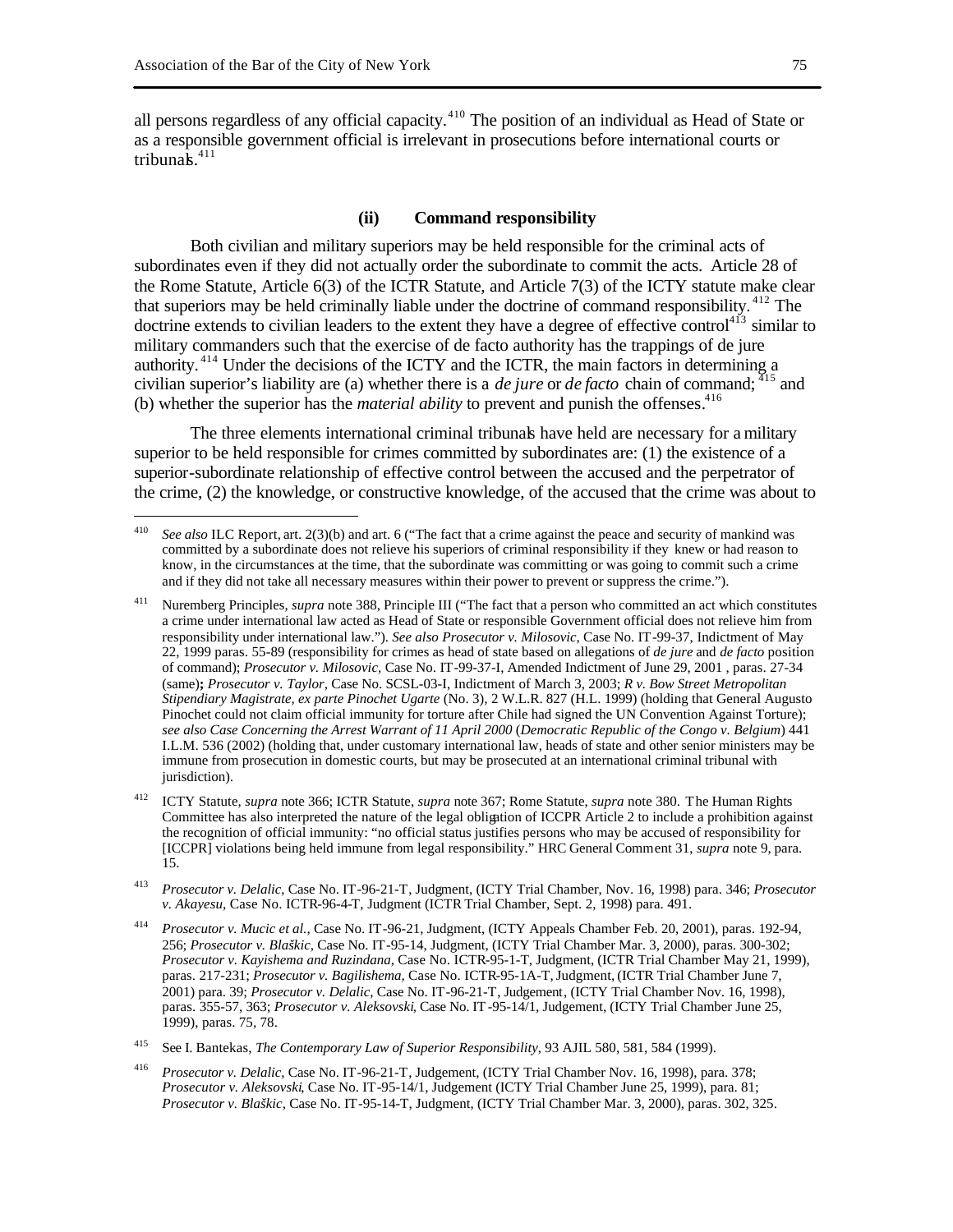all persons regardless of any official capacity.[410] The position of an individual as Head of State or as a responsible government official is irrelevant in prosecutions before international courts or tribunals.[411]

### (ii) Command responsibility

Both civilian and military superiors may be held responsible for the criminal acts of subordinates even if they did not actually order the subordinate to commit the acts. Article 28 of the Rome Statute, Article 6(3) of the ICTR Statute, and Article 7(3) of the ICTY statute make clear that superiors may be held criminally liable under the doctrine of command responsibility.[412] The doctrine extends to civilian leaders to the extent they have a degree of effective control[413] similar to military commanders such that the exercise of de facto authority has the trappings of de jure authority.[414] Under the decisions of the ICTY and the ICTR, the main factors in determining a civilian superior's liability are (a) whether there is a *de jure* or *de facto* chain of command;[415] and (b) whether the superior has the *material ability* to prevent and punish the offenses.[416]

The three elements international criminal tribunals have held are necessary for a military superior to be held responsible for crimes committed by subordinates are: (1) the existence of a superior-subordinate relationship of effective control between the accused and the perpetrator of the crime, (2) the knowledge, or constructive knowledge, of the accused that the crime was about to

---

[410] *See also* ILC Report, art. 2(3)(b) and art. 6 ("The fact that a crime against the peace and security of mankind was committed by a subordinate does not relieve his superiors of criminal responsibility if they knew or had reason to know, in the circumstances at the time, that the subordinate was committing or was going to commit such a crime and if they did not take all necessary measures within their power to prevent or suppress the crime.").

[411] Nuremberg Principles, *supra* note 388, Principle III ("The fact that a person who committed an act which constitutes a crime under international law acted as Head of State or responsible Government official does not relieve him from responsibility under international law."). *See also Prosecutor v. Milosovic*, Case No. IT-99-37, Indictment of May 22, 1999 paras. 55-89 (responsibility for crimes as head of state based on allegations of *de jure* and *de facto* position of command); *Prosecutor v. Milosovic*, Case No. IT-99-37-I, Amended Indictment of June 29, 2001 , paras. 27-34 (same)**;** *Prosecutor v. Taylor*, Case No. SCSL-03-I, Indictment of March 3, 2003; *R v. Bow Street Metropolitan Stipendiary Magistrate, ex parte Pinochet Ugarte* (No. 3), 2 W.L.R. 827 (H.L. 1999) (holding that General Augusto Pinochet could not claim official immunity for torture after Chile had signed the UN Convention Against Torture); *see also Case Concerning the Arrest Warrant of 11 April 2000* (*Democratic Republic of the Congo v. Belgium*) 441 I.L.M. 536 (2002) (holding that, under customary international law, heads of state and other senior ministers may be immune from prosecution in domestic courts, but may be prosecuted at an international criminal tribunal with jurisdiction).

[412] ICTY Statute, *supra* note 366; ICTR Statute, *supra* note 367; Rome Statute, *supra* note 380. The Human Rights Committee has also interpreted the nature of the legal obligation of ICCPR Article 2 to include a prohibition against the recognition of official immunity: "no official status justifies persons who may be accused of responsibility for [ICCPR] violations being held immune from legal responsibility." HRC General Comment 31, *supra* note 9, para. 15.

[413] *Prosecutor v. Delalic*, Case No. IT-96-21-T, Judgment, (ICTY Trial Chamber, Nov. 16, 1998) para. 346; *Prosecutor v. Akayesu*, Case No. ICTR-96-4-T, Judgment (ICTR Trial Chamber, Sept. 2, 1998) para. 491.

[414] *Prosecutor v. Mucic et al.*, Case No. IT-96-21, Judgment, (ICTY Appeals Chamber Feb. 20, 2001), paras. 192-94, 256; *Prosecutor v. Blaškic*, Case No. IT-95-14, Judgment, (ICTY Trial Chamber Mar. 3, 2000), paras. 300-302; *Prosecutor v. Kayishema and Ruzindana*, Case No. ICTR-95-1-T, Judgment, (ICTR Trial Chamber May 21, 1999), paras. 217-231; *Prosecutor v. Bagilishema*, Case No. ICTR-95-1A-T, Judgment, (ICTR Trial Chamber June 7, 2001) para. 39; *Prosecutor v. Delalic*, Case No. IT-96-21-T, Judgement, (ICTY Trial Chamber Nov. 16, 1998), paras. 355-57, 363; *Prosecutor v. Aleksovski*, Case No. IT-95-14/1, Judgement, (ICTY Trial Chamber June 25, 1999), paras. 75, 78.

[415] See I. Bantekas, *The Contemporary Law of Superior Responsibility*, 93 AJIL 580, 581, 584 (1999).

[416] *Prosecutor v. Delalic*, Case No. IT-96-21-T, Judgement, (ICTY Trial Chamber Nov. 16, 1998), para. 378; *Prosecutor v. Aleksovski*, Case No. IT-95-14/1, Judgement (ICTY Trial Chamber June 25, 1999), para. 81; *Prosecutor v. Blaškic*, Case No. IT-95-14-T, Judgment, (ICTY Trial Chamber Mar. 3, 2000), paras. 302, 325.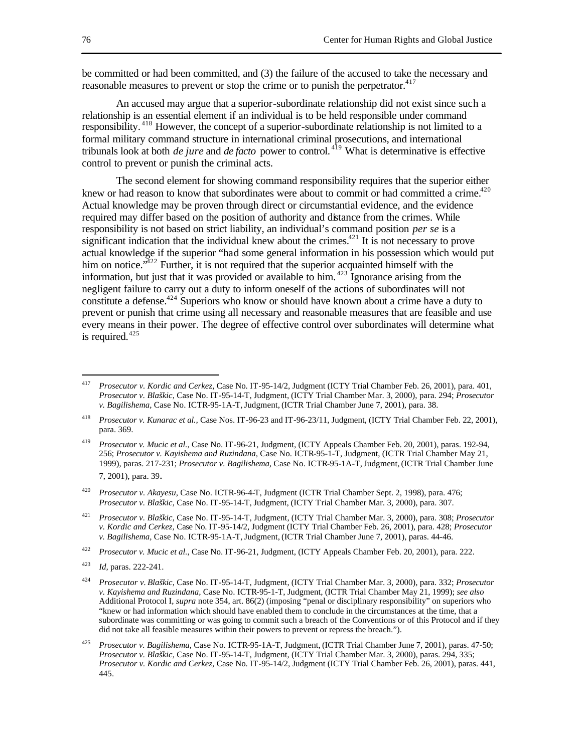be committed or had been committed, and (3) the failure of the accused to take the necessary and reasonable measures to prevent or stop the crime or to punish the perpetrator.[417]

An accused may argue that a superior-subordinate relationship did not exist since such a relationship is an essential element if an individual is to be held responsible under command responsibility.[418] However, the concept of a superior-subordinate relationship is not limited to a formal military command structure in international criminal prosecutions, and international tribunals look at both *de jure* and *de facto* power to control.[419] What is determinative is effective control to prevent or punish the criminal acts.

The second element for showing command responsibility requires that the superior either knew or had reason to know that subordinates were about to commit or had committed a crime.[420] Actual knowledge may be proven through direct or circumstantial evidence, and the evidence required may differ based on the position of authority and distance from the crimes. While responsibility is not based on strict liability, an individual's command position *per se* is a significant indication that the individual knew about the crimes.[421] It is not necessary to prove actual knowledge if the superior "had some general information in his possession which would put him on notice."[422] Further, it is not required that the superior acquainted himself with the information, but just that it was provided or available to him.[423] Ignorance arising from the negligent failure to carry out a duty to inform oneself of the actions of subordinates will not constitute a defense.[424] Superiors who know or should have known about a crime have a duty to prevent or punish that crime using all necessary and reasonable measures that are feasible and use every means in their power. The degree of effective control over subordinates will determine what is required.[425]

---

[417] *Prosecutor v. Kordic and Cerkez*, Case No. IT-95-14/2, Judgment (ICTY Trial Chamber Feb. 26, 2001), para. 401, *Prosecutor v. Blaškic*, Case No. IT-95-14-T, Judgment, (ICTY Trial Chamber Mar. 3, 2000), para. 294; *Prosecutor v. Bagilishema*, Case No. ICTR-95-1A-T, Judgment, (ICTR Trial Chamber June 7, 2001), para. 38.

[418] *Prosecutor v. Kunarac et al.*, Case Nos. IT-96-23 and IT-96-23/11, Judgment, (ICTY Trial Chamber Feb. 22, 2001), para. 369.

[419] *Prosecutor v. Mucic et al.*, Case No. IT-96-21, Judgment, (ICTY Appeals Chamber Feb. 20, 2001), paras. 192-94, 256; *Prosecutor v. Kayishema and Ruzindana*, Case No. ICTR-95-1-T, Judgment, (ICTR Trial Chamber May 21, 1999), paras. 217-231; *Prosecutor v. Bagilishema*, Case No. ICTR-95-1A-T, Judgment, (ICTR Trial Chamber June 7, 2001), para. 39.

[420] *Prosecutor v. Akayesu*, Case No. ICTR-96-4-T, Judgment (ICTR Trial Chamber Sept. 2, 1998), para. 476; *Prosecutor v. Blaškic*, Case No. IT-95-14-T, Judgment, (ICTY Trial Chamber Mar. 3, 2000), para. 307.

[421] *Prosecutor v. Blaškic*, Case No. IT-95-14-T, Judgment, (ICTY Trial Chamber Mar. 3, 2000), para. 308; *Prosecutor v. Kordic and Cerkez*, Case No. IT-95-14/2, Judgment (ICTY Trial Chamber Feb. 26, 2001), para. 428; *Prosecutor v. Bagilishema*, Case No. ICTR-95-1A-T, Judgment, (ICTR Trial Chamber June 7, 2001), paras. 44-46.

[422] *Prosecutor v. Mucic et al.*, Case No. IT-96-21, Judgment, (ICTY Appeals Chamber Feb. 20, 2001), para. 222.

[423] *Id*, paras. 222-241.

[424] *Prosecutor v. Blaškic*, Case No. IT-95-14-T, Judgment, (ICTY Trial Chamber Mar. 3, 2000), para. 332; *Prosecutor v. Kayishema and Ruzindana*, Case No. ICTR-95-1-T, Judgment, (ICTR Trial Chamber May 21, 1999); *see also* Additional Protocol I, *supra* note 354, art. 86(2) (imposing "penal or disciplinary responsibility" on superiors who "knew or had information which should have enabled them to conclude in the circumstances at the time, that a subordinate was committing or was going to commit such a breach of the Conventions or of this Protocol and if they did not take all feasible measures within their powers to prevent or repress the breach.").

[425] *Prosecutor v. Bagilishema*, Case No. ICTR-95-1A-T, Judgment, (ICTR Trial Chamber June 7, 2001), paras. 47-50; *Prosecutor v. Blaškic*, Case No. IT-95-14-T, Judgment, (ICTY Trial Chamber Mar. 3, 2000), paras. 294, 335; *Prosecutor v. Kordic and Cerkez*, Case No. IT-95-14/2, Judgment (ICTY Trial Chamber Feb. 26, 2001), paras. 441, 445.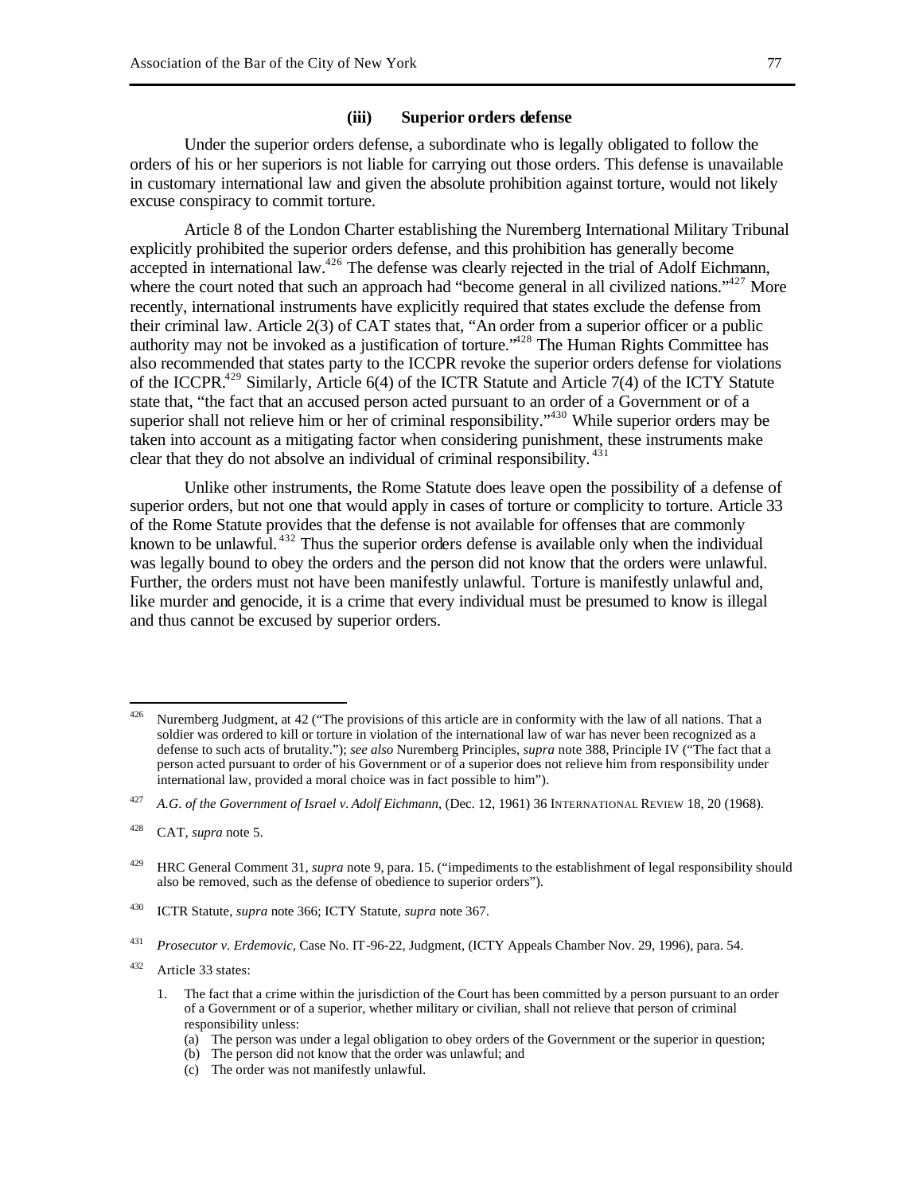#### (iii) Superior orders defense

Under the superior orders defense, a subordinate who is legally obligated to follow the orders of his or her superiors is not liable for carrying out those orders. This defense is unavailable in customary international law and given the absolute prohibition against torture, would not likely excuse conspiracy to commit torture.

Article 8 of the London Charter establishing the Nuremberg International Military Tribunal explicitly prohibited the superior orders defense, and this prohibition has generally become accepted in international law.[426] The defense was clearly rejected in the trial of Adolf Eichmann, where the court noted that such an approach had "become general in all civilized nations."[427] More recently, international instruments have explicitly required that states exclude the defense from their criminal law. Article 2(3) of CAT states that, "An order from a superior officer or a public authority may not be invoked as a justification of torture."[428] The Human Rights Committee has also recommended that states party to the ICCPR revoke the superior orders defense for violations of the ICCPR.[429] Similarly, Article 6(4) of the ICTR Statute and Article 7(4) of the ICTY Statute state that, "the fact that an accused person acted pursuant to an order of a Government or of a superior shall not relieve him or her of criminal responsibility."[430] While superior orders may be taken into account as a mitigating factor when considering punishment, these instruments make clear that they do not absolve an individual of criminal responsibility.[431]

Unlike other instruments, the Rome Statute does leave open the possibility of a defense of superior orders, but not one that would apply in cases of torture or complicity to torture. Article 33 of the Rome Statute provides that the defense is not available for offenses that are commonly known to be unlawful.[432] Thus the superior orders defense is available only when the individual was legally bound to obey the orders and the person did not know that the orders were unlawful. Further, the orders must not have been manifestly unlawful. Torture is manifestly unlawful and, like murder and genocide, it is a crime that every individual must be presumed to know is illegal and thus cannot be excused by superior orders.

---

[426] Nuremberg Judgment, at 42 ("The provisions of this article are in conformity with the law of all nations. That a soldier was ordered to kill or torture in violation of the international law of war has never been recognized as a defense to such acts of brutality."); *see also* Nuremberg Principles, *supra* note 388, Principle IV ("The fact that a person acted pursuant to order of his Government or of a superior does not relieve him from responsibility under international law, provided a moral choice was in fact possible to him").

[427] *A.G. of the Government of Israel v. Adolf Eichmann*, (Dec. 12, 1961) 36 INTERNATIONAL REVIEW 18, 20 (1968).

[428] CAT, *supra* note 5.

[429] HRC General Comment 31, *supra* note 9, para. 15. ("impediments to the establishment of legal responsibility should also be removed, such as the defense of obedience to superior orders").

[430] ICTR Statute, *supra* note 366; ICTY Statute, *supra* note 367.

[431] *Prosecutor v. Erdemovic*, Case No. IT-96-22, Judgment, (ICTY Appeals Chamber Nov. 29, 1996), para. 54.

[432] Article 33 states:

1. The fact that a crime within the jurisdiction of the Court has been committed by a person pursuant to an order of a Government or of a superior, whether military or civilian, shall not relieve that person of criminal responsibility unless:
   (a) The person was under a legal obligation to obey orders of the Government or the superior in question;
   (b) The person did not know that the order was unlawful; and
   (c) The order was not manifestly unlawful.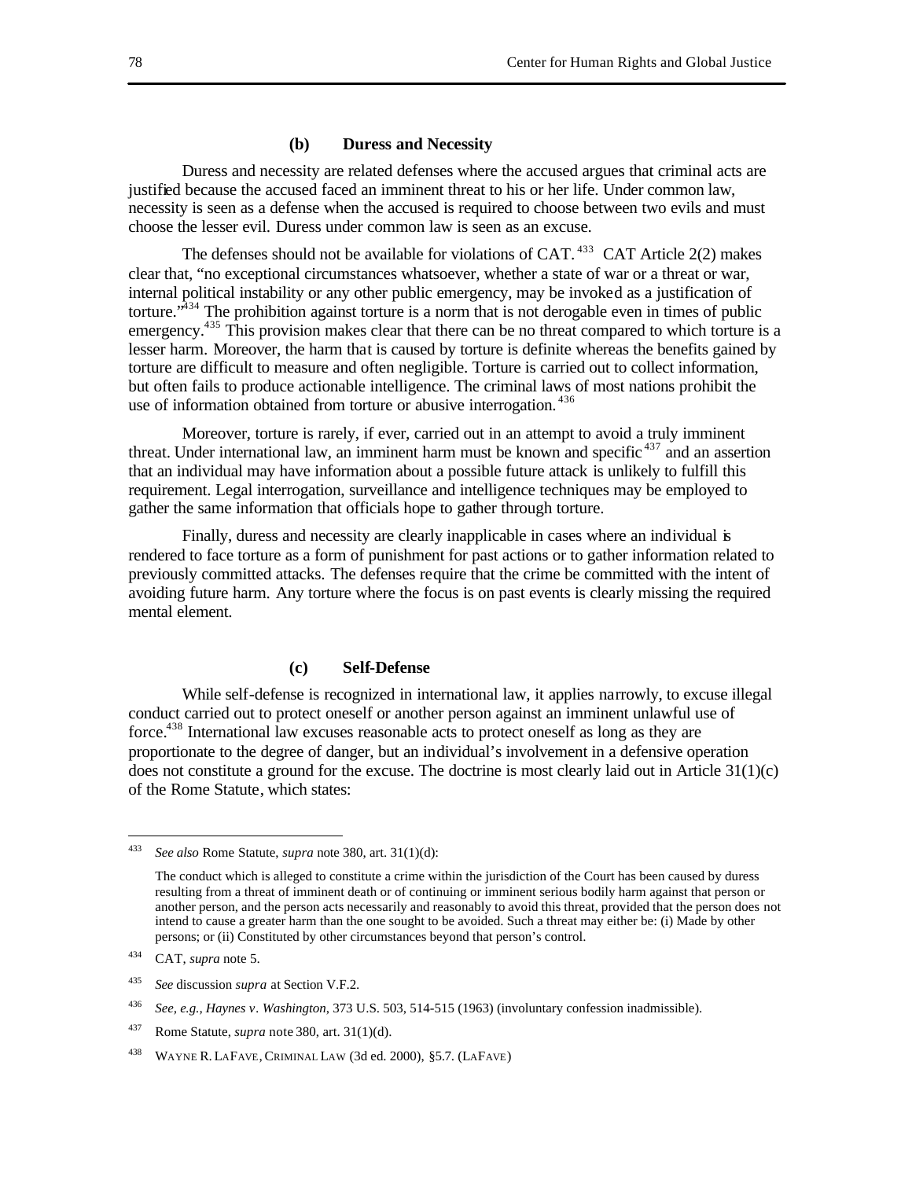### (b) Duress and Necessity

Duress and necessity are related defenses where the accused argues that criminal acts are justified because the accused faced an imminent threat to his or her life. Under common law, necessity is seen as a defense when the accused is required to choose between two evils and must choose the lesser evil. Duress under common law is seen as an excuse.

The defenses should not be available for violations of CAT.[433] CAT Article 2(2) makes clear that, "no exceptional circumstances whatsoever, whether a state of war or a threat or war, internal political instability or any other public emergency, may be invoked as a justification of torture."[434] The prohibition against torture is a norm that is not derogable even in times of public emergency.[435] This provision makes clear that there can be no threat compared to which torture is a lesser harm. Moreover, the harm that is caused by torture is definite whereas the benefits gained by torture are difficult to measure and often negligible. Torture is carried out to collect information, but often fails to produce actionable intelligence. The criminal laws of most nations prohibit the use of information obtained from torture or abusive interrogation.[436]

Moreover, torture is rarely, if ever, carried out in an attempt to avoid a truly imminent threat. Under international law, an imminent harm must be known and specific[437] and an assertion that an individual may have information about a possible future attack is unlikely to fulfill this requirement. Legal interrogation, surveillance and intelligence techniques may be employed to gather the same information that officials hope to gather through torture.

Finally, duress and necessity are clearly inapplicable in cases where an individual is rendered to face torture as a form of punishment for past actions or to gather information related to previously committed attacks. The defenses require that the crime be committed with the intent of avoiding future harm. Any torture where the focus is on past events is clearly missing the required mental element.

### (c) Self-Defense

While self-defense is recognized in international law, it applies narrowly, to excuse illegal conduct carried out to protect oneself or another person against an imminent unlawful use of force.[438] International law excuses reasonable acts to protect oneself as long as they are proportionate to the degree of danger, but an individual's involvement in a defensive operation does not constitute a ground for the excuse. The doctrine is most clearly laid out in Article 31(1)(c) of the Rome Statute, which states:

---

[433] *See also* Rome Statute, *supra* note 380, art. 31(1)(d):

> The conduct which is alleged to constitute a crime within the jurisdiction of the Court has been caused by duress resulting from a threat of imminent death or of continuing or imminent serious bodily harm against that person or another person, and the person acts necessarily and reasonably to avoid this threat, provided that the person does not intend to cause a greater harm than the one sought to be avoided. Such a threat may either be: (i) Made by other persons; or (ii) Constituted by other circumstances beyond that person's control.

[434] CAT, *supra* note 5.

[435] *See* discussion *supra* at Section V.F.2.

[436] *See, e.g., Haynes v. Washington*, 373 U.S. 503, 514-515 (1963) (involuntary confession inadmissible).

[437] Rome Statute, *supra* note 380, art. 31(1)(d).

[438] WAYNE R. LAFAVE, CRIMINAL LAW (3d ed. 2000), §5.7. (LAFAVE)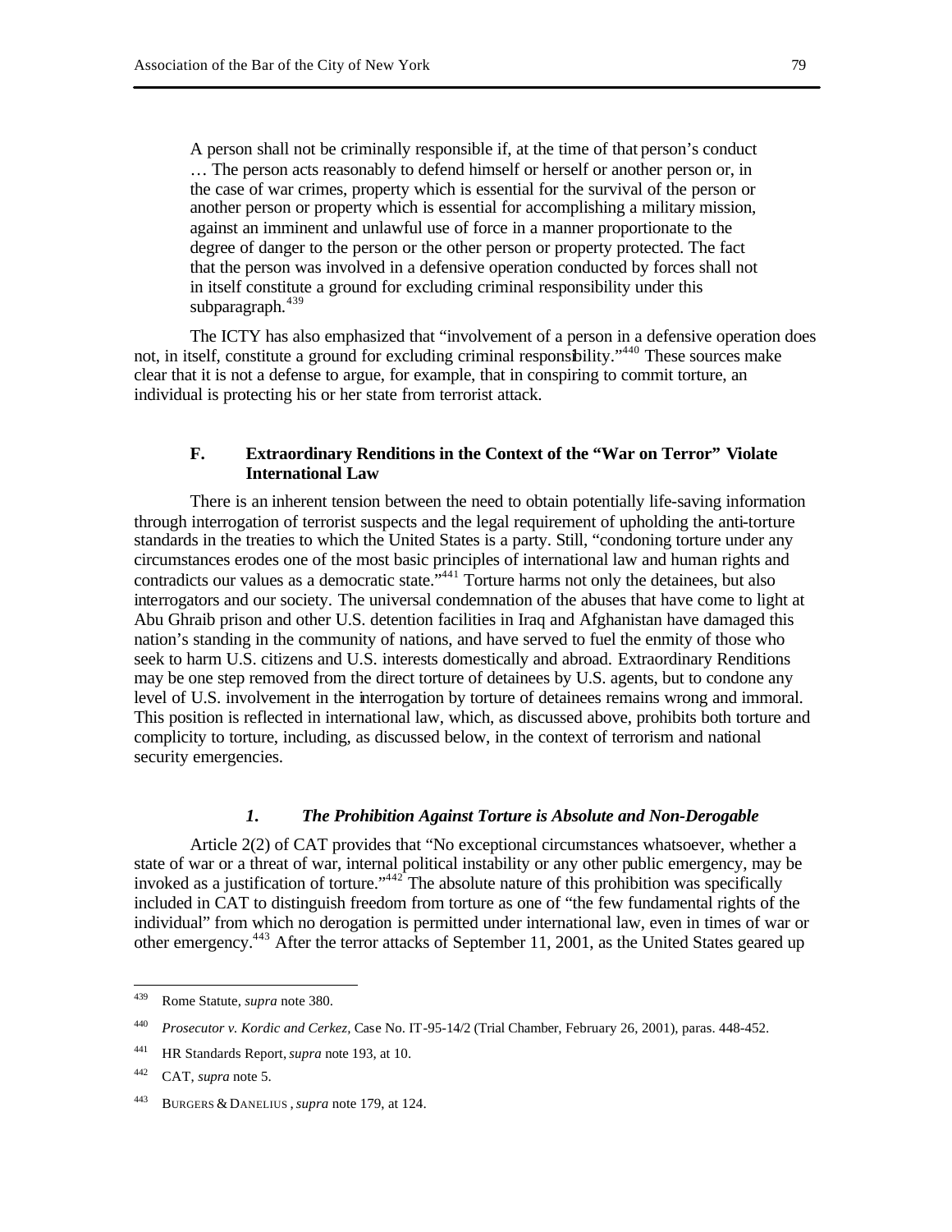> A person shall not be criminally responsible if, at the time of that person's conduct … The person acts reasonably to defend himself or herself or another person or, in the case of war crimes, property which is essential for the survival of the person or another person or property which is essential for accomplishing a military mission, against an imminent and unlawful use of force in a manner proportionate to the degree of danger to the person or the other person or property protected. The fact that the person was involved in a defensive operation conducted by forces shall not in itself constitute a ground for excluding criminal responsibility under this subparagraph.[439]

The ICTY has also emphasized that "involvement of a person in a defensive operation does not, in itself, constitute a ground for excluding criminal responsibility."[440] These sources make clear that it is not a defense to argue, for example, that in conspiring to commit torture, an individual is protecting his or her state from terrorist attack.

### F. Extraordinary Renditions in the Context of the "War on Terror" Violate International Law

There is an inherent tension between the need to obtain potentially life-saving information through interrogation of terrorist suspects and the legal requirement of upholding the anti-torture standards in the treaties to which the United States is a party. Still, "condoning torture under any circumstances erodes one of the most basic principles of international law and human rights and contradicts our values as a democratic state."[441] Torture harms not only the detainees, but also interrogators and our society. The universal condemnation of the abuses that have come to light at Abu Ghraib prison and other U.S. detention facilities in Iraq and Afghanistan have damaged this nation's standing in the community of nations, and have served to fuel the enmity of those who seek to harm U.S. citizens and U.S. interests domestically and abroad. Extraordinary Renditions may be one step removed from the direct torture of detainees by U.S. agents, but to condone any level of U.S. involvement in the interrogation by torture of detainees remains wrong and immoral. This position is reflected in international law, which, as discussed above, prohibits both torture and complicity to torture, including, as discussed below, in the context of terrorism and national security emergencies.

#### *1. The Prohibition Against Torture is Absolute and Non-Derogable*

Article 2(2) of CAT provides that "No exceptional circumstances whatsoever, whether a state of war or a threat of war, internal political instability or any other public emergency, may be invoked as a justification of torture."[442] The absolute nature of this prohibition was specifically included in CAT to distinguish freedom from torture as one of "the few fundamental rights of the individual" from which no derogation is permitted under international law, even in times of war or other emergency.[443] After the terror attacks of September 11, 2001, as the United States geared up

---

[439] Rome Statute, *supra* note 380.

[440] *Prosecutor v. Kordic and Cerkez,* Case No. IT-95-14/2 (Trial Chamber, February 26, 2001), paras. 448-452.

[441] HR Standards Report, *supra* note 193, at 10.

[442] CAT, *supra* note 5.

[443] BURGERS & DANELIUS, *supra* note 179, at 124.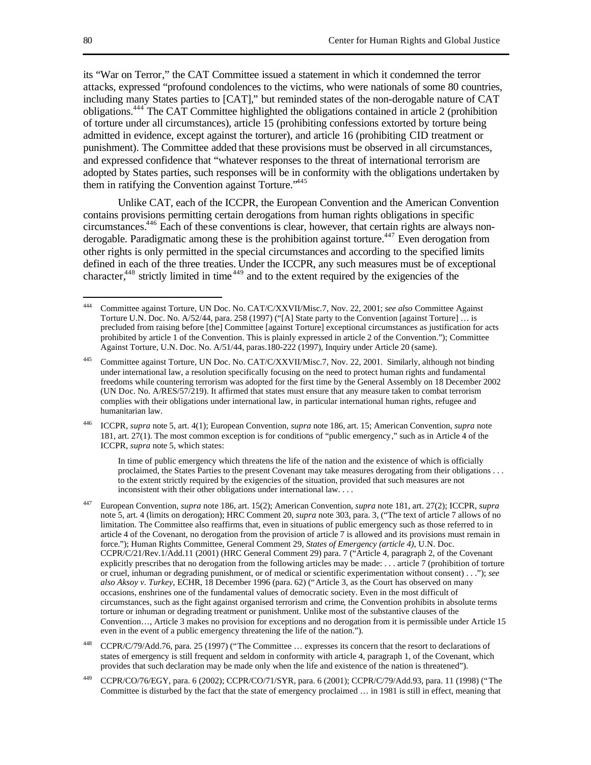its "War on Terror," the CAT Committee issued a statement in which it condemned the terror attacks, expressed "profound condolences to the victims, who were nationals of some 80 countries, including many States parties to [CAT]," but reminded states of the non-derogable nature of CAT obligations.[444] The CAT Committee highlighted the obligations contained in article 2 (prohibition of torture under all circumstances), article 15 (prohibiting confessions extorted by torture being admitted in evidence, except against the torturer), and article 16 (prohibiting CID treatment or punishment). The Committee added that these provisions must be observed in all circumstances, and expressed confidence that "whatever responses to the threat of international terrorism are adopted by States parties, such responses will be in conformity with the obligations undertaken by them in ratifying the Convention against Torture."[445]

Unlike CAT, each of the ICCPR, the European Convention and the American Convention contains provisions permitting certain derogations from human rights obligations in specific circumstances.[446] Each of these conventions is clear, however, that certain rights are always non-derogable. Paradigmatic among these is the prohibition against torture.[447] Even derogation from other rights is only permitted in the special circumstances and according to the specified limits defined in each of the three treaties. Under the ICCPR, any such measures must be of exceptional character,[448] strictly limited in time[449] and to the extent required by the exigencies of the

---

[444] Committee against Torture, UN Doc. No. CAT/C/XXVII/Misc.7, Nov. 22, 2001; *see also* Committee Against Torture U.N. Doc. No. A/52/44, para. 258 (1997) ("[A] State party to the Convention [against Torture] … is precluded from raising before [the] Committee [against Torture] exceptional circumstances as justification for acts prohibited by article 1 of the Convention. This is plainly expressed in article 2 of the Convention."); Committee Against Torture, U.N. Doc. No. A/51/44, paras.180-222 (1997), Inquiry under Article 20 (same).

[445] Committee against Torture, UN Doc. No. CAT/C/XXVII/Misc.7, Nov. 22, 2001. Similarly, although not binding under international law, a resolution specifically focusing on the need to protect human rights and fundamental freedoms while countering terrorism was adopted for the first time by the General Assembly on 18 December 2002 (UN Doc. No. A/RES/57/219). It affirmed that states must ensure that any measure taken to combat terrorism complies with their obligations under international law, in particular international human rights, refugee and humanitarian law.

[446] ICCPR, *supra* note 5, art. 4(1); European Convention, *supra* note 186, art. 15; American Convention, *supra* note 181, art. 27(1). The most common exception is for conditions of "public emergency," such as in Article 4 of the ICCPR, *supra* note 5, which states:

> In time of public emergency which threatens the life of the nation and the existence of which is officially proclaimed, the States Parties to the present Covenant may take measures derogating from their obligations . . . to the extent strictly required by the exigencies of the situation, provided that such measures are not inconsistent with their other obligations under international law. . . .

[447] European Convention, *supra* note 186, art. 15(2); American Convention, *supra* note 181, art. 27(2); ICCPR, *supra* note 5, art. 4 (limits on derogation); HRC Comment 20, *supra* note 303, para. 3, ("The text of article 7 allows of no limitation. The Committee also reaffirms that, even in situations of public emergency such as those referred to in article 4 of the Covenant, no derogation from the provision of article 7 is allowed and its provisions must remain in force."); Human Rights Committee, General Comment 29, *States of Emergency (article 4)*, U.N. Doc. CCPR/C/21/Rev.1/Add.11 (2001) (HRC General Comment 29) para. 7 ("Article 4, paragraph 2, of the Covenant explicitly prescribes that no derogation from the following articles may be made: . . . article 7 (prohibition of torture or cruel, inhuman or degrading punishment, or of medical or scientific experimentation without consent) . . ."); *see also Aksoy v. Turkey*, ECHR, 18 December 1996 (para. 62) ("Article 3, as the Court has observed on many occasions, enshrines one of the fundamental values of democratic society. Even in the most difficult of circumstances, such as the fight against organised terrorism and crime, the Convention prohibits in absolute terms torture or inhuman or degrading treatment or punishment. Unlike most of the substantive clauses of the Convention…, Article 3 makes no provision for exceptions and no derogation from it is permissible under Article 15 even in the event of a public emergency threatening the life of the nation.").

[448] CCPR/C/79/Add.76, para. 25 (1997) ("The Committee … expresses its concern that the resort to declarations of states of emergency is still frequent and seldom in conformity with article 4, paragraph 1, of the Covenant, which provides that such declaration may be made only when the life and existence of the nation is threatened").

[449] CCPR/CO/76/EGY, para. 6 (2002); CCPR/CO/71/SYR, para. 6 (2001); CCPR/C/79/Add.93, para. 11 (1998) ("The Committee is disturbed by the fact that the state of emergency proclaimed … in 1981 is still in effect, meaning that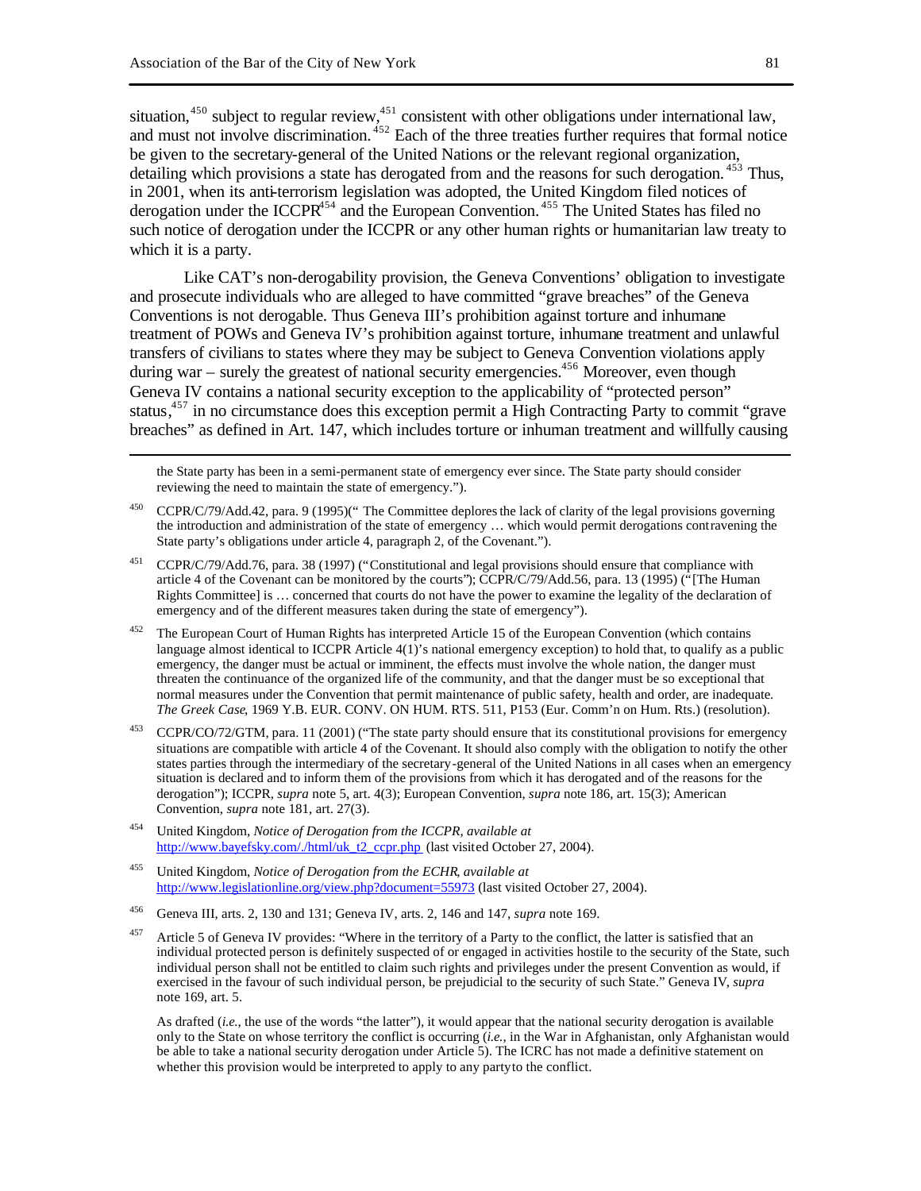situation,[450] subject to regular review,[451] consistent with other obligations under international law, and must not involve discrimination.[452] Each of the three treaties further requires that formal notice be given to the secretary-general of the United Nations or the relevant regional organization, detailing which provisions a state has derogated from and the reasons for such derogation.[453] Thus, in 2001, when its anti-terrorism legislation was adopted, the United Kingdom filed notices of derogation under the ICCPR[454] and the European Convention.[455] The United States has filed no such notice of derogation under the ICCPR or any other human rights or humanitarian law treaty to which it is a party.

Like CAT's non-derogability provision, the Geneva Conventions' obligation to investigate and prosecute individuals who are alleged to have committed "grave breaches" of the Geneva Conventions is not derogable. Thus Geneva III's prohibition against torture and inhumane treatment of POWs and Geneva IV's prohibition against torture, inhumane treatment and unlawful transfers of civilians to states where they may be subject to Geneva Convention violations apply during war – surely the greatest of national security emergencies.[456] Moreover, even though Geneva IV contains a national security exception to the applicability of "protected person" status,[457] in no circumstance does this exception permit a High Contracting Party to commit "grave breaches" as defined in Art. 147, which includes torture or inhuman treatment and willfully causing

---

the State party has been in a semi-permanent state of emergency ever since. The State party should consider reviewing the need to maintain the state of emergency.").

[450] CCPR/C/79/Add.42, para. 9 (1995)(" The Committee deplores the lack of clarity of the legal provisions governing the introduction and administration of the state of emergency … which would permit derogations contravening the State party's obligations under article 4, paragraph 2, of the Covenant.").

[451] CCPR/C/79/Add.76, para. 38 (1997) ("Constitutional and legal provisions should ensure that compliance with article 4 of the Covenant can be monitored by the courts"); CCPR/C/79/Add.56, para. 13 (1995) ("[The Human Rights Committee] is … concerned that courts do not have the power to examine the legality of the declaration of emergency and of the different measures taken during the state of emergency").

[452] The European Court of Human Rights has interpreted Article 15 of the European Convention (which contains language almost identical to ICCPR Article 4(1)'s national emergency exception) to hold that, to qualify as a public emergency, the danger must be actual or imminent, the effects must involve the whole nation, the danger must threaten the continuance of the organized life of the community, and that the danger must be so exceptional that normal measures under the Convention that permit maintenance of public safety, health and order, are inadequate. *The Greek Case*, 1969 Y.B. EUR. CONV. ON HUM. RTS. 511, P153 (Eur. Comm'n on Hum. Rts.) (resolution).

[453] CCPR/CO/72/GTM, para. 11 (2001) ("The state party should ensure that its constitutional provisions for emergency situations are compatible with article 4 of the Covenant. It should also comply with the obligation to notify the other states parties through the intermediary of the secretary-general of the United Nations in all cases when an emergency situation is declared and to inform them of the provisions from which it has derogated and of the reasons for the derogation"); ICCPR, *supra* note 5, art. 4(3); European Convention, *supra* note 186, art. 15(3); American Convention, *supra* note 181, art. 27(3).

[454] United Kingdom, *Notice of Derogation from the ICCPR*, *available at* http://www.bayefsky.com/./html/uk_t2_ccpr.php (last visited October 27, 2004).

[455] United Kingdom, *Notice of Derogation from the ECHR*, *available at* http://www.legislationline.org/view.php?document=55973 (last visited October 27, 2004).

[456] Geneva III, arts. 2, 130 and 131; Geneva IV, arts. 2, 146 and 147, *supra* note 169.

[457] Article 5 of Geneva IV provides: "Where in the territory of a Party to the conflict, the latter is satisfied that an individual protected person is definitely suspected of or engaged in activities hostile to the security of the State, such individual person shall not be entitled to claim such rights and privileges under the present Convention as would, if exercised in the favour of such individual person, be prejudicial to the security of such State." Geneva IV, *supra* note 169, art. 5.

As drafted (*i.e.*, the use of the words "the latter"), it would appear that the national security derogation is available only to the State on whose territory the conflict is occurring (*i.e.*, in the War in Afghanistan, only Afghanistan would be able to take a national security derogation under Article 5). The ICRC has not made a definitive statement on whether this provision would be interpreted to apply to any party to the conflict.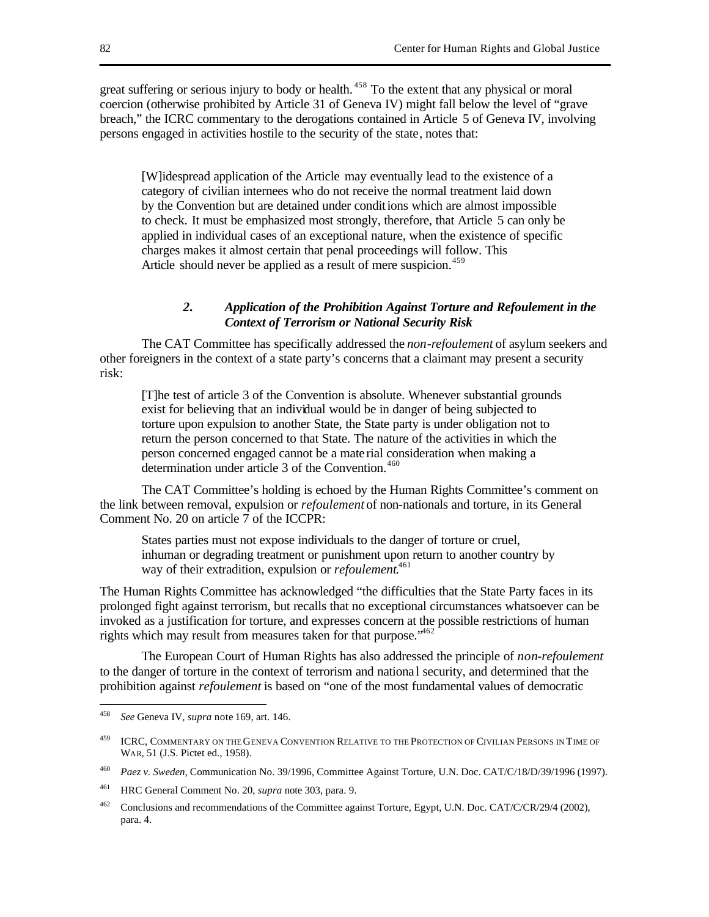great suffering or serious injury to body or health.[458] To the extent that any physical or moral coercion (otherwise prohibited by Article 31 of Geneva IV) might fall below the level of "grave breach," the ICRC commentary to the derogations contained in Article 5 of Geneva IV, involving persons engaged in activities hostile to the security of the state, notes that:

> [W]idespread application of the Article may eventually lead to the existence of a category of civilian internees who do not receive the normal treatment laid down by the Convention but are detained under conditions which are almost impossible to check. It must be emphasized most strongly, therefore, that Article 5 can only be applied in individual cases of an exceptional nature, when the existence of specific charges makes it almost certain that penal proceedings will follow. This Article should never be applied as a result of mere suspicion.[459]

### *2. Application of the Prohibition Against Torture and Refoulement in the Context of Terrorism or National Security Risk*

The CAT Committee has specifically addressed the *non-refoulement* of asylum seekers and other foreigners in the context of a state party's concerns that a claimant may present a security risk:

> [T]he test of article 3 of the Convention is absolute. Whenever substantial grounds exist for believing that an individual would be in danger of being subjected to torture upon expulsion to another State, the State party is under obligation not to return the person concerned to that State. The nature of the activities in which the person concerned engaged cannot be a material consideration when making a determination under article 3 of the Convention.[460]

The CAT Committee's holding is echoed by the Human Rights Committee's comment on the link between removal, expulsion or *refoulement* of non-nationals and torture, in its General Comment No. 20 on article 7 of the ICCPR:

> States parties must not expose individuals to the danger of torture or cruel, inhuman or degrading treatment or punishment upon return to another country by way of their extradition, expulsion or *refoulement*.[461]

The Human Rights Committee has acknowledged "the difficulties that the State Party faces in its prolonged fight against terrorism, but recalls that no exceptional circumstances whatsoever can be invoked as a justification for torture, and expresses concern at the possible restrictions of human rights which may result from measures taken for that purpose."[462]

The European Court of Human Rights has also addressed the principle of *non-refoulement* to the danger of torture in the context of terrorism and national security, and determined that the prohibition against *refoulement* is based on "one of the most fundamental values of democratic

---

[458] *See* Geneva IV, *supra* note 169, art. 146.

[459] ICRC, COMMENTARY ON THE GENEVA CONVENTION RELATIVE TO THE PROTECTION OF CIVILIAN PERSONS IN TIME OF WAR, 51 (J.S. Pictet ed., 1958).

[460] *Paez v. Sweden*, Communication No. 39/1996, Committee Against Torture, U.N. Doc. CAT/C/18/D/39/1996 (1997).

[461] HRC General Comment No. 20, *supra* note 303, para. 9.

[462] Conclusions and recommendations of the Committee against Torture, Egypt, U.N. Doc. CAT/C/CR/29/4 (2002), para. 4.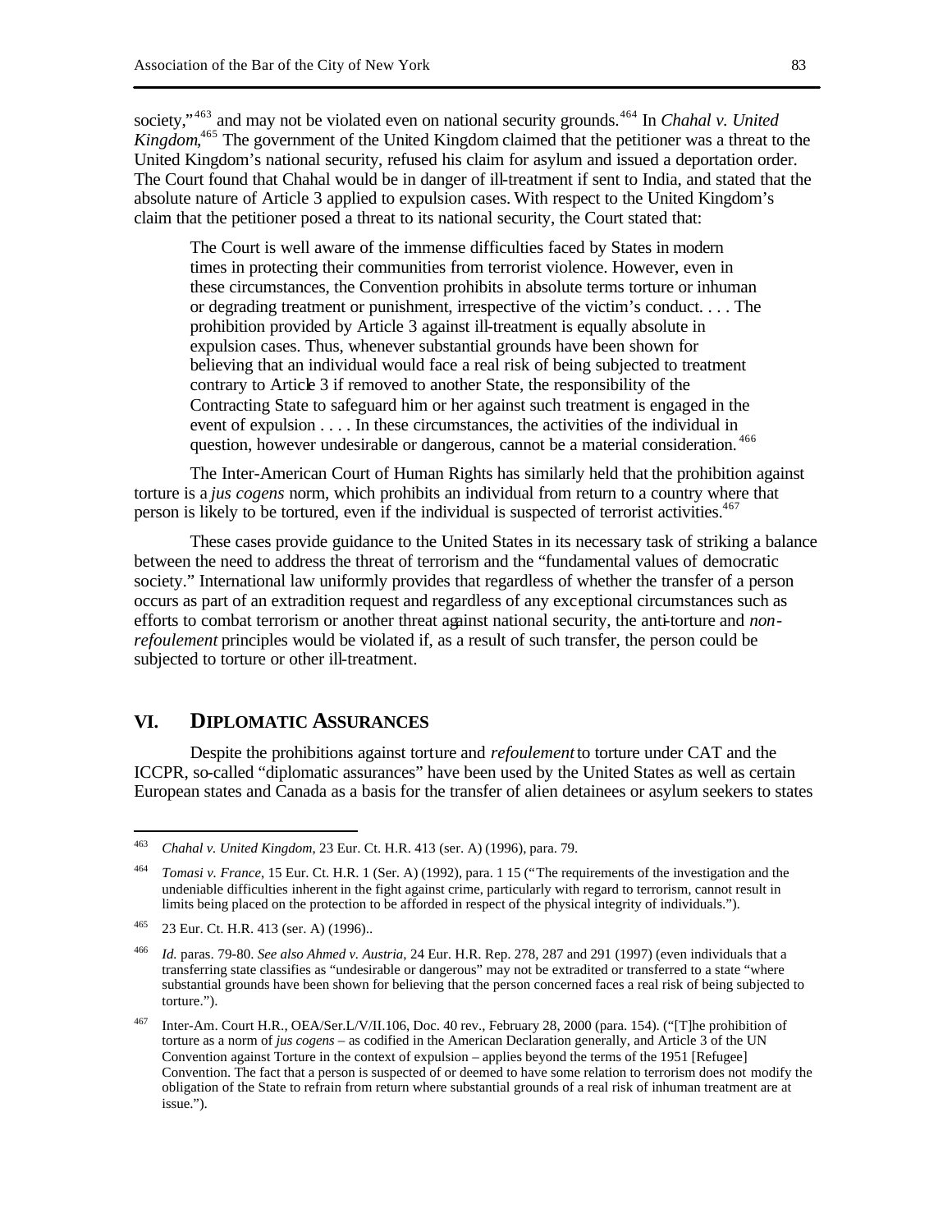society,"[463] and may not be violated even on national security grounds.[464] In *Chahal v. United Kingdom*,[465] The government of the United Kingdom claimed that the petitioner was a threat to the United Kingdom's national security, refused his claim for asylum and issued a deportation order. The Court found that Chahal would be in danger of ill-treatment if sent to India, and stated that the absolute nature of Article 3 applied to expulsion cases. With respect to the United Kingdom's claim that the petitioner posed a threat to its national security, the Court stated that:

> The Court is well aware of the immense difficulties faced by States in modern times in protecting their communities from terrorist violence. However, even in these circumstances, the Convention prohibits in absolute terms torture or inhuman or degrading treatment or punishment, irrespective of the victim's conduct. . . . The prohibition provided by Article 3 against ill-treatment is equally absolute in expulsion cases. Thus, whenever substantial grounds have been shown for believing that an individual would face a real risk of being subjected to treatment contrary to Article 3 if removed to another State, the responsibility of the Contracting State to safeguard him or her against such treatment is engaged in the event of expulsion . . . . In these circumstances, the activities of the individual in question, however undesirable or dangerous, cannot be a material consideration.[466]

The Inter-American Court of Human Rights has similarly held that the prohibition against torture is a *jus cogens* norm, which prohibits an individual from return to a country where that person is likely to be tortured, even if the individual is suspected of terrorist activities.[467]

These cases provide guidance to the United States in its necessary task of striking a balance between the need to address the threat of terrorism and the "fundamental values of democratic society." International law uniformly provides that regardless of whether the transfer of a person occurs as part of an extradition request and regardless of any exceptional circumstances such as efforts to combat terrorism or another threat against national security, the anti-torture and *non-refoulement* principles would be violated if, as a result of such transfer, the person could be subjected to torture or other ill-treatment.

## VI. DIPLOMATIC ASSURANCES

Despite the prohibitions against torture and *refoulement* to torture under CAT and the ICCPR, so-called "diplomatic assurances" have been used by the United States as well as certain European states and Canada as a basis for the transfer of alien detainees or asylum seekers to states

---

[463] *Chahal v. United Kingdom*, 23 Eur. Ct. H.R. 413 (ser. A) (1996), para. 79.

[464] *Tomasi v. France*, 15 Eur. Ct. H.R. 1 (Ser. A) (1992), para. 1 15 ("The requirements of the investigation and the undeniable difficulties inherent in the fight against crime, particularly with regard to terrorism, cannot result in limits being placed on the protection to be afforded in respect of the physical integrity of individuals.").

[465] 23 Eur. Ct. H.R. 413 (ser. A) (1996)..

[466] *Id.* paras. 79-80. *See also Ahmed v. Austria*, 24 Eur. H.R. Rep. 278, 287 and 291 (1997) (even individuals that a transferring state classifies as "undesirable or dangerous" may not be extradited or transferred to a state "where substantial grounds have been shown for believing that the person concerned faces a real risk of being subjected to torture.").

[467] Inter-Am. Court H.R., OEA/Ser.L/V/II.106, Doc. 40 rev., February 28, 2000 (para. 154). ("[T]he prohibition of torture as a norm of *jus cogens* – as codified in the American Declaration generally, and Article 3 of the UN Convention against Torture in the context of expulsion – applies beyond the terms of the 1951 [Refugee] Convention. The fact that a person is suspected of or deemed to have some relation to terrorism does not modify the obligation of the State to refrain from return where substantial grounds of a real risk of inhuman treatment are at issue.").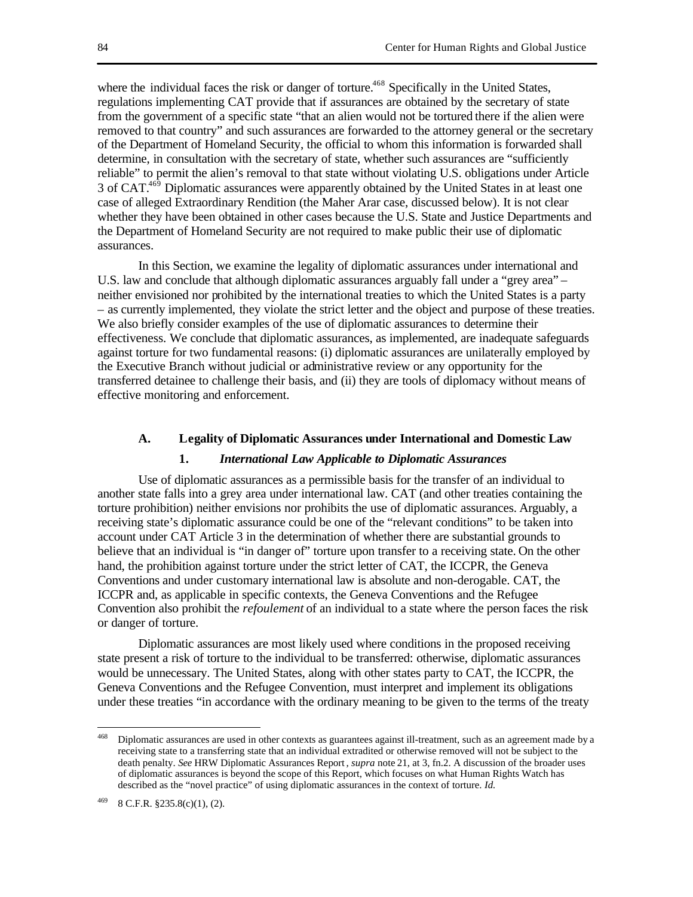where the individual faces the risk or danger of torture.[468] Specifically in the United States, regulations implementing CAT provide that if assurances are obtained by the secretary of state from the government of a specific state "that an alien would not be tortured there if the alien were removed to that country" and such assurances are forwarded to the attorney general or the secretary of the Department of Homeland Security, the official to whom this information is forwarded shall determine, in consultation with the secretary of state, whether such assurances are "sufficiently reliable" to permit the alien's removal to that state without violating U.S. obligations under Article 3 of CAT.[469] Diplomatic assurances were apparently obtained by the United States in at least one case of alleged Extraordinary Rendition (the Maher Arar case, discussed below). It is not clear whether they have been obtained in other cases because the U.S. State and Justice Departments and the Department of Homeland Security are not required to make public their use of diplomatic assurances.

In this Section, we examine the legality of diplomatic assurances under international and U.S. law and conclude that although diplomatic assurances arguably fall under a "grey area" – neither envisioned nor prohibited by the international treaties to which the United States is a party – as currently implemented, they violate the strict letter and the object and purpose of these treaties. We also briefly consider examples of the use of diplomatic assurances to determine their effectiveness. We conclude that diplomatic assurances, as implemented, are inadequate safeguards against torture for two fundamental reasons: (i) diplomatic assurances are unilaterally employed by the Executive Branch without judicial or administrative review or any opportunity for the transferred detainee to challenge their basis, and (ii) they are tools of diplomacy without means of effective monitoring and enforcement.

### A. Legality of Diplomatic Assurances under International and Domestic Law

#### 1. *International Law Applicable to Diplomatic Assurances*

Use of diplomatic assurances as a permissible basis for the transfer of an individual to another state falls into a grey area under international law. CAT (and other treaties containing the torture prohibition) neither envisions nor prohibits the use of diplomatic assurances. Arguably, a receiving state's diplomatic assurance could be one of the "relevant conditions" to be taken into account under CAT Article 3 in the determination of whether there are substantial grounds to believe that an individual is "in danger of" torture upon transfer to a receiving state. On the other hand, the prohibition against torture under the strict letter of CAT, the ICCPR, the Geneva Conventions and under customary international law is absolute and non-derogable. CAT, the ICCPR and, as applicable in specific contexts, the Geneva Conventions and the Refugee Convention also prohibit the *refoulement* of an individual to a state where the person faces the risk or danger of torture.

Diplomatic assurances are most likely used where conditions in the proposed receiving state present a risk of torture to the individual to be transferred: otherwise, diplomatic assurances would be unnecessary. The United States, along with other states party to CAT, the ICCPR, the Geneva Conventions and the Refugee Convention, must interpret and implement its obligations under these treaties "in accordance with the ordinary meaning to be given to the terms of the treaty

---

[468] Diplomatic assurances are used in other contexts as guarantees against ill-treatment, such as an agreement made by a receiving state to a transferring state that an individual extradited or otherwise removed will not be subject to the death penalty. *See* HRW Diplomatic Assurances Report*, supra* note 21, at 3, fn.2. A discussion of the broader uses of diplomatic assurances is beyond the scope of this Report, which focuses on what Human Rights Watch has described as the "novel practice" of using diplomatic assurances in the context of torture. *Id.*

[469] 8 C.F.R. §235.8(c)(1), (2).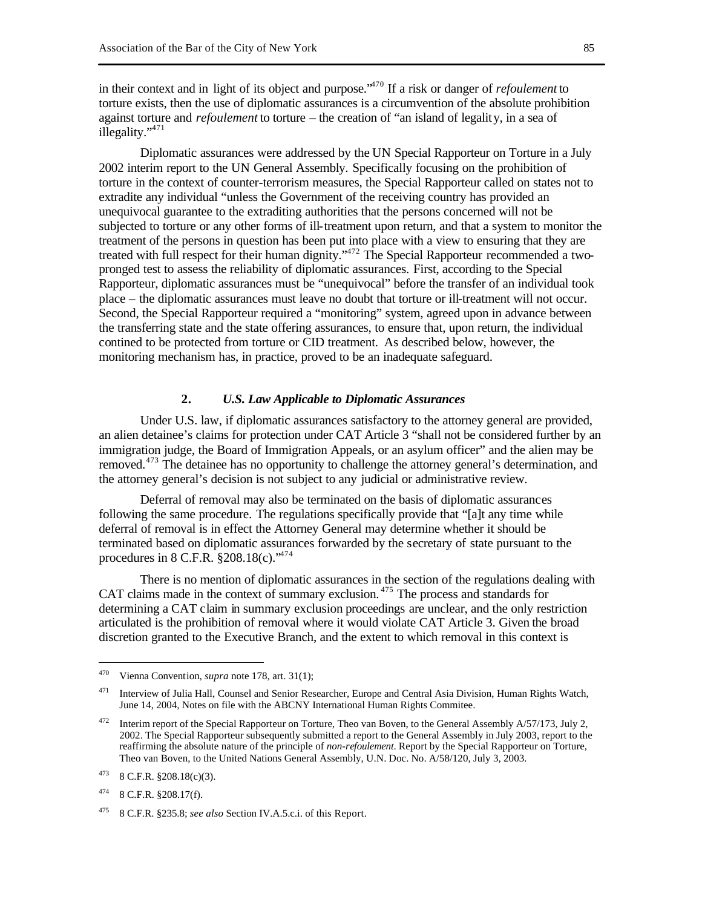in their context and in light of its object and purpose."[470] If a risk or danger of *refoulement* to torture exists, then the use of diplomatic assurances is a circumvention of the absolute prohibition against torture and *refoulement* to torture – the creation of "an island of legality, in a sea of illegality."[471]

Diplomatic assurances were addressed by the UN Special Rapporteur on Torture in a July 2002 interim report to the UN General Assembly. Specifically focusing on the prohibition of torture in the context of counter-terrorism measures, the Special Rapporteur called on states not to extradite any individual "unless the Government of the receiving country has provided an unequivocal guarantee to the extraditing authorities that the persons concerned will not be subjected to torture or any other forms of ill-treatment upon return, and that a system to monitor the treatment of the persons in question has been put into place with a view to ensuring that they are treated with full respect for their human dignity."[472] The Special Rapporteur recommended a two-pronged test to assess the reliability of diplomatic assurances. First, according to the Special Rapporteur, diplomatic assurances must be "unequivocal" before the transfer of an individual took place – the diplomatic assurances must leave no doubt that torture or ill-treatment will not occur. Second, the Special Rapporteur required a "monitoring" system, agreed upon in advance between the transferring state and the state offering assurances, to ensure that, upon return, the individual contined to be protected from torture or CID treatment. As described below, however, the monitoring mechanism has, in practice, proved to be an inadequate safeguard.

### 2. *U.S. Law Applicable to Diplomatic Assurances*

Under U.S. law, if diplomatic assurances satisfactory to the attorney general are provided, an alien detainee's claims for protection under CAT Article 3 "shall not be considered further by an immigration judge, the Board of Immigration Appeals, or an asylum officer" and the alien may be removed.[473] The detainee has no opportunity to challenge the attorney general's determination, and the attorney general's decision is not subject to any judicial or administrative review.

Deferral of removal may also be terminated on the basis of diplomatic assurances following the same procedure. The regulations specifically provide that "[a]t any time while deferral of removal is in effect the Attorney General may determine whether it should be terminated based on diplomatic assurances forwarded by the secretary of state pursuant to the procedures in 8 C.F.R. §208.18(c)."[474]

There is no mention of diplomatic assurances in the section of the regulations dealing with CAT claims made in the context of summary exclusion.[475] The process and standards for determining a CAT claim in summary exclusion proceedings are unclear, and the only restriction articulated is the prohibition of removal where it would violate CAT Article 3. Given the broad discretion granted to the Executive Branch, and the extent to which removal in this context is

---

[470] Vienna Convention, *supra* note 178, art. 31(1);

[471] Interview of Julia Hall, Counsel and Senior Researcher, Europe and Central Asia Division, Human Rights Watch, June 14, 2004, Notes on file with the ABCNY International Human Rights Commitee.

[472] Interim report of the Special Rapporteur on Torture, Theo van Boven, to the General Assembly A/57/173, July 2, 2002. The Special Rapporteur subsequently submitted a report to the General Assembly in July 2003, report to the reaffirming the absolute nature of the principle of *non-refoulement*. Report by the Special Rapporteur on Torture, Theo van Boven, to the United Nations General Assembly, U.N. Doc. No. A/58/120, July 3, 2003.

[473] 8 C.F.R. §208.18(c)(3).

[474] 8 C.F.R. §208.17(f).

[475] 8 C.F.R. §235.8; *see also* Section IV.A.5.c.i. of this Report.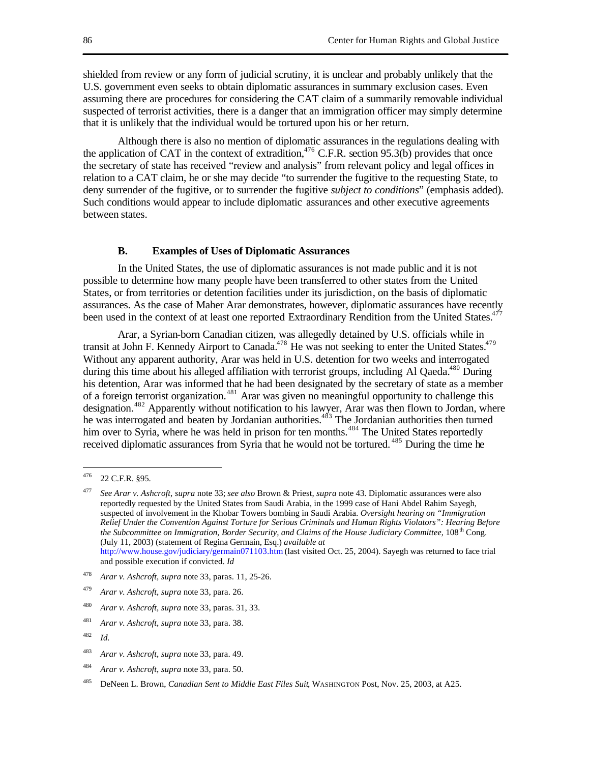shielded from review or any form of judicial scrutiny, it is unclear and probably unlikely that the U.S. government even seeks to obtain diplomatic assurances in summary exclusion cases. Even assuming there are procedures for considering the CAT claim of a summarily removable individual suspected of terrorist activities, there is a danger that an immigration officer may simply determine that it is unlikely that the individual would be tortured upon his or her return.

Although there is also no mention of diplomatic assurances in the regulations dealing with the application of CAT in the context of extradition,[476] C.F.R. section 95.3(b) provides that once the secretary of state has received "review and analysis" from relevant policy and legal offices in relation to a CAT claim, he or she may decide "to surrender the fugitive to the requesting State, to deny surrender of the fugitive, or to surrender the fugitive *subject to conditions*" (emphasis added). Such conditions would appear to include diplomatic assurances and other executive agreements between states.

### B. Examples of Uses of Diplomatic Assurances

In the United States, the use of diplomatic assurances is not made public and it is not possible to determine how many people have been transferred to other states from the United States, or from territories or detention facilities under its jurisdiction, on the basis of diplomatic assurances. As the case of Maher Arar demonstrates, however, diplomatic assurances have recently been used in the context of at least one reported Extraordinary Rendition from the United States.[477]

Arar, a Syrian-born Canadian citizen, was allegedly detained by U.S. officials while in transit at John F. Kennedy Airport to Canada.[478] He was not seeking to enter the United States.[479] Without any apparent authority, Arar was held in U.S. detention for two weeks and interrogated during this time about his alleged affiliation with terrorist groups, including Al Qaeda.[480] During his detention, Arar was informed that he had been designated by the secretary of state as a member of a foreign terrorist organization.[481] Arar was given no meaningful opportunity to challenge this designation.[482] Apparently without notification to his lawyer, Arar was then flown to Jordan, where he was interrogated and beaten by Jordanian authorities.[483] The Jordanian authorities then turned him over to Syria, where he was held in prison for ten months.[484] The United States reportedly received diplomatic assurances from Syria that he would not be tortured.[485] During the time he

---

[476] 22 C.F.R. §95.

[477] *See Arar v. Ashcroft*, *supra* note 33; *see also* Brown & Priest, *supra* note 43. Diplomatic assurances were also reportedly requested by the United States from Saudi Arabia, in the 1999 case of Hani Abdel Rahim Sayegh, suspected of involvement in the Khobar Towers bombing in Saudi Arabia. *Oversight hearing on "Immigration Relief Under the Convention Against Torture for Serious Criminals and Human Rights Violators": Hearing Before the Subcommittee on Immigration, Border Security, and Claims of the House Judiciary Committee*, 108th Cong. (July 11, 2003) (statement of Regina Germain, Esq.) *available at* http://www.house.gov/judiciary/germain071103.htm (last visited Oct. 25, 2004). Sayegh was returned to face trial and possible execution if convicted. *Id*

[478] *Arar v. Ashcroft*, *supra* note 33, paras. 11, 25-26.

[479] *Arar v. Ashcroft*, *supra* note 33, para. 26.

[480] *Arar v. Ashcroft*, *supra* note 33, paras. 31, 33.

[481] *Arar v. Ashcroft*, *supra* note 33, para. 38.

[482] *Id.*

[483] *Arar v. Ashcroft*, *supra* note 33, para. 49.

[484] *Arar v. Ashcroft*, *supra* note 33, para. 50.

[485] DeNeen L. Brown, *Canadian Sent to Middle East Files Suit*, WASHINGTON Post, Nov. 25, 2003, at A25.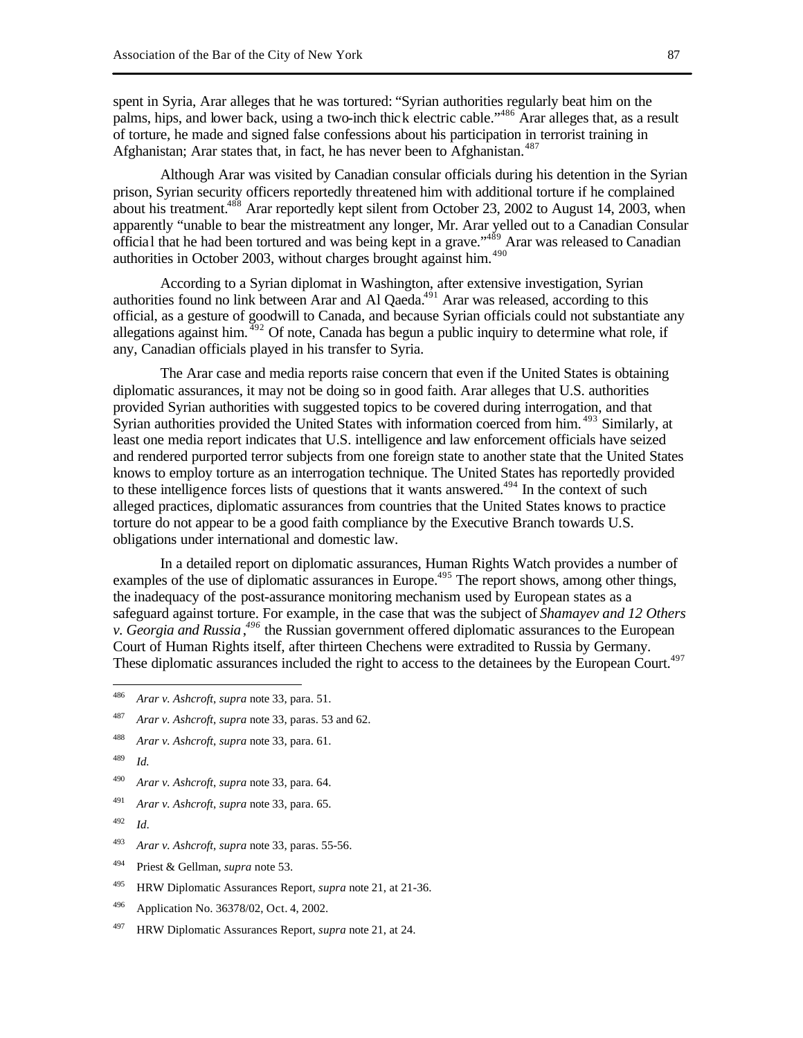spent in Syria, Arar alleges that he was tortured: "Syrian authorities regularly beat him on the palms, hips, and lower back, using a two-inch thick electric cable."[486] Arar alleges that, as a result of torture, he made and signed false confessions about his participation in terrorist training in Afghanistan; Arar states that, in fact, he has never been to Afghanistan.[487]

Although Arar was visited by Canadian consular officials during his detention in the Syrian prison, Syrian security officers reportedly threatened him with additional torture if he complained about his treatment.[488] Arar reportedly kept silent from October 23, 2002 to August 14, 2003, when apparently "unable to bear the mistreatment any longer, Mr. Arar yelled out to a Canadian Consular official that he had been tortured and was being kept in a grave."[489] Arar was released to Canadian authorities in October 2003, without charges brought against him.[490]

According to a Syrian diplomat in Washington, after extensive investigation, Syrian authorities found no link between Arar and Al Qaeda.[491] Arar was released, according to this official, as a gesture of goodwill to Canada, and because Syrian officials could not substantiate any allegations against him.[492] Of note, Canada has begun a public inquiry to determine what role, if any, Canadian officials played in his transfer to Syria.

The Arar case and media reports raise concern that even if the United States is obtaining diplomatic assurances, it may not be doing so in good faith. Arar alleges that U.S. authorities provided Syrian authorities with suggested topics to be covered during interrogation, and that Syrian authorities provided the United States with information coerced from him.[493] Similarly, at least one media report indicates that U.S. intelligence and law enforcement officials have seized and rendered purported terror subjects from one foreign state to another state that the United States knows to employ torture as an interrogation technique. The United States has reportedly provided to these intelligence forces lists of questions that it wants answered.[494] In the context of such alleged practices, diplomatic assurances from countries that the United States knows to practice torture do not appear to be a good faith compliance by the Executive Branch towards U.S. obligations under international and domestic law.

In a detailed report on diplomatic assurances, Human Rights Watch provides a number of examples of the use of diplomatic assurances in Europe.[495] The report shows, among other things, the inadequacy of the post-assurance monitoring mechanism used by European states as a safeguard against torture. For example, in the case that was the subject of *Shamayev and 12 Others v. Georgia and Russia*,[496] the Russian government offered diplomatic assurances to the European Court of Human Rights itself, after thirteen Chechens were extradited to Russia by Germany. These diplomatic assurances included the right to access to the detainees by the European Court.[497]

---

[486] *Arar v. Ashcroft*, *supra* note 33, para. 51.

[487] *Arar v. Ashcroft*, *supra* note 33, paras. 53 and 62.

[488] *Arar v. Ashcroft*, *supra* note 33, para. 61.

[489] *Id.*

[490] *Arar v. Ashcroft*, *supra* note 33, para. 64.

[491] *Arar v. Ashcroft*, *supra* note 33, para. 65.

[492] *Id.*

[493] *Arar v. Ashcroft*, *supra* note 33, paras. 55-56.

[494] Priest & Gellman, *supra* note 53.

[495] HRW Diplomatic Assurances Report, *supra* note 21, at 21-36.

[496] Application No. 36378/02, Oct. 4, 2002.

[497] HRW Diplomatic Assurances Report, *supra* note 21, at 24.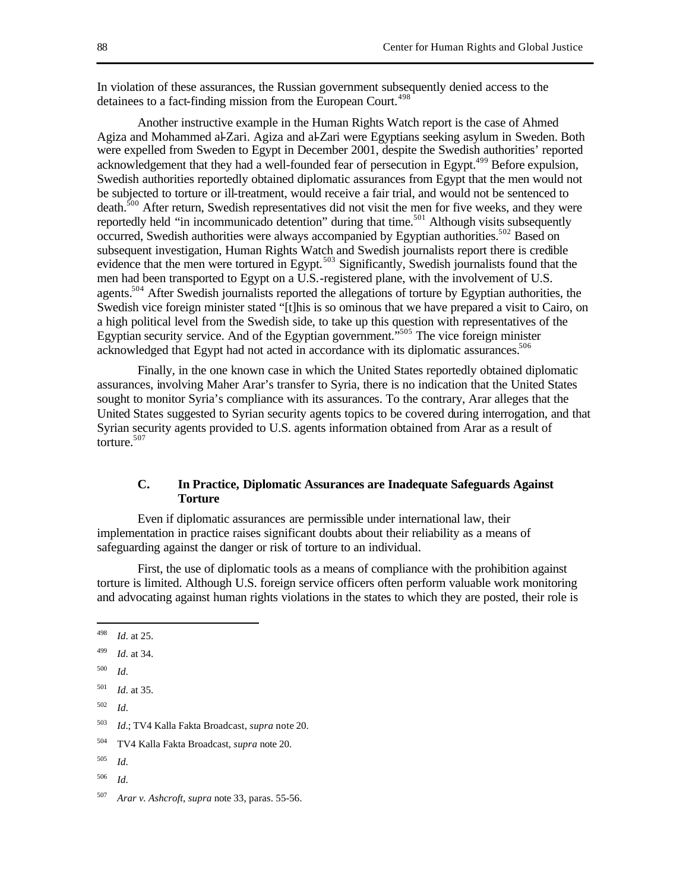In violation of these assurances, the Russian government subsequently denied access to the detainees to a fact-finding mission from the European Court.[498]

Another instructive example in the Human Rights Watch report is the case of Ahmed Agiza and Mohammed al-Zari. Agiza and al-Zari were Egyptians seeking asylum in Sweden. Both were expelled from Sweden to Egypt in December 2001, despite the Swedish authorities' reported acknowledgement that they had a well-founded fear of persecution in Egypt.[499] Before expulsion, Swedish authorities reportedly obtained diplomatic assurances from Egypt that the men would not be subjected to torture or ill-treatment, would receive a fair trial, and would not be sentenced to death.[500] After return, Swedish representatives did not visit the men for five weeks, and they were reportedly held "in incommunicado detention" during that time.[501] Although visits subsequently occurred, Swedish authorities were always accompanied by Egyptian authorities.[502] Based on subsequent investigation, Human Rights Watch and Swedish journalists report there is credible evidence that the men were tortured in Egypt.[503] Significantly, Swedish journalists found that the men had been transported to Egypt on a U.S.-registered plane, with the involvement of U.S. agents.[504] After Swedish journalists reported the allegations of torture by Egyptian authorities, the Swedish vice foreign minister stated "[t]his is so ominous that we have prepared a visit to Cairo, on a high political level from the Swedish side, to take up this question with representatives of the Egyptian security service. And of the Egyptian government."[505] The vice foreign minister acknowledged that Egypt had not acted in accordance with its diplomatic assurances.[506]

Finally, in the one known case in which the United States reportedly obtained diplomatic assurances, involving Maher Arar's transfer to Syria, there is no indication that the United States sought to monitor Syria's compliance with its assurances. To the contrary, Arar alleges that the United States suggested to Syrian security agents topics to be covered during interrogation, and that Syrian security agents provided to U.S. agents information obtained from Arar as a result of torture.[507]

### C. In Practice, Diplomatic Assurances are Inadequate Safeguards Against Torture

Even if diplomatic assurances are permissible under international law, their implementation in practice raises significant doubts about their reliability as a means of safeguarding against the danger or risk of torture to an individual.

First, the use of diplomatic tools as a means of compliance with the prohibition against torture is limited. Although U.S. foreign service officers often perform valuable work monitoring and advocating against human rights violations in the states to which they are posted, their role is

---

[498] *Id*. at 25.

[499] *Id*. at 34.

[500] *Id*.

[501] *Id*. at 35.

[502] *Id*.

[503] *Id*.; TV4 Kalla Fakta Broadcast, *supra* note 20.

[504] TV4 Kalla Fakta Broadcast, *supra* note 20.

[505] *Id*.

[506] *Id*.

[507] *Arar v. Ashcroft*, *supra* note 33, paras. 55-56.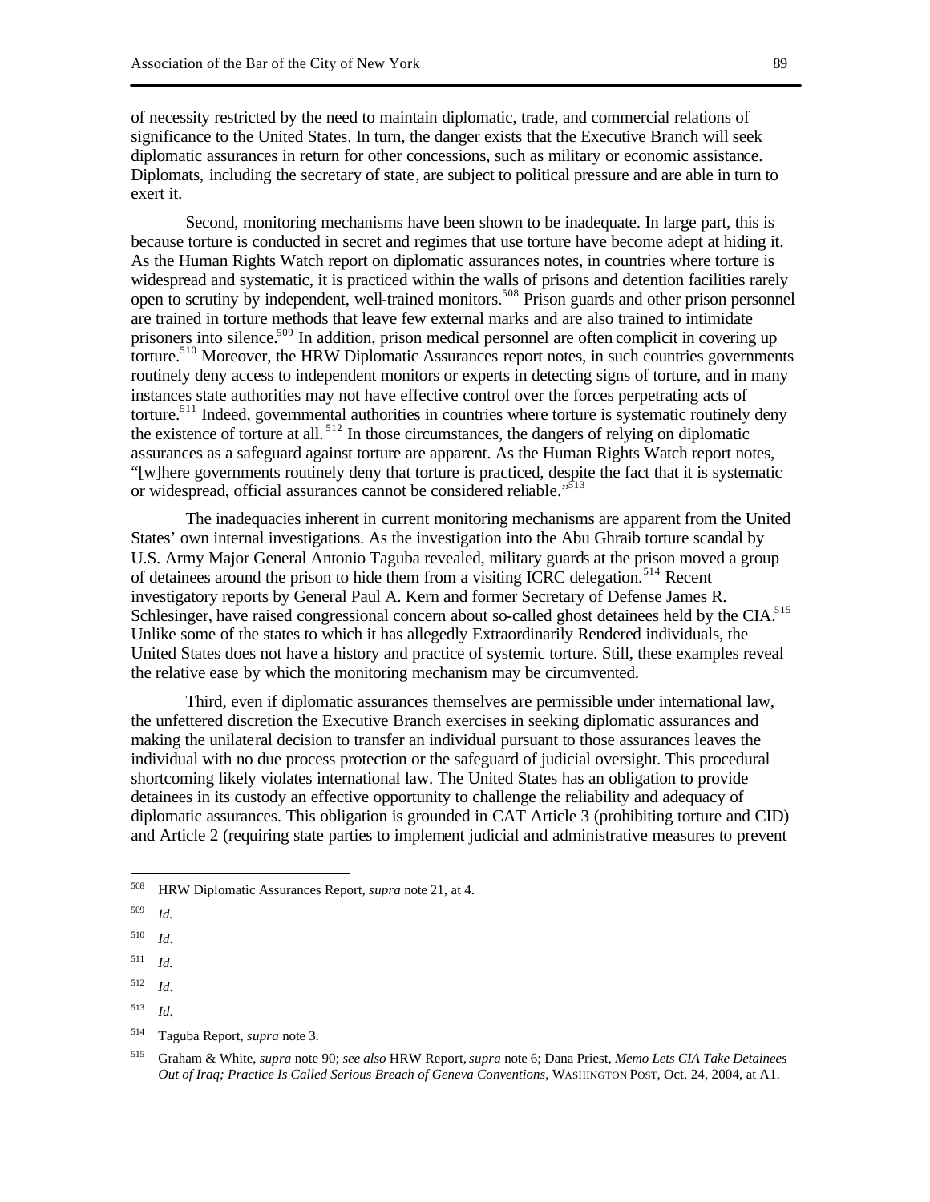of necessity restricted by the need to maintain diplomatic, trade, and commercial relations of significance to the United States. In turn, the danger exists that the Executive Branch will seek diplomatic assurances in return for other concessions, such as military or economic assistance. Diplomats, including the secretary of state, are subject to political pressure and are able in turn to exert it.

Second, monitoring mechanisms have been shown to be inadequate. In large part, this is because torture is conducted in secret and regimes that use torture have become adept at hiding it. As the Human Rights Watch report on diplomatic assurances notes, in countries where torture is widespread and systematic, it is practiced within the walls of prisons and detention facilities rarely open to scrutiny by independent, well-trained monitors.[508] Prison guards and other prison personnel are trained in torture methods that leave few external marks and are also trained to intimidate prisoners into silence.[509] In addition, prison medical personnel are often complicit in covering up torture.[510] Moreover, the HRW Diplomatic Assurances report notes, in such countries governments routinely deny access to independent monitors or experts in detecting signs of torture, and in many instances state authorities may not have effective control over the forces perpetrating acts of torture.[511] Indeed, governmental authorities in countries where torture is systematic routinely deny the existence of torture at all.[512] In those circumstances, the dangers of relying on diplomatic assurances as a safeguard against torture are apparent. As the Human Rights Watch report notes, "[w]here governments routinely deny that torture is practiced, despite the fact that it is systematic or widespread, official assurances cannot be considered reliable."[513]

The inadequacies inherent in current monitoring mechanisms are apparent from the United States' own internal investigations. As the investigation into the Abu Ghraib torture scandal by U.S. Army Major General Antonio Taguba revealed, military guards at the prison moved a group of detainees around the prison to hide them from a visiting ICRC delegation.[514] Recent investigatory reports by General Paul A. Kern and former Secretary of Defense James R. Schlesinger, have raised congressional concern about so-called ghost detainees held by the CIA.[515] Unlike some of the states to which it has allegedly Extraordinarily Rendered individuals, the United States does not have a history and practice of systemic torture. Still, these examples reveal the relative ease by which the monitoring mechanism may be circumvented.

Third, even if diplomatic assurances themselves are permissible under international law, the unfettered discretion the Executive Branch exercises in seeking diplomatic assurances and making the unilateral decision to transfer an individual pursuant to those assurances leaves the individual with no due process protection or the safeguard of judicial oversight. This procedural shortcoming likely violates international law. The United States has an obligation to provide detainees in its custody an effective opportunity to challenge the reliability and adequacy of diplomatic assurances. This obligation is grounded in CAT Article 3 (prohibiting torture and CID) and Article 2 (requiring state parties to implement judicial and administrative measures to prevent

---

[508] HRW Diplomatic Assurances Report, *supra* note 21, at 4.

[509] *Id.*

[510] *Id.*

[511] *Id.*

[512] *Id.*

[513] *Id.*

[514] Taguba Report, *supra* note 3.

[515] Graham & White, *supra* note 90; *see also* HRW Report, *supra* note 6; Dana Priest, *Memo Lets CIA Take Detainees Out of Iraq; Practice Is Called Serious Breach of Geneva Conventions*, WASHINGTON POST, Oct. 24, 2004, at A1.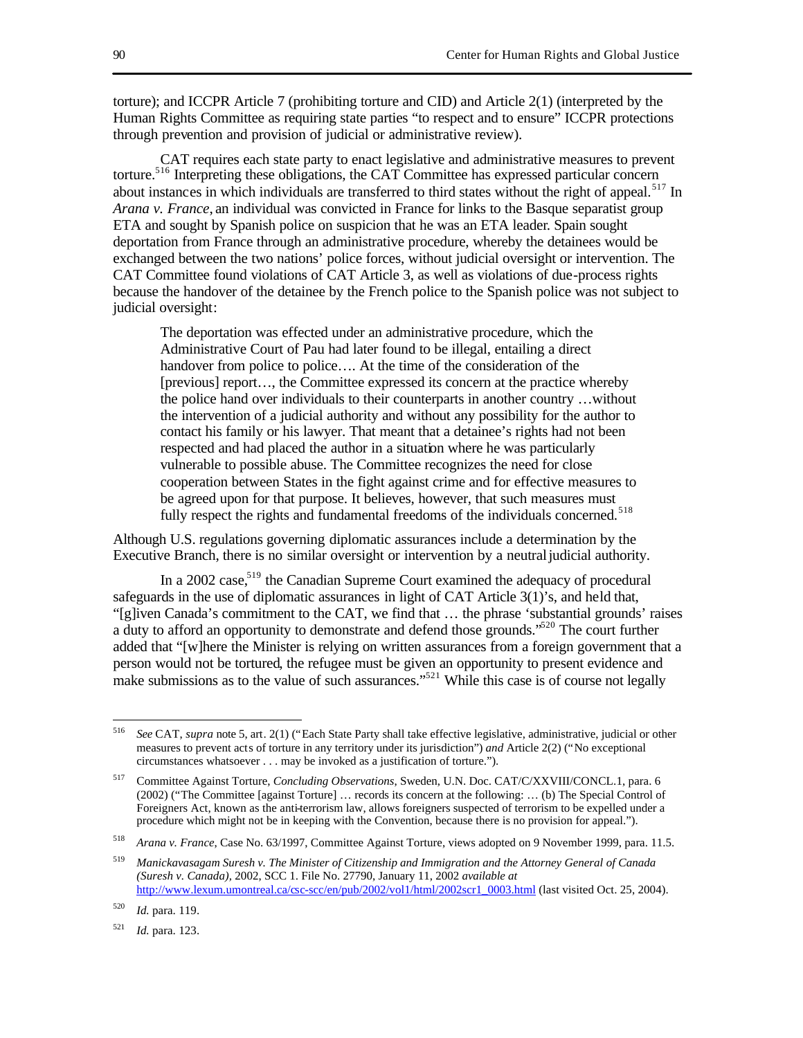torture); and ICCPR Article 7 (prohibiting torture and CID) and Article 2(1) (interpreted by the Human Rights Committee as requiring state parties "to respect and to ensure" ICCPR protections through prevention and provision of judicial or administrative review).

CAT requires each state party to enact legislative and administrative measures to prevent torture.[516] Interpreting these obligations, the CAT Committee has expressed particular concern about instances in which individuals are transferred to third states without the right of appeal.[517] In *Arana v. France*, an individual was convicted in France for links to the Basque separatist group ETA and sought by Spanish police on suspicion that he was an ETA leader. Spain sought deportation from France through an administrative procedure, whereby the detainees would be exchanged between the two nations' police forces, without judicial oversight or intervention. The CAT Committee found violations of CAT Article 3, as well as violations of due-process rights because the handover of the detainee by the French police to the Spanish police was not subject to judicial oversight:

> The deportation was effected under an administrative procedure, which the Administrative Court of Pau had later found to be illegal, entailing a direct handover from police to police…. At the time of the consideration of the [previous] report…, the Committee expressed its concern at the practice whereby the police hand over individuals to their counterparts in another country …without the intervention of a judicial authority and without any possibility for the author to contact his family or his lawyer. That meant that a detainee's rights had not been respected and had placed the author in a situation where he was particularly vulnerable to possible abuse. The Committee recognizes the need for close cooperation between States in the fight against crime and for effective measures to be agreed upon for that purpose. It believes, however, that such measures must fully respect the rights and fundamental freedoms of the individuals concerned.[518]

Although U.S. regulations governing diplomatic assurances include a determination by the Executive Branch, there is no similar oversight or intervention by a neutral judicial authority.

In a 2002 case,[519] the Canadian Supreme Court examined the adequacy of procedural safeguards in the use of diplomatic assurances in light of CAT Article 3(1)'s, and held that, "[g]iven Canada's commitment to the CAT, we find that … the phrase 'substantial grounds' raises a duty to afford an opportunity to demonstrate and defend those grounds."[520] The court further added that "[w]here the Minister is relying on written assurances from a foreign government that a person would not be tortured, the refugee must be given an opportunity to present evidence and make submissions as to the value of such assurances."[521] While this case is of course not legally

---

[516] *See* CAT, *supra* note 5, art. 2(1) ("Each State Party shall take effective legislative, administrative, judicial or other measures to prevent acts of torture in any territory under its jurisdiction") *and* Article 2(2) ("No exceptional circumstances whatsoever . . . may be invoked as a justification of torture.").

[517] Committee Against Torture, *Concluding Observations*, Sweden, U.N. Doc. CAT/C/XXVIII/CONCL.1, para. 6 (2002) ("The Committee [against Torture] … records its concern at the following: … (b) The Special Control of Foreigners Act, known as the anti-terrorism law, allows foreigners suspected of terrorism to be expelled under a procedure which might not be in keeping with the Convention, because there is no provision for appeal.").

[518] *Arana v. France*, Case No. 63/1997, Committee Against Torture, views adopted on 9 November 1999, para. 11.5.

[519] *Manickavasagam Suresh v. The Minister of Citizenship and Immigration and the Attorney General of Canada (Suresh v. Canada)*, 2002, SCC 1. File No. 27790, January 11, 2002 *available at* http://www.lexum.umontreal.ca/csc-scc/en/pub/2002/vol1/html/2002scr1_0003.html (last visited Oct. 25, 2004).

[520] *Id.* para. 119.

[521] *Id.* para. 123.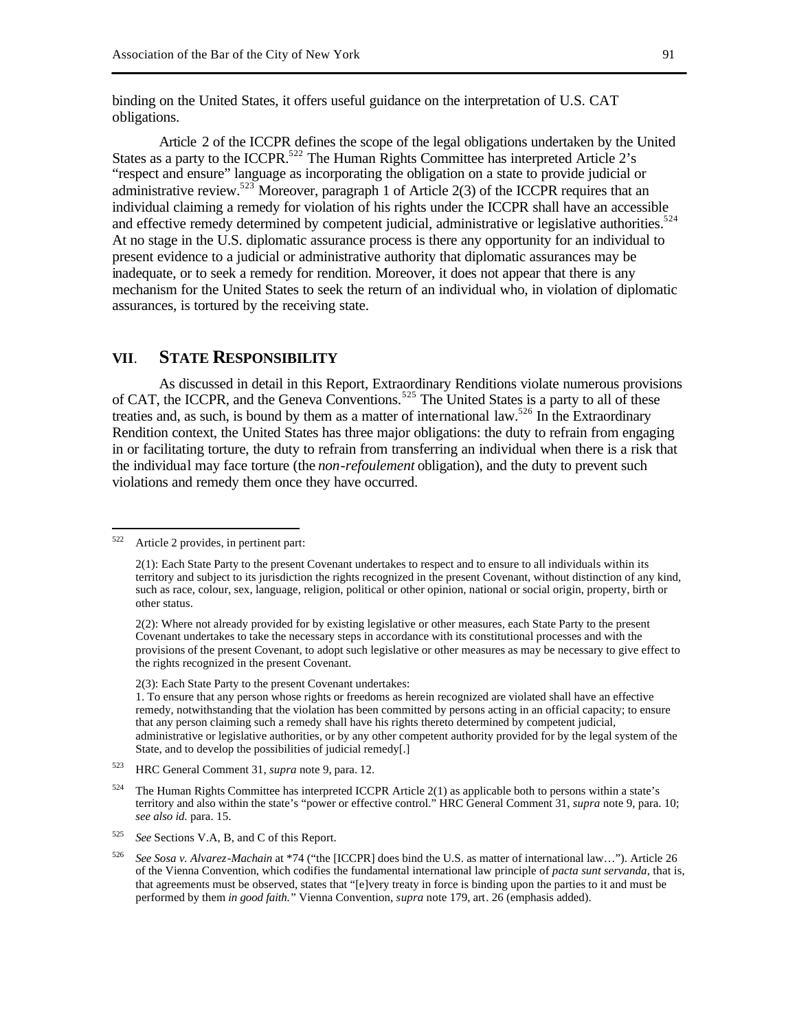binding on the United States, it offers useful guidance on the interpretation of U.S. CAT obligations.

Article 2 of the ICCPR defines the scope of the legal obligations undertaken by the United States as a party to the ICCPR.[522] The Human Rights Committee has interpreted Article 2's "respect and ensure" language as incorporating the obligation on a state to provide judicial or administrative review.[523] Moreover, paragraph 1 of Article 2(3) of the ICCPR requires that an individual claiming a remedy for violation of his rights under the ICCPR shall have an accessible and effective remedy determined by competent judicial, administrative or legislative authorities.[524] At no stage in the U.S. diplomatic assurance process is there any opportunity for an individual to present evidence to a judicial or administrative authority that diplomatic assurances may be inadequate, or to seek a remedy for rendition. Moreover, it does not appear that there is any mechanism for the United States to seek the return of an individual who, in violation of diplomatic assurances, is tortured by the receiving state.

## VII. STATE RESPONSIBILITY

As discussed in detail in this Report, Extraordinary Renditions violate numerous provisions of CAT, the ICCPR, and the Geneva Conventions.[525] The United States is a party to all of these treaties and, as such, is bound by them as a matter of international law.[526] In the Extraordinary Rendition context, the United States has three major obligations: the duty to refrain from engaging in or facilitating torture, the duty to refrain from transferring an individual when there is a risk that the individual may face torture (the *non-refoulement* obligation), and the duty to prevent such violations and remedy them once they have occurred.

---

[522] Article 2 provides, in pertinent part:

> 2(1): Each State Party to the present Covenant undertakes to respect and to ensure to all individuals within its territory and subject to its jurisdiction the rights recognized in the present Covenant, without distinction of any kind, such as race, colour, sex, language, religion, political or other opinion, national or social origin, property, birth or other status.
>
> 2(2): Where not already provided for by existing legislative or other measures, each State Party to the present Covenant undertakes to take the necessary steps in accordance with its constitutional processes and with the provisions of the present Covenant, to adopt such legislative or other measures as may be necessary to give effect to the rights recognized in the present Covenant.
>
> 2(3): Each State Party to the present Covenant undertakes:
> 1. To ensure that any person whose rights or freedoms as herein recognized are violated shall have an effective remedy, notwithstanding that the violation has been committed by persons acting in an official capacity; to ensure that any person claiming such a remedy shall have his rights thereto determined by competent judicial, administrative or legislative authorities, or by any other competent authority provided for by the legal system of the State, and to develop the possibilities of judicial remedy[.]

[523] HRC General Comment 31, *supra* note 9, para. 12.

[524] The Human Rights Committee has interpreted ICCPR Article 2(1) as applicable both to persons within a state's territory and also within the state's "power or effective control." HRC General Comment 31, *supra* note 9, para. 10; *see also id.* para. 15.

[525] *See* Sections V.A, B, and C of this Report.

[526] *See Sosa v. Alvarez-Machain* at *74 ("the [ICCPR] does bind the U.S. as matter of international law…"). Article 26 of the Vienna Convention, which codifies the fundamental international law principle of *pacta sunt servanda*, that is, that agreements must be observed, states that "[e]very treaty in force is binding upon the parties to it and must be performed by them *in good faith.*" Vienna Convention, *supra* note 179, art. 26 (emphasis added).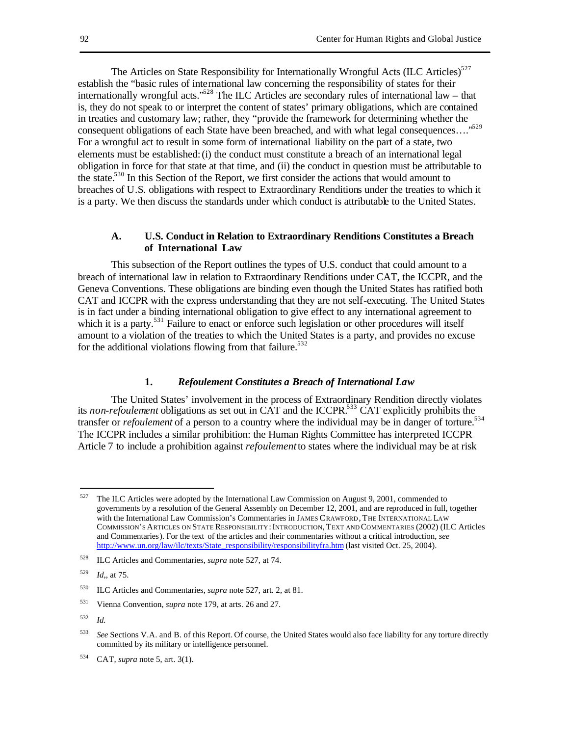The Articles on State Responsibility for Internationally Wrongful Acts (ILC Articles)[527] establish the "basic rules of international law concerning the responsibility of states for their internationally wrongful acts."[528] The ILC Articles are secondary rules of international law – that is, they do not speak to or interpret the content of states' primary obligations, which are contained in treaties and customary law; rather, they "provide the framework for determining whether the consequent obligations of each State have been breached, and with what legal consequences…."[529] For a wrongful act to result in some form of international liability on the part of a state, two elements must be established: (i) the conduct must constitute a breach of an international legal obligation in force for that state at that time, and (ii) the conduct in question must be attributable to the state.[530] In this Section of the Report, we first consider the actions that would amount to breaches of U.S. obligations with respect to Extraordinary Renditions under the treaties to which it is a party. We then discuss the standards under which conduct is attributable to the United States.

### A. U.S. Conduct in Relation to Extraordinary Renditions Constitutes a Breach of International Law

This subsection of the Report outlines the types of U.S. conduct that could amount to a breach of international law in relation to Extraordinary Renditions under CAT, the ICCPR, and the Geneva Conventions. These obligations are binding even though the United States has ratified both CAT and ICCPR with the express understanding that they are not self-executing. The United States is in fact under a binding international obligation to give effect to any international agreement to which it is a party.[531] Failure to enact or enforce such legislation or other procedures will itself amount to a violation of the treaties to which the United States is a party, and provides no excuse for the additional violations flowing from that failure.[532]

#### 1. *Refoulement Constitutes a Breach of International Law*

The United States' involvement in the process of Extraordinary Rendition directly violates its *non-refoulement* obligations as set out in CAT and the ICCPR.[533] CAT explicitly prohibits the transfer or *refoulement* of a person to a country where the individual may be in danger of torture.[534] The ICCPR includes a similar prohibition: the Human Rights Committee has interpreted ICCPR Article 7 to include a prohibition against *refoulement* to states where the individual may be at risk

---

[527] The ILC Articles were adopted by the International Law Commission on August 9, 2001, commended to governments by a resolution of the General Assembly on December 12, 2001, and are reproduced in full, together with the International Law Commission's Commentaries in JAMES CRAWFORD, THE INTERNATIONAL LAW COMMISSION'S ARTICLES ON STATE RESPONSIBILITY: INTRODUCTION, TEXT AND COMMENTARIES (2002) (ILC Articles and Commentaries). For the text of the articles and their commentaries without a critical introduction, *see* http://www.un.org/law/ilc/texts/State_responsibility/responsibilityfra.htm (last visited Oct. 25, 2004).

[528] ILC Articles and Commentaries, *supra* note 527, at 74.

[529] *Id*,, at 75.

[530] ILC Articles and Commentaries, *supra* note 527, art. 2, at 81.

[531] Vienna Convention, *supra* note 179, at arts. 26 and 27.

[532] *Id.*

[533] *See* Sections V.A. and B. of this Report. Of course, the United States would also face liability for any torture directly committed by its military or intelligence personnel.

[534] CAT, *supra* note 5, art. 3(1).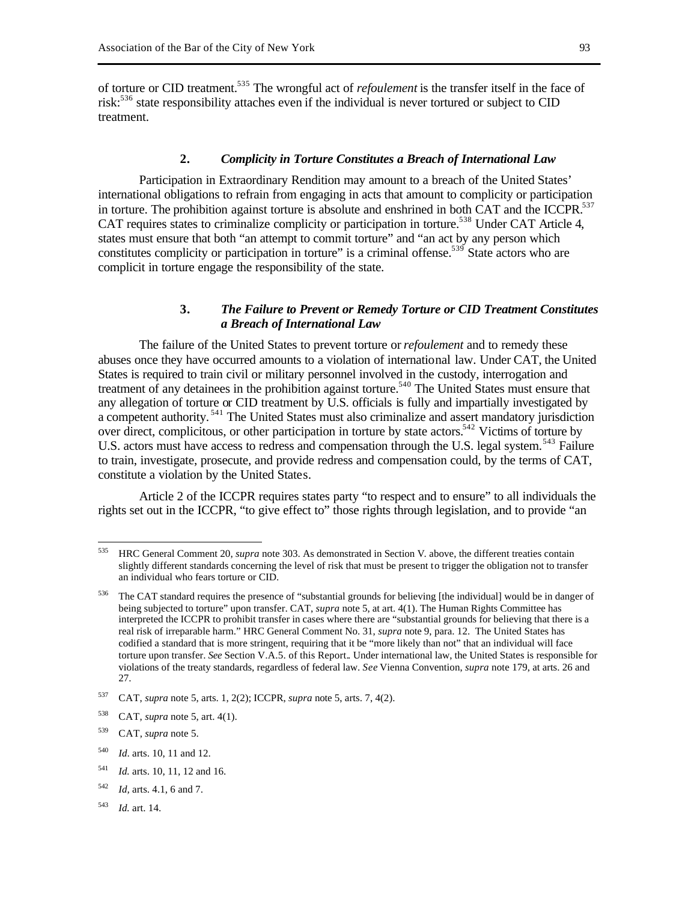of torture or CID treatment.[535] The wrongful act of *refoulement* is the transfer itself in the face of risk:[536] state responsibility attaches even if the individual is never tortured or subject to CID treatment.

### 2. *Complicity in Torture Constitutes a Breach of International Law*

Participation in Extraordinary Rendition may amount to a breach of the United States' international obligations to refrain from engaging in acts that amount to complicity or participation in torture. The prohibition against torture is absolute and enshrined in both CAT and the ICCPR.[537] CAT requires states to criminalize complicity or participation in torture.[538] Under CAT Article 4, states must ensure that both "an attempt to commit torture" and "an act by any person which constitutes complicity or participation in torture" is a criminal offense.[539] State actors who are complicit in torture engage the responsibility of the state.

### 3. *The Failure to Prevent or Remedy Torture or CID Treatment Constitutes a Breach of International Law*

The failure of the United States to prevent torture or *refoulement* and to remedy these abuses once they have occurred amounts to a violation of international law. Under CAT, the United States is required to train civil or military personnel involved in the custody, interrogation and treatment of any detainees in the prohibition against torture.[540] The United States must ensure that any allegation of torture or CID treatment by U.S. officials is fully and impartially investigated by a competent authority.[541] The United States must also criminalize and assert mandatory jurisdiction over direct, complicitous, or other participation in torture by state actors.[542] Victims of torture by U.S. actors must have access to redress and compensation through the U.S. legal system.[543] Failure to train, investigate, prosecute, and provide redress and compensation could, by the terms of CAT, constitute a violation by the United States.

Article 2 of the ICCPR requires states party "to respect and to ensure" to all individuals the rights set out in the ICCPR, "to give effect to" those rights through legislation, and to provide "an

---

[535] HRC General Comment 20, *supra* note 303. As demonstrated in Section V. above, the different treaties contain slightly different standards concerning the level of risk that must be present to trigger the obligation not to transfer an individual who fears torture or CID.

[536] The CAT standard requires the presence of "substantial grounds for believing [the individual] would be in danger of being subjected to torture" upon transfer. CAT, *supra* note 5, at art. 4(1). The Human Rights Committee has interpreted the ICCPR to prohibit transfer in cases where there are "substantial grounds for believing that there is a real risk of irreparable harm." HRC General Comment No. 31, *supra* note 9, para. 12. The United States has codified a standard that is more stringent, requiring that it be "more likely than not" that an individual will face torture upon transfer. *See* Section V.A.5. of this Report.. Under international law, the United States is responsible for violations of the treaty standards, regardless of federal law. *See* Vienna Convention, *supra* note 179, at arts. 26 and 27.

[537] CAT, *supra* note 5, arts. 1, 2(2); ICCPR, *supra* note 5, arts. 7, 4(2).

[538] CAT, *supra* note 5, art. 4(1).

[539] CAT, *supra* note 5.

[540] *Id*. arts. 10, 11 and 12.

[541] *Id.* arts. 10, 11, 12 and 16.

[542] *Id*, arts. 4.1, 6 and 7.

[543] *Id.* art. 14.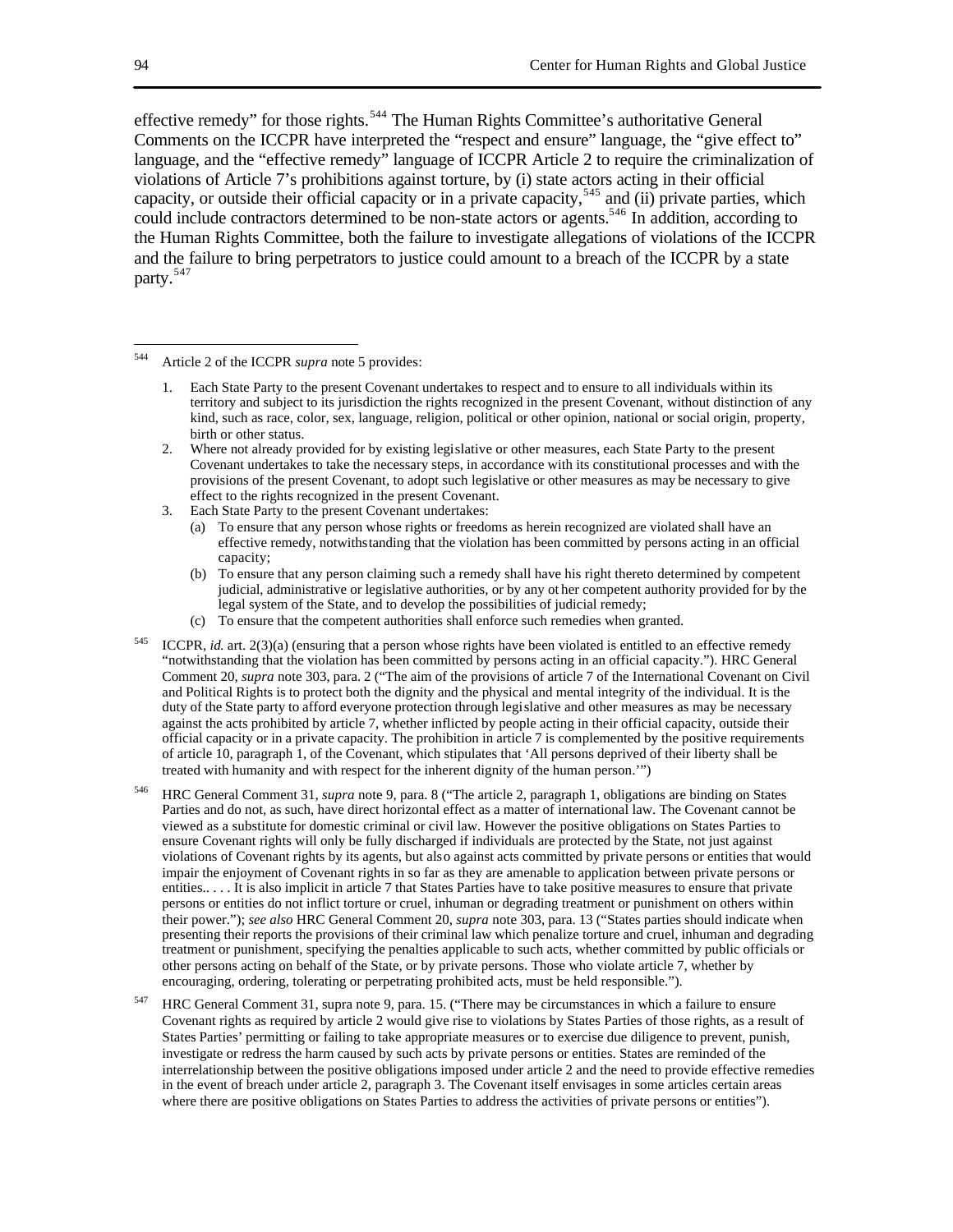effective remedy" for those rights.[544] The Human Rights Committee's authoritative General Comments on the ICCPR have interpreted the "respect and ensure" language, the "give effect to" language, and the "effective remedy" language of ICCPR Article 2 to require the criminalization of violations of Article 7's prohibitions against torture, by (i) state actors acting in their official capacity, or outside their official capacity or in a private capacity,[545] and (ii) private parties, which could include contractors determined to be non-state actors or agents.[546] In addition, according to the Human Rights Committee, both the failure to investigate allegations of violations of the ICCPR and the failure to bring perpetrators to justice could amount to a breach of the ICCPR by a state party.[547]

---

[544] Article 2 of the ICCPR *supra* note 5 provides:

1. Each State Party to the present Covenant undertakes to respect and to ensure to all individuals within its territory and subject to its jurisdiction the rights recognized in the present Covenant, without distinction of any kind, such as race, color, sex, language, religion, political or other opinion, national or social origin, property, birth or other status.
2. Where not already provided for by existing legislative or other measures, each State Party to the present Covenant undertakes to take the necessary steps, in accordance with its constitutional processes and with the provisions of the present Covenant, to adopt such legislative or other measures as may be necessary to give effect to the rights recognized in the present Covenant.
3. Each State Party to the present Covenant undertakes:
   (a) To ensure that any person whose rights or freedoms as herein recognized are violated shall have an effective remedy, notwithstanding that the violation has been committed by persons acting in an official capacity;
   (b) To ensure that any person claiming such a remedy shall have his right thereto determined by competent judicial, administrative or legislative authorities, or by any other competent authority provided for by the legal system of the State, and to develop the possibilities of judicial remedy;
   (c) To ensure that the competent authorities shall enforce such remedies when granted.

[545] ICCPR, *id.* art. 2(3)(a) (ensuring that a person whose rights have been violated is entitled to an effective remedy "notwithstanding that the violation has been committed by persons acting in an official capacity."). HRC General Comment 20, *supra* note 303, para. 2 ("The aim of the provisions of article 7 of the International Covenant on Civil and Political Rights is to protect both the dignity and the physical and mental integrity of the individual. It is the duty of the State party to afford everyone protection through legislative and other measures as may be necessary against the acts prohibited by article 7, whether inflicted by people acting in their official capacity, outside their official capacity or in a private capacity. The prohibition in article 7 is complemented by the positive requirements of article 10, paragraph 1, of the Covenant, which stipulates that 'All persons deprived of their liberty shall be treated with humanity and with respect for the inherent dignity of the human person.'")

[546] HRC General Comment 31, *supra* note 9, para. 8 ("The article 2, paragraph 1, obligations are binding on States Parties and do not, as such, have direct horizontal effect as a matter of international law. The Covenant cannot be viewed as a substitute for domestic criminal or civil law. However the positive obligations on States Parties to ensure Covenant rights will only be fully discharged if individuals are protected by the State, not just against violations of Covenant rights by its agents, but also against acts committed by private persons or entities that would impair the enjoyment of Covenant rights in so far as they are amenable to application between private persons or entities.. . . . It is also implicit in article 7 that States Parties have to take positive measures to ensure that private persons or entities do not inflict torture or cruel, inhuman or degrading treatment or punishment on others within their power."); *see also* HRC General Comment 20, *supra* note 303, para. 13 ("States parties should indicate when presenting their reports the provisions of their criminal law which penalize torture and cruel, inhuman and degrading treatment or punishment, specifying the penalties applicable to such acts, whether committed by public officials or other persons acting on behalf of the State, or by private persons. Those who violate article 7, whether by encouraging, ordering, tolerating or perpetrating prohibited acts, must be held responsible.").

[547] HRC General Comment 31, supra note 9, para. 15. ("There may be circumstances in which a failure to ensure Covenant rights as required by article 2 would give rise to violations by States Parties of those rights, as a result of States Parties' permitting or failing to take appropriate measures or to exercise due diligence to prevent, punish, investigate or redress the harm caused by such acts by private persons or entities. States are reminded of the interrelationship between the positive obligations imposed under article 2 and the need to provide effective remedies in the event of breach under article 2, paragraph 3. The Covenant itself envisages in some articles certain areas where there are positive obligations on States Parties to address the activities of private persons or entities").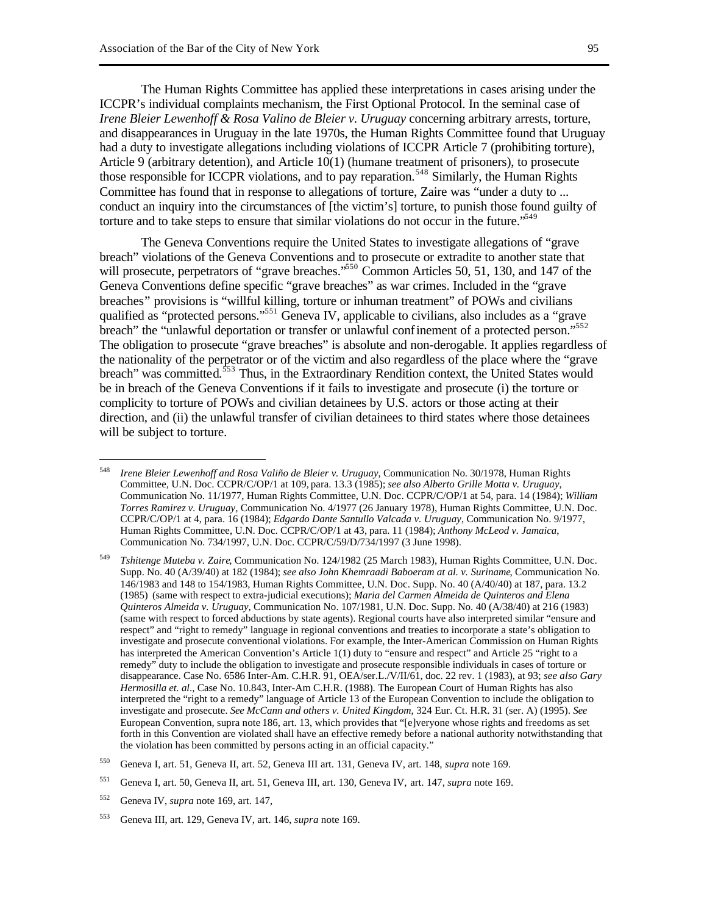The Human Rights Committee has applied these interpretations in cases arising under the ICCPR's individual complaints mechanism, the First Optional Protocol. In the seminal case of *Irene Bleier Lewenhoff & Rosa Valino de Bleier v. Uruguay* concerning arbitrary arrests, torture, and disappearances in Uruguay in the late 1970s, the Human Rights Committee found that Uruguay had a duty to investigate allegations including violations of ICCPR Article 7 (prohibiting torture), Article 9 (arbitrary detention), and Article 10(1) (humane treatment of prisoners), to prosecute those responsible for ICCPR violations, and to pay reparation.[548] Similarly, the Human Rights Committee has found that in response to allegations of torture, Zaire was "under a duty to ... conduct an inquiry into the circumstances of [the victim's] torture, to punish those found guilty of torture and to take steps to ensure that similar violations do not occur in the future."[549]

The Geneva Conventions require the United States to investigate allegations of "grave breach" violations of the Geneva Conventions and to prosecute or extradite to another state that will prosecute, perpetrators of "grave breaches."[550] Common Articles 50, 51, 130, and 147 of the Geneva Conventions define specific "grave breaches" as war crimes. Included in the "grave breaches" provisions is "willful killing, torture or inhuman treatment" of POWs and civilians qualified as "protected persons."[551] Geneva IV, applicable to civilians, also includes as a "grave breach" the "unlawful deportation or transfer or unlawful confinement of a protected person."[552] The obligation to prosecute "grave breaches" is absolute and non-derogable. It applies regardless of the nationality of the perpetrator or of the victim and also regardless of the place where the "grave breach" was committed.[553] Thus, in the Extraordinary Rendition context, the United States would be in breach of the Geneva Conventions if it fails to investigate and prosecute (i) the torture or complicity to torture of POWs and civilian detainees by U.S. actors or those acting at their direction, and (ii) the unlawful transfer of civilian detainees to third states where those detainees will be subject to torture.

---

548 *Irene Bleier Lewenhoff and Rosa Valiño de Bleier v. Uruguay*, Communication No. 30/1978, Human Rights Committee, U.N. Doc. CCPR/C/OP/1 at 109, para. 13.3 (1985); *see also Alberto Grille Motta v. Uruguay*, Communication No. 11/1977, Human Rights Committee, U.N. Doc. CCPR/C/OP/1 at 54, para. 14 (1984); *William Torres Ramirez v. Uruguay*, Communication No. 4/1977 (26 January 1978), Human Rights Committee, U.N. Doc. CCPR/C/OP/1 at 4, para. 16 (1984); *Edgardo Dante Santullo Valcada v. Uruguay*, Communication No. 9/1977, Human Rights Committee, U.N. Doc. CCPR/C/OP/1 at 43, para. 11 (1984); *Anthony McLeod v. Jamaica*, Communication No. 734/1997, U.N. Doc. CCPR/C/59/D/734/1997 (3 June 1998).

549 *Tshitenge Muteba v. Zaire*, Communication No. 124/1982 (25 March 1983), Human Rights Committee, U.N. Doc. Supp. No. 40 (A/39/40) at 182 (1984); *see also John Khemraadi Baboeram at al. v. Suriname*, Communication No. 146/1983 and 148 to 154/1983, Human Rights Committee, U.N. Doc. Supp. No. 40 (A/40/40) at 187, para. 13.2 (1985) (same with respect to extra-judicial executions); *Maria del Carmen Almeida de Quinteros and Elena Quinteros Almeida v. Uruguay*, Communication No. 107/1981, U.N. Doc. Supp. No. 40 (A/38/40) at 216 (1983) (same with respect to forced abductions by state agents). Regional courts have also interpreted similar "ensure and respect" and "right to remedy" language in regional conventions and treaties to incorporate a state's obligation to investigate and prosecute conventional violations. For example, the Inter-American Commission on Human Rights has interpreted the American Convention's Article 1(1) duty to "ensure and respect" and Article 25 "right to a remedy" duty to include the obligation to investigate and prosecute responsible individuals in cases of torture or disappearance. Case No. 6586 Inter-Am. C.H.R. 91, OEA/ser.L./V/II/61, doc. 22 rev. 1 (1983), at 93; *see also Gary Hermosilla et. al.*, Case No. 10.843, Inter-Am C.H.R. (1988). The European Court of Human Rights has also interpreted the "right to a remedy" language of Article 13 of the European Convention to include the obligation to investigate and prosecute. *See McCann and others v. United Kingdom*, 324 Eur. Ct. H.R. 31 (ser. A) (1995). *See* European Convention, supra note 186, art. 13, which provides that "[e]veryone whose rights and freedoms as set forth in this Convention are violated shall have an effective remedy before a national authority notwithstanding that the violation has been committed by persons acting in an official capacity."

550 Geneva I, art. 51, Geneva II, art. 52, Geneva III art. 131, Geneva IV, art. 148, *supra* note 169.

551 Geneva I, art. 50, Geneva II, art. 51, Geneva III, art. 130, Geneva IV, art. 147, *supra* note 169.

552 Geneva IV, *supra* note 169, art. 147,

553 Geneva III, art. 129, Geneva IV, art. 146, *supra* note 169.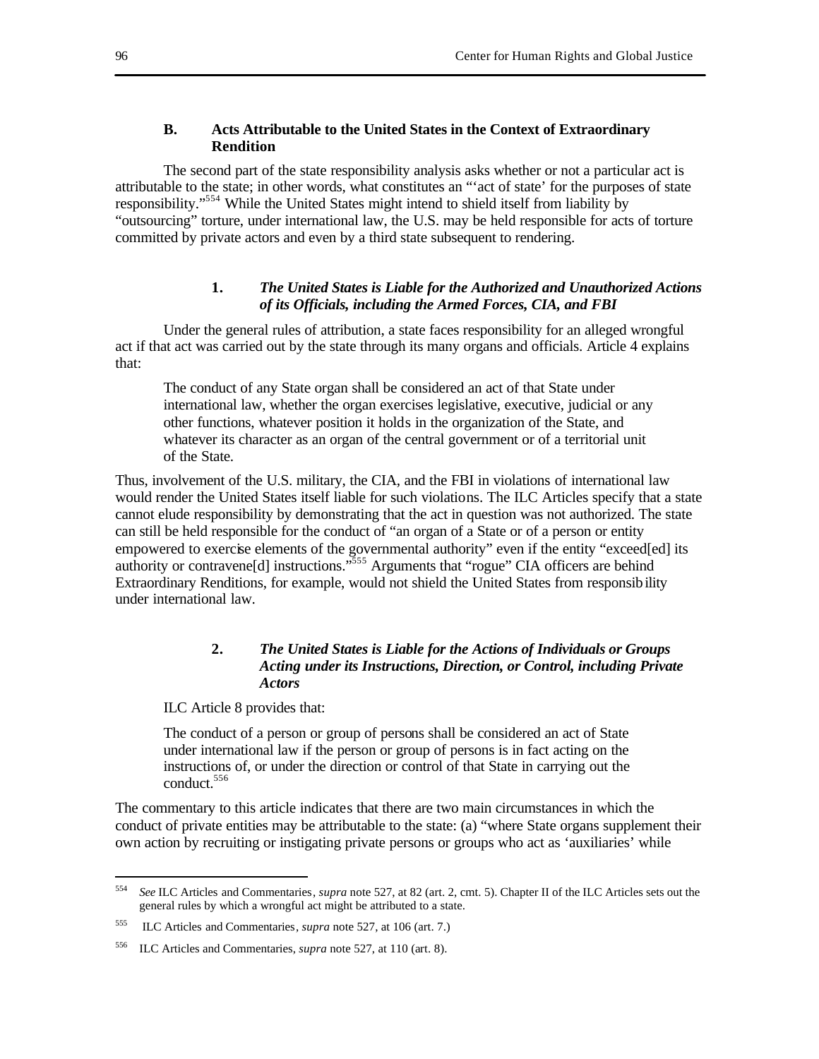### B. Acts Attributable to the United States in the Context of Extraordinary Rendition

The second part of the state responsibility analysis asks whether or not a particular act is attributable to the state; in other words, what constitutes an "'act of state' for the purposes of state responsibility."[554] While the United States might intend to shield itself from liability by "outsourcing" torture, under international law, the U.S. may be held responsible for acts of torture committed by private actors and even by a third state subsequent to rendering.

#### 1. *The United States is Liable for the Authorized and Unauthorized Actions of its Officials, including the Armed Forces, CIA, and FBI*

Under the general rules of attribution, a state faces responsibility for an alleged wrongful act if that act was carried out by the state through its many organs and officials. Article 4 explains that:

> The conduct of any State organ shall be considered an act of that State under international law, whether the organ exercises legislative, executive, judicial or any other functions, whatever position it holds in the organization of the State, and whatever its character as an organ of the central government or of a territorial unit of the State.

Thus, involvement of the U.S. military, the CIA, and the FBI in violations of international law would render the United States itself liable for such violations. The ILC Articles specify that a state cannot elude responsibility by demonstrating that the act in question was not authorized. The state can still be held responsible for the conduct of "an organ of a State or of a person or entity empowered to exercise elements of the governmental authority" even if the entity "exceed[ed] its authority or contravene[d] instructions."[555] Arguments that "rogue" CIA officers are behind Extraordinary Renditions, for example, would not shield the United States from responsibility under international law.

#### 2. *The United States is Liable for the Actions of Individuals or Groups Acting under its Instructions, Direction, or Control, including Private Actors*

ILC Article 8 provides that:

> The conduct of a person or group of persons shall be considered an act of State under international law if the person or group of persons is in fact acting on the instructions of, or under the direction or control of that State in carrying out the conduct.[556]

The commentary to this article indicates that there are two main circumstances in which the conduct of private entities may be attributable to the state: (a) "where State organs supplement their own action by recruiting or instigating private persons or groups who act as 'auxiliaries' while

---

[554] *See* ILC Articles and Commentaries, *supra* note 527, at 82 (art. 2, cmt. 5). Chapter II of the ILC Articles sets out the general rules by which a wrongful act might be attributed to a state.

[555] ILC Articles and Commentaries, *supra* note 527, at 106 (art. 7.)

[556] ILC Articles and Commentaries, *supra* note 527, at 110 (art. 8).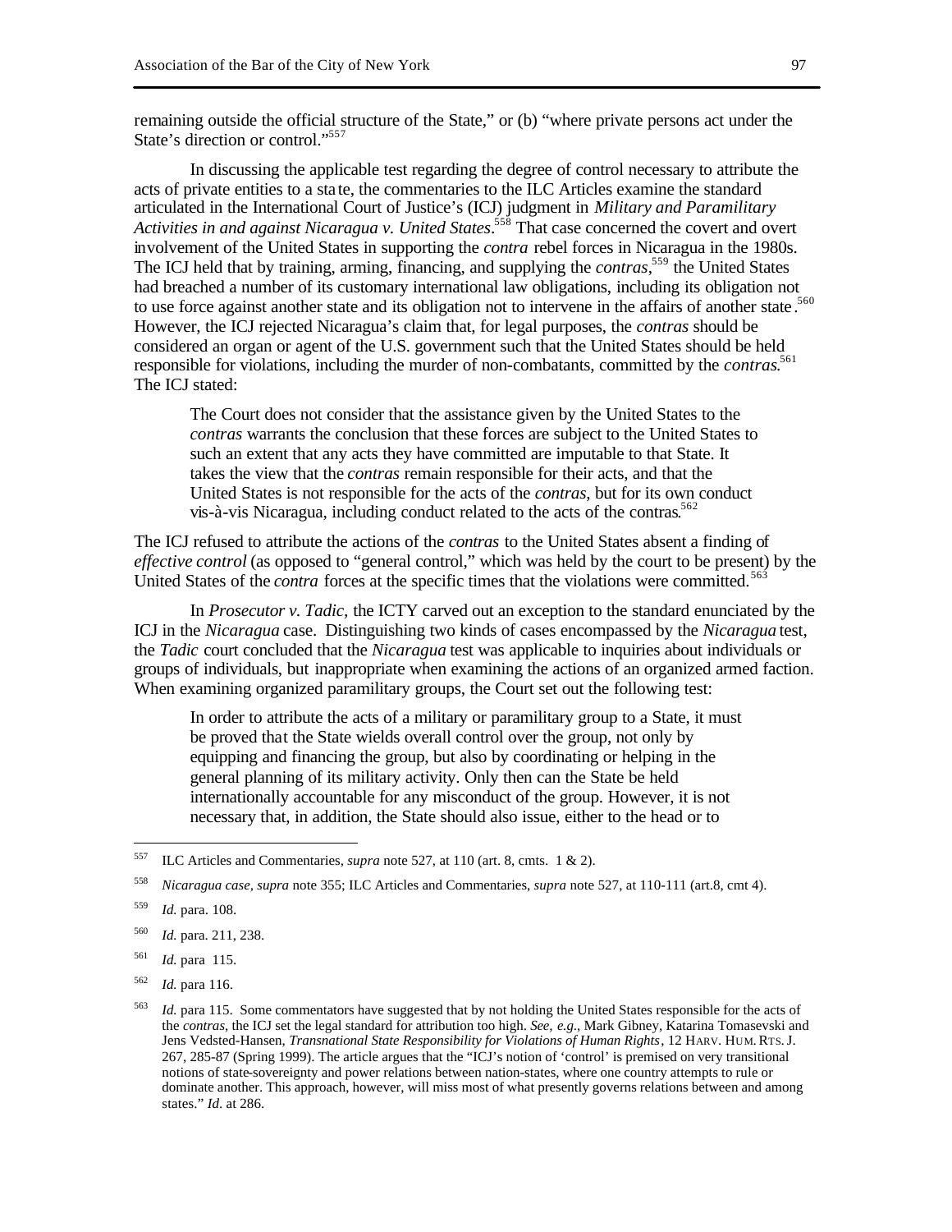remaining outside the official structure of the State," or (b) "where private persons act under the State's direction or control."[557]

In discussing the applicable test regarding the degree of control necessary to attribute the acts of private entities to a state, the commentaries to the ILC Articles examine the standard articulated in the International Court of Justice's (ICJ) judgment in *Military and Paramilitary Activities in and against Nicaragua v. United States*.[558] That case concerned the covert and overt involvement of the United States in supporting the *contra* rebel forces in Nicaragua in the 1980s. The ICJ held that by training, arming, financing, and supplying the *contras*,[559] the United States had breached a number of its customary international law obligations, including its obligation not to use force against another state and its obligation not to intervene in the affairs of another state.[560] However, the ICJ rejected Nicaragua's claim that, for legal purposes, the *contras* should be considered an organ or agent of the U.S. government such that the United States should be held responsible for violations, including the murder of non-combatants, committed by the *contras*.[561] The ICJ stated:

> The Court does not consider that the assistance given by the United States to the *contras* warrants the conclusion that these forces are subject to the United States to such an extent that any acts they have committed are imputable to that State. It takes the view that the *contras* remain responsible for their acts, and that the United States is not responsible for the acts of the *contras*, but for its own conduct vis-à-vis Nicaragua, including conduct related to the acts of the contras.[562]

The ICJ refused to attribute the actions of the *contras* to the United States absent a finding of *effective control* (as opposed to "general control," which was held by the court to be present) by the United States of the *contra* forces at the specific times that the violations were committed.[563]

In *Prosecutor v. Tadic*, the ICTY carved out an exception to the standard enunciated by the ICJ in the *Nicaragua* case. Distinguishing two kinds of cases encompassed by the *Nicaragua* test, the *Tadic* court concluded that the *Nicaragua* test was applicable to inquiries about individuals or groups of individuals, but inappropriate when examining the actions of an organized armed faction. When examining organized paramilitary groups, the Court set out the following test:

> In order to attribute the acts of a military or paramilitary group to a State, it must be proved that the State wields overall control over the group, not only by equipping and financing the group, but also by coordinating or helping in the general planning of its military activity. Only then can the State be held internationally accountable for any misconduct of the group. However, it is not necessary that, in addition, the State should also issue, either to the head or to

---

[557] ILC Articles and Commentaries, *supra* note 527, at 110 (art. 8, cmts. 1 & 2).

[558] *Nicaragua case, supra* note 355; ILC Articles and Commentaries, *supra* note 527, at 110-111 (art.8, cmt 4).

[559] *Id.* para. 108.

[560] *Id.* para. 211, 238.

[561] *Id.* para 115.

[562] *Id.* para 116.

[563] *Id.* para 115. Some commentators have suggested that by not holding the United States responsible for the acts of the *contras*, the ICJ set the legal standard for attribution too high. *See, e.g.*, Mark Gibney, Katarina Tomasevski and Jens Vedsted-Hansen, *Transnational State Responsibility for Violations of Human Rights*, 12 HARV. HUM. RTS. J. 267, 285-87 (Spring 1999). The article argues that the "ICJ's notion of 'control' is premised on very transitional notions of state-sovereignty and power relations between nation-states, where one country attempts to rule or dominate another. This approach, however, will miss most of what presently governs relations between and among states." *Id.* at 286.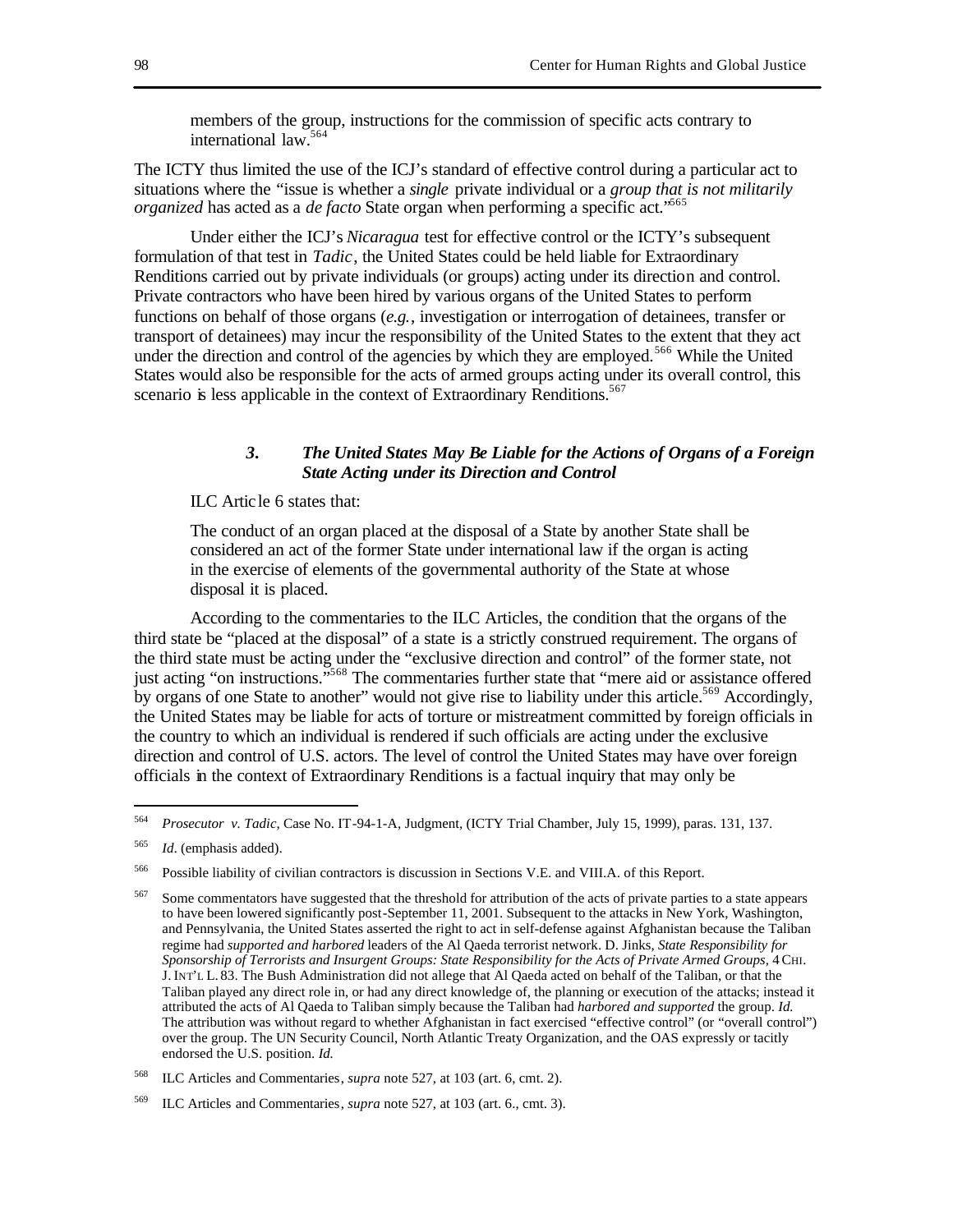members of the group, instructions for the commission of specific acts contrary to international law.[564]

The ICTY thus limited the use of the ICJ's standard of effective control during a particular act to situations where the "issue is whether a *single* private individual or a *group that is not militarily organized* has acted as a *de facto* State organ when performing a specific act."[565]

Under either the ICJ's *Nicaragua* test for effective control or the ICTY's subsequent formulation of that test in *Tadic*, the United States could be held liable for Extraordinary Renditions carried out by private individuals (or groups) acting under its direction and control. Private contractors who have been hired by various organs of the United States to perform functions on behalf of those organs (*e.g.*, investigation or interrogation of detainees, transfer or transport of detainees) may incur the responsibility of the United States to the extent that they act under the direction and control of the agencies by which they are employed.[566] While the United States would also be responsible for the acts of armed groups acting under its overall control, this scenario is less applicable in the context of Extraordinary Renditions.[567]

### *3. The United States May Be Liable for the Actions of Organs of a Foreign State Acting under its Direction and Control*

ILC Article 6 states that:

> The conduct of an organ placed at the disposal of a State by another State shall be considered an act of the former State under international law if the organ is acting in the exercise of elements of the governmental authority of the State at whose disposal it is placed.

According to the commentaries to the ILC Articles, the condition that the organs of the third state be "placed at the disposal" of a state is a strictly construed requirement. The organs of the third state must be acting under the "exclusive direction and control" of the former state, not just acting "on instructions."[568] The commentaries further state that "mere aid or assistance offered by organs of one State to another" would not give rise to liability under this article.[569] Accordingly, the United States may be liable for acts of torture or mistreatment committed by foreign officials in the country to which an individual is rendered if such officials are acting under the exclusive direction and control of U.S. actors. The level of control the United States may have over foreign officials in the context of Extraordinary Renditions is a factual inquiry that may only be

---

[564] *Prosecutor v. Tadic*, Case No. IT-94-1-A, Judgment, (ICTY Trial Chamber, July 15, 1999), paras. 131, 137.

[565] *Id*. (emphasis added).

[566] Possible liability of civilian contractors is discussion in Sections V.E. and VIII.A. of this Report.

[567] Some commentators have suggested that the threshold for attribution of the acts of private parties to a state appears to have been lowered significantly post-September 11, 2001. Subsequent to the attacks in New York, Washington, and Pennsylvania, the United States asserted the right to act in self-defense against Afghanistan because the Taliban regime had *supported and harbored* leaders of the Al Qaeda terrorist network. D. Jinks, *State Responsibility for Sponsorship of Terrorists and Insurgent Groups: State Responsibility for the Acts of Private Armed Groups*, 4 CHI. J. INT'L L. 83. The Bush Administration did not allege that Al Qaeda acted on behalf of the Taliban, or that the Taliban played any direct role in, or had any direct knowledge of, the planning or execution of the attacks; instead it attributed the acts of Al Qaeda to Taliban simply because the Taliban had *harbored and supported* the group. *Id.* The attribution was without regard to whether Afghanistan in fact exercised "effective control" (or "overall control") over the group. The UN Security Council, North Atlantic Treaty Organization, and the OAS expressly or tacitly endorsed the U.S. position. *Id.*

[568] ILC Articles and Commentaries, *supra* note 527, at 103 (art. 6, cmt. 2).

[569] ILC Articles and Commentaries, *supra* note 527, at 103 (art. 6., cmt. 3).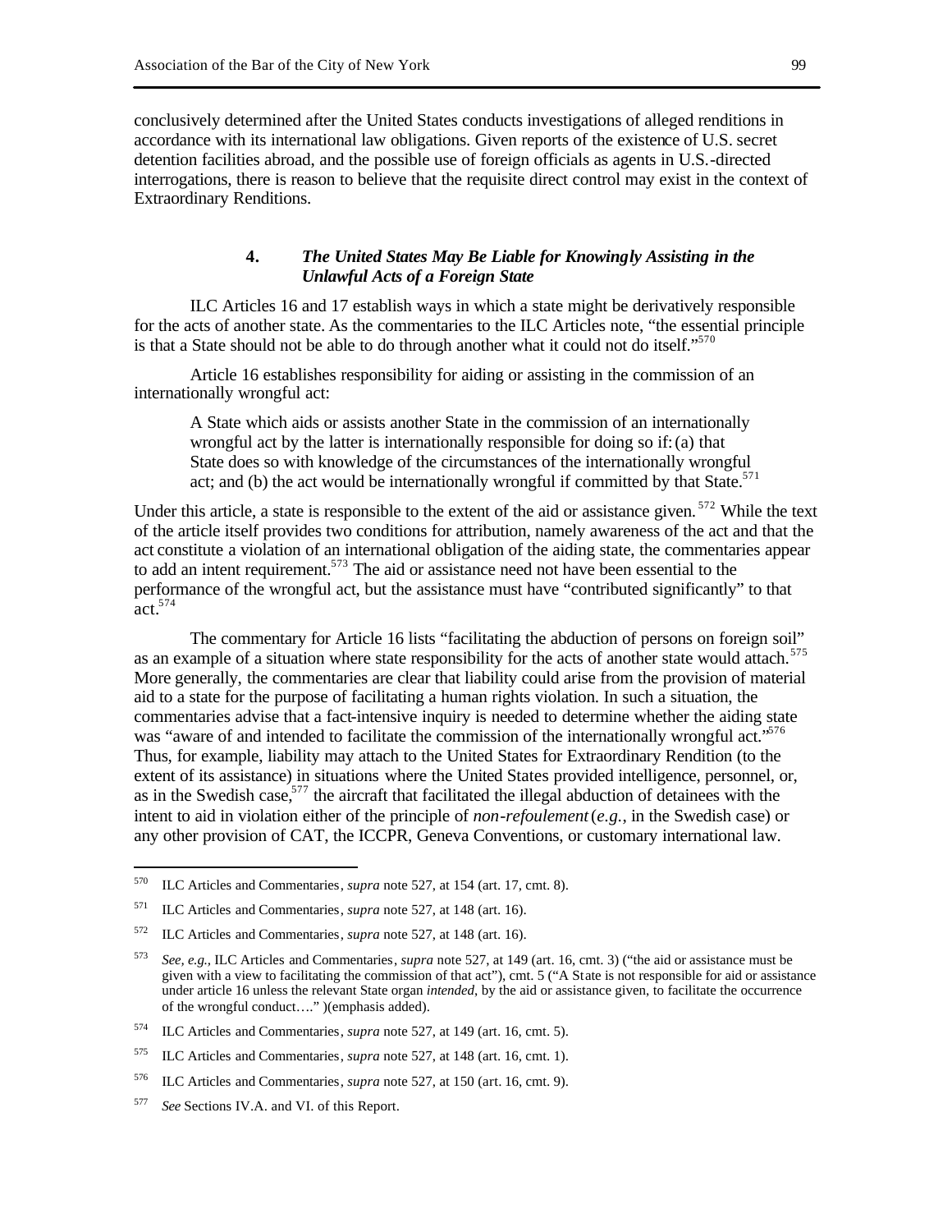conclusively determined after the United States conducts investigations of alleged renditions in accordance with its international law obligations. Given reports of the existence of U.S. secret detention facilities abroad, and the possible use of foreign officials as agents in U.S.-directed interrogations, there is reason to believe that the requisite direct control may exist in the context of Extraordinary Renditions.

#### 4. *The United States May Be Liable for Knowingly Assisting in the Unlawful Acts of a Foreign State*

ILC Articles 16 and 17 establish ways in which a state might be derivatively responsible for the acts of another state. As the commentaries to the ILC Articles note, "the essential principle is that a State should not be able to do through another what it could not do itself."[570]

Article 16 establishes responsibility for aiding or assisting in the commission of an internationally wrongful act:

> A State which aids or assists another State in the commission of an internationally wrongful act by the latter is internationally responsible for doing so if: (a) that State does so with knowledge of the circumstances of the internationally wrongful act; and (b) the act would be internationally wrongful if committed by that State.[571]

Under this article, a state is responsible to the extent of the aid or assistance given.[572] While the text of the article itself provides two conditions for attribution, namely awareness of the act and that the act constitute a violation of an international obligation of the aiding state, the commentaries appear to add an intent requirement.[573] The aid or assistance need not have been essential to the performance of the wrongful act, but the assistance must have "contributed significantly" to that act.[574]

The commentary for Article 16 lists "facilitating the abduction of persons on foreign soil" as an example of a situation where state responsibility for the acts of another state would attach.[575] More generally, the commentaries are clear that liability could arise from the provision of material aid to a state for the purpose of facilitating a human rights violation. In such a situation, the commentaries advise that a fact-intensive inquiry is needed to determine whether the aiding state was "aware of and intended to facilitate the commission of the internationally wrongful act."[576] Thus, for example, liability may attach to the United States for Extraordinary Rendition (to the extent of its assistance) in situations where the United States provided intelligence, personnel, or, as in the Swedish case,[577] the aircraft that facilitated the illegal abduction of detainees with the intent to aid in violation either of the principle of *non-refoulement* (*e.g.*, in the Swedish case) or any other provision of CAT, the ICCPR, Geneva Conventions, or customary international law.

---

[570] ILC Articles and Commentaries, *supra* note 527, at 154 (art. 17, cmt. 8).

[571] ILC Articles and Commentaries, *supra* note 527, at 148 (art. 16).

[572] ILC Articles and Commentaries, *supra* note 527, at 148 (art. 16).

[573] *See, e.g.*, ILC Articles and Commentaries, *supra* note 527, at 149 (art. 16, cmt. 3) ("the aid or assistance must be given with a view to facilitating the commission of that act"), cmt. 5 ("A State is not responsible for aid or assistance under article 16 unless the relevant State organ *intended*, by the aid or assistance given, to facilitate the occurrence of the wrongful conduct…." )(emphasis added).

[574] ILC Articles and Commentaries, *supra* note 527, at 149 (art. 16, cmt. 5).

[575] ILC Articles and Commentaries, *supra* note 527, at 148 (art. 16, cmt. 1).

[576] ILC Articles and Commentaries, *supra* note 527, at 150 (art. 16, cmt. 9).

[577] *See* Sections IV.A. and VI. of this Report.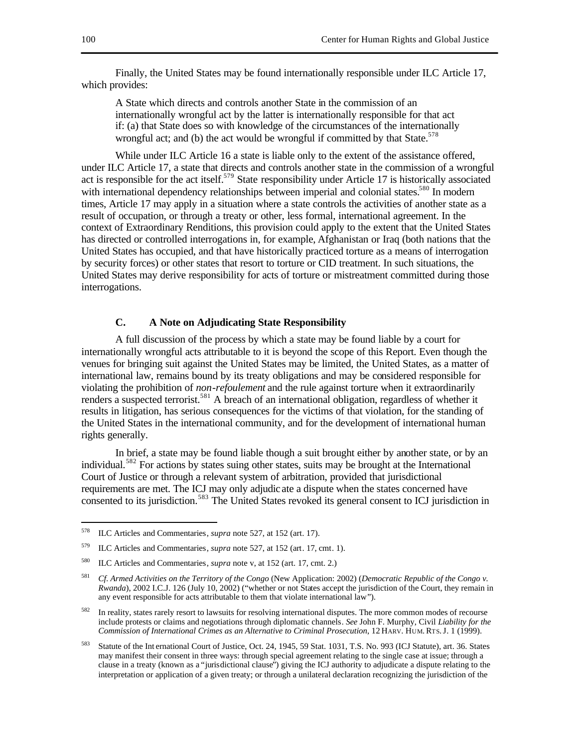Finally, the United States may be found internationally responsible under ILC Article 17, which provides:

> A State which directs and controls another State in the commission of an internationally wrongful act by the latter is internationally responsible for that act if: (a) that State does so with knowledge of the circumstances of the internationally wrongful act; and (b) the act would be wrongful if committed by that State.[578]

While under ILC Article 16 a state is liable only to the extent of the assistance offered, under ILC Article 17, a state that directs and controls another state in the commission of a wrongful act is responsible for the act itself.[579] State responsibility under Article 17 is historically associated with international dependency relationships between imperial and colonial states.[580] In modern times, Article 17 may apply in a situation where a state controls the activities of another state as a result of occupation, or through a treaty or other, less formal, international agreement. In the context of Extraordinary Renditions, this provision could apply to the extent that the United States has directed or controlled interrogations in, for example, Afghanistan or Iraq (both nations that the United States has occupied, and that have historically practiced torture as a means of interrogation by security forces) or other states that resort to torture or CID treatment. In such situations, the United States may derive responsibility for acts of torture or mistreatment committed during those interrogations.

### C. A Note on Adjudicating State Responsibility

A full discussion of the process by which a state may be found liable by a court for internationally wrongful acts attributable to it is beyond the scope of this Report. Even though the venues for bringing suit against the United States may be limited, the United States, as a matter of international law, remains bound by its treaty obligations and may be considered responsible for violating the prohibition of *non-refoulement* and the rule against torture when it extraordinarily renders a suspected terrorist.[581] A breach of an international obligation, regardless of whether it results in litigation, has serious consequences for the victims of that violation, for the standing of the United States in the international community, and for the development of international human rights generally.

In brief, a state may be found liable though a suit brought either by another state, or by an individual.[582] For actions by states suing other states, suits may be brought at the International Court of Justice or through a relevant system of arbitration, provided that jurisdictional requirements are met. The ICJ may only adjudicate a dispute when the states concerned have consented to its jurisdiction.[583] The United States revoked its general consent to ICJ jurisdiction in

---

[578] ILC Articles and Commentaries, *supra* note 527, at 152 (art. 17).

[579] ILC Articles and Commentaries, *supra* note 527, at 152 (art. 17, cmt. 1).

[580] ILC Articles and Commentaries, *supra* note v, at 152 (art. 17, cmt. 2.)

[581] *Cf. Armed Activities on the Territory of the Congo* (New Application: 2002) (*Democratic Republic of the Congo v. Rwanda*), 2002 I.C.J. 126 (July 10, 2002) ("whether or not States accept the jurisdiction of the Court, they remain in any event responsible for acts attributable to them that violate international law").

[582] In reality, states rarely resort to lawsuits for resolving international disputes. The more common modes of recourse include protests or claims and negotiations through diplomatic channels. *See* John F. Murphy, Civil *Liability for the Commission of International Crimes as an Alternative to Criminal Prosecution*, 12 HARV. HUM. RTS. J. 1 (1999).

[583] Statute of the International Court of Justice, Oct. 24, 1945, 59 Stat. 1031, T.S. No. 993 (ICJ Statute), art. 36. States may manifest their consent in three ways: through special agreement relating to the single case at issue; through a clause in a treaty (known as a "jurisdictional clause") giving the ICJ authority to adjudicate a dispute relating to the interpretation or application of a given treaty; or through a unilateral declaration recognizing the jurisdiction of the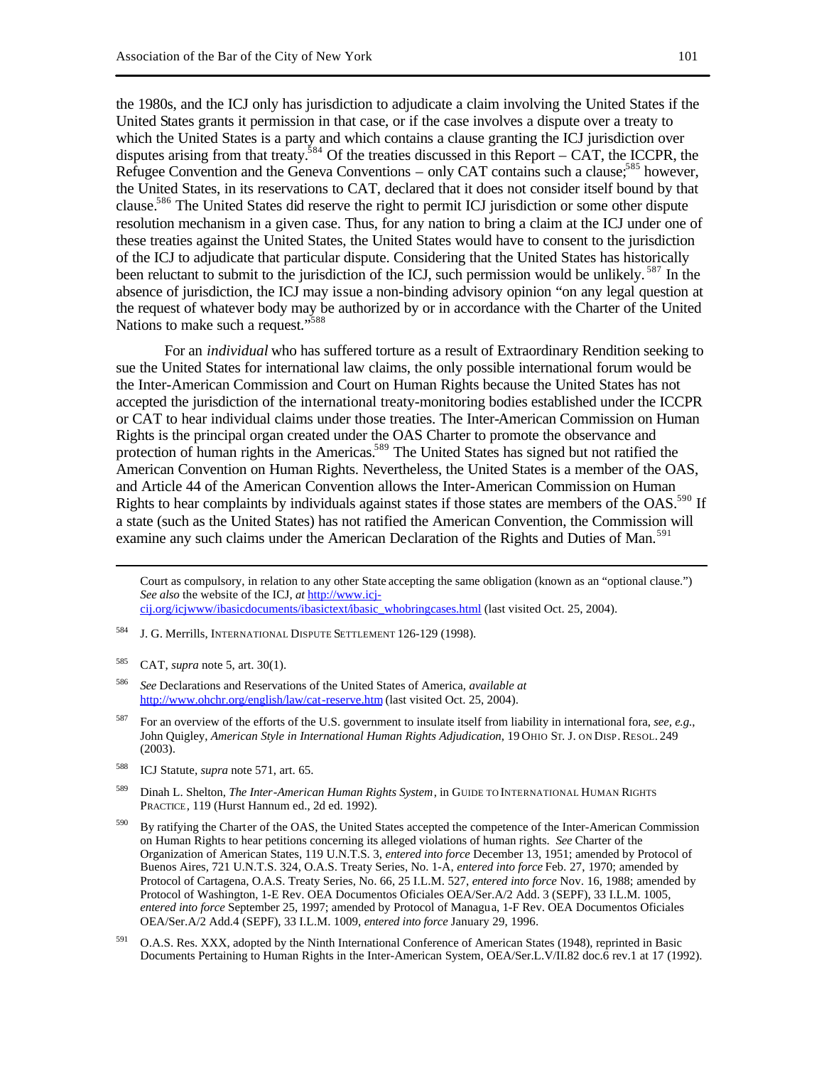the 1980s, and the ICJ only has jurisdiction to adjudicate a claim involving the United States if the United States grants it permission in that case, or if the case involves a dispute over a treaty to which the United States is a party and which contains a clause granting the ICJ jurisdiction over disputes arising from that treaty.[584] Of the treaties discussed in this Report – CAT, the ICCPR, the Refugee Convention and the Geneva Conventions – only CAT contains such a clause;[585] however, the United States, in its reservations to CAT, declared that it does not consider itself bound by that clause.[586] The United States did reserve the right to permit ICJ jurisdiction or some other dispute resolution mechanism in a given case. Thus, for any nation to bring a claim at the ICJ under one of these treaties against the United States, the United States would have to consent to the jurisdiction of the ICJ to adjudicate that particular dispute. Considering that the United States has historically been reluctant to submit to the jurisdiction of the ICJ, such permission would be unlikely.[587] In the absence of jurisdiction, the ICJ may issue a non-binding advisory opinion "on any legal question at the request of whatever body may be authorized by or in accordance with the Charter of the United Nations to make such a request."[588]

For an *individual* who has suffered torture as a result of Extraordinary Rendition seeking to sue the United States for international law claims, the only possible international forum would be the Inter-American Commission and Court on Human Rights because the United States has not accepted the jurisdiction of the international treaty-monitoring bodies established under the ICCPR or CAT to hear individual claims under those treaties. The Inter-American Commission on Human Rights is the principal organ created under the OAS Charter to promote the observance and protection of human rights in the Americas.[589] The United States has signed but not ratified the American Convention on Human Rights. Nevertheless, the United States is a member of the OAS, and Article 44 of the American Convention allows the Inter-American Commission on Human Rights to hear complaints by individuals against states if those states are members of the OAS.[590] If a state (such as the United States) has not ratified the American Convention, the Commission will examine any such claims under the American Declaration of the Rights and Duties of Man.[591]

---

Court as compulsory, in relation to any other State accepting the same obligation (known as an "optional clause.") *See also* the website of the ICJ, *at* http://www.icj-cij.org/icjwww/ibasicdocuments/ibasictext/ibasic_whobringcases.html (last visited Oct. 25, 2004).

[584] J. G. Merrills, INTERNATIONAL DISPUTE SETTLEMENT 126-129 (1998).

[585] CAT, *supra* note 5, art. 30(1).

[586] *See* Declarations and Reservations of the United States of America, *available at* http://www.ohchr.org/english/law/cat-reserve.htm (last visited Oct. 25, 2004).

[587] For an overview of the efforts of the U.S. government to insulate itself from liability in international fora, *see, e.g.*, John Quigley, *American Style in International Human Rights Adjudication*, 19 OHIO ST. J. ON DISP. RESOL. 249 (2003).

[588] ICJ Statute, *supra* note 571, art. 65.

[589] Dinah L. Shelton, *The Inter-American Human Rights System*, in GUIDE TO INTERNATIONAL HUMAN RIGHTS PRACTICE, 119 (Hurst Hannum ed., 2d ed. 1992).

[590] By ratifying the Charter of the OAS, the United States accepted the competence of the Inter-American Commission on Human Rights to hear petitions concerning its alleged violations of human rights. *See* Charter of the Organization of American States, 119 U.N.T.S. 3, *entered into force* December 13, 1951; amended by Protocol of Buenos Aires, 721 U.N.T.S. 324, O.A.S. Treaty Series, No. 1-A, *entered into force* Feb. 27, 1970; amended by Protocol of Cartagena, O.A.S. Treaty Series, No. 66, 25 I.L.M. 527, *entered into force* Nov. 16, 1988; amended by Protocol of Washington, 1-E Rev. OEA Documentos Oficiales OEA/Ser.A/2 Add. 3 (SEPF), 33 I.L.M. 1005, *entered into force* September 25, 1997; amended by Protocol of Managua, 1-F Rev. OEA Documentos Oficiales OEA/Ser.A/2 Add.4 (SEPF), 33 I.L.M. 1009, *entered into force* January 29, 1996.

[591] O.A.S. Res. XXX, adopted by the Ninth International Conference of American States (1948), reprinted in Basic Documents Pertaining to Human Rights in the Inter-American System, OEA/Ser.L.V/II.82 doc.6 rev.1 at 17 (1992).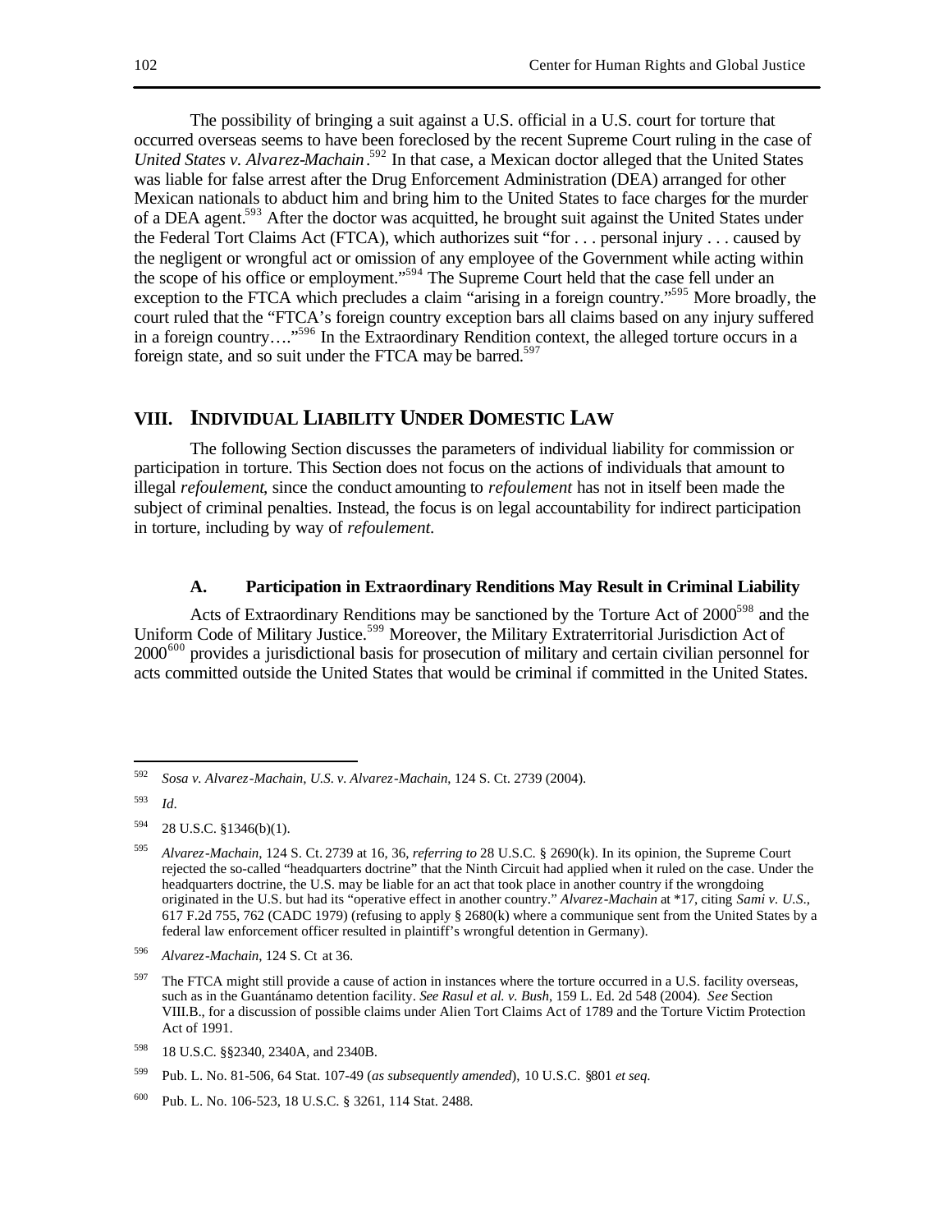The possibility of bringing a suit against a U.S. official in a U.S. court for torture that occurred overseas seems to have been foreclosed by the recent Supreme Court ruling in the case of *United States v. Alvarez-Machain*.[592] In that case, a Mexican doctor alleged that the United States was liable for false arrest after the Drug Enforcement Administration (DEA) arranged for other Mexican nationals to abduct him and bring him to the United States to face charges for the murder of a DEA agent.[593] After the doctor was acquitted, he brought suit against the United States under the Federal Tort Claims Act (FTCA), which authorizes suit "for . . . personal injury . . . caused by the negligent or wrongful act or omission of any employee of the Government while acting within the scope of his office or employment."[594] The Supreme Court held that the case fell under an exception to the FTCA which precludes a claim "arising in a foreign country."[595] More broadly, the court ruled that the "FTCA's foreign country exception bars all claims based on any injury suffered in a foreign country…."[596] In the Extraordinary Rendition context, the alleged torture occurs in a foreign state, and so suit under the FTCA may be barred.[597]

## VIII. Individual Liability Under Domestic Law

The following Section discusses the parameters of individual liability for commission or participation in torture. This Section does not focus on the actions of individuals that amount to illegal *refoulement*, since the conduct amounting to *refoulement* has not in itself been made the subject of criminal penalties. Instead, the focus is on legal accountability for indirect participation in torture, including by way of *refoulement*.

### A. Participation in Extraordinary Renditions May Result in Criminal Liability

Acts of Extraordinary Renditions may be sanctioned by the Torture Act of 2000[598] and the Uniform Code of Military Justice.[599] Moreover, the Military Extraterritorial Jurisdiction Act of 2000[600] provides a jurisdictional basis for prosecution of military and certain civilian personnel for acts committed outside the United States that would be criminal if committed in the United States.

---

[592] *Sosa v. Alvarez-Machain*, *U.S. v. Alvarez-Machain*, 124 S. Ct. 2739 (2004).

[593] *Id*.

[594] 28 U.S.C. §1346(b)(1).

[595] *Alvarez-Machain*, 124 S. Ct. 2739 at 16, 36, *referring to* 28 U.S.C. § 2690(k). In its opinion, the Supreme Court rejected the so-called "headquarters doctrine" that the Ninth Circuit had applied when it ruled on the case. Under the headquarters doctrine, the U.S. may be liable for an act that took place in another country if the wrongdoing originated in the U.S. but had its "operative effect in another country." *Alvarez-Machain* at *17, citing *Sami v. U.S.*, 617 F.2d 755, 762 (CADC 1979) (refusing to apply § 2680(k) where a communique sent from the United States by a federal law enforcement officer resulted in plaintiff's wrongful detention in Germany).

[596] *Alvarez-Machain*, 124 S. Ct at 36.

[597] The FTCA might still provide a cause of action in instances where the torture occurred in a U.S. facility overseas, such as in the Guantánamo detention facility. *See Rasul et al. v. Bush*, 159 L. Ed. 2d 548 (2004). *See* Section VIII.B., for a discussion of possible claims under Alien Tort Claims Act of 1789 and the Torture Victim Protection Act of 1991.

[598] 18 U.S.C. §§2340, 2340A, and 2340B.

[599] Pub. L. No. 81-506, 64 Stat. 107-49 (*as subsequently amended*), 10 U.S.C. §801 *et seq.*

[600] Pub. L. No. 106-523, 18 U.S.C. § 3261, 114 Stat. 2488.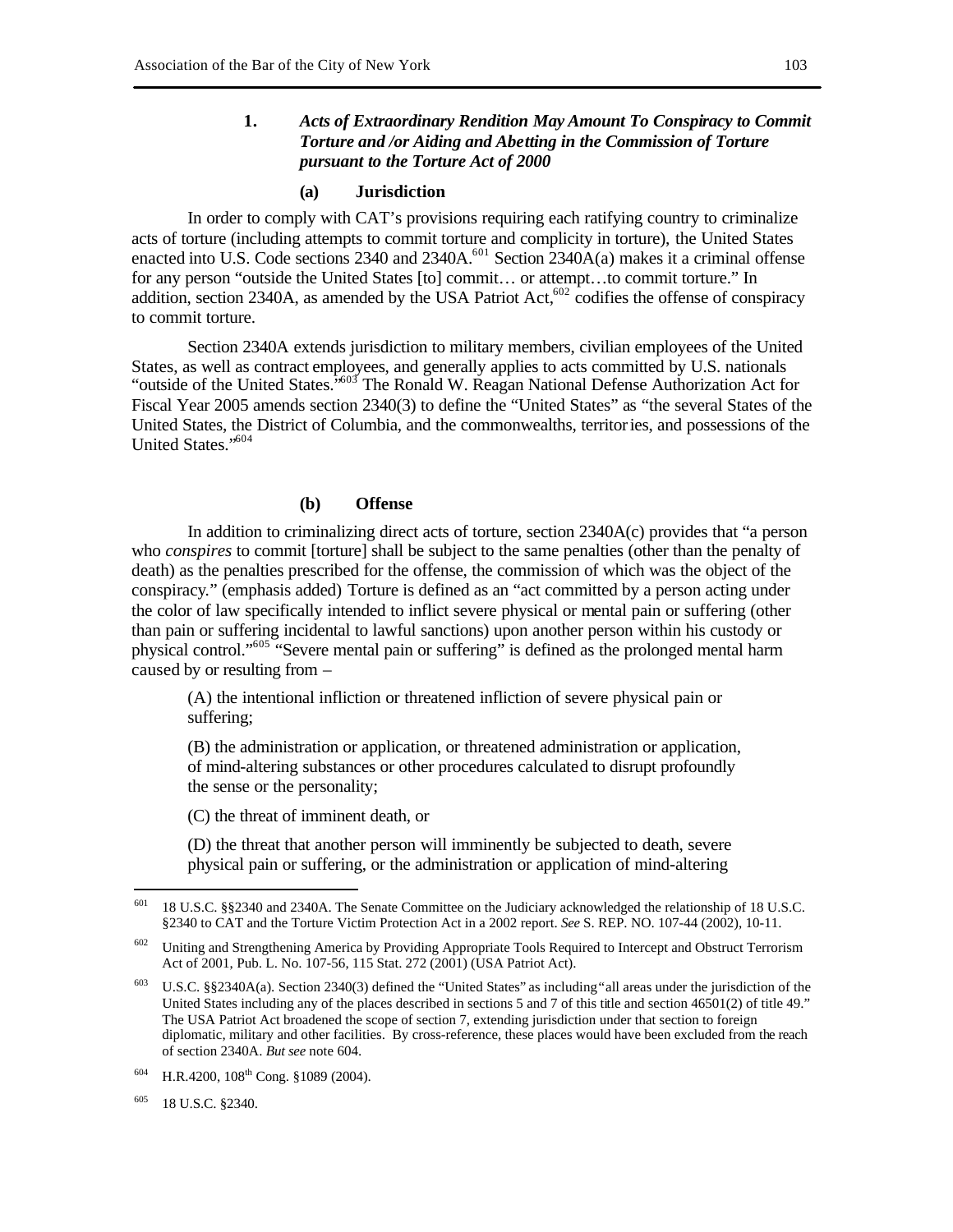### 1. *Acts of Extraordinary Rendition May Amount To Conspiracy to Commit Torture and /or Aiding and Abetting in the Commission of Torture pursuant to the Torture Act of 2000*

#### (a) Jurisdiction

In order to comply with CAT's provisions requiring each ratifying country to criminalize acts of torture (including attempts to commit torture and complicity in torture), the United States enacted into U.S. Code sections 2340 and 2340A.[601] Section 2340A(a) makes it a criminal offense for any person "outside the United States [to] commit… or attempt…to commit torture." In addition, section 2340A, as amended by the USA Patriot Act,[602] codifies the offense of conspiracy to commit torture.

Section 2340A extends jurisdiction to military members, civilian employees of the United States, as well as contract employees, and generally applies to acts committed by U.S. nationals "outside of the United States."[603] The Ronald W. Reagan National Defense Authorization Act for Fiscal Year 2005 amends section 2340(3) to define the "United States" as "the several States of the United States, the District of Columbia, and the commonwealths, territories, and possessions of the United States."[604]

#### (b) Offense

In addition to criminalizing direct acts of torture, section 2340A(c) provides that "a person who *conspires* to commit [torture] shall be subject to the same penalties (other than the penalty of death) as the penalties prescribed for the offense, the commission of which was the object of the conspiracy." (emphasis added) Torture is defined as an "act committed by a person acting under the color of law specifically intended to inflict severe physical or mental pain or suffering (other than pain or suffering incidental to lawful sanctions) upon another person within his custody or physical control."[605] "Severe mental pain or suffering" is defined as the prolonged mental harm caused by or resulting from –

> (A) the intentional infliction or threatened infliction of severe physical pain or suffering;
>
> (B) the administration or application, or threatened administration or application, of mind-altering substances or other procedures calculated to disrupt profoundly the sense or the personality;
>
> (C) the threat of imminent death, or
>
> (D) the threat that another person will imminently be subjected to death, severe physical pain or suffering, or the administration or application of mind-altering

---

[601] 18 U.S.C. §§2340 and 2340A. The Senate Committee on the Judiciary acknowledged the relationship of 18 U.S.C. §2340 to CAT and the Torture Victim Protection Act in a 2002 report. *See* S. REP. NO. 107-44 (2002), 10-11.

[602] Uniting and Strengthening America by Providing Appropriate Tools Required to Intercept and Obstruct Terrorism Act of 2001, Pub. L. No. 107-56, 115 Stat. 272 (2001) (USA Patriot Act).

[603] U.S.C. §§2340A(a). Section 2340(3) defined the "United States" as including "all areas under the jurisdiction of the United States including any of the places described in sections 5 and 7 of this title and section 46501(2) of title 49." The USA Patriot Act broadened the scope of section 7, extending jurisdiction under that section to foreign diplomatic, military and other facilities. By cross-reference, these places would have been excluded from the reach of section 2340A. *But see* note 604.

[604] H.R.4200, 108th Cong. §1089 (2004).

[605] 18 U.S.C. §2340.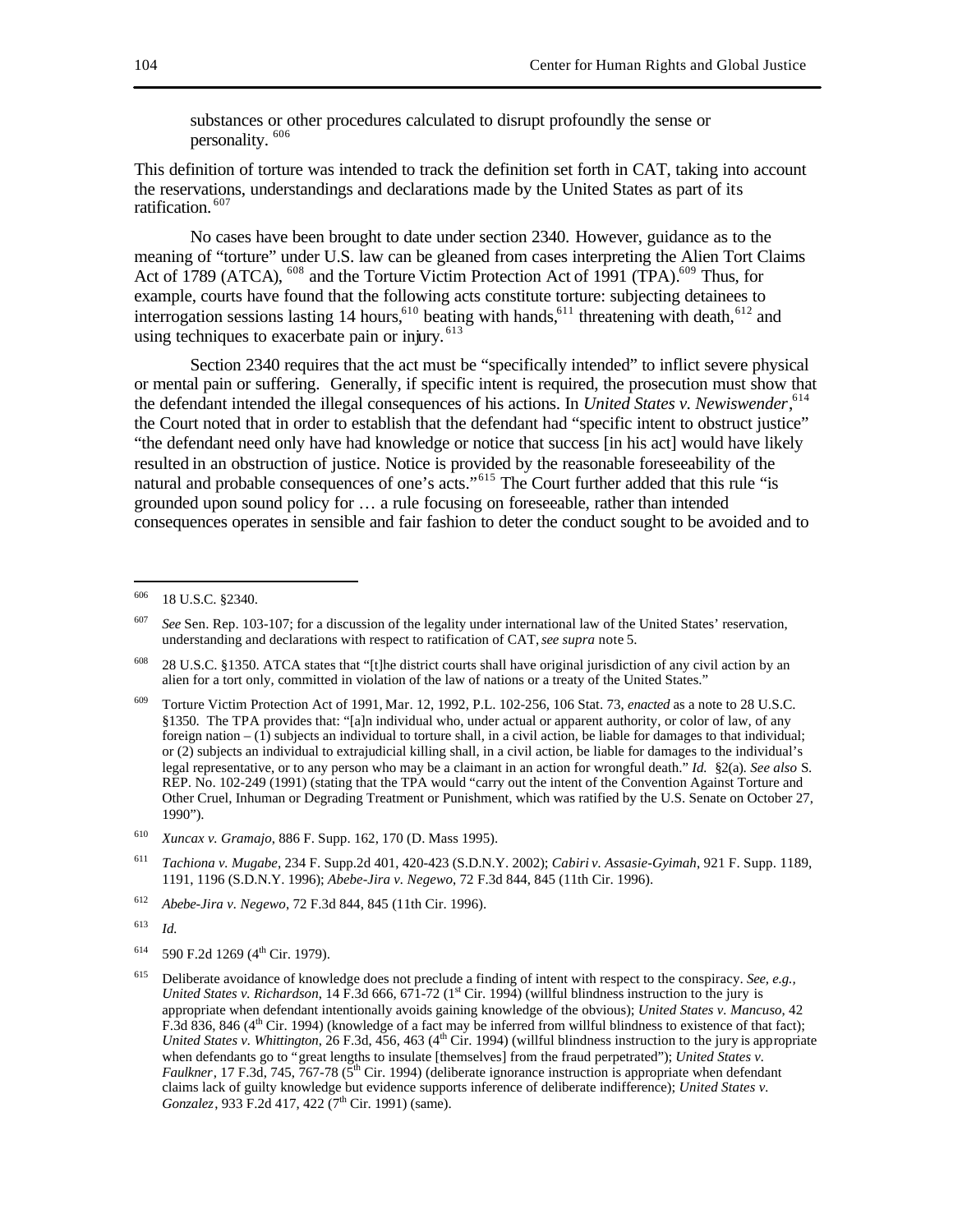> substances or other procedures calculated to disrupt profoundly the sense or personality.[606]

This definition of torture was intended to track the definition set forth in CAT, taking into account the reservations, understandings and declarations made by the United States as part of its ratification.[607]

No cases have been brought to date under section 2340. However, guidance as to the meaning of "torture" under U.S. law can be gleaned from cases interpreting the Alien Tort Claims Act of 1789 (ATCA),[608] and the Torture Victim Protection Act of 1991 (TPA).[609] Thus, for example, courts have found that the following acts constitute torture: subjecting detainees to interrogation sessions lasting 14 hours,[610] beating with hands,[611] threatening with death,[612] and using techniques to exacerbate pain or injury.[613]

Section 2340 requires that the act must be "specifically intended" to inflict severe physical or mental pain or suffering. Generally, if specific intent is required, the prosecution must show that the defendant intended the illegal consequences of his actions. In *United States v. Newiswender*,[614] the Court noted that in order to establish that the defendant had "specific intent to obstruct justice" "the defendant need only have had knowledge or notice that success [in his act] would have likely resulted in an obstruction of justice. Notice is provided by the reasonable foreseeability of the natural and probable consequences of one's acts."[615] The Court further added that this rule "is grounded upon sound policy for … a rule focusing on foreseeable, rather than intended consequences operates in sensible and fair fashion to deter the conduct sought to be avoided and to

---

[606] 18 U.S.C. §2340.

[607] *See* Sen. Rep. 103-107; for a discussion of the legality under international law of the United States' reservation, understanding and declarations with respect to ratification of CAT, *see supra* note 5.

[608] 28 U.S.C. §1350. ATCA states that "[t]he district courts shall have original jurisdiction of any civil action by an alien for a tort only, committed in violation of the law of nations or a treaty of the United States."

[609] Torture Victim Protection Act of 1991, Mar. 12, 1992, P.L. 102-256, 106 Stat. 73, *enacted* as a note to 28 U.S.C. §1350. The TPA provides that: "[a]n individual who, under actual or apparent authority, or color of law, of any foreign nation – (1) subjects an individual to torture shall, in a civil action, be liable for damages to that individual; or (2) subjects an individual to extrajudicial killing shall, in a civil action, be liable for damages to the individual's legal representative, or to any person who may be a claimant in an action for wrongful death." *Id.* §2(a). *See also* S. REP. No. 102-249 (1991) (stating that the TPA would "carry out the intent of the Convention Against Torture and Other Cruel, Inhuman or Degrading Treatment or Punishment, which was ratified by the U.S. Senate on October 27, 1990").

[610] *Xuncax v. Gramajo*, 886 F. Supp. 162, 170 (D. Mass 1995).

[611] *Tachiona v. Mugabe*, 234 F. Supp.2d 401, 420-423 (S.D.N.Y. 2002); *Cabiri v. Assasie-Gyimah*, 921 F. Supp. 1189, 1191, 1196 (S.D.N.Y. 1996); *Abebe-Jira v. Negewo*, 72 F.3d 844, 845 (11th Cir. 1996).

[612] *Abebe-Jira v. Negewo*, 72 F.3d 844, 845 (11th Cir. 1996).

[613] *Id.*

[614] 590 F.2d 1269 (4th Cir. 1979).

[615] Deliberate avoidance of knowledge does not preclude a finding of intent with respect to the conspiracy. *See, e.g., United States v. Richardson*, 14 F.3d 666, 671-72 (1st Cir. 1994) (willful blindness instruction to the jury is appropriate when defendant intentionally avoids gaining knowledge of the obvious); *United States v. Mancuso*, 42 F.3d 836, 846 (4th Cir. 1994) (knowledge of a fact may be inferred from willful blindness to existence of that fact); *United States v. Whittington*, 26 F.3d, 456, 463 (4th Cir. 1994) (willful blindness instruction to the jury is appropriate when defendants go to "great lengths to insulate [themselves] from the fraud perpetrated"); *United States v. Faulkner*, 17 F.3d, 745, 767-78 (5th Cir. 1994) (deliberate ignorance instruction is appropriate when defendant claims lack of guilty knowledge but evidence supports inference of deliberate indifference); *United States v. Gonzalez*, 933 F.2d 417, 422 (7th Cir. 1991) (same).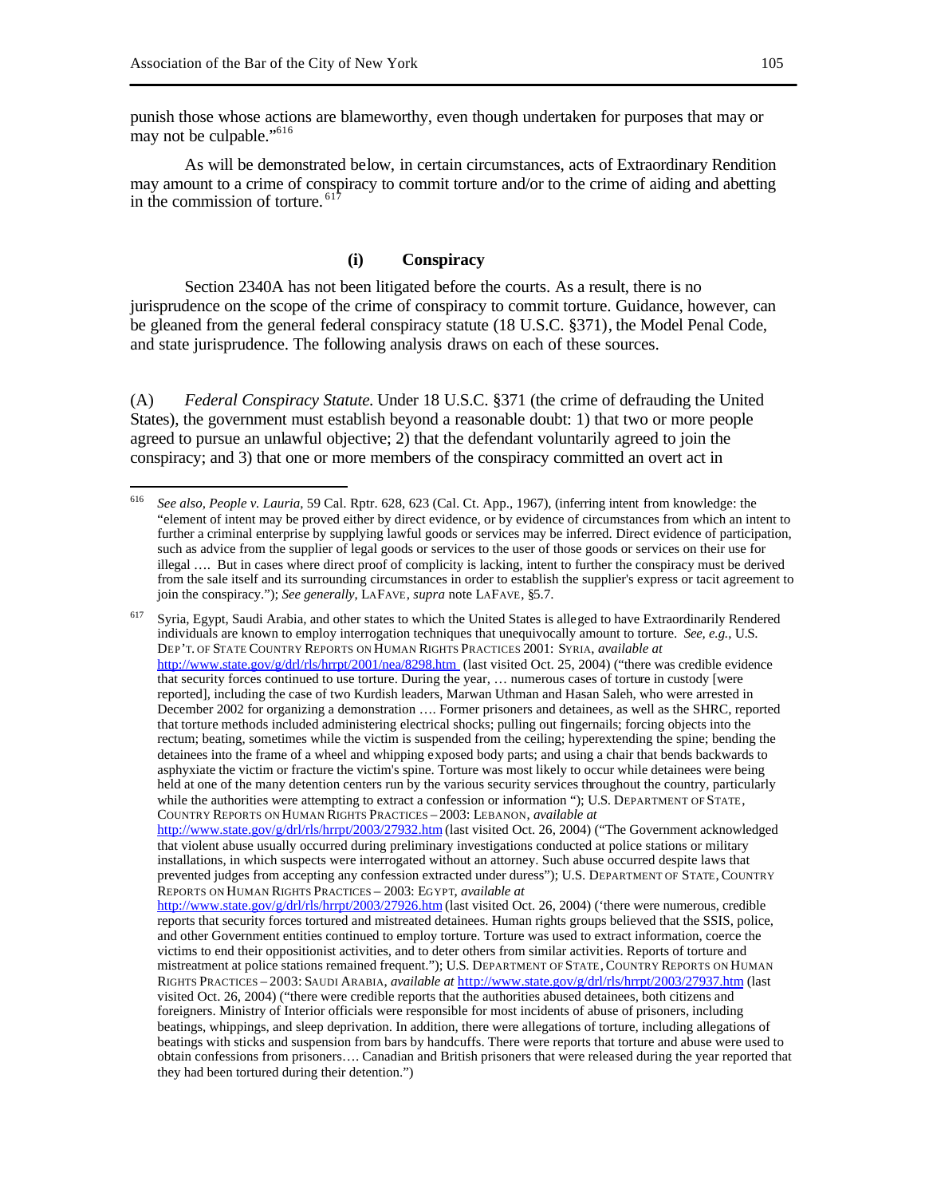punish those whose actions are blameworthy, even though undertaken for purposes that may or may not be culpable."[616]

As will be demonstrated below, in certain circumstances, acts of Extraordinary Rendition may amount to a crime of conspiracy to commit torture and/or to the crime of aiding and abetting in the commission of torture.[617]

### (i) Conspiracy

Section 2340A has not been litigated before the courts. As a result, there is no jurisprudence on the scope of the crime of conspiracy to commit torture. Guidance, however, can be gleaned from the general federal conspiracy statute (18 U.S.C. §371), the Model Penal Code, and state jurisprudence. The following analysis draws on each of these sources.

(A) *Federal Conspiracy Statute.* Under 18 U.S.C. §371 (the crime of defrauding the United States), the government must establish beyond a reasonable doubt: 1) that two or more people agreed to pursue an unlawful objective; 2) that the defendant voluntarily agreed to join the conspiracy; and 3) that one or more members of the conspiracy committed an overt act in

---

[616] *See also, People v. Lauria*, 59 Cal. Rptr. 628, 623 (Cal. Ct. App., 1967), (inferring intent from knowledge: the "element of intent may be proved either by direct evidence, or by evidence of circumstances from which an intent to further a criminal enterprise by supplying lawful goods or services may be inferred. Direct evidence of participation, such as advice from the supplier of legal goods or services to the user of those goods or services on their use for illegal …. But in cases where direct proof of complicity is lacking, intent to further the conspiracy must be derived from the sale itself and its surrounding circumstances in order to establish the supplier's express or tacit agreement to join the conspiracy."); *See generally*, LAFAVE, *supra* note LAFAVE, §5.7.

[617] Syria, Egypt, Saudi Arabia, and other states to which the United States is alleged to have Extraordinarily Rendered individuals are known to employ interrogation techniques that unequivocally amount to torture. *See, e.g.*, U.S. DEP'T. OF STATE COUNTRY REPORTS ON HUMAN RIGHTS PRACTICES 2001: SYRIA, *available at* http://www.state.gov/g/drl/rls/hrrpt/2001/nea/8298.htm (last visited Oct. 25, 2004) ("there was credible evidence that security forces continued to use torture. During the year, … numerous cases of torture in custody [were reported], including the case of two Kurdish leaders, Marwan Uthman and Hasan Saleh, who were arrested in December 2002 for organizing a demonstration …. Former prisoners and detainees, as well as the SHRC, reported that torture methods included administering electrical shocks; pulling out fingernails; forcing objects into the rectum; beating, sometimes while the victim is suspended from the ceiling; hyperextending the spine; bending the detainees into the frame of a wheel and whipping exposed body parts; and using a chair that bends backwards to asphyxiate the victim or fracture the victim's spine. Torture was most likely to occur while detainees were being held at one of the many detention centers run by the various security services throughout the country, particularly while the authorities were attempting to extract a confession or information "); U.S. DEPARTMENT OF STATE, COUNTRY REPORTS ON HUMAN RIGHTS PRACTICES – 2003: LEBANON, *available at* http://www.state.gov/g/drl/rls/hrrpt/2003/27932.htm (last visited Oct. 26, 2004) ("The Government acknowledged that violent abuse usually occurred during preliminary investigations conducted at police stations or military installations, in which suspects were interrogated without an attorney. Such abuse occurred despite laws that prevented judges from accepting any confession extracted under duress"); U.S. DEPARTMENT OF STATE, COUNTRY REPORTS ON HUMAN RIGHTS PRACTICES – 2003: EGYPT, *available at* http://www.state.gov/g/drl/rls/hrrpt/2003/27926.htm (last visited Oct. 26, 2004) ('there were numerous, credible reports that security forces tortured and mistreated detainees. Human rights groups believed that the SSIS, police, and other Government entities continued to employ torture. Torture was used to extract information, coerce the victims to end their oppositionist activities, and to deter others from similar activities. Reports of torture and mistreatment at police stations remained frequent."); U.S. DEPARTMENT OF STATE, COUNTRY REPORTS ON HUMAN RIGHTS PRACTICES – 2003: SAUDI ARABIA, *available at* http://www.state.gov/g/drl/rls/hrrpt/2003/27937.htm (last visited Oct. 26, 2004) ("there were credible reports that the authorities abused detainees, both citizens and foreigners. Ministry of Interior officials were responsible for most incidents of abuse of prisoners, including beatings, whippings, and sleep deprivation. In addition, there were allegations of torture, including allegations of beatings with sticks and suspension from bars by handcuffs. There were reports that torture and abuse were used to obtain confessions from prisoners…. Canadian and British prisoners that were released during the year reported that they had been tortured during their detention.")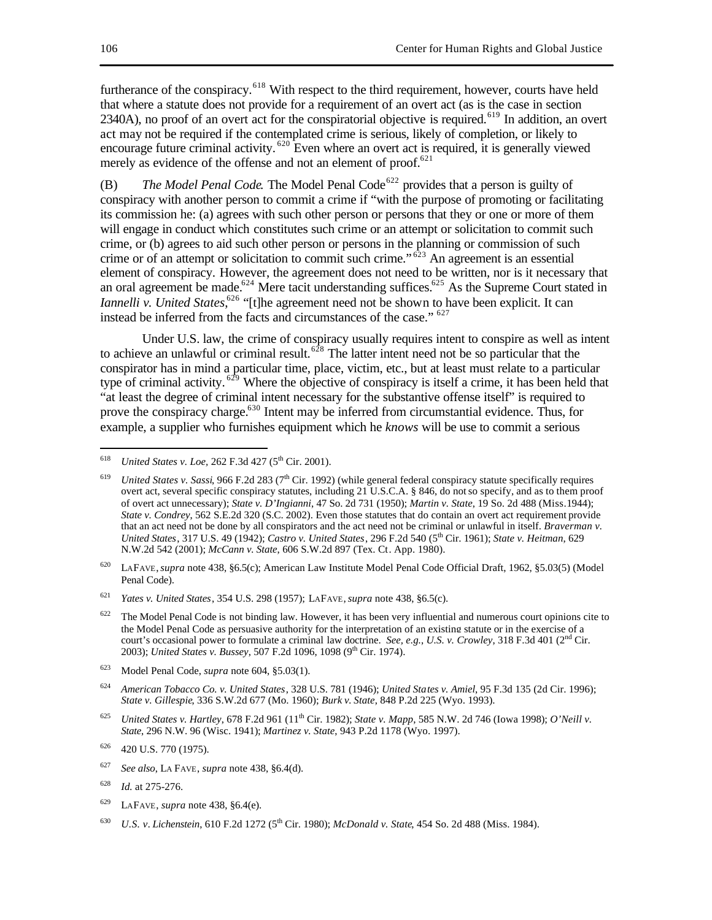furtherance of the conspiracy.[618] With respect to the third requirement, however, courts have held that where a statute does not provide for a requirement of an overt act (as is the case in section 2340A), no proof of an overt act for the conspiratorial objective is required.[619] In addition, an overt act may not be required if the contemplated crime is serious, likely of completion, or likely to encourage future criminal activity.[620] Even where an overt act is required, it is generally viewed merely as evidence of the offense and not an element of proof.[621]

(B) *The Model Penal Code*. The Model Penal Code[622] provides that a person is guilty of conspiracy with another person to commit a crime if "with the purpose of promoting or facilitating its commission he: (a) agrees with such other person or persons that they or one or more of them will engage in conduct which constitutes such crime or an attempt or solicitation to commit such crime, or (b) agrees to aid such other person or persons in the planning or commission of such crime or of an attempt or solicitation to commit such crime."[623] An agreement is an essential element of conspiracy. However, the agreement does not need to be written, nor is it necessary that an oral agreement be made.[624] Mere tacit understanding suffices.[625] As the Supreme Court stated in *Iannelli v. United States*,[626] "[t]he agreement need not be shown to have been explicit. It can instead be inferred from the facts and circumstances of the case." [627]

Under U.S. law, the crime of conspiracy usually requires intent to conspire as well as intent to achieve an unlawful or criminal result.[628] The latter intent need not be so particular that the conspirator has in mind a particular time, place, victim, etc., but at least must relate to a particular type of criminal activity.[629] Where the objective of conspiracy is itself a crime, it has been held that "at least the degree of criminal intent necessary for the substantive offense itself" is required to prove the conspiracy charge.[630] Intent may be inferred from circumstantial evidence. Thus, for example, a supplier who furnishes equipment which he *knows* will be use to commit a serious

---

[618] *United States v. Loe*, 262 F.3d 427 (5th Cir. 2001).

[619] *United States v. Sassi*, 966 F.2d 283 (7th Cir. 1992) (while general federal conspiracy statute specifically requires overt act, several specific conspiracy statutes, including 21 U.S.C.A. § 846, do not so specify, and as to them proof of overt act unnecessary); *State v. D'Ingianni*, 47 So. 2d 731 (1950); *Martin v. State*, 19 So. 2d 488 (Miss.1944); *State v. Condrey*, 562 S.E.2d 320 (S.C. 2002). Even those statutes that do contain an overt act requirement provide that an act need not be done by all conspirators and the act need not be criminal or unlawful in itself. *Braverman v. United States*, 317 U.S. 49 (1942); *Castro v. United States*, 296 F.2d 540 (5th Cir. 1961); *State v. Heitman*, 629 N.W.2d 542 (2001); *McCann v. State*, 606 S.W.2d 897 (Tex. Ct. App. 1980).

[620] LaFave, *supra* note 438, §6.5(c); American Law Institute Model Penal Code Official Draft, 1962, §5.03(5) (Model Penal Code).

[621] *Yates v. United States*, 354 U.S. 298 (1957); LaFave, *supra* note 438, §6.5(c).

[622] The Model Penal Code is not binding law. However, it has been very influential and numerous court opinions cite to the Model Penal Code as persuasive authority for the interpretation of an existing statute or in the exercise of a court's occasional power to formulate a criminal law doctrine. *See, e.g.*, *U.S. v. Crowley*, 318 F.3d 401 (2nd Cir. 2003); *United States v. Bussey*, 507 F.2d 1096, 1098 (9th Cir. 1974).

[623] Model Penal Code, *supra* note 604, §5.03(1).

[624] *American Tobacco Co. v. United States*, 328 U.S. 781 (1946); *United States v. Amiel*, 95 F.3d 135 (2d Cir. 1996); *State v. Gillespie*, 336 S.W.2d 677 (Mo. 1960); *Burk v. State*, 848 P.2d 225 (Wyo. 1993).

[625] *United States v. Hartley*, 678 F.2d 961 (11th Cir. 1982); *State v. Mapp*, 585 N.W. 2d 746 (Iowa 1998); *O'Neill v. State*, 296 N.W. 96 (Wisc. 1941); *Martinez v. State*, 943 P.2d 1178 (Wyo. 1997).

[626] 420 U.S. 770 (1975).

[627] *See also*, La Fave, *supra* note 438, §6.4(d).

[628] *Id.* at 275-276.

[629] LaFave, *supra* note 438, §6.4(e).

[630] *U.S. v. Lichenstein*, 610 F.2d 1272 (5th Cir. 1980); *McDonald v. State*, 454 So. 2d 488 (Miss. 1984).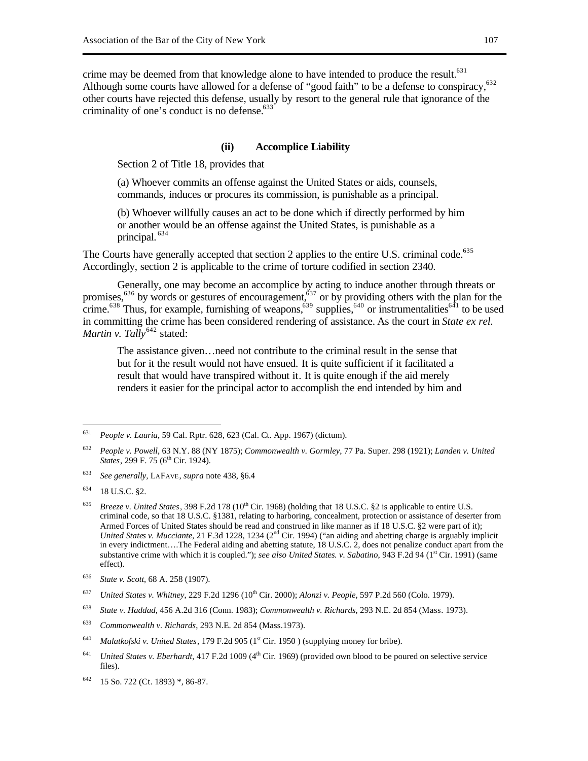crime may be deemed from that knowledge alone to have intended to produce the result.[631] Although some courts have allowed for a defense of "good faith" to be a defense to conspiracy,[632] other courts have rejected this defense, usually by resort to the general rule that ignorance of the criminality of one's conduct is no defense.[633]

#### (ii) Accomplice Liability

Section 2 of Title 18, provides that

> (a) Whoever commits an offense against the United States or aids, counsels, commands, induces or procures its commission, is punishable as a principal.
>
> (b) Whoever willfully causes an act to be done which if directly performed by him or another would be an offense against the United States, is punishable as a principal.[634]

The Courts have generally accepted that section 2 applies to the entire U.S. criminal code.[635] Accordingly, section 2 is applicable to the crime of torture codified in section 2340.

Generally, one may become an accomplice by acting to induce another through threats or promises,[636] by words or gestures of encouragement,[637] or by providing others with the plan for the crime.[638] Thus, for example, furnishing of weapons,[639] supplies,[640] or instrumentalities[641] to be used in committing the crime has been considered rendering of assistance. As the court in *State ex rel. Martin v. Tally*[642] stated:

> The assistance given…need not contribute to the criminal result in the sense that but for it the result would not have ensued. It is quite sufficient if it facilitated a result that would have transpired without it. It is quite enough if the aid merely renders it easier for the principal actor to accomplish the end intended by him and

---

[631] *People v. Lauria*, 59 Cal. Rptr. 628, 623 (Cal. Ct. App. 1967) (dictum).

[632] *People v. Powell*, 63 N.Y. 88 (NY 1875); *Commonwealth v. Gormley*, 77 Pa. Super. 298 (1921); *Landen v. United States*, 299 F. 75 (6th Cir. 1924).

[633] *See generally*, LAFAVE, *supra* note 438, §6.4

[634] 18 U.S.C. §2.

[635] *Breeze v. United States*, 398 F.2d 178 (10th Cir. 1968) (holding that 18 U.S.C. §2 is applicable to entire U.S. criminal code, so that 18 U.S.C. §1381, relating to harboring, concealment, protection or assistance of deserter from Armed Forces of United States should be read and construed in like manner as if 18 U.S.C. §2 were part of it); *United States v. Mucciante*, 21 F.3d 1228, 1234 (2nd Cir. 1994) ("an aiding and abetting charge is arguably implicit in every indictment….The Federal aiding and abetting statute, 18 U.S.C. 2, does not penalize conduct apart from the substantive crime with which it is coupled."); *see also United States. v. Sabatino*, 943 F.2d 94 (1st Cir. 1991) (same effect).

[636] *State v. Scott*, 68 A. 258 (1907).

[637] *United States v. Whitney*, 229 F.2d 1296 (10th Cir. 2000); *Alonzi v. People*, 597 P.2d 560 (Colo. 1979).

[638] *State v. Haddad*, 456 A.2d 316 (Conn. 1983); *Commonwealth v. Richards*, 293 N.E. 2d 854 (Mass. 1973).

[639] *Commonwealth v. Richards*, 293 N.E. 2d 854 (Mass.1973).

[640] *Malatkofski v. United States*, 179 F.2d 905 (1st Cir. 1950 ) (supplying money for bribe).

[641] *United States v. Eberhardt*, 417 F.2d 1009 (4th Cir. 1969) (provided own blood to be poured on selective service files).

[642] 15 So. 722 (Ct. 1893) *, 86-87.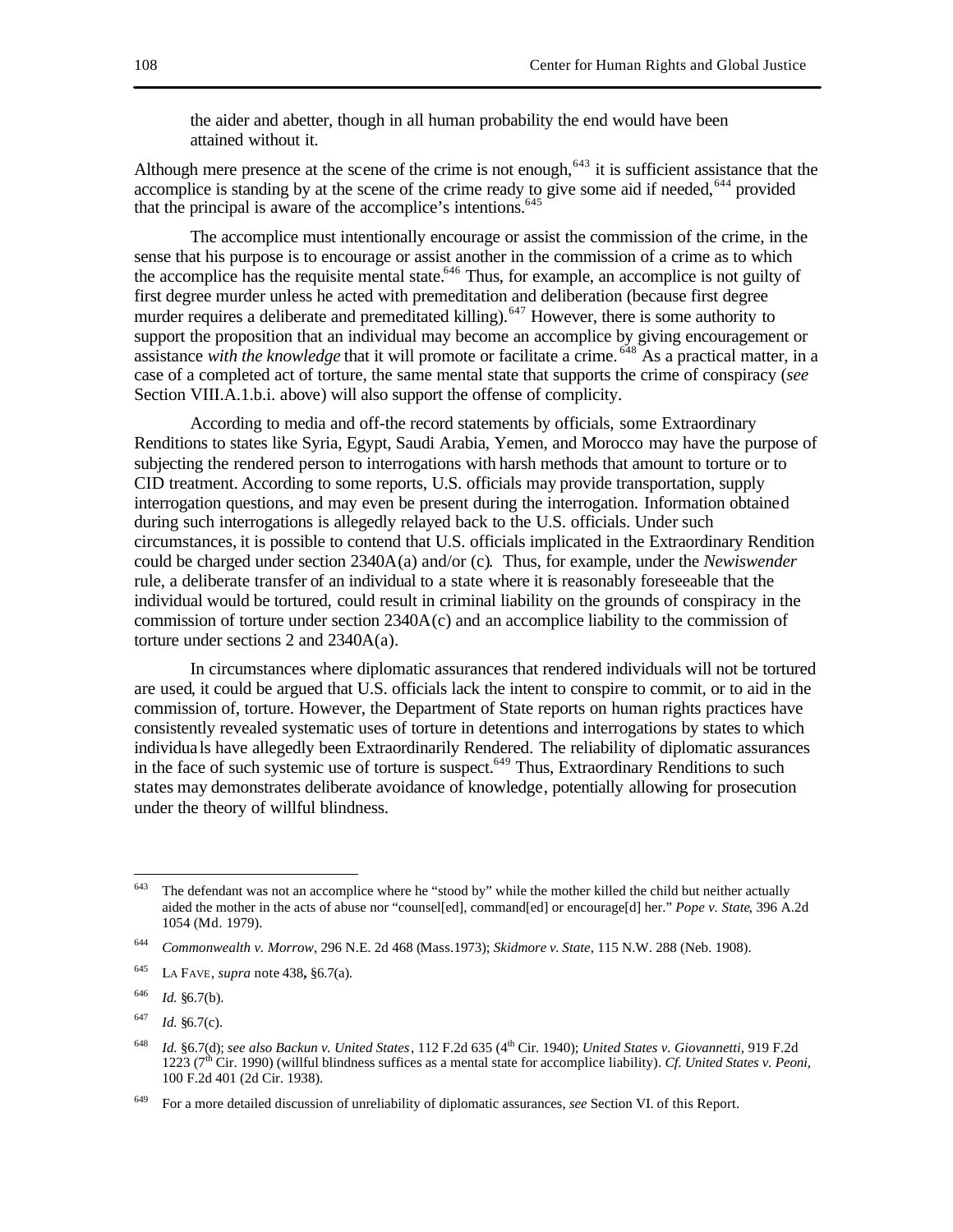the aider and abetter, though in all human probability the end would have been attained without it.

Although mere presence at the scene of the crime is not enough,[643] it is sufficient assistance that the accomplice is standing by at the scene of the crime ready to give some aid if needed,[644] provided that the principal is aware of the accomplice's intentions.[645]

The accomplice must intentionally encourage or assist the commission of the crime, in the sense that his purpose is to encourage or assist another in the commission of a crime as to which the accomplice has the requisite mental state.[646] Thus, for example, an accomplice is not guilty of first degree murder unless he acted with premeditation and deliberation (because first degree murder requires a deliberate and premeditated killing).[647] However, there is some authority to support the proposition that an individual may become an accomplice by giving encouragement or assistance *with the knowledge* that it will promote or facilitate a crime.[648] As a practical matter, in a case of a completed act of torture, the same mental state that supports the crime of conspiracy (*see* Section VIII.A.1.b.i. above) will also support the offense of complicity.

According to media and off-the record statements by officials, some Extraordinary Renditions to states like Syria, Egypt, Saudi Arabia, Yemen, and Morocco may have the purpose of subjecting the rendered person to interrogations with harsh methods that amount to torture or to CID treatment. According to some reports, U.S. officials may provide transportation, supply interrogation questions, and may even be present during the interrogation. Information obtained during such interrogations is allegedly relayed back to the U.S. officials. Under such circumstances, it is possible to contend that U.S. officials implicated in the Extraordinary Rendition could be charged under section 2340A(a) and/or (c). Thus, for example, under the *Newiswender* rule, a deliberate transfer of an individual to a state where it is reasonably foreseeable that the individual would be tortured, could result in criminal liability on the grounds of conspiracy in the commission of torture under section 2340A(c) and an accomplice liability to the commission of torture under sections 2 and 2340A(a).

In circumstances where diplomatic assurances that rendered individuals will not be tortured are used, it could be argued that U.S. officials lack the intent to conspire to commit, or to aid in the commission of, torture. However, the Department of State reports on human rights practices have consistently revealed systematic uses of torture in detentions and interrogations by states to which individuals have allegedly been Extraordinarily Rendered. The reliability of diplomatic assurances in the face of such systemic use of torture is suspect.[649] Thus, Extraordinary Renditions to such states may demonstrates deliberate avoidance of knowledge, potentially allowing for prosecution under the theory of willful blindness.

---

[643] The defendant was not an accomplice where he "stood by" while the mother killed the child but neither actually aided the mother in the acts of abuse nor "counsel[ed], command[ed] or encourage[d] her." *Pope v. State*, 396 A.2d 1054 (Md. 1979).

[644] *Commonwealth v. Morrow*, 296 N.E. 2d 468 (Mass.1973); *Skidmore v. State*, 115 N.W. 288 (Neb. 1908).

[645] LA FAVE, *supra* note 438**,** §6.7(a).

[646] *Id.* §6.7(b).

[647] *Id.* §6.7(c).

[648] *Id.* §6.7(d); *see also Backun v. United States*, 112 F.2d 635 (4th Cir. 1940); *United States v. Giovannetti*, 919 F.2d 1223 (7th Cir. 1990) (willful blindness suffices as a mental state for accomplice liability). *Cf. United States v. Peoni*, 100 F.2d 401 (2d Cir. 1938).

[649] For a more detailed discussion of unreliability of diplomatic assurances, *see* Section VI. of this Report.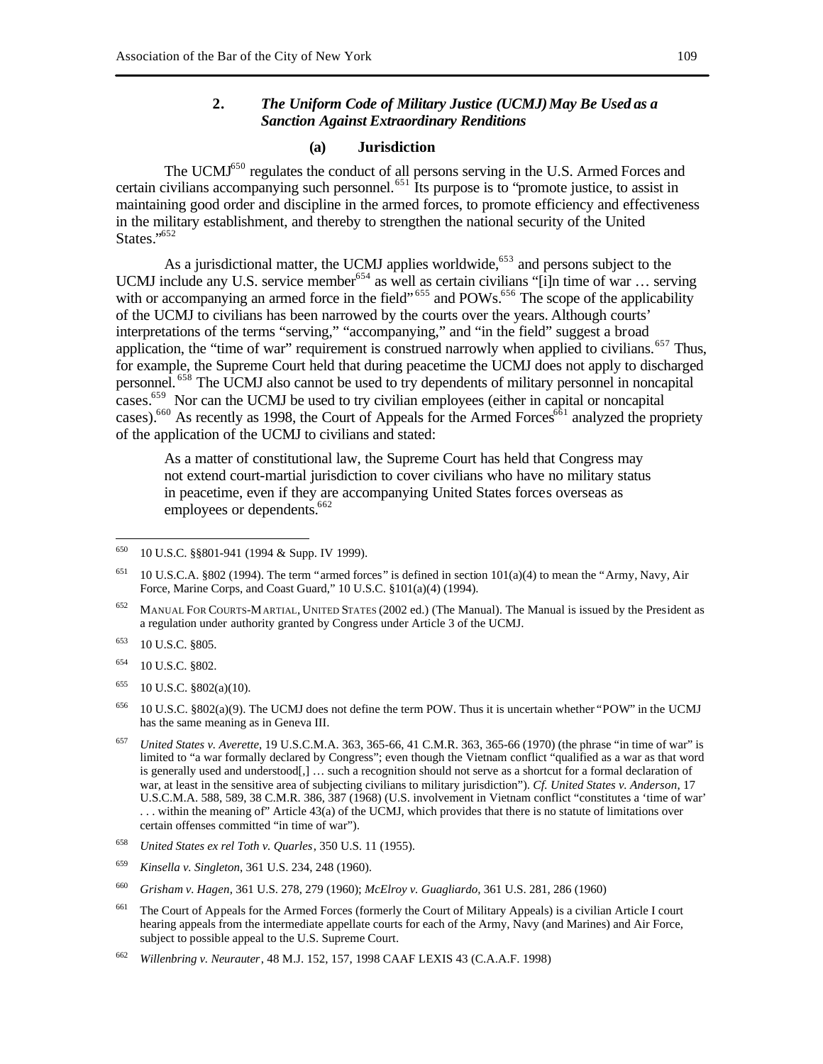### 2. *The Uniform Code of Military Justice (UCMJ) May Be Used as a Sanction Against Extraordinary Renditions*

#### (a) Jurisdiction

The UCMJ[650] regulates the conduct of all persons serving in the U.S. Armed Forces and certain civilians accompanying such personnel.[651] Its purpose is to "promote justice, to assist in maintaining good order and discipline in the armed forces, to promote efficiency and effectiveness in the military establishment, and thereby to strengthen the national security of the United States."[652]

As a jurisdictional matter, the UCMJ applies worldwide,[653] and persons subject to the UCMJ include any U.S. service member[654] as well as certain civilians "[i]n time of war … serving with or accompanying an armed force in the field"[655] and POWs.[656] The scope of the applicability of the UCMJ to civilians has been narrowed by the courts over the years. Although courts' interpretations of the terms "serving," "accompanying," and "in the field" suggest a broad application, the "time of war" requirement is construed narrowly when applied to civilians.[657] Thus, for example, the Supreme Court held that during peacetime the UCMJ does not apply to discharged personnel.[658] The UCMJ also cannot be used to try dependents of military personnel in noncapital cases.[659] Nor can the UCMJ be used to try civilian employees (either in capital or noncapital cases).[660] As recently as 1998, the Court of Appeals for the Armed Forces[661] analyzed the propriety of the application of the UCMJ to civilians and stated:

> As a matter of constitutional law, the Supreme Court has held that Congress may not extend court-martial jurisdiction to cover civilians who have no military status in peacetime, even if they are accompanying United States forces overseas as employees or dependents.[662]

---

650 10 U.S.C. §§801-941 (1994 & Supp. IV 1999).

651 10 U.S.C.A. §802 (1994). The term "armed forces" is defined in section 101(a)(4) to mean the "Army, Navy, Air Force, Marine Corps, and Coast Guard," 10 U.S.C. §101(a)(4) (1994).

652 MANUAL FOR COURTS-MARTIAL, UNITED STATES (2002 ed.) (The Manual). The Manual is issued by the President as a regulation under authority granted by Congress under Article 3 of the UCMJ.

653 10 U.S.C. §805.

654 10 U.S.C. §802.

655 10 U.S.C. §802(a)(10).

656 10 U.S.C. §802(a)(9). The UCMJ does not define the term POW. Thus it is uncertain whether "POW" in the UCMJ has the same meaning as in Geneva III.

657 *United States v. Averette*, 19 U.S.C.M.A. 363, 365-66, 41 C.M.R. 363, 365-66 (1970) (the phrase "in time of war" is limited to "a war formally declared by Congress"; even though the Vietnam conflict "qualified as a war as that word is generally used and understood[,] … such a recognition should not serve as a shortcut for a formal declaration of war, at least in the sensitive area of subjecting civilians to military jurisdiction"). *Cf. United States v. Anderson*, 17 U.S.C.M.A. 588, 589, 38 C.M.R. 386, 387 (1968) (U.S. involvement in Vietnam conflict "constitutes a 'time of war' . . . within the meaning of" Article 43(a) of the UCMJ, which provides that there is no statute of limitations over certain offenses committed "in time of war").

658 *United States ex rel Toth v. Quarles*, 350 U.S. 11 (1955).

659 *Kinsella v. Singleton*, 361 U.S. 234, 248 (1960).

660 *Grisham v. Hagen*, 361 U.S. 278, 279 (1960); *McElroy v. Guagliardo*, 361 U.S. 281, 286 (1960)

661 The Court of Appeals for the Armed Forces (formerly the Court of Military Appeals) is a civilian Article I court hearing appeals from the intermediate appellate courts for each of the Army, Navy (and Marines) and Air Force, subject to possible appeal to the U.S. Supreme Court.

662 *Willenbring v. Neurauter*, 48 M.J. 152, 157, 1998 CAAF LEXIS 43 (C.A.A.F. 1998)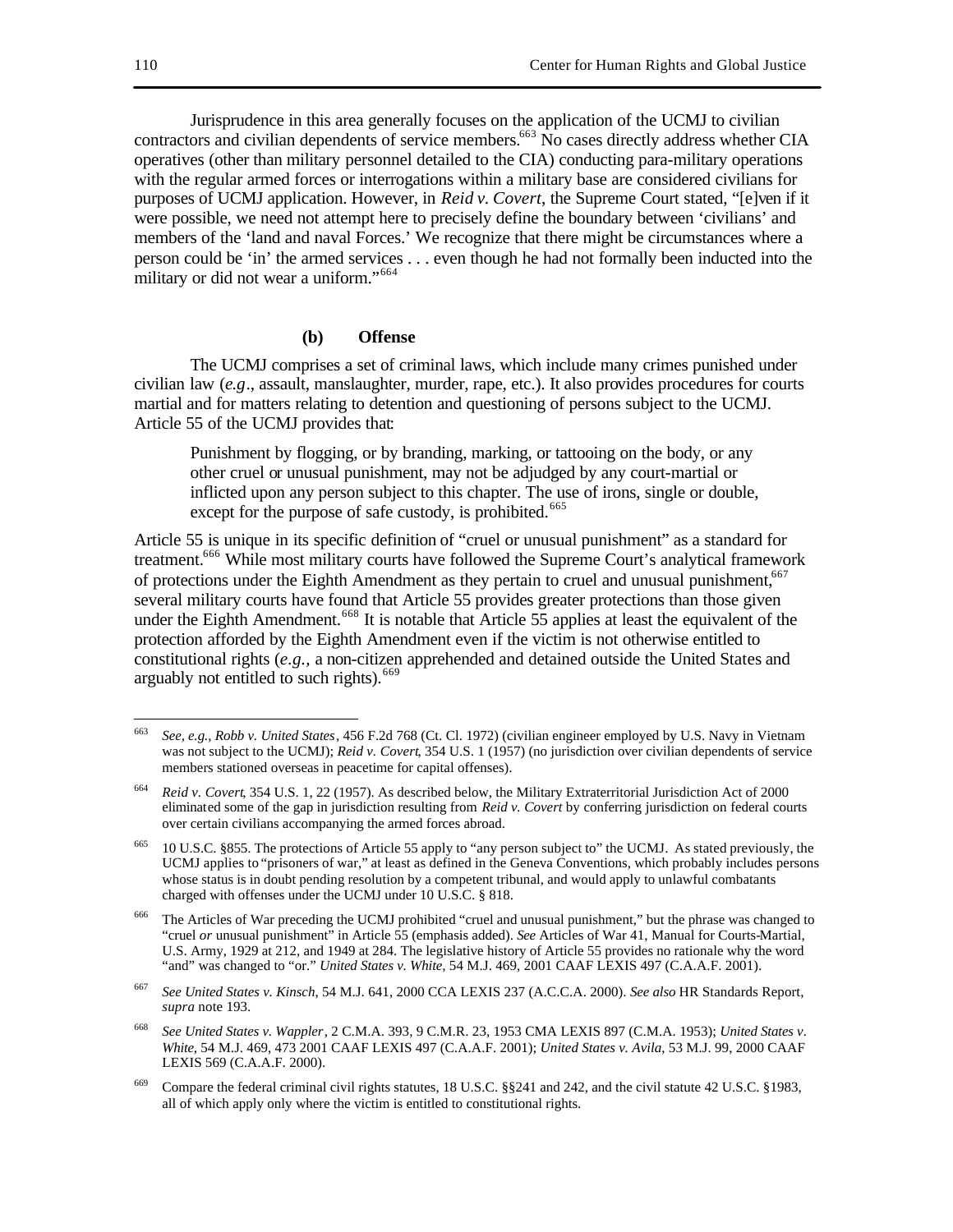Jurisprudence in this area generally focuses on the application of the UCMJ to civilian contractors and civilian dependents of service members.[663] No cases directly address whether CIA operatives (other than military personnel detailed to the CIA) conducting para-military operations with the regular armed forces or interrogations within a military base are considered civilians for purposes of UCMJ application. However, in *Reid v. Covert*, the Supreme Court stated, "[e]ven if it were possible, we need not attempt here to precisely define the boundary between 'civilians' and members of the 'land and naval Forces.' We recognize that there might be circumstances where a person could be 'in' the armed services . . . even though he had not formally been inducted into the military or did not wear a uniform."[664]

#### (b) Offense

The UCMJ comprises a set of criminal laws, which include many crimes punished under civilian law (*e.g*., assault, manslaughter, murder, rape, etc.). It also provides procedures for courts martial and for matters relating to detention and questioning of persons subject to the UCMJ. Article 55 of the UCMJ provides that:

> Punishment by flogging, or by branding, marking, or tattooing on the body, or any other cruel or unusual punishment, may not be adjudged by any court-martial or inflicted upon any person subject to this chapter. The use of irons, single or double, except for the purpose of safe custody, is prohibited.[665]

Article 55 is unique in its specific definition of "cruel or unusual punishment" as a standard for treatment.[666] While most military courts have followed the Supreme Court's analytical framework of protections under the Eighth Amendment as they pertain to cruel and unusual punishment,[667] several military courts have found that Article 55 provides greater protections than those given under the Eighth Amendment.[668] It is notable that Article 55 applies at least the equivalent of the protection afforded by the Eighth Amendment even if the victim is not otherwise entitled to constitutional rights (*e.g.*, a non-citizen apprehended and detained outside the United States and arguably not entitled to such rights).[669]

---

[663] *See, e.g.*, *Robb v. United States*, 456 F.2d 768 (Ct. Cl. 1972) (civilian engineer employed by U.S. Navy in Vietnam was not subject to the UCMJ); *Reid v. Covert*, 354 U.S. 1 (1957) (no jurisdiction over civilian dependents of service members stationed overseas in peacetime for capital offenses).

[664] *Reid v. Covert*, 354 U.S. 1, 22 (1957). As described below, the Military Extraterritorial Jurisdiction Act of 2000 eliminated some of the gap in jurisdiction resulting from *Reid v. Covert* by conferring jurisdiction on federal courts over certain civilians accompanying the armed forces abroad.

[665] 10 U.S.C. §855. The protections of Article 55 apply to "any person subject to" the UCMJ. As stated previously, the UCMJ applies to "prisoners of war," at least as defined in the Geneva Conventions, which probably includes persons whose status is in doubt pending resolution by a competent tribunal, and would apply to unlawful combatants charged with offenses under the UCMJ under 10 U.S.C. § 818.

[666] The Articles of War preceding the UCMJ prohibited "cruel and unusual punishment," but the phrase was changed to "cruel *or* unusual punishment" in Article 55 (emphasis added). *See* Articles of War 41, Manual for Courts-Martial, U.S. Army, 1929 at 212, and 1949 at 284. The legislative history of Article 55 provides no rationale why the word "and" was changed to "or." *United States v. White*, 54 M.J. 469, 2001 CAAF LEXIS 497 (C.A.A.F. 2001).

[667] *See United States v. Kinsch*, 54 M.J. 641, 2000 CCA LEXIS 237 (A.C.C.A. 2000). *See also* HR Standards Report, *supra* note 193.

[668] *See United States v. Wappler*, 2 C.M.A. 393, 9 C.M.R. 23, 1953 CMA LEXIS 897 (C.M.A. 1953); *United States v. White*, 54 M.J. 469, 473 2001 CAAF LEXIS 497 (C.A.A.F. 2001); *United States v. Avila*, 53 M.J. 99, 2000 CAAF LEXIS 569 (C.A.A.F. 2000).

[669] Compare the federal criminal civil rights statutes, 18 U.S.C. §§241 and 242, and the civil statute 42 U.S.C. §1983, all of which apply only where the victim is entitled to constitutional rights.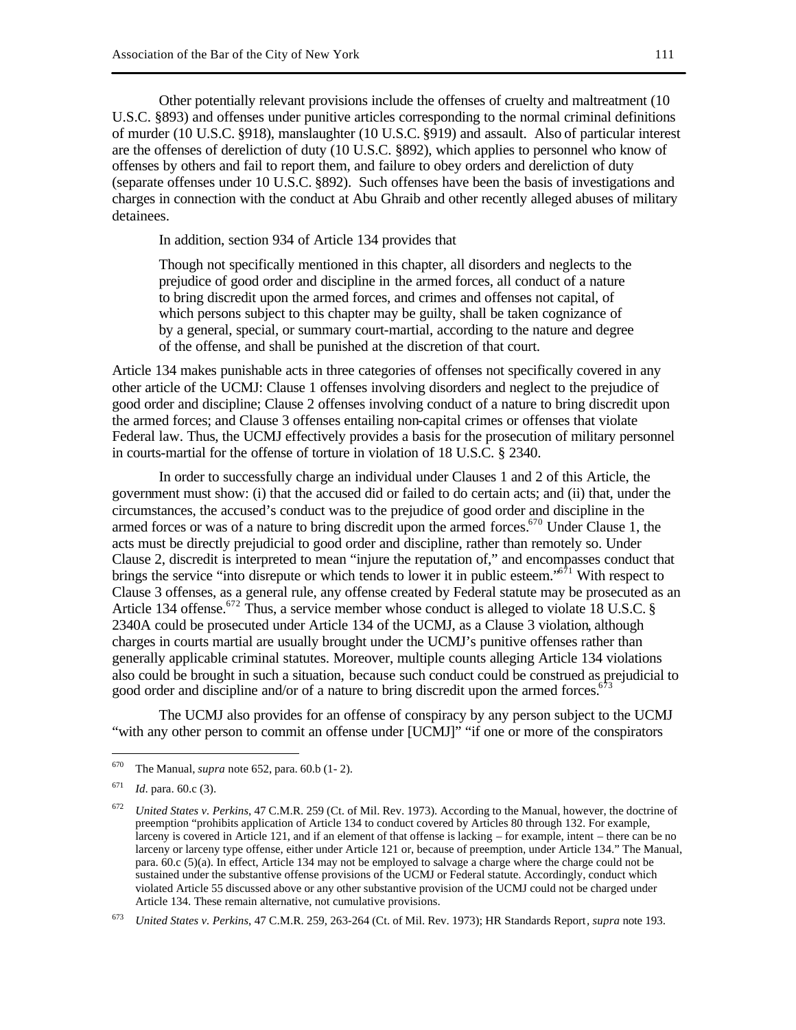Other potentially relevant provisions include the offenses of cruelty and maltreatment (10 U.S.C. §893) and offenses under punitive articles corresponding to the normal criminal definitions of murder (10 U.S.C. §918), manslaughter (10 U.S.C. §919) and assault. Also of particular interest are the offenses of dereliction of duty (10 U.S.C. §892), which applies to personnel who know of offenses by others and fail to report them, and failure to obey orders and dereliction of duty (separate offenses under 10 U.S.C. §892). Such offenses have been the basis of investigations and charges in connection with the conduct at Abu Ghraib and other recently alleged abuses of military detainees.

In addition, section 934 of Article 134 provides that

> Though not specifically mentioned in this chapter, all disorders and neglects to the prejudice of good order and discipline in the armed forces, all conduct of a nature to bring discredit upon the armed forces, and crimes and offenses not capital, of which persons subject to this chapter may be guilty, shall be taken cognizance of by a general, special, or summary court-martial, according to the nature and degree of the offense, and shall be punished at the discretion of that court.

Article 134 makes punishable acts in three categories of offenses not specifically covered in any other article of the UCMJ: Clause 1 offenses involving disorders and neglect to the prejudice of good order and discipline; Clause 2 offenses involving conduct of a nature to bring discredit upon the armed forces; and Clause 3 offenses entailing non-capital crimes or offenses that violate Federal law. Thus, the UCMJ effectively provides a basis for the prosecution of military personnel in courts-martial for the offense of torture in violation of 18 U.S.C. § 2340.

In order to successfully charge an individual under Clauses 1 and 2 of this Article, the government must show: (i) that the accused did or failed to do certain acts; and (ii) that, under the circumstances, the accused's conduct was to the prejudice of good order and discipline in the armed forces or was of a nature to bring discredit upon the armed forces.[670] Under Clause 1, the acts must be directly prejudicial to good order and discipline, rather than remotely so. Under Clause 2, discredit is interpreted to mean "injure the reputation of," and encompasses conduct that brings the service "into disrepute or which tends to lower it in public esteem."[671] With respect to Clause 3 offenses, as a general rule, any offense created by Federal statute may be prosecuted as an Article 134 offense.[672] Thus, a service member whose conduct is alleged to violate 18 U.S.C. § 2340A could be prosecuted under Article 134 of the UCMJ, as a Clause 3 violation, although charges in courts martial are usually brought under the UCMJ's punitive offenses rather than generally applicable criminal statutes. Moreover, multiple counts alleging Article 134 violations also could be brought in such a situation, because such conduct could be construed as prejudicial to good order and discipline and/or of a nature to bring discredit upon the armed forces.[673]

The UCMJ also provides for an offense of conspiracy by any person subject to the UCMJ "with any other person to commit an offense under [UCMJ]" "if one or more of the conspirators

---

[670] The Manual, *supra* note 652, para. 60.b (1- 2).

[671] *Id.* para. 60.c (3).

[672] *United States v. Perkins*, 47 C.M.R. 259 (Ct. of Mil. Rev. 1973). According to the Manual, however, the doctrine of preemption "prohibits application of Article 134 to conduct covered by Articles 80 through 132. For example, larceny is covered in Article 121, and if an element of that offense is lacking – for example, intent – there can be no larceny or larceny type offense, either under Article 121 or, because of preemption, under Article 134." The Manual, para. 60.c (5)(a). In effect, Article 134 may not be employed to salvage a charge where the charge could not be sustained under the substantive offense provisions of the UCMJ or Federal statute. Accordingly, conduct which violated Article 55 discussed above or any other substantive provision of the UCMJ could not be charged under Article 134. These remain alternative, not cumulative provisions.

[673] *United States v. Perkins*, 47 C.M.R. 259, 263-264 (Ct. of Mil. Rev. 1973); HR Standards Report, *supra* note 193.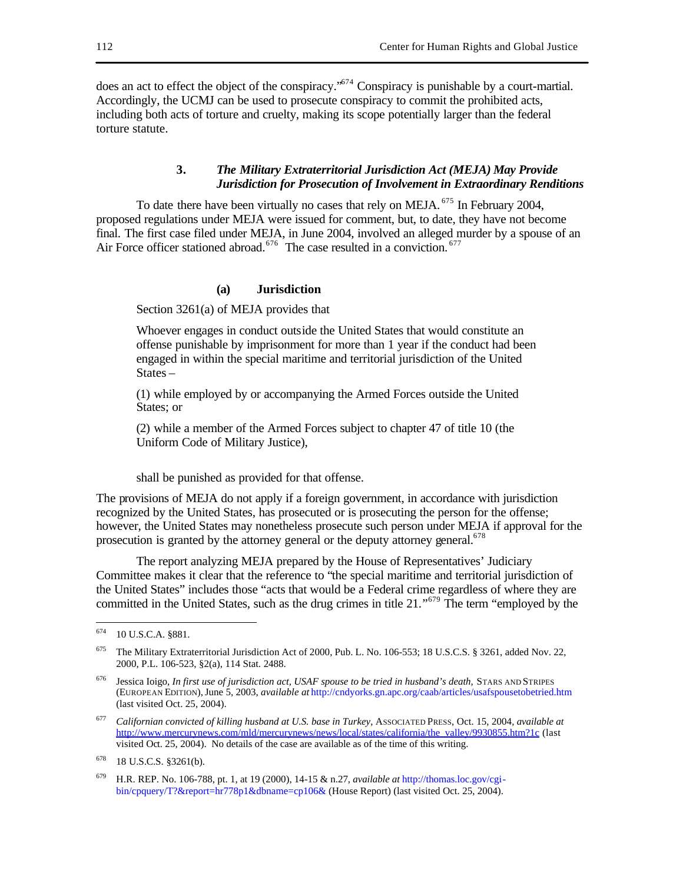does an act to effect the object of the conspiracy."[674] Conspiracy is punishable by a court-martial. Accordingly, the UCMJ can be used to prosecute conspiracy to commit the prohibited acts, including both acts of torture and cruelty, making its scope potentially larger than the federal torture statute.

### 3. *The Military Extraterritorial Jurisdiction Act (MEJA) May Provide Jurisdiction for Prosecution of Involvement in Extraordinary Renditions*

To date there have been virtually no cases that rely on MEJA.[675] In February 2004, proposed regulations under MEJA were issued for comment, but, to date, they have not become final. The first case filed under MEJA, in June 2004, involved an alleged murder by a spouse of an Air Force officer stationed abroad.[676] The case resulted in a conviction.[677]

#### (a) Jurisdiction

Section 3261(a) of MEJA provides that

> Whoever engages in conduct outside the United States that would constitute an offense punishable by imprisonment for more than 1 year if the conduct had been engaged in within the special maritime and territorial jurisdiction of the United States –
>
> (1) while employed by or accompanying the Armed Forces outside the United States; or
>
> (2) while a member of the Armed Forces subject to chapter 47 of title 10 (the Uniform Code of Military Justice),
>
> shall be punished as provided for that offense.

The provisions of MEJA do not apply if a foreign government, in accordance with jurisdiction recognized by the United States, has prosecuted or is prosecuting the person for the offense; however, the United States may nonetheless prosecute such person under MEJA if approval for the prosecution is granted by the attorney general or the deputy attorney general.[678]

The report analyzing MEJA prepared by the House of Representatives' Judiciary Committee makes it clear that the reference to "the special maritime and territorial jurisdiction of the United States" includes those "acts that would be a Federal crime regardless of where they are committed in the United States, such as the drug crimes in title 21."[679] The term "employed by the

---

[674] 10 U.S.C.A. §881.

[675] The Military Extraterritorial Jurisdiction Act of 2000, Pub. L. No. 106-553; 18 U.S.C.S. § 3261, added Nov. 22, 2000, P.L. 106-523, §2(a), 114 Stat. 2488.

[676] Jessica Ioigo, *In first use of jurisdiction act, USAF spouse to be tried in husband's death*, STARS AND STRIPES (EUROPEAN EDITION), June 5, 2003, *available at* http://cndyorks.gn.apc.org/caab/articles/usafspousetobetried.htm (last visited Oct. 25, 2004).

[677] *Californian convicted of killing husband at U.S. base in Turkey*, ASSOCIATED PRESS, Oct. 15, 2004, *available at* http://www.mercurynews.com/mld/mercurynews/news/local/states/california/the_valley/9930855.htm?1c (last visited Oct. 25, 2004). No details of the case are available as of the time of this writing.

[678] 18 U.S.C.S. §3261(b).

[679] H.R. REP. No. 106-788, pt. 1, at 19 (2000), 14-15 & n.27, *available at* http://thomas.loc.gov/cgi-bin/cpquery/T?&report=hr778p1&dbname=cp106& (House Report) (last visited Oct. 25, 2004).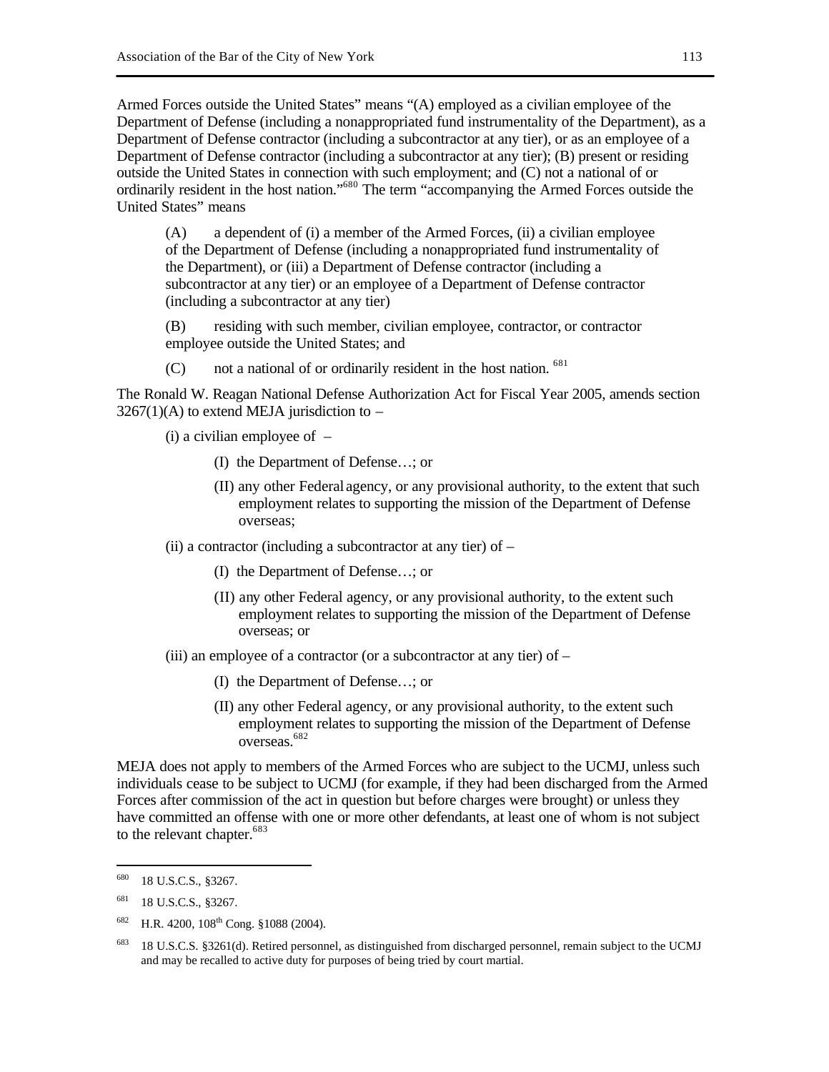Armed Forces outside the United States" means "(A) employed as a civilian employee of the Department of Defense (including a nonappropriated fund instrumentality of the Department), as a Department of Defense contractor (including a subcontractor at any tier), or as an employee of a Department of Defense contractor (including a subcontractor at any tier); (B) present or residing outside the United States in connection with such employment; and (C) not a national of or ordinarily resident in the host nation."[680] The term "accompanying the Armed Forces outside the United States" means

> (A) a dependent of (i) a member of the Armed Forces, (ii) a civilian employee of the Department of Defense (including a nonappropriated fund instrumentality of the Department), or (iii) a Department of Defense contractor (including a subcontractor at any tier) or an employee of a Department of Defense contractor (including a subcontractor at any tier)
>
> (B) residing with such member, civilian employee, contractor, or contractor employee outside the United States; and
>
> (C) not a national of or ordinarily resident in the host nation. [681]

The Ronald W. Reagan National Defense Authorization Act for Fiscal Year 2005, amends section 3267(1)(A) to extend MEJA jurisdiction to –

> (i) a civilian employee of –
>
> > (I) the Department of Defense…; or
> >
> > (II) any other Federal agency, or any provisional authority, to the extent that such employment relates to supporting the mission of the Department of Defense overseas;
>
> (ii) a contractor (including a subcontractor at any tier) of –
>
> > (I) the Department of Defense…; or
> >
> > (II) any other Federal agency, or any provisional authority, to the extent such employment relates to supporting the mission of the Department of Defense overseas; or
>
> (iii) an employee of a contractor (or a subcontractor at any tier) of –
>
> > (I) the Department of Defense…; or
> >
> > (II) any other Federal agency, or any provisional authority, to the extent such employment relates to supporting the mission of the Department of Defense overseas.[682]

MEJA does not apply to members of the Armed Forces who are subject to the UCMJ, unless such individuals cease to be subject to UCMJ (for example, if they had been discharged from the Armed Forces after commission of the act in question but before charges were brought) or unless they have committed an offense with one or more other defendants, at least one of whom is not subject to the relevant chapter.[683]

---

[680] 18 U.S.C.S., §3267.

[681] 18 U.S.C.S., §3267.

[682] H.R. 4200, 108th Cong. §1088 (2004).

[683] 18 U.S.C.S. §3261(d). Retired personnel, as distinguished from discharged personnel, remain subject to the UCMJ and may be recalled to active duty for purposes of being tried by court martial.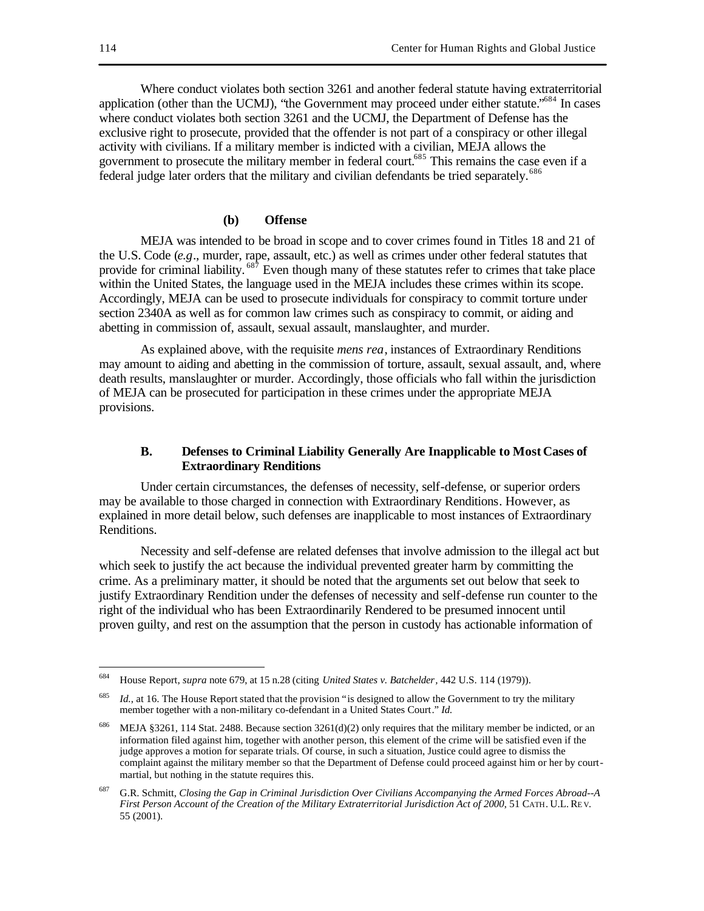Where conduct violates both section 3261 and another federal statute having extraterritorial application (other than the UCMJ), "the Government may proceed under either statute."[684] In cases where conduct violates both section 3261 and the UCMJ, the Department of Defense has the exclusive right to prosecute, provided that the offender is not part of a conspiracy or other illegal activity with civilians. If a military member is indicted with a civilian, MEJA allows the government to prosecute the military member in federal court.[685] This remains the case even if a federal judge later orders that the military and civilian defendants be tried separately.[686]

#### (b) Offense

MEJA was intended to be broad in scope and to cover crimes found in Titles 18 and 21 of the U.S. Code (*e.g*., murder, rape, assault, etc.) as well as crimes under other federal statutes that provide for criminal liability.[687] Even though many of these statutes refer to crimes that take place within the United States, the language used in the MEJA includes these crimes within its scope. Accordingly, MEJA can be used to prosecute individuals for conspiracy to commit torture under section 2340A as well as for common law crimes such as conspiracy to commit, or aiding and abetting in commission of, assault, sexual assault, manslaughter, and murder.

As explained above, with the requisite *mens rea*, instances of Extraordinary Renditions may amount to aiding and abetting in the commission of torture, assault, sexual assault, and, where death results, manslaughter or murder. Accordingly, those officials who fall within the jurisdiction of MEJA can be prosecuted for participation in these crimes under the appropriate MEJA provisions.

### B. Defenses to Criminal Liability Generally Are Inapplicable to Most Cases of Extraordinary Renditions

Under certain circumstances, the defenses of necessity, self-defense, or superior orders may be available to those charged in connection with Extraordinary Renditions. However, as explained in more detail below, such defenses are inapplicable to most instances of Extraordinary Renditions.

Necessity and self-defense are related defenses that involve admission to the illegal act but which seek to justify the act because the individual prevented greater harm by committing the crime. As a preliminary matter, it should be noted that the arguments set out below that seek to justify Extraordinary Rendition under the defenses of necessity and self-defense run counter to the right of the individual who has been Extraordinarily Rendered to be presumed innocent until proven guilty, and rest on the assumption that the person in custody has actionable information of

---

[684] House Report, *supra* note 679, at 15 n.28 (citing *United States v. Batchelder*, 442 U.S. 114 (1979)).

[685] *Id.*, at 16. The House Report stated that the provision "is designed to allow the Government to try the military member together with a non-military co-defendant in a United States Court." *Id.*

[686] MEJA §3261, 114 Stat. 2488. Because section 3261(d)(2) only requires that the military member be indicted, or an information filed against him, together with another person, this element of the crime will be satisfied even if the judge approves a motion for separate trials. Of course, in such a situation, Justice could agree to dismiss the complaint against the military member so that the Department of Defense could proceed against him or her by court-martial, but nothing in the statute requires this.

[687] G.R. Schmitt, *Closing the Gap in Criminal Jurisdiction Over Civilians Accompanying the Armed Forces Abroad--A First Person Account of the Creation of the Military Extraterritorial Jurisdiction Act of 2000*, 51 CATH. U.L. REV. 55 (2001).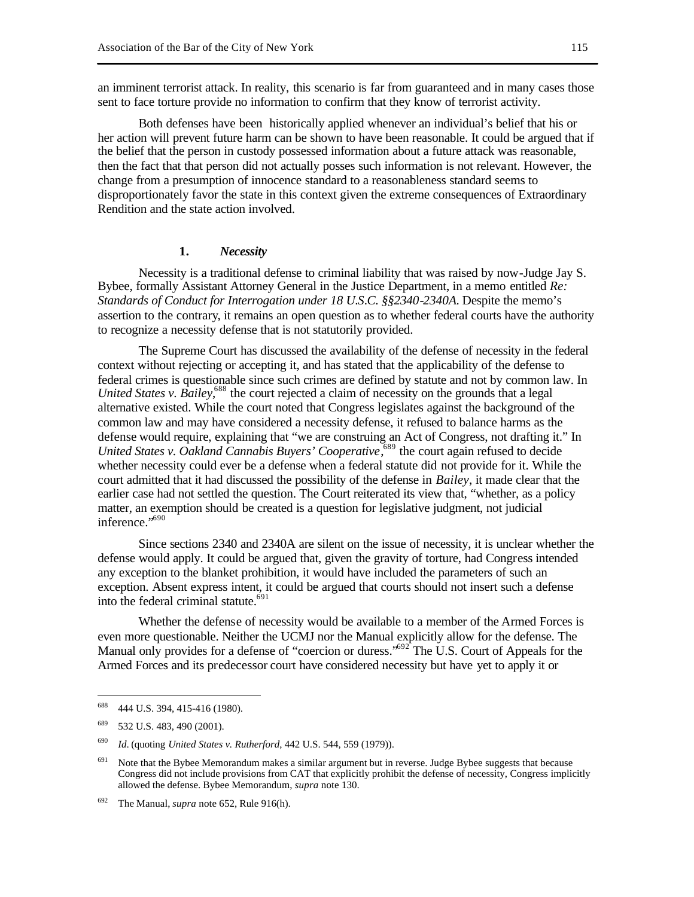an imminent terrorist attack. In reality, this scenario is far from guaranteed and in many cases those sent to face torture provide no information to confirm that they know of terrorist activity.

Both defenses have been historically applied whenever an individual's belief that his or her action will prevent future harm can be shown to have been reasonable. It could be argued that if the belief that the person in custody possessed information about a future attack was reasonable, then the fact that that person did not actually posses such information is not relevant. However, the change from a presumption of innocence standard to a reasonableness standard seems to disproportionately favor the state in this context given the extreme consequences of Extraordinary Rendition and the state action involved.

### 1. *Necessity*

Necessity is a traditional defense to criminal liability that was raised by now-Judge Jay S. Bybee, formally Assistant Attorney General in the Justice Department, in a memo entitled *Re: Standards of Conduct for Interrogation under 18 U.S.C. §§2340-2340A*. Despite the memo's assertion to the contrary, it remains an open question as to whether federal courts have the authority to recognize a necessity defense that is not statutorily provided.

The Supreme Court has discussed the availability of the defense of necessity in the federal context without rejecting or accepting it, and has stated that the applicability of the defense to federal crimes is questionable since such crimes are defined by statute and not by common law. In *United States v. Bailey*,[688] the court rejected a claim of necessity on the grounds that a legal alternative existed. While the court noted that Congress legislates against the background of the common law and may have considered a necessity defense, it refused to balance harms as the defense would require, explaining that "we are construing an Act of Congress, not drafting it." In *United States v. Oakland Cannabis Buyers' Cooperative*,[689] the court again refused to decide whether necessity could ever be a defense when a federal statute did not provide for it. While the court admitted that it had discussed the possibility of the defense in *Bailey*, it made clear that the earlier case had not settled the question. The Court reiterated its view that, "whether, as a policy matter, an exemption should be created is a question for legislative judgment, not judicial inference."[690]

Since sections 2340 and 2340A are silent on the issue of necessity, it is unclear whether the defense would apply. It could be argued that, given the gravity of torture, had Congress intended any exception to the blanket prohibition, it would have included the parameters of such an exception. Absent express intent, it could be argued that courts should not insert such a defense into the federal criminal statute.[691]

Whether the defense of necessity would be available to a member of the Armed Forces is even more questionable. Neither the UCMJ nor the Manual explicitly allow for the defense. The Manual only provides for a defense of "coercion or duress."[692] The U.S. Court of Appeals for the Armed Forces and its predecessor court have considered necessity but have yet to apply it or

---

[688] 444 U.S. 394, 415-416 (1980).

[689] 532 U.S. 483, 490 (2001).

[690] *Id*. (quoting *United States v. Rutherford*, 442 U.S. 544, 559 (1979)).

[691] Note that the Bybee Memorandum makes a similar argument but in reverse. Judge Bybee suggests that because Congress did not include provisions from CAT that explicitly prohibit the defense of necessity, Congress implicitly allowed the defense. Bybee Memorandum, *supra* note 130.

[692] The Manual, *supra* note 652, Rule 916(h).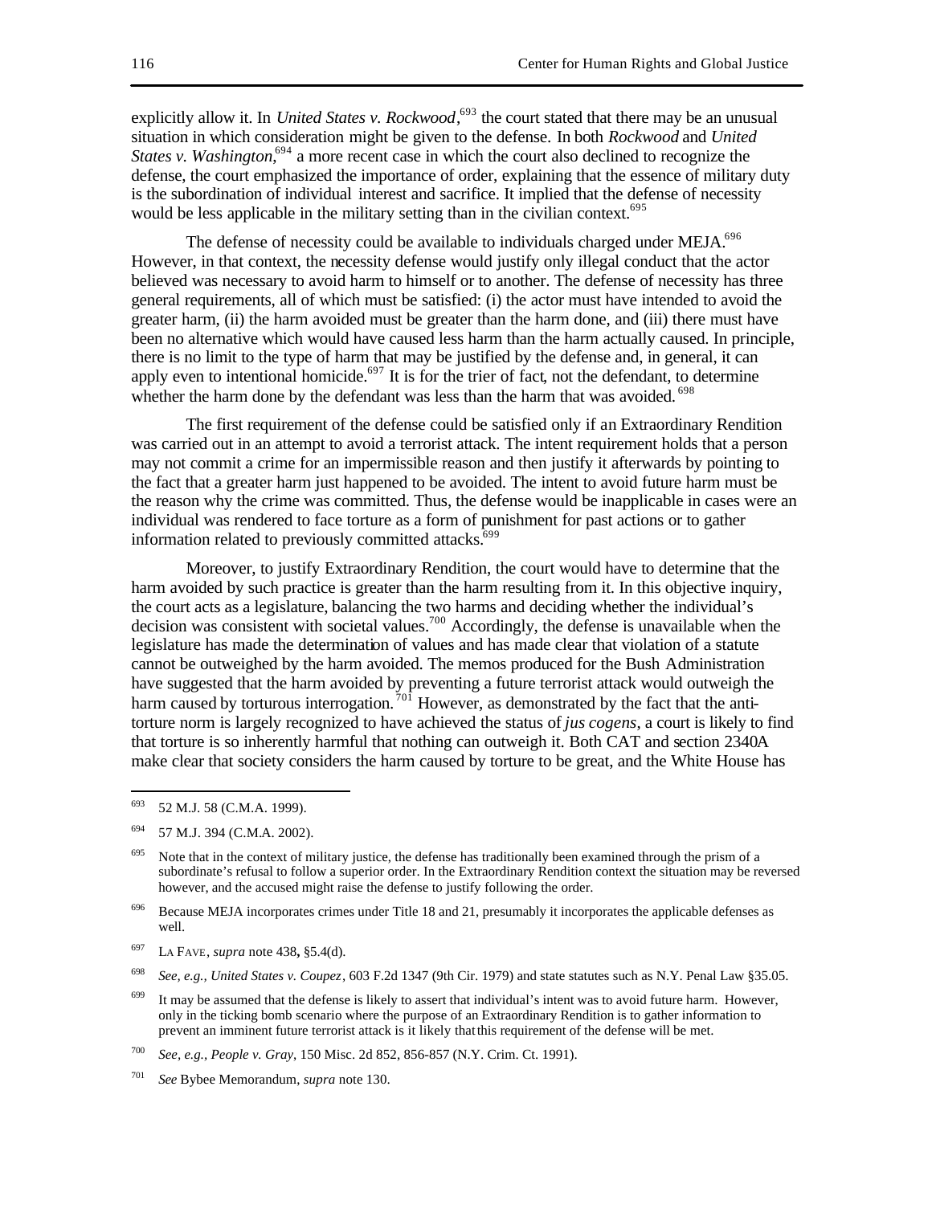explicitly allow it. In *United States v. Rockwood*,[693] the court stated that there may be an unusual situation in which consideration might be given to the defense. In both *Rockwood* and *United States v. Washington*,[694] a more recent case in which the court also declined to recognize the defense, the court emphasized the importance of order, explaining that the essence of military duty is the subordination of individual interest and sacrifice. It implied that the defense of necessity would be less applicable in the military setting than in the civilian context.[695]

The defense of necessity could be available to individuals charged under MEJA.[696] However, in that context, the necessity defense would justify only illegal conduct that the actor believed was necessary to avoid harm to himself or to another. The defense of necessity has three general requirements, all of which must be satisfied: (i) the actor must have intended to avoid the greater harm, (ii) the harm avoided must be greater than the harm done, and (iii) there must have been no alternative which would have caused less harm than the harm actually caused. In principle, there is no limit to the type of harm that may be justified by the defense and, in general, it can apply even to intentional homicide.[697] It is for the trier of fact, not the defendant, to determine whether the harm done by the defendant was less than the harm that was avoided.[698]

The first requirement of the defense could be satisfied only if an Extraordinary Rendition was carried out in an attempt to avoid a terrorist attack. The intent requirement holds that a person may not commit a crime for an impermissible reason and then justify it afterwards by pointing to the fact that a greater harm just happened to be avoided. The intent to avoid future harm must be the reason why the crime was committed. Thus, the defense would be inapplicable in cases were an individual was rendered to face torture as a form of punishment for past actions or to gather information related to previously committed attacks.[699]

Moreover, to justify Extraordinary Rendition, the court would have to determine that the harm avoided by such practice is greater than the harm resulting from it. In this objective inquiry, the court acts as a legislature, balancing the two harms and deciding whether the individual's decision was consistent with societal values.[700] Accordingly, the defense is unavailable when the legislature has made the determination of values and has made clear that violation of a statute cannot be outweighed by the harm avoided. The memos produced for the Bush Administration have suggested that the harm avoided by preventing a future terrorist attack would outweigh the harm caused by torturous interrogation.[701] However, as demonstrated by the fact that the anti-torture norm is largely recognized to have achieved the status of *jus cogens*, a court is likely to find that torture is so inherently harmful that nothing can outweigh it. Both CAT and section 2340A make clear that society considers the harm caused by torture to be great, and the White House has

---

[693] 52 M.J. 58 (C.M.A. 1999).

[694] 57 M.J. 394 (C.M.A. 2002).

[695] Note that in the context of military justice, the defense has traditionally been examined through the prism of a subordinate's refusal to follow a superior order. In the Extraordinary Rendition context the situation may be reversed however, and the accused might raise the defense to justify following the order.

[696] Because MEJA incorporates crimes under Title 18 and 21, presumably it incorporates the applicable defenses as well.

[697] LA FAVE, *supra* note 438**,** §5.4(d).

[698] *See, e.g., United States v. Coupez*, 603 F.2d 1347 (9th Cir. 1979) and state statutes such as N.Y. Penal Law §35.05.

[699] It may be assumed that the defense is likely to assert that individual's intent was to avoid future harm. However, only in the ticking bomb scenario where the purpose of an Extraordinary Rendition is to gather information to prevent an imminent future terrorist attack is it likely that this requirement of the defense will be met.

[700] *See, e.g., People v. Gray*, 150 Misc. 2d 852, 856-857 (N.Y. Crim. Ct. 1991).

[701] *See* Bybee Memorandum, *supra* note 130.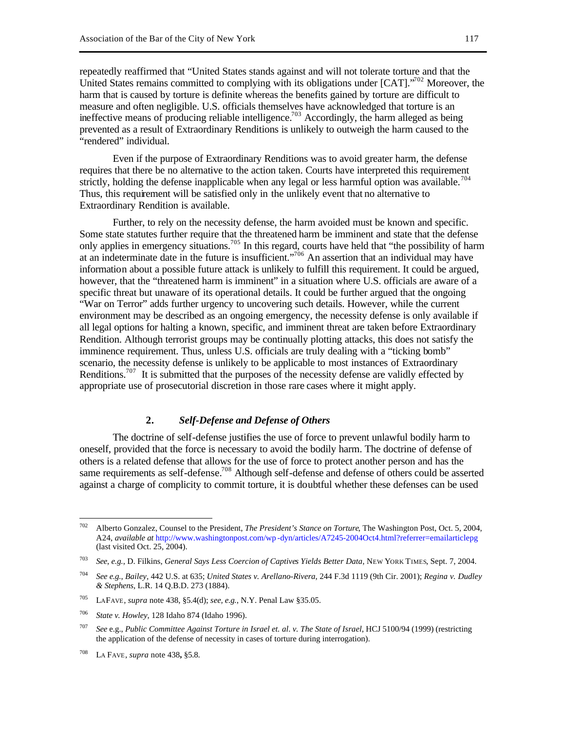repeatedly reaffirmed that "United States stands against and will not tolerate torture and that the United States remains committed to complying with its obligations under [CAT]."[702] Moreover, the harm that is caused by torture is definite whereas the benefits gained by torture are difficult to measure and often negligible. U.S. officials themselves have acknowledged that torture is an ineffective means of producing reliable intelligence.[703] Accordingly, the harm alleged as being prevented as a result of Extraordinary Renditions is unlikely to outweigh the harm caused to the "rendered" individual.

Even if the purpose of Extraordinary Renditions was to avoid greater harm, the defense requires that there be no alternative to the action taken. Courts have interpreted this requirement strictly, holding the defense inapplicable when any legal or less harmful option was available.[704] Thus, this requirement will be satisfied only in the unlikely event that no alternative to Extraordinary Rendition is available.

Further, to rely on the necessity defense, the harm avoided must be known and specific. Some state statutes further require that the threatened harm be imminent and state that the defense only applies in emergency situations.[705] In this regard, courts have held that "the possibility of harm at an indeterminate date in the future is insufficient."[706] An assertion that an individual may have information about a possible future attack is unlikely to fulfill this requirement. It could be argued, however, that the "threatened harm is imminent" in a situation where U.S. officials are aware of a specific threat but unaware of its operational details. It could be further argued that the ongoing "War on Terror" adds further urgency to uncovering such details. However, while the current environment may be described as an ongoing emergency, the necessity defense is only available if all legal options for halting a known, specific, and imminent threat are taken before Extraordinary Rendition. Although terrorist groups may be continually plotting attacks, this does not satisfy the imminence requirement. Thus, unless U.S. officials are truly dealing with a "ticking bomb" scenario, the necessity defense is unlikely to be applicable to most instances of Extraordinary Renditions.[707] It is submitted that the purposes of the necessity defense are validly effected by appropriate use of prosecutorial discretion in those rare cases where it might apply.

### 2. *Self-Defense and Defense of Others*

The doctrine of self-defense justifies the use of force to prevent unlawful bodily harm to oneself, provided that the force is necessary to avoid the bodily harm. The doctrine of defense of others is a related defense that allows for the use of force to protect another person and has the same requirements as self-defense.[708] Although self-defense and defense of others could be asserted against a charge of complicity to commit torture, it is doubtful whether these defenses can be used

---

[702] Alberto Gonzalez, Counsel to the President, *The President's Stance on Torture*, The Washington Post, Oct. 5, 2004, A24, *available at* http://www.washingtonpost.com/wp-dyn/articles/A7245-2004Oct4.html?referrer=emailarticlepg (last visited Oct. 25, 2004).

[703] *See, e.g.*, D. Filkins, *General Says Less Coercion of Captives Yields Better Data*, NEW YORK TIMES, Sept. 7, 2004.

[704] *See e.g.*, *Bailey*, 442 U.S. at 635; *United States v. Arellano-Rivera*, 244 F.3d 1119 (9th Cir. 2001); *Regina v. Dudley & Stephens*, L.R. 14 Q.B.D. 273 (1884).

[705] LAFAVE, *supra* note 438, §5.4(d); *see, e.g.*, N.Y. Penal Law §35.05.

[706] *State v. Howley*, 128 Idaho 874 (Idaho 1996).

[707] *See* e.g., *Public Committee Against Torture in Israel et. al. v. The State of Israel*, HCJ 5100/94 (1999) (restricting the application of the defense of necessity in cases of torture during interrogation).

[708] LA FAVE, *supra* note 438**,** §5.8.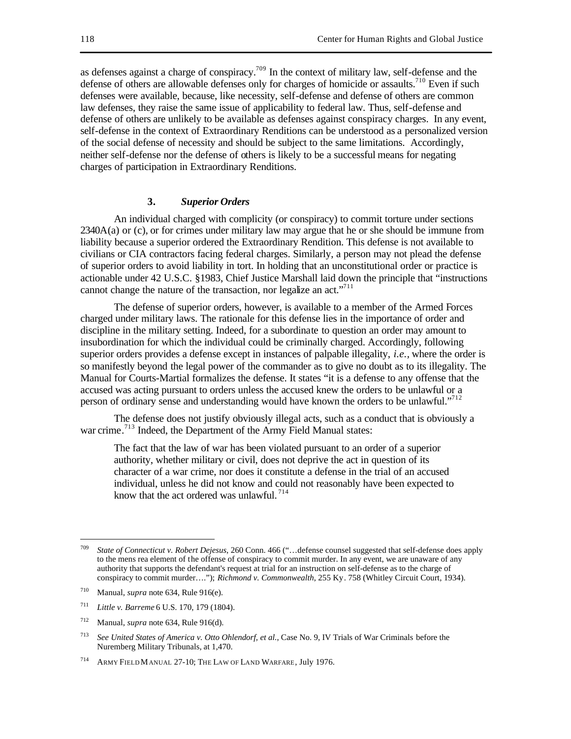as defenses against a charge of conspiracy.[709] In the context of military law, self-defense and the defense of others are allowable defenses only for charges of homicide or assaults.[710] Even if such defenses were available, because, like necessity, self-defense and defense of others are common law defenses, they raise the same issue of applicability to federal law. Thus, self-defense and defense of others are unlikely to be available as defenses against conspiracy charges. In any event, self-defense in the context of Extraordinary Renditions can be understood as a personalized version of the social defense of necessity and should be subject to the same limitations. Accordingly, neither self-defense nor the defense of others is likely to be a successful means for negating charges of participation in Extraordinary Renditions.

### 3. *Superior Orders*

An individual charged with complicity (or conspiracy) to commit torture under sections 2340A(a) or (c), or for crimes under military law may argue that he or she should be immune from liability because a superior ordered the Extraordinary Rendition. This defense is not available to civilians or CIA contractors facing federal charges. Similarly, a person may not plead the defense of superior orders to avoid liability in tort. In holding that an unconstitutional order or practice is actionable under 42 U.S.C. §1983, Chief Justice Marshall laid down the principle that "instructions cannot change the nature of the transaction, nor legalize an act."[711]

The defense of superior orders, however, is available to a member of the Armed Forces charged under military laws. The rationale for this defense lies in the importance of order and discipline in the military setting. Indeed, for a subordinate to question an order may amount to insubordination for which the individual could be criminally charged. Accordingly, following superior orders provides a defense except in instances of palpable illegality, *i.e.*, where the order is so manifestly beyond the legal power of the commander as to give no doubt as to its illegality. The Manual for Courts-Martial formalizes the defense. It states "it is a defense to any offense that the accused was acting pursuant to orders unless the accused knew the orders to be unlawful or a person of ordinary sense and understanding would have known the orders to be unlawful."[712]

The defense does not justify obviously illegal acts, such as a conduct that is obviously a war crime.[713] Indeed, the Department of the Army Field Manual states:

> The fact that the law of war has been violated pursuant to an order of a superior authority, whether military or civil, does not deprive the act in question of its character of a war crime, nor does it constitute a defense in the trial of an accused individual, unless he did not know and could not reasonably have been expected to know that the act ordered was unlawful.[714]

---

[709] *State of Connecticut v. Robert Dejesus*, 260 Conn. 466 ("…defense counsel suggested that self-defense does apply to the mens rea element of the offense of conspiracy to commit murder. In any event, we are unaware of any authority that supports the defendant's request at trial for an instruction on self-defense as to the charge of conspiracy to commit murder…."); *Richmond v. Commonwealth*, 255 Ky. 758 (Whitley Circuit Court, 1934).

[710] Manual, *supra* note 634, Rule 916(e).

[711] *Little v. Barreme* 6 U.S. 170, 179 (1804).

[712] Manual, *supra* note 634, Rule 916(d).

[713] *See United States of America v. Otto Ohlendorf, et al.*, Case No. 9, IV Trials of War Criminals before the Nuremberg Military Tribunals, at 1,470.

[714] ARMY FIELD MANUAL 27-10; THE LAW OF LAND WARFARE, July 1976.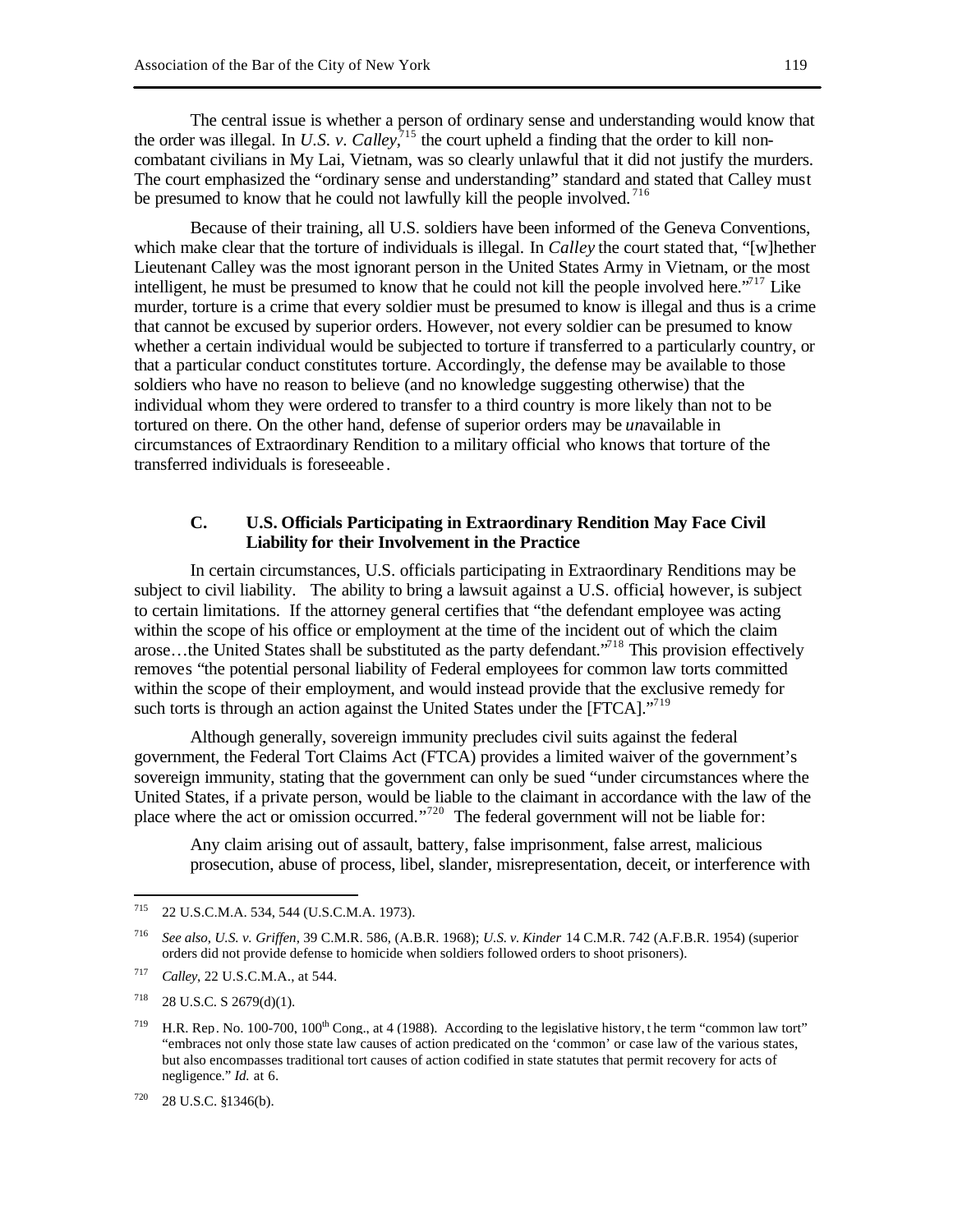The central issue is whether a person of ordinary sense and understanding would know that the order was illegal. In *U.S. v. Calley*,[715] the court upheld a finding that the order to kill non-combatant civilians in My Lai, Vietnam, was so clearly unlawful that it did not justify the murders. The court emphasized the "ordinary sense and understanding" standard and stated that Calley must be presumed to know that he could not lawfully kill the people involved.[716]

Because of their training, all U.S. soldiers have been informed of the Geneva Conventions, which make clear that the torture of individuals is illegal. In *Calley* the court stated that, "[w]hether Lieutenant Calley was the most ignorant person in the United States Army in Vietnam, or the most intelligent, he must be presumed to know that he could not kill the people involved here."[717] Like murder, torture is a crime that every soldier must be presumed to know is illegal and thus is a crime that cannot be excused by superior orders. However, not every soldier can be presumed to know whether a certain individual would be subjected to torture if transferred to a particularly country, or that a particular conduct constitutes torture. Accordingly, the defense may be available to those soldiers who have no reason to believe (and no knowledge suggesting otherwise) that the individual whom they were ordered to transfer to a third country is more likely than not to be tortured on there. On the other hand, defense of superior orders may be *un*available in circumstances of Extraordinary Rendition to a military official who knows that torture of the transferred individuals is foreseeable.

### C. U.S. Officials Participating in Extraordinary Rendition May Face Civil Liability for their Involvement in the Practice

In certain circumstances, U.S. officials participating in Extraordinary Renditions may be subject to civil liability. The ability to bring a lawsuit against a U.S. official, however, is subject to certain limitations. If the attorney general certifies that "the defendant employee was acting within the scope of his office or employment at the time of the incident out of which the claim arose…the United States shall be substituted as the party defendant."[718] This provision effectively removes "the potential personal liability of Federal employees for common law torts committed within the scope of their employment, and would instead provide that the exclusive remedy for such torts is through an action against the United States under the [FTCA]."[719]

Although generally, sovereign immunity precludes civil suits against the federal government, the Federal Tort Claims Act (FTCA) provides a limited waiver of the government's sovereign immunity, stating that the government can only be sued "under circumstances where the United States, if a private person, would be liable to the claimant in accordance with the law of the place where the act or omission occurred."[720] The federal government will not be liable for:

> Any claim arising out of assault, battery, false imprisonment, false arrest, malicious prosecution, abuse of process, libel, slander, misrepresentation, deceit, or interference with

---

[715] 22 U.S.C.M.A. 534, 544 (U.S.C.M.A. 1973).

[716] *See also, U.S. v. Griffen*, 39 C.M.R. 586, (A.B.R. 1968); *U.S. v. Kinder* 14 C.M.R. 742 (A.F.B.R. 1954) (superior orders did not provide defense to homicide when soldiers followed orders to shoot prisoners).

[717] *Calley*, 22 U.S.C.M.A., at 544.

[718] 28 U.S.C. S 2679(d)(1).

[719] H.R. Rep. No. 100-700, 100th Cong., at 4 (1988). According to the legislative history, the term "common law tort" "embraces not only those state law causes of action predicated on the 'common' or case law of the various states, but also encompasses traditional tort causes of action codified in state statutes that permit recovery for acts of negligence." *Id.* at 6.

[720] 28 U.S.C. §1346(b).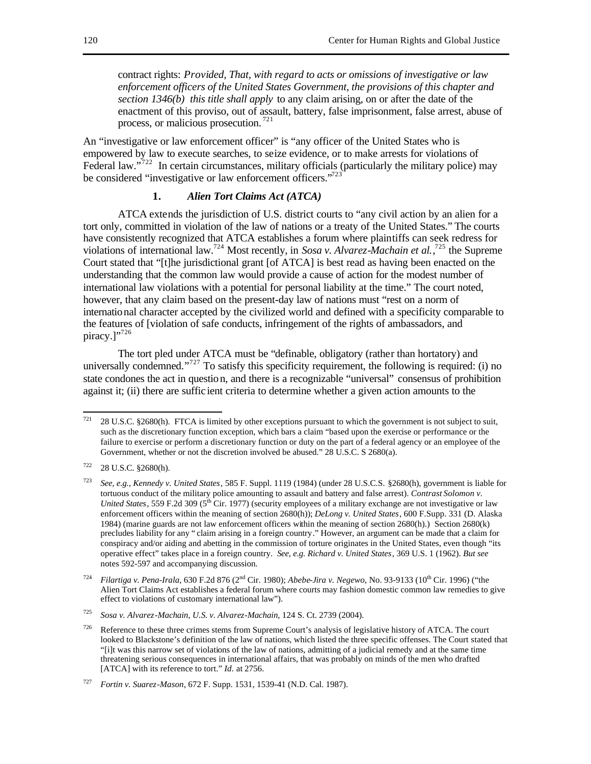contract rights: *Provided, That, with regard to acts or omissions of investigative or law enforcement officers of the United States Government, the provisions of this chapter and section 1346(b) this title shall apply* to any claim arising, on or after the date of the enactment of this proviso, out of assault, battery, false imprisonment, false arrest, abuse of process, or malicious prosecution.[721]

An "investigative or law enforcement officer" is "any officer of the United States who is empowered by law to execute searches, to seize evidence, or to make arrests for violations of Federal law."[722] In certain circumstances, military officials (particularly the military police) may be considered "investigative or law enforcement officers."[723]

### 1. *Alien Tort Claims Act (ATCA)*

ATCA extends the jurisdiction of U.S. district courts to "any civil action by an alien for a tort only, committed in violation of the law of nations or a treaty of the United States." The courts have consistently recognized that ATCA establishes a forum where plaintiffs can seek redress for violations of international law.[724] Most recently, in *Sosa v. Alvarez-Machain et al.*,[725] the Supreme Court stated that "[t]he jurisdictional grant [of ATCA] is best read as having been enacted on the understanding that the common law would provide a cause of action for the modest number of international law violations with a potential for personal liability at the time." The court noted, however, that any claim based on the present-day law of nations must "rest on a norm of international character accepted by the civilized world and defined with a specificity comparable to the features of [violation of safe conducts, infringement of the rights of ambassadors, and piracy.]"[726]

The tort pled under ATCA must be "definable, obligatory (rather than hortatory) and universally condemned."[727] To satisfy this specificity requirement, the following is required: (i) no state condones the act in question, and there is a recognizable "universal" consensus of prohibition against it; (ii) there are sufficient criteria to determine whether a given action amounts to the

---

[721] 28 U.S.C. §2680(h). FTCA is limited by other exceptions pursuant to which the government is not subject to suit, such as the discretionary function exception, which bars a claim "based upon the exercise or performance or the failure to exercise or perform a discretionary function or duty on the part of a federal agency or an employee of the Government, whether or not the discretion involved be abused." 28 U.S.C. S 2680(a).

[722] 28 U.S.C. §2680(h).

[723] *See, e.g., Kennedy v. United States*, 585 F. Suppl. 1119 (1984) (under 28 U.S.C.S. §2680(h), government is liable for tortuous conduct of the military police amounting to assault and battery and false arrest). *Contrast Solomon v. United States*, 559 F.2d 309 (5th Cir. 1977) (security employees of a military exchange are not investigative or law enforcement officers within the meaning of section 2680(h)); *DeLong v. United States*, 600 F.Supp. 331 (D. Alaska 1984) (marine guards are not law enforcement officers within the meaning of section 2680(h).) Section 2680(k) precludes liability for any "claim arising in a foreign country." However, an argument can be made that a claim for conspiracy and/or aiding and abetting in the commission of torture originates in the United States, even though "its operative effect" takes place in a foreign country. *See, e.g. Richard v. United States*, 369 U.S. 1 (1962). *But see* notes 592-597 and accompanying discussion.

[724] *Filartiga v. Pena-Irala*, 630 F.2d 876 (2nd Cir. 1980); *Abebe-Jira v. Negewo*, No. 93-9133 (10th Cir. 1996) ("the Alien Tort Claims Act establishes a federal forum where courts may fashion domestic common law remedies to give effect to violations of customary international law").

[725] *Sosa v. Alvarez-Machain, U.S. v. Alvarez-Machain*, 124 S. Ct. 2739 (2004).

[726] Reference to these three crimes stems from Supreme Court's analysis of legislative history of ATCA. The court looked to Blackstone's definition of the law of nations, which listed the three specific offenses. The Court stated that "[i]t was this narrow set of violations of the law of nations, admitting of a judicial remedy and at the same time threatening serious consequences in international affairs, that was probably on minds of the men who drafted [ATCA] with its reference to tort." *Id.* at 2756.

[727] *Fortin v. Suarez-Mason*, 672 F. Supp. 1531, 1539-41 (N.D. Cal. 1987).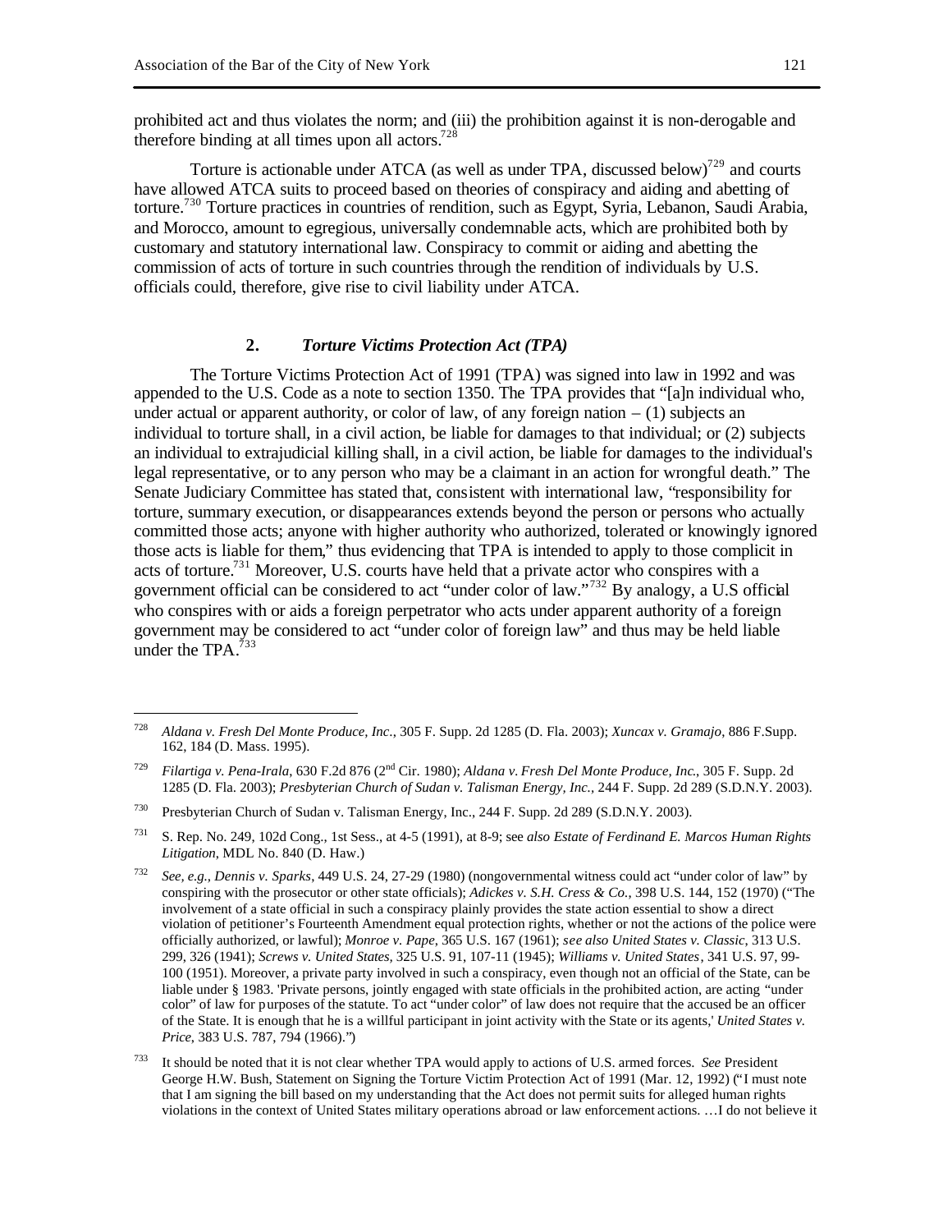prohibited act and thus violates the norm; and (iii) the prohibition against it is non-derogable and therefore binding at all times upon all actors.[728]

Torture is actionable under ATCA (as well as under TPA, discussed below)[729] and courts have allowed ATCA suits to proceed based on theories of conspiracy and aiding and abetting of torture.[730] Torture practices in countries of rendition, such as Egypt, Syria, Lebanon, Saudi Arabia, and Morocco, amount to egregious, universally condemnable acts, which are prohibited both by customary and statutory international law. Conspiracy to commit or aiding and abetting the commission of acts of torture in such countries through the rendition of individuals by U.S. officials could, therefore, give rise to civil liability under ATCA.

### 2. *Torture Victims Protection Act (TPA)*

The Torture Victims Protection Act of 1991 (TPA) was signed into law in 1992 and was appended to the U.S. Code as a note to section 1350. The TPA provides that "[a]n individual who, under actual or apparent authority, or color of law, of any foreign nation – (1) subjects an individual to torture shall, in a civil action, be liable for damages to that individual; or (2) subjects an individual to extrajudicial killing shall, in a civil action, be liable for damages to the individual's legal representative, or to any person who may be a claimant in an action for wrongful death." The Senate Judiciary Committee has stated that, consistent with international law, "responsibility for torture, summary execution, or disappearances extends beyond the person or persons who actually committed those acts; anyone with higher authority who authorized, tolerated or knowingly ignored those acts is liable for them," thus evidencing that TPA is intended to apply to those complicit in acts of torture.[731] Moreover, U.S. courts have held that a private actor who conspires with a government official can be considered to act "under color of law."[732] By analogy, a U.S official who conspires with or aids a foreign perpetrator who acts under apparent authority of a foreign government may be considered to act "under color of foreign law" and thus may be held liable under the TPA.[733]

---

[728] *Aldana v. Fresh Del Monte Produce, Inc.*, 305 F. Supp. 2d 1285 (D. Fla. 2003); *Xuncax v. Gramajo*, 886 F.Supp. 162, 184 (D. Mass. 1995).

[729] *Filartiga v. Pena-Irala*, 630 F.2d 876 (2nd Cir. 1980); *Aldana v. Fresh Del Monte Produce, Inc.*, 305 F. Supp. 2d 1285 (D. Fla. 2003); *Presbyterian Church of Sudan v. Talisman Energy, Inc.*, 244 F. Supp. 2d 289 (S.D.N.Y. 2003).

[730] Presbyterian Church of Sudan v. Talisman Energy, Inc., 244 F. Supp. 2d 289 (S.D.N.Y. 2003).

[731] S. Rep. No. 249, 102d Cong., 1st Sess., at 4-5 (1991), at 8-9; see *also Estate of Ferdinand E. Marcos Human Rights Litigation*, MDL No. 840 (D. Haw.)

[732] *See, e.g., Dennis v. Sparks*, 449 U.S. 24, 27-29 (1980) (nongovernmental witness could act "under color of law" by conspiring with the prosecutor or other state officials); *Adickes v. S.H. Cress & Co.*, 398 U.S. 144, 152 (1970) ("The involvement of a state official in such a conspiracy plainly provides the state action essential to show a direct violation of petitioner's Fourteenth Amendment equal protection rights, whether or not the actions of the police were officially authorized, or lawful); *Monroe v. Pape*, 365 U.S. 167 (1961); *see also United States v. Classic*, 313 U.S. 299, 326 (1941); *Screws v. United States*, 325 U.S. 91, 107-11 (1945); *Williams v. United States*, 341 U.S. 97, 99-100 (1951). Moreover, a private party involved in such a conspiracy, even though not an official of the State, can be liable under § 1983. 'Private persons, jointly engaged with state officials in the prohibited action, are acting "under color" of law for purposes of the statute. To act "under color" of law does not require that the accused be an officer of the State. It is enough that he is a willful participant in joint activity with the State or its agents,' *United States v. Price*, 383 U.S. 787, 794 (1966).")

[733] It should be noted that it is not clear whether TPA would apply to actions of U.S. armed forces. *See* President George H.W. Bush, Statement on Signing the Torture Victim Protection Act of 1991 (Mar. 12, 1992) ("I must note that I am signing the bill based on my understanding that the Act does not permit suits for alleged human rights violations in the context of United States military operations abroad or law enforcement actions. …I do not believe it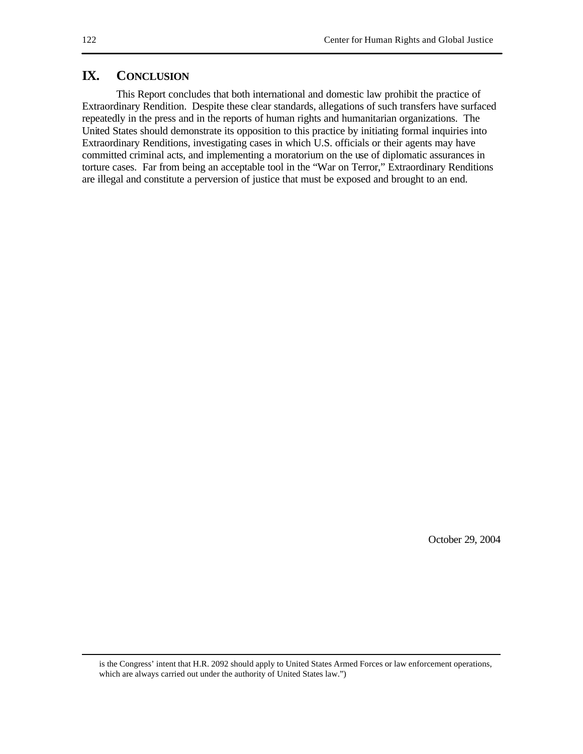# IX. CONCLUSION

This Report concludes that both international and domestic law prohibit the practice of Extraordinary Rendition. Despite these clear standards, allegations of such transfers have surfaced repeatedly in the press and in the reports of human rights and humanitarian organizations. The United States should demonstrate its opposition to this practice by initiating formal inquiries into Extraordinary Renditions, investigating cases in which U.S. officials or their agents may have committed criminal acts, and implementing a moratorium on the use of diplomatic assurances in torture cases. Far from being an acceptable tool in the "War on Terror," Extraordinary Renditions are illegal and constitute a perversion of justice that must be exposed and brought to an end.

October 29, 2004

---

is the Congress' intent that H.R. 2092 should apply to United States Armed Forces or law enforcement operations, which are always carried out under the authority of United States law.")